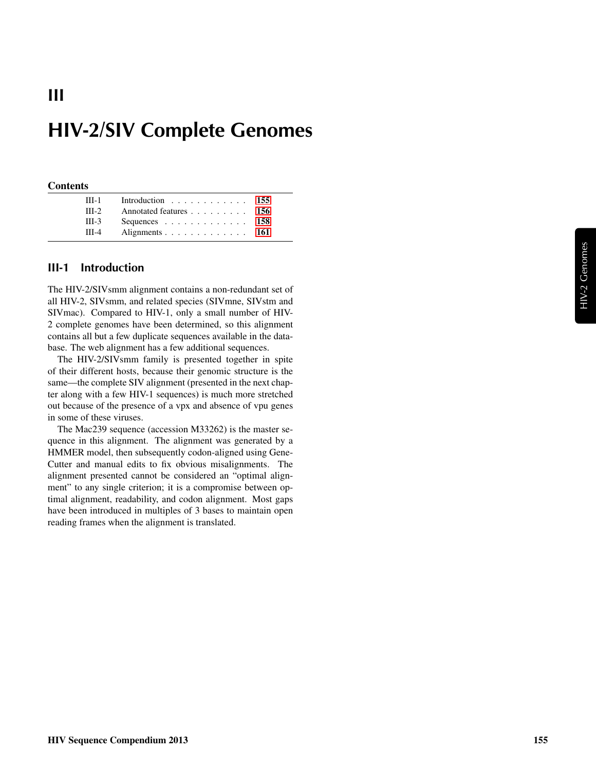# III

# HIV-2/SIV Complete Genomes

**Contents**

| | | |
|---|---|---|
| III-1 | Introduction | 155 |
| III-2 | Annotated features | 156 |
| III-3 | Sequences | 158 |
| III-4 | Alignments | 161 |

## III-1 Introduction

The HIV-2/SIVsmm alignment contains a non-redundant set of all HIV-2, SIVsmm, and related species (SIVmne, SIVstm and SIVmac). Compared to HIV-1, only a small number of HIV-2 complete genomes have been determined, so this alignment contains all but a few duplicate sequences available in the database. The web alignment has a few additional sequences.

The HIV-2/SIVsmm family is presented together in spite of their different hosts, because their genomic structure is the same—the complete SIV alignment (presented in the next chapter along with a few HIV-1 sequences) is much more stretched out because of the presence of a vpx and absence of vpu genes in some of these viruses.

The Mac239 sequence (accession M33262) is the master sequence in this alignment. The alignment was generated by a HMMER model, then subsequently codon-aligned using GeneCutter and manual edits to fix obvious misalignments. The alignment presented cannot be considered an "optimal alignment" to any single criterion; it is a compromise between optimal alignment, readability, and codon alignment. Most gaps have been introduced in multiples of 3 bases to maintain open reading frames when the alignment is translated.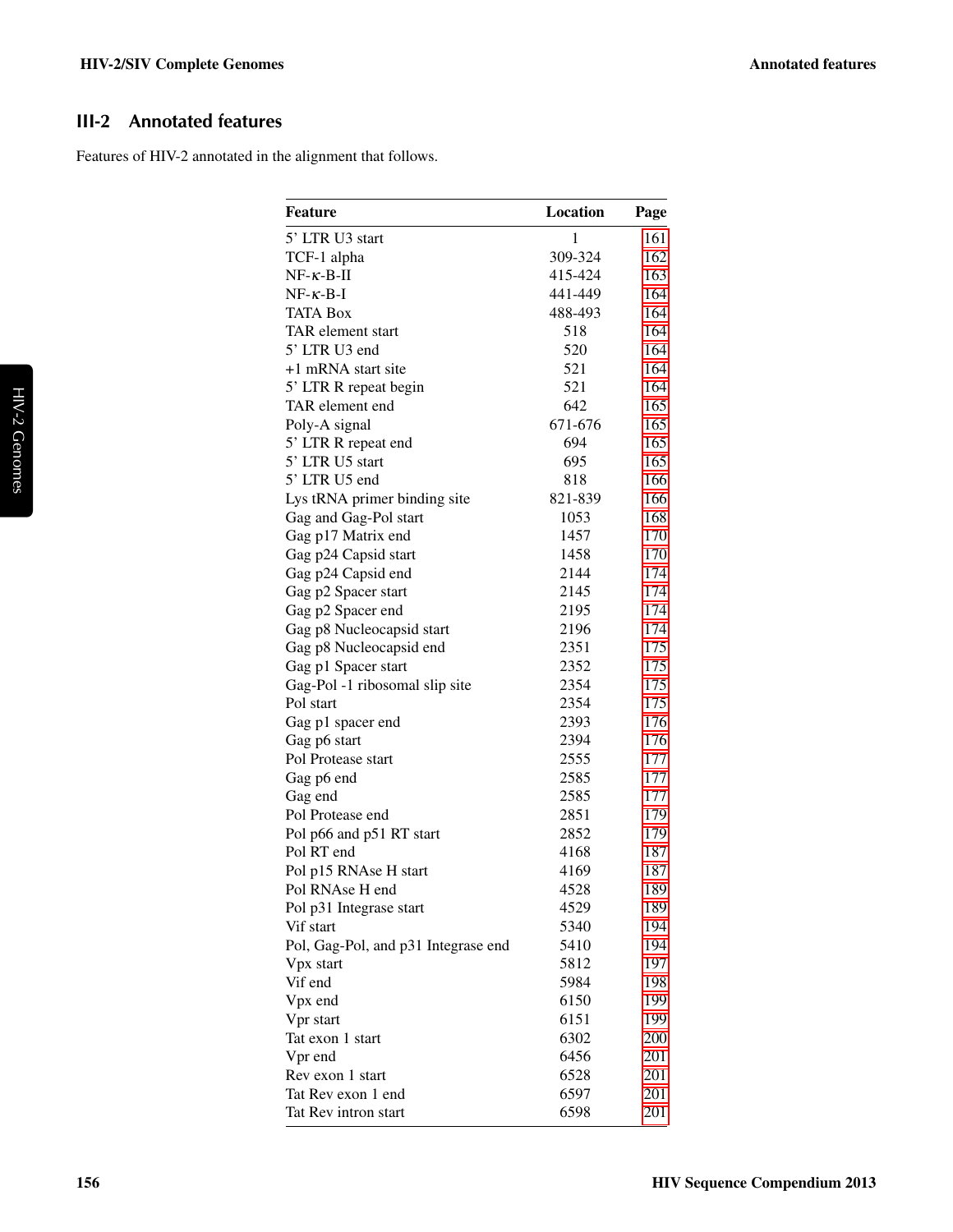## III-2 Annotated features

Features of HIV-2 annotated in the alignment that follows.

| Feature | Location | Page |
|---|---|---|
| 5' LTR U3 start | 1 | 161 |
| TCF-1 alpha | 309-324 | 162 |
| NF-κ-B-II | 415-424 | 163 |
| NF-κ-B-I | 441-449 | 164 |
| TATA Box | 488-493 | 164 |
| TAR element start | 518 | 164 |
| 5' LTR U3 end | 520 | 164 |
| +1 mRNA start site | 521 | 164 |
| 5' LTR R repeat begin | 521 | 164 |
| TAR element end | 642 | 165 |
| Poly-A signal | 671-676 | 165 |
| 5' LTR R repeat end | 694 | 165 |
| 5' LTR U5 start | 695 | 165 |
| 5' LTR U5 end | 818 | 166 |
| Lys tRNA primer binding site | 821-839 | 166 |
| Gag and Gag-Pol start | 1053 | 168 |
| Gag p17 Matrix end | 1457 | 170 |
| Gag p24 Capsid start | 1458 | 170 |
| Gag p24 Capsid end | 2144 | 174 |
| Gag p2 Spacer start | 2145 | 174 |
| Gag p2 Spacer end | 2195 | 174 |
| Gag p8 Nucleocapsid start | 2196 | 174 |
| Gag p8 Nucleocapsid end | 2351 | 175 |
| Gag p1 Spacer start | 2352 | 175 |
| Gag-Pol -1 ribosomal slip site | 2354 | 175 |
| Pol start | 2354 | 175 |
| Gag p1 spacer end | 2393 | 176 |
| Gag p6 start | 2394 | 176 |
| Pol Protease start | 2555 | 177 |
| Gag p6 end | 2585 | 177 |
| Gag end | 2585 | 177 |
| Pol Protease end | 2851 | 179 |
| Pol p66 and p51 RT start | 2852 | 179 |
| Pol RT end | 4168 | 187 |
| Pol p15 RNAse H start | 4169 | 187 |
| Pol RNAse H end | 4528 | 189 |
| Pol p31 Integrase start | 4529 | 189 |
| Vif start | 5340 | 194 |
| Pol, Gag-Pol, and p31 Integrase end | 5410 | 194 |
| Vpx start | 5812 | 197 |
| Vif end | 5984 | 198 |
| Vpx end | 6150 | 199 |
| Vpr start | 6151 | 199 |
| Tat exon 1 start | 6302 | 200 |
| Vpr end | 6456 | 201 |
| Rev exon 1 start | 6528 | 201 |
| Tat Rev exon 1 end | 6597 | 201 |
| Tat Rev intron start | 6598 | 201 |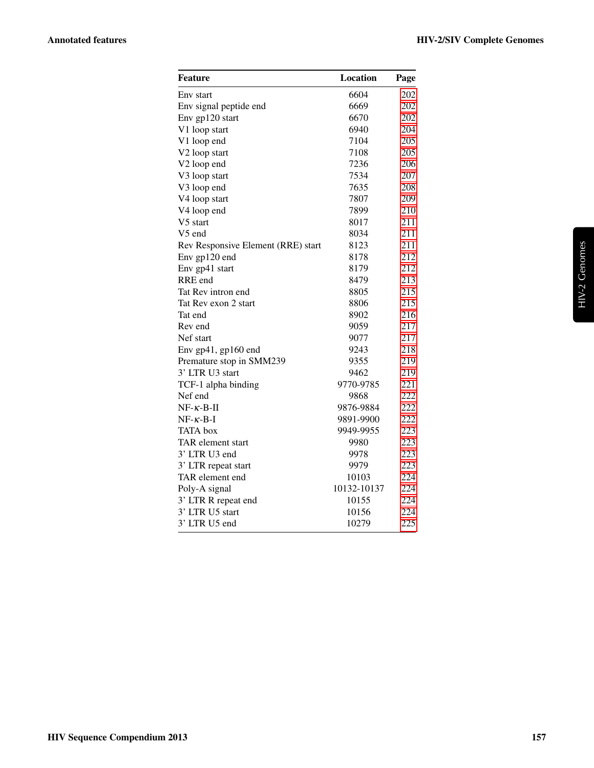| Feature | Location | Page |
|---|---|---|
| Env start | 6604 | 202 |
| Env signal peptide end | 6669 | 202 |
| Env gp120 start | 6670 | 202 |
| V1 loop start | 6940 | 204 |
| V1 loop end | 7104 | 205 |
| V2 loop start | 7108 | 205 |
| V2 loop end | 7236 | 206 |
| V3 loop start | 7534 | 207 |
| V3 loop end | 7635 | 208 |
| V4 loop start | 7807 | 209 |
| V4 loop end | 7899 | 210 |
| V5 start | 8017 | 211 |
| V5 end | 8034 | 211 |
| Rev Responsive Element (RRE) start | 8123 | 211 |
| Env gp120 end | 8178 | 212 |
| Env gp41 start | 8179 | 212 |
| RRE end | 8479 | 213 |
| Tat Rev intron end | 8805 | 215 |
| Tat Rev exon 2 start | 8806 | 215 |
| Tat end | 8902 | 216 |
| Rev end | 9059 | 217 |
| Nef start | 9077 | 217 |
| Env gp41, gp160 end | 9243 | 218 |
| Premature stop in SMM239 | 9355 | 219 |
| 3' LTR U3 start | 9462 | 219 |
| TCF-1 alpha binding | 9770-9785 | 221 |
| Nef end | 9868 | 222 |
| NF-$\kappa$-B-II | 9876-9884 | 222 |
| NF-$\kappa$-B-I | 9891-9900 | 222 |
| TATA box | 9949-9955 | 223 |
| TAR element start | 9980 | 223 |
| 3' LTR U3 end | 9978 | 223 |
| 3' LTR repeat start | 9979 | 223 |
| TAR element end | 10103 | 224 |
| Poly-A signal | 10132-10137 | 224 |
| 3' LTR R repeat end | 10155 | 224 |
| 3' LTR U5 start | 10156 | 224 |
| 3' LTR U5 end | 10279 | 225 |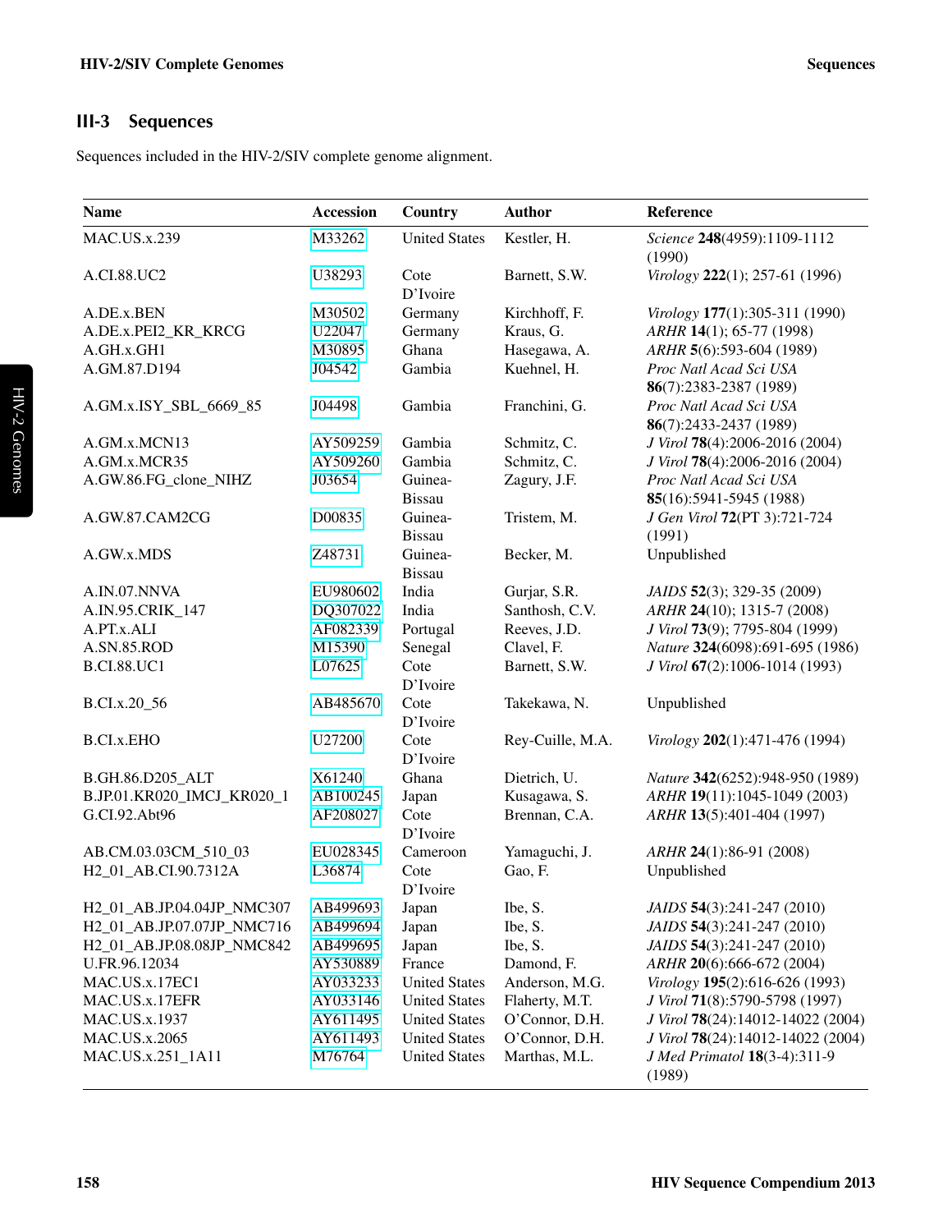## III-3 Sequences

Sequences included in the HIV-2/SIV complete genome alignment.

| Name | Accession | Country | Author | Reference |
|---|---|---|---|---|
| MAC.US.x.239 | M33262 | United States | Kestler, H. | *Science* **248**(4959):1109-1112 (1990) |
| A.CI.88.UC2 | U38293 | Cote D'Ivoire | Barnett, S.W. | *Virology* **222**(1); 257-61 (1996) |
| A.DE.x.BEN | M30502 | Germany | Kirchhoff, F. | *Virology* **177**(1):305-311 (1990) |
| A.DE.x.PEI2_KR_KRCG | U22047 | Germany | Kraus, G. | *ARHR* **14**(1); 65-77 (1998) |
| A.GH.x.GH1 | M30895 | Ghana | Hasegawa, A. | *ARHR* **5**(6):593-604 (1989) |
| A.GM.87.D194 | J04542 | Gambia | Kuehnel, H. | *Proc Natl Acad Sci USA* **86**(7):2383-2387 (1989) |
| A.GM.x.ISY_SBL_6669_85 | J04498 | Gambia | Franchini, G. | *Proc Natl Acad Sci USA* **86**(7):2433-2437 (1989) |
| A.GM.x.MCN13 | AY509259 | Gambia | Schmitz, C. | *J Virol* **78**(4):2006-2016 (2004) |
| A.GM.x.MCR35 | AY509260 | Gambia | Schmitz, C. | *J Virol* **78**(4):2006-2016 (2004) |
| A.GW.86.FG_clone_NIHZ | J03654 | Guinea-Bissau | Zagury, J.F. | *Proc Natl Acad Sci USA* **85**(16):5941-5945 (1988) |
| A.GW.87.CAM2CG | D00835 | Guinea-Bissau | Tristem, M. | *J Gen Virol* **72**(PT 3):721-724 (1991) |
| A.GW.x.MDS | Z48731 | Guinea-Bissau | Becker, M. | Unpublished |
| A.IN.07.NNVA | EU980602 | India | Gurjar, S.R. | *JAIDS* **52**(3); 329-35 (2009) |
| A.IN.95.CRIK_147 | DQ307022 | India | Santhosh, C.V. | *ARHR* **24**(10); 1315-7 (2008) |
| A.PT.x.ALI | AF082339 | Portugal | Reeves, J.D. | *J Virol* **73**(9); 7795-804 (1999) |
| A.SN.85.ROD | M15390 | Senegal | Clavel, F. | *Nature* **324**(6098):691-695 (1986) |
| B.CI.88.UC1 | L07625 | Cote D'Ivoire | Barnett, S.W. | *J Virol* **67**(2):1006-1014 (1993) |
| B.CI.x.20_56 | AB485670 | Cote D'Ivoire | Takekawa, N. | Unpublished |
| B.CI.x.EHO | U27200 | Cote D'Ivoire | Rey-Cuille, M.A. | *Virology* **202**(1):471-476 (1994) |
| B.GH.86.D205_ALT | X61240 | Ghana | Dietrich, U. | *Nature* **342**(6252):948-950 (1989) |
| B.JP.01.KR020_IMCJ_KR020_1 | AB100245 | Japan | Kusagawa, S. | *ARHR* **19**(11):1045-1049 (2003) |
| G.CI.92.Abt96 | AF208027 | Cote D'Ivoire | Brennan, C.A. | *ARHR* **13**(5):401-404 (1997) |
| AB.CM.03.03CM_510_03 | EU028345 | Cameroon | Yamaguchi, J. | *ARHR* **24**(1):86-91 (2008) |
| H2_01_AB.CI.90.7312A | L36874 | Cote D'Ivoire | Gao, F. | Unpublished |
| H2_01_AB.JP.04.04JP_NMC307 | AB499693 | Japan | Ibe, S. | *JAIDS* **54**(3):241-247 (2010) |
| H2_01_AB.JP.07.07JP_NMC716 | AB499694 | Japan | Ibe, S. | *JAIDS* **54**(3):241-247 (2010) |
| H2_01_AB.JP.08.08JP_NMC842 | AB499695 | Japan | Ibe, S. | *JAIDS* **54**(3):241-247 (2010) |
| U.FR.96.12034 | AY530889 | France | Damond, F. | *ARHR* **20**(6):666-672 (2004) |
| MAC.US.x.17EC1 | AY033233 | United States | Anderson, M.G. | *Virology* **195**(2):616-626 (1993) |
| MAC.US.x.17EFR | AY033146 | United States | Flaherty, M.T. | *J Virol* **71**(8):5790-5798 (1997) |
| MAC.US.x.1937 | AY611495 | United States | O'Connor, D.H. | *J Virol* **78**(24):14012-14022 (2004) |
| MAC.US.x.2065 | AY611493 | United States | O'Connor, D.H. | *J Virol* **78**(24):14012-14022 (2004) |
| MAC.US.x.251_1A11 | M76764 | United States | Marthas, M.L. | *J Med Primatol* **18**(3-4):311-9 (1989) |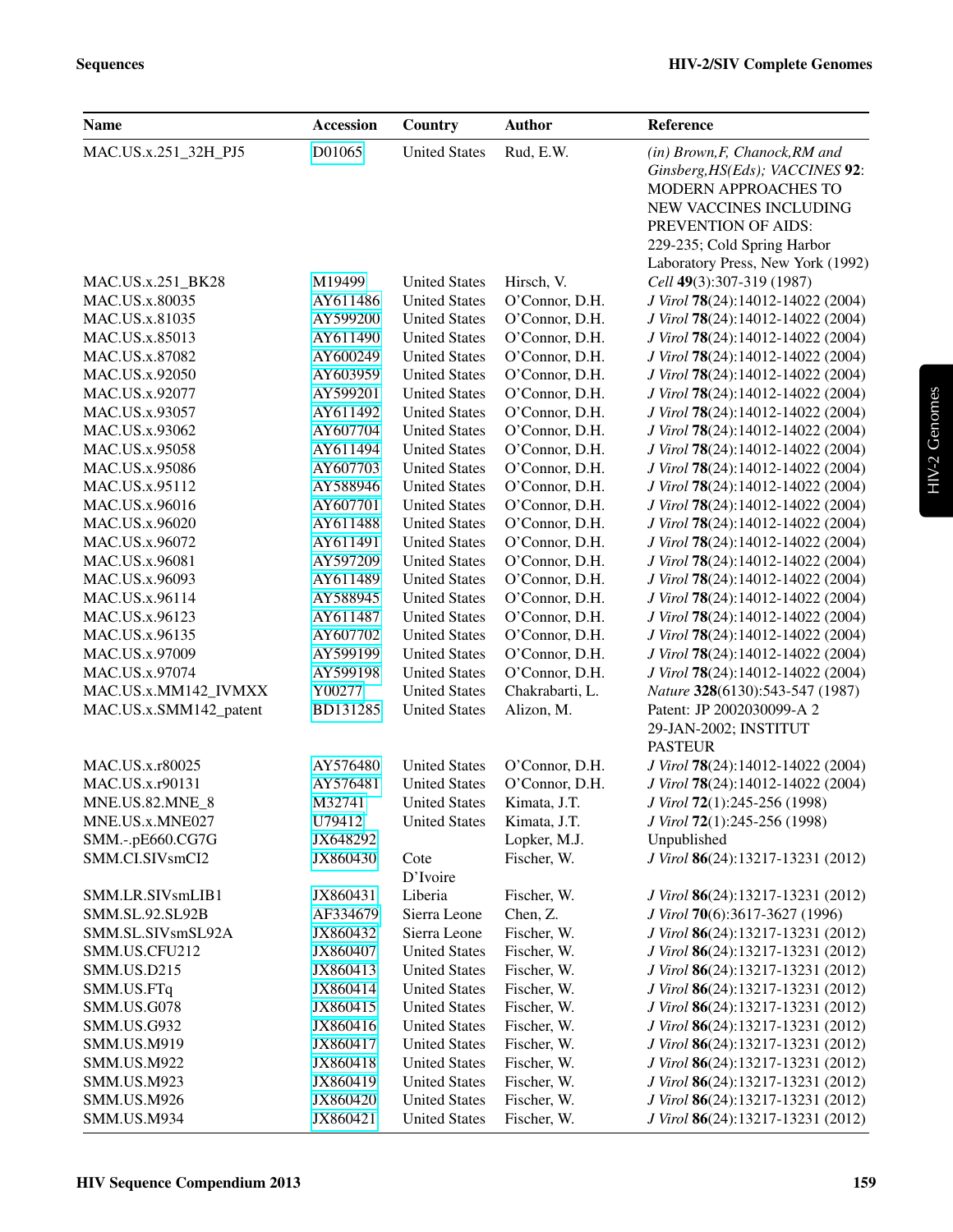| Name | Accession | Country | Author | Reference |
|---|---|---|---|---|
| MAC.US.x.251_32H_PJ5 | D01065 | United States | Rud, E.W. | *(in) Brown,F, Chanock,RM and Ginsberg,HS(Eds); VACCINES* **92**: MODERN APPROACHES TO NEW VACCINES INCLUDING PREVENTION OF AIDS: 229-235; Cold Spring Harbor Laboratory Press, New York (1992) |
| MAC.US.x.251_BK28 | M19499 | United States | Hirsch, V. | *Cell* **49**(3):307-319 (1987) |
| MAC.US.x.80035 | AY611486 | United States | O'Connor, D.H. | *J Virol* **78**(24):14012-14022 (2004) |
| MAC.US.x.81035 | AY599200 | United States | O'Connor, D.H. | *J Virol* **78**(24):14012-14022 (2004) |
| MAC.US.x.85013 | AY611490 | United States | O'Connor, D.H. | *J Virol* **78**(24):14012-14022 (2004) |
| MAC.US.x.87082 | AY600249 | United States | O'Connor, D.H. | *J Virol* **78**(24):14012-14022 (2004) |
| MAC.US.x.92050 | AY603959 | United States | O'Connor, D.H. | *J Virol* **78**(24):14012-14022 (2004) |
| MAC.US.x.92077 | AY599201 | United States | O'Connor, D.H. | *J Virol* **78**(24):14012-14022 (2004) |
| MAC.US.x.93057 | AY611492 | United States | O'Connor, D.H. | *J Virol* **78**(24):14012-14022 (2004) |
| MAC.US.x.93062 | AY607704 | United States | O'Connor, D.H. | *J Virol* **78**(24):14012-14022 (2004) |
| MAC.US.x.95058 | AY611494 | United States | O'Connor, D.H. | *J Virol* **78**(24):14012-14022 (2004) |
| MAC.US.x.95086 | AY607703 | United States | O'Connor, D.H. | *J Virol* **78**(24):14012-14022 (2004) |
| MAC.US.x.95112 | AY588946 | United States | O'Connor, D.H. | *J Virol* **78**(24):14012-14022 (2004) |
| MAC.US.x.96016 | AY607701 | United States | O'Connor, D.H. | *J Virol* **78**(24):14012-14022 (2004) |
| MAC.US.x.96020 | AY611488 | United States | O'Connor, D.H. | *J Virol* **78**(24):14012-14022 (2004) |
| MAC.US.x.96072 | AY611491 | United States | O'Connor, D.H. | *J Virol* **78**(24):14012-14022 (2004) |
| MAC.US.x.96081 | AY597209 | United States | O'Connor, D.H. | *J Virol* **78**(24):14012-14022 (2004) |
| MAC.US.x.96093 | AY611489 | United States | O'Connor, D.H. | *J Virol* **78**(24):14012-14022 (2004) |
| MAC.US.x.96114 | AY588945 | United States | O'Connor, D.H. | *J Virol* **78**(24):14012-14022 (2004) |
| MAC.US.x.96123 | AY611487 | United States | O'Connor, D.H. | *J Virol* **78**(24):14012-14022 (2004) |
| MAC.US.x.96135 | AY607702 | United States | O'Connor, D.H. | *J Virol* **78**(24):14012-14022 (2004) |
| MAC.US.x.97009 | AY599199 | United States | O'Connor, D.H. | *J Virol* **78**(24):14012-14022 (2004) |
| MAC.US.x.97074 | AY599198 | United States | O'Connor, D.H. | *J Virol* **78**(24):14012-14022 (2004) |
| MAC.US.x.MM142_IVMXX | Y00277 | United States | Chakrabarti, L. | *Nature* **328**(6130):543-547 (1987) |
| MAC.US.x.SMM142_patent | BD131285 | United States | Alizon, M. | Patent: JP 2002030099-A 2 29-JAN-2002; INSTITUT PASTEUR |
| MAC.US.x.r80025 | AY576480 | United States | O'Connor, D.H. | *J Virol* **78**(24):14012-14022 (2004) |
| MAC.US.x.r90131 | AY576481 | United States | O'Connor, D.H. | *J Virol* **78**(24):14012-14022 (2004) |
| MNE.US.82.MNE_8 | M32741 | United States | Kimata, J.T. | *J Virol* **72**(1):245-256 (1998) |
| MNE.US.x.MNE027 | U79412 | United States | Kimata, J.T. | *J Virol* **72**(1):245-256 (1998) |
| SMM.-.pE660.CG7G | JX648292 | | Lopker, M.J. | Unpublished |
| SMM.CI.SIVsmCI2 | JX860430 | Cote D'Ivoire | Fischer, W. | *J Virol* **86**(24):13217-13231 (2012) |
| SMM.LR.SIVsmLIB1 | JX860431 | Liberia | Fischer, W. | *J Virol* **86**(24):13217-13231 (2012) |
| SMM.SL.92.SL92B | AF334679 | Sierra Leone | Chen, Z. | *J Virol* **70**(6):3617-3627 (1996) |
| SMM.SL.SIVsmSL92A | JX860432 | Sierra Leone | Fischer, W. | *J Virol* **86**(24):13217-13231 (2012) |
| SMM.US.CFU212 | JX860407 | United States | Fischer, W. | *J Virol* **86**(24):13217-13231 (2012) |
| SMM.US.D215 | JX860413 | United States | Fischer, W. | *J Virol* **86**(24):13217-13231 (2012) |
| SMM.US.FTq | JX860414 | United States | Fischer, W. | *J Virol* **86**(24):13217-13231 (2012) |
| SMM.US.G078 | JX860415 | United States | Fischer, W. | *J Virol* **86**(24):13217-13231 (2012) |
| SMM.US.G932 | JX860416 | United States | Fischer, W. | *J Virol* **86**(24):13217-13231 (2012) |
| SMM.US.M919 | JX860417 | United States | Fischer, W. | *J Virol* **86**(24):13217-13231 (2012) |
| SMM.US.M922 | JX860418 | United States | Fischer, W. | *J Virol* **86**(24):13217-13231 (2012) |
| SMM.US.M923 | JX860419 | United States | Fischer, W. | *J Virol* **86**(24):13217-13231 (2012) |
| SMM.US.M926 | JX860420 | United States | Fischer, W. | *J Virol* **86**(24):13217-13231 (2012) |
| SMM.US.M934 | JX860421 | United States | Fischer, W. | *J Virol* **86**(24):13217-13231 (2012) |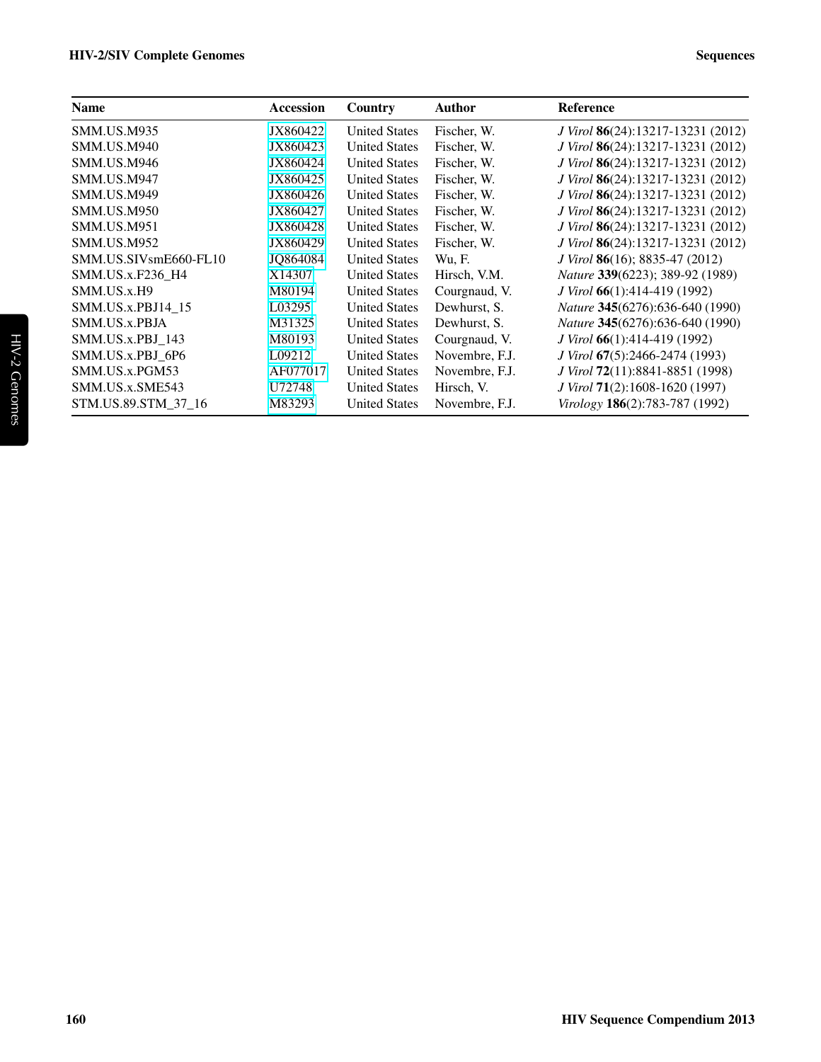| Name | Accession | Country | Author | Reference |
|---|---|---|---|---|
| SMM.US.M935 | JX860422 | United States | Fischer, W. | *J Virol* **86**(24):13217-13231 (2012) |
| SMM.US.M940 | JX860423 | United States | Fischer, W. | *J Virol* **86**(24):13217-13231 (2012) |
| SMM.US.M946 | JX860424 | United States | Fischer, W. | *J Virol* **86**(24):13217-13231 (2012) |
| SMM.US.M947 | JX860425 | United States | Fischer, W. | *J Virol* **86**(24):13217-13231 (2012) |
| SMM.US.M949 | JX860426 | United States | Fischer, W. | *J Virol* **86**(24):13217-13231 (2012) |
| SMM.US.M950 | JX860427 | United States | Fischer, W. | *J Virol* **86**(24):13217-13231 (2012) |
| SMM.US.M951 | JX860428 | United States | Fischer, W. | *J Virol* **86**(24):13217-13231 (2012) |
| SMM.US.M952 | JX860429 | United States | Fischer, W. | *J Virol* **86**(24):13217-13231 (2012) |
| SMM.US.SIVsmE660-FL10 | JQ864084 | United States | Wu, F. | *J Virol* **86**(16); 8835-47 (2012) |
| SMM.US.x.F236_H4 | X14307 | United States | Hirsch, V.M. | *Nature* **339**(6223); 389-92 (1989) |
| SMM.US.x.H9 | M80194 | United States | Courgnaud, V. | *J Virol* **66**(1):414-419 (1992) |
| SMM.US.x.PBJ14_15 | L03295 | United States | Dewhurst, S. | *Nature* **345**(6276):636-640 (1990) |
| SMM.US.x.PBJA | M31325 | United States | Dewhurst, S. | *Nature* **345**(6276):636-640 (1990) |
| SMM.US.x.PBJ_143 | M80193 | United States | Courgnaud, V. | *J Virol* **66**(1):414-419 (1992) |
| SMM.US.x.PBJ_6P6 | L09212 | United States | Novembre, F.J. | *J Virol* **67**(5):2466-2474 (1993) |
| SMM.US.x.PGM53 | AF077017 | United States | Novembre, F.J. | *J Virol* **72**(11):8841-8851 (1998) |
| SMM.US.x.SME543 | U72748 | United States | Hirsch, V. | *J Virol* **71**(2):1608-1620 (1997) |
| STM.US.89.STM_37_16 | M83293 | United States | Novembre, F.J. | *Virology* **186**(2):783-787 (1992) |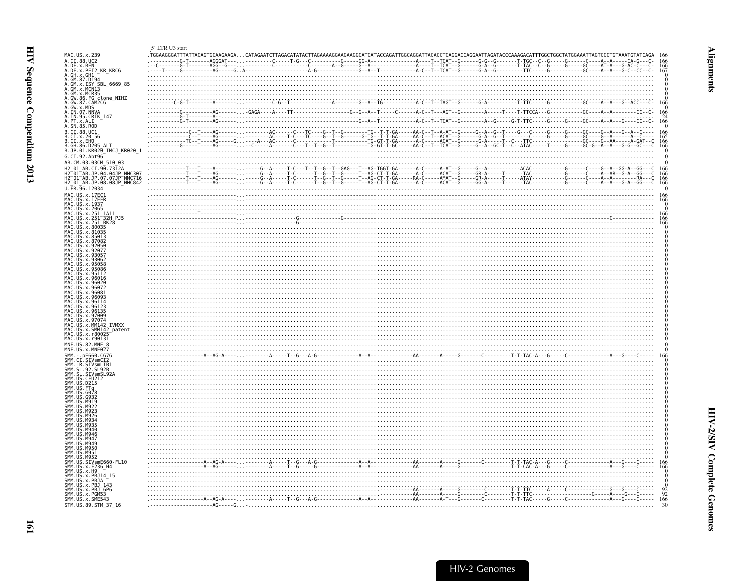5' LTR U3 start

```
MAC.US.x.239              .TGGAAGGGATTTATTACAGTGCAAGAAGA...CATAGAATCTTAGACATATACTTAGAAAAGGAAGAAGGCATCATACCAGATTGGCAGGATTACACCTCAGGACCAGGAATTAGATACCCAAAGACATTTGGCTGGCTATGGAAATTAGTCCCTGTAAATGTATCAGA 166
A.CI.88.UC2               .----------G-T-------AGGGAT---...----------C-----T-G---C----------G-----GG-A--------------A----T--TCAT--G------G-G--G-------T-TGC--C--G-----G------C----A--A-----CA-G---C- 166
A.DE.x.BEN                .--C-------G-T-------AGG--G---...----------C-----------C-------A--G-----G--A--------------A----T--TCAT--G------G-A--G-------T-TAC--C--G-----G-----GC----AT-A---G-AC-C---C- 166
A.DE.x.PEI2_KR_KRCG       .----T-----G----------AG----G..A-------------------A-G-------------G--A--T-----------A-C--T--TCAT--G------G-A--G--------TTC-----G----------GC----A--A---G-C--CC--C- 167
A.GH.x.GH1                ...................................................................................................................................................... 0
A.GM.87.D194              ...................................................................................................................................................... 0
A.GM.x.ISY_SBL_6669_85    ...................................................................................................................................................... 0
A.GM.x.MCN13              ...................................................................................................................................................... 0
A.GM.x.MCR35              ...................................................................................................................................................... 0
A.GW.86.FG_clone_NIHZ     ...................................................................................................................................................... 0
A.GW.87.CAM2CG            .-------C-G-T-------A---------...-------C-G--T-------------A-------G--A--TG----------A-C--T--TAGT--G------G-A--------T-TTC-----G----------GC----A--A---G--ACC--C- 166
A.GW.x.MDS                ...................................................................................................................................................... 0
A.IN.07.NNVA              .---------G----------AG-------..GAGA----A----TT-------------------G--G--A--T-----C-----A-C--T---AGT--G--------A-----T----T-TTCCA--G----------GC----A--A--------CC--C- 166
A.IN.95.CRIK_147          .---------G-T--------A--...................................................................................................................... 24
A.PT.x.ALI                .---------G-T--------AG-------...-----------------------------------G--A--T-----------A-C--T--TCAT--G--------A--G-----G-T-TTC-----G-----G-----GC----A--A---G----CC--C- 166
A.SN.85.ROD               ...................................................................................................................................................... 0
B.CI.88.UC1               .-----------C--T----AG--------...---------AC-----C--TC----G--T--G--------TG--T-T-GA-----AA-C--T--A-AT--G-----G--A--G--T----G---C-----G-----G-----GC----G--A---G--A--C---- 166
B.CI.x.20_56              .-----------C--T----AG--------...---------AC----T-C---TC----G--T--G------G-TG--T-T-GA-----AA-C--T--ACAT--G-----G-A--G--T---------C-----G-----G-----GC----G--A-------A--C---- 165
B.CI.x.EHO                .---------TC--T----AG------G..-----A---AC------C-----------------T----------TG-GT-T-GA-----A-C-----ACAT--G-----G-A----T--C---TTC--------------------GC----G--AA------A-GAT--C 166
B.GH.86.D205_ALT          .-------G----T----AG--------..-----C-----A------C---T--T--G--T----------TG-GT-T-GC-----AA-C--T--TCAT--G-----G--A--GC-T--C--ATAC-------T-----G-----GC-G--A--A---G-G--GC---C 166
B.JP.01.KR020_IMCJ_KR020_1...................................................................................................................................................... 0
G.CI.92.Abt96             ...................................................................................................................................................... 0
AB.CM.03.03CM_510_03      ...................................................................................................................................................... 0
H2_01_AB.CI.90.7312A      .-----------T---T----A--------...-----G--A-----T-C---T--T--G--T--GAG---T--AG-TGGT-GA-----A-C-----A-AT--G-----G--A-----------ACAC----------G------C----G--A--GG-A--GG---C 166
H2_01_AB.JP.04.04JP_NMC307.-----------T---T----AG--------...-----G--A-----T-C------T--G--T--G-----T--AG-CT-T-GA-----A-C-----ACAT--G-----GR-A------T-----TAC----------G------C----A--AR--G-A--GG---C 166
H2_01_AB.JP.07.07JP_NMC716.-----------T---T----AG--------...-----G--A-----T-C------T--G--T--G-----T--AG-CT-T-GA-----RA-C-----AMAT--G-----GR-A------T-----ATAY----------G------C----A--A---------RA---C 166
H2_01_AB.JP.08.08JP_NMC842.-----------T---T----AG--------...-----G--A-----T-C------T--G--T--G-----T--AG-CT-T-GA-----A-C-----ACAT--G-----GG-A------T-----TAC----------G------C----A--A---G-A--GG---C 166
U.FR.96.12034             ...................................................................................................................................................... 0
MAC.US.x.17EC1            .-----------------------------..-------------------------------------------------------------------------------------------------------------------- 166
MAC.US.x.17EFR            .-----------------------------..-------------------------------------------------------------------------------------------------------------------- 166
MAC.US.x.1937             ...................................................................................................................................................... 0
MAC.US.x.2065             ...................................................................................................................................................... 0
MAC.US.x.251_1A11         .--------------T--------------..-------------------------------------------------------------------------------------------------------------------- 166
MAC.US.x.251_32H_PJ5      .-----------------------------..-------------------G-------------G--------------------------------------------------------------------------C------------ 166
MAC.US.x.251_BK28         .-----------------------------..-------------------G-------------------------------------------------------------------------------------------------- 166
MAC.US.x.80035            ...................................................................................................................................................... 0
MAC.US.x.81035            ...................................................................................................................................................... 0
MAC.US.x.85013            ...................................................................................................................................................... 0
MAC.US.x.87082            ...................................................................................................................................................... 0
MAC.US.x.92050            ...................................................................................................................................................... 0
MAC.US.x.92077            ...................................................................................................................................................... 0
MAC.US.x.93057            ...................................................................................................................................................... 0
MAC.US.x.93062            ...................................................................................................................................................... 0
MAC.US.x.95058            ...................................................................................................................................................... 0
MAC.US.x.95086            ...................................................................................................................................................... 0
MAC.US.x.95112            ...................................................................................................................................................... 0
MAC.US.x.96016            ...................................................................................................................................................... 0
MAC.US.x.96020            ...................................................................................................................................................... 0
MAC.US.x.96072            ...................................................................................................................................................... 0
MAC.US.x.96081            ...................................................................................................................................................... 0
MAC.US.x.96093            ...................................................................................................................................................... 0
MAC.US.x.96114            ...................................................................................................................................................... 0
MAC.US.x.96123            ...................................................................................................................................................... 0
MAC.US.x.96135            ...................................................................................................................................................... 0
MAC.US.x.97009            ...................................................................................................................................................... 0
MAC.US.x.97074            ...................................................................................................................................................... 0
MAC.US.x.MM142_IVMXX      ...................................................................................................................................................... 0
MAC.US.x.SMM142_patent   ...................................................................................................................................................... 0
MAC.US.x.r80025           ...................................................................................................................................................... 0
MAC.US.x.r90131           ...................................................................................................................................................... 0
MNE.US.82.MNE_8           ...................................................................................................................................................... 0
MNE.US.x.MNE027           ...................................................................................................................................................... 0
SMM.-.pE660.CG7G          .-----------------A--AG-A----..----------A-----T--G---A-G-------------A--A-------------AA-------A-----G-------C---------T-T-TAC-A---G-----C-------------A---G----C----- 166
SMM.CI.SIVsmCI2           ...................................................................................................................................................... 0
SMM.LR.SIVsmLIB1          ...................................................................................................................................................... 0
SMM.SL.92.SL92B           ...................................................................................................................................................... 0
SMM.SL.SIVsmSL92A         ...................................................................................................................................................... 0
SMM.US.CFU212             ...................................................................................................................................................... 0
SMM.US.D215               ...................................................................................................................................................... 0
SMM.US.FTq                ...................................................................................................................................................... 0
SMM.US.G078               ...................................................................................................................................................... 0
SMM.US.G932              ...................................................................................................................................................... 0
SMM.US.M919              ...................................................................................................................................................... 0
SMM.US.M922              ...................................................................................................................................................... 0
SMM.US.M923              ...................................................................................................................................................... 0
SMM.US.M926              ...................................................................................................................................................... 0
SMM.US.M934              ...................................................................................................................................................... 0
SMM.US.M935              ...................................................................................................................................................... 0
SMM.US.M940              ...................................................................................................................................................... 0
SMM.US.M946              ...................................................................................................................................................... 0
SMM.US.M947              ...................................................................................................................................................... 0
SMM.US.M949              ...................................................................................................................................................... 0
SMM.US.M950              ...................................................................................................................................................... 0
SMM.US.M951              ...................................................................................................................................................... 0
SMM.US.M952              ...................................................................................................................................................... 0
SMM.US.SIVsmE660-FL10     .-----------------A--AG-A----..----------A-----T--G---A-G-------------A--A-------------AA-------A-----G-------C---------T-T-TAC-A---G-----C-------------A---G----C----- 166
SMM.US.x.F236_H4          .-----------------A--AG------..----------A-----T--G-----G-------------A--A-------------AA-------A-----G-------C---------T-T-CAC-A---G-----C-------------A---G----C----- 166
SMM.US.x.H9               ...................................................................................................................................................... 0
SMM.US.x.PBJ14_15         ...................................................................................................................................................... 0
SMM.US.x.PBJA             ...................................................................................................................................................... 0
SMM.US.x.PBJ_143          ...................................................................................................................................................... 0
SMM.US.x.PBJ_6P6          ..........................................................................................AA-------A-----G-------C--------T-T-TTC-----A-----C-------------G---G----C----- 92
SMM.US.x.PGM53            ..........................................................................................AA-------A-----G-------C--------T-T-TTC---------------------G-----A----G---C----- 92
SMM.US.x.SME543           .-----------------A--AG-A----..----------A-----T--G---A-G-------------A--A-------------AA-------A-T---G-------C---------T-T-TAC-------G-----C-------------A---G----C----- 166
STM.US.89.STM_37_16       .--------------------AG----G..-......................................................................................................................... 30
```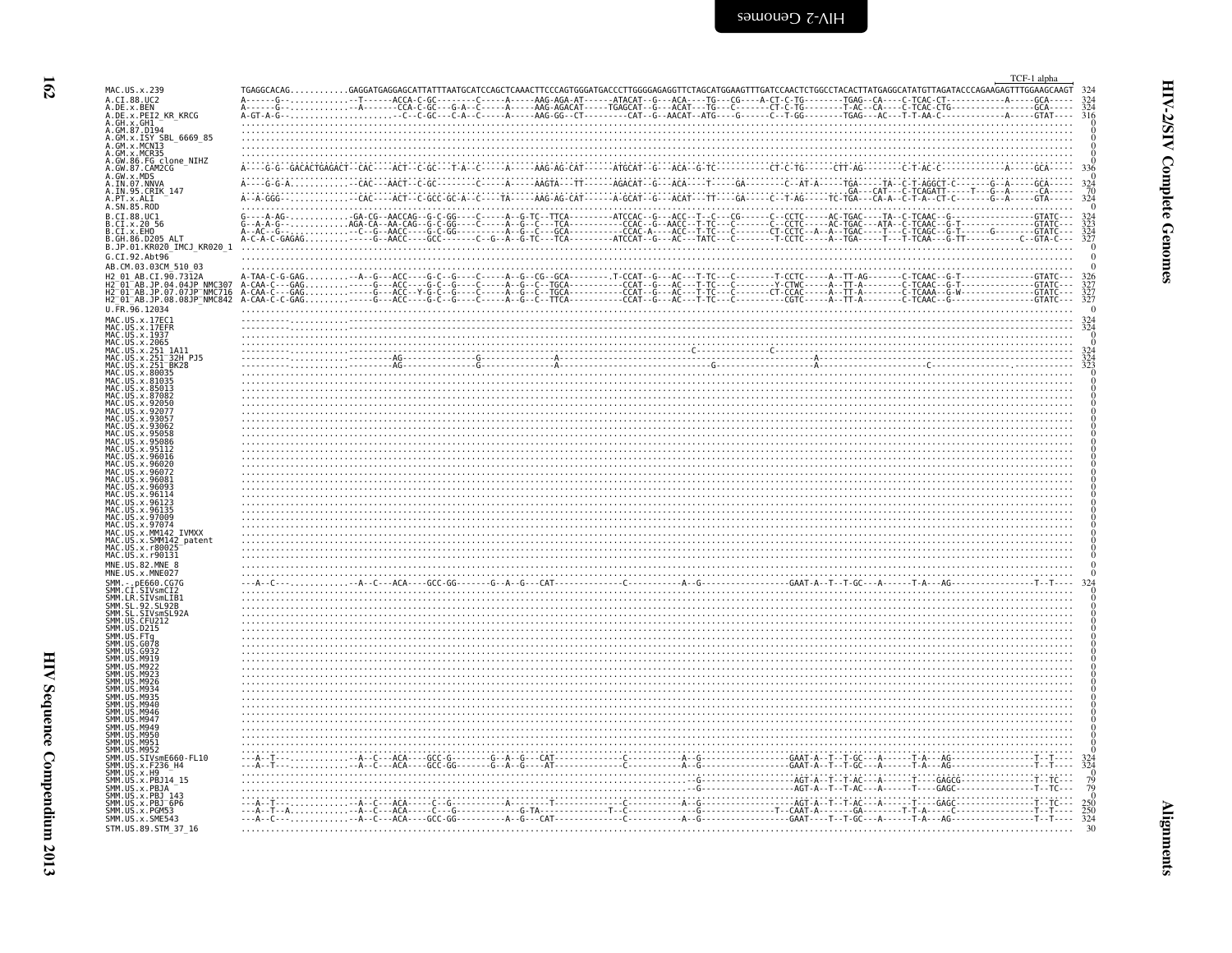TCF-1 alpha

```
MAC.US.x.239                TGAGGCACAG...........GAGGATGAGGAGCATTATTTAATGCATCCAGCTCAAACTTCCCAGTGGGATGACCCTTGGGGAGAGGTTCTAGCATGGAAGTTTGATCCAACTCTGGCCTACACTTATGAGGCATATGTTAGATACCCAGAAGAGTTTGGAAGCAAGT 324
A.CI.88.UC2                 A------G--...........-T------ACCA-C-GC--------C-----A-----AAG-AGA-AT------ATACAT--G---ACA----TG---CG----A-CT-C-TG--------TGAG--CA----C-TCAC-CT------------A-----GCA----- 324
A.DE.x.BEN                  A------G--...........-A-------CCA-C-GC---G-A--C-----A-----AAG-AGACAT-----TGAGCAT--G---ACAT---TG---C-------CT-C-TG--------T-AC--CA----C-TCAC-CTG-----------------GCA----- 324
A.DE.x.PEI2_KR_KRCG         A-GT-A-G-....................-C--C-GC---C-A--C-----A-----AAG-GG--CT---------CAT--G--AACAT--ATG----G-------C--T-GG--------TGAG---AC---T-T-AA-C------------A-----GTAT---- 316
A.GH.x.GH1                  ...................................................................................................................................................................... 0
A.GM.87.D194                ...................................................................................................................................................................... 0
A.GM.x.ISY_SBL_6669_85      ...................................................................................................................................................................... 0
A.GM.x.MCN13                ...................................................................................................................................................................... 0
A.GM.x.MCR35                ...................................................................................................................................................................... 0
A.GW.86.FG_clone_NIHZ       ...................................................................................................................................................................... 0
A.GW.87.CAM2CG              A----G-G--GACACTGAGACT--CAC----ACT--C-GC---T-A--C-----A-----AAG-AG-CAT------ATGCAT--G---ACA--G-TC----------CT-C-TG------CTT-AG--------C-T-AC-C------------A-----GCA----- 336
A.GW.x.MDS                  ...................................................................................................................................................................... 0
A.IN.07.NNVA                A----G-G-A.............CAC----AACT--C-GC--------C-----A-----AAGTA----TT------AGACAT--G---ACA----T-----GA--------C--AT-A-----TGA-----TA--C-T-AGGCT-C-------G--A-----GCA----- 324
A.IN.95.CRIK_147            ..........................................................................................................................GA---CAT---C-TCAGATT-----T---G--A------CA----- 70
A.PT.x.ALI                  A--A-GGG--.............CAC----ACT--C-GCC-GC-A--C----TA-----AAG-AG-CAT------A-GCAT--G---ACAT---TT----GA------C--T-AG-----TC-TGA---CA-A--C-T-A--CT-C-------G--A-----GTA----- 324
A.SN.85.ROD                 ...................................................................................................................................................................... 0
B.CI.88.UC1                 G----A-AG-.............-GA-CG--AACCAG--G-C-GG----C-----A--G-TC--TTCA---------ATCCAC--G---ACC--T--C---CG------C--CCTC-----AC-TGAC----TA--C-TCAAC--G----------------GTATC--- 324
B.CI.x.20_56                G--A-A-G--.............AGA-CA--AA-CAG--G-C-GG----C-----A--G--C---TCA-----------CCAC--G--AACC--T-TC---C-------C--CCTC-----AC-TGAC---ATA--C-TCAAC--G-T---------------GTATC--- 323
B.CI.x.EHO                  A--AC--G--.............-C--G--AACC----G-C-GG---------A--G--C---GCA-----------CCAC-A----ACC--T-TC---C-------CT-CCTC--A--A-TGAC-----T---C-TCAGC--G-T------G--------GTATC--- 324
B.GH.86.D205_ALT            A-C-A-C-GAGAG..........-----G--AACC----GCC-------C--G--A--G-TC---TCA---------ATCCAT--G---AC---TATC---C-------T-CCTC-----A--TGA------T---T-TCAA---G-TT-----------C--GTA-C--- 327
B.JP.01.KR020_IMCJ_KR020_1  ...................................................................................................................................................................... 0
G.CI.92.Abt96               ...................................................................................................................................................................... 0
AB.CM.03.03CM_510_03        ...................................................................................................................................................................... 0
H2_01_AB.CI.90.7312A        A-TAA-C-G-GAG..........-A--G---ACC----G-C--G----C-----A--G--CG--GCA--------.T-CCAT--G---AC---T-TC---C---------T-CCTC-----A--TT-AG-------C-TCAAC--G-T---------------GTATC--- 326
H2_01_AB.JP.04.04JP_NMC307  A-CAA-C---GAG..........------G---ACC----G-C--G----C-----A--G--C--TGCA-----------CCAT--G---AC---T-TC---C---------Y-CTWC-----A--TT-A--------C-TCAAC--G-T---------------GTATC--- 327
H2_01_AB.JP.07.07JP_NMC716  A-CAA-C---GAG..........------G---ACC--Y-G-C--G----C-----A--G--C--TGCA-----------CCAT--G---AC---T-TC---C-------CT-CCAC-----A--TT-A--------C-TCAAA--G-W---------------GTATC--- 327
H2_01_AB.JP.08.08JP_NMC842  A-CAA-C-C-GAG..........------G---ACC----G-C--G----C-----A--G--C--TTCA-----------CCAT--G---AC---T-TC---C-----------CGTC-----A--TT-A--------C-TCAAC--G-----------------GTATC--- 327
U.FR.96.12034               ...................................................................................................................................................................... 0
MAC.US.x.17EC1              ---------..........--------------------------------------------------------------------------------------------------------------------------------------------------------- 324
MAC.US.x.17EFR              ---------..........--------------------------------------------------------------------------------------------------------------------------------------------------------- 324
MAC.US.x.1937               ...................................................................................................................................................................... 0
MAC.US.x.2065               ...................................................................................................................................................................... 0
MAC.US.x.251_1A11           ---------..........-----------------------------------------------------------------------C---------------C------------------------------------------------------------------- 324
MAC.US.x.251_32H_PJ5        ---------..........-------AG---------------G---------------A----------------------------------------------------------A--------------------------------------------------- 324
MAC.US.x.251_BK28           ---------..........-------AG---------------G---------------A-----------------------------G-------------------A----------------------------C------------------------------ 323
MAC.US.x.80035              ...................................................................................................................................................................... 0
MAC.US.x.81035              ...................................................................................................................................................................... 0
MAC.US.x.85013              ...................................................................................................................................................................... 0
MAC.US.x.87082              ...................................................................................................................................................................... 0
MAC.US.x.92050              ...................................................................................................................................................................... 0
MAC.US.x.92077              ...................................................................................................................................................................... 0
MAC.US.x.93057              ...................................................................................................................................................................... 0
MAC.US.x.93062              ...................................................................................................................................................................... 0
MAC.US.x.95058              ...................................................................................................................................................................... 0
MAC.US.x.95086              ...................................................................................................................................................................... 0
MAC.US.x.95112              ...................................................................................................................................................................... 0
MAC.US.x.96016              ...................................................................................................................................................................... 0
MAC.US.x.96020              ...................................................................................................................................................................... 0
MAC.US.x.96072              ...................................................................................................................................................................... 0
MAC.US.x.96081              ...................................................................................................................................................................... 0
MAC.US.x.96093              ...................................................................................................................................................................... 0
MAC.US.x.96114              ...................................................................................................................................................................... 0
MAC.US.x.96123              ...................................................................................................................................................................... 0
MAC.US.x.96135              ...................................................................................................................................................................... 0
MAC.US.x.97009              ...................................................................................................................................................................... 0
MAC.US.x.97074              ...................................................................................................................................................................... 0
MAC.US.x.MM142_IVMXX        ...................................................................................................................................................................... 0
MAC.US.x.SMM142_patent      ...................................................................................................................................................................... 0
MAC.US.x.r80025             ...................................................................................................................................................................... 0
MAC.US.x.r90131             ...................................................................................................................................................................... 0
MNE.US.82.MNE_8             ...................................................................................................................................................................... 0
MNE.US.x.MNE027             ...................................................................................................................................................................... 0
SMM.-.pE660.CG7G            ---A--C---...........-A--C---ACA----GCC-GG-------G--A--G---CAT------------C-----------A--G---------------GAAT-A--T--T-GC---A------T-A---AG---------------T--T---- 324
SMM.CI.SIVsmCI2             ...................................................................................................................................................................... 0
SMM.LR.SIVsmLIB1            ...................................................................................................................................................................... 0
SMM.SL.92.SL92B             ...................................................................................................................................................................... 0
SMM.SL.SIVsmSL92A           ...................................................................................................................................................................... 0
SMM.US.CFU212               ...................................................................................................................................................................... 0
SMM.US.D215                 ...................................................................................................................................................................... 0
SMM.US.FTq                  ...................................................................................................................................................................... 0
SMM.US.G078                 ...................................................................................................................................................................... 0
SMM.US.G932                 ...................................................................................................................................................................... 0
SMM.US.M919                 ...................................................................................................................................................................... 0
SMM.US.M922                 ...................................................................................................................................................................... 0
SMM.US.M923                 ...................................................................................................................................................................... 0
SMM.US.M926                 ...................................................................................................................................................................... 0
SMM.US.M934                 ...................................................................................................................................................................... 0
SMM.US.M935                 ...................................................................................................................................................................... 0
SMM.US.M940                 ...................................................................................................................................................................... 0
SMM.US.M946                 ...................................................................................................................................................................... 0
SMM.US.M947                 ...................................................................................................................................................................... 0
SMM.US.M949                 ...................................................................................................................................................................... 0
SMM.US.M950                 ...................................................................................................................................................................... 0
SMM.US.M951                 ...................................................................................................................................................................... 0
SMM.US.M952                 ...................................................................................................................................................................... 0
SMM.US.SIVsmE660-FL10       ---A--T---...........-A--C---ACA----GCC-G-------G--A--G---CAT------------C-----------A--G---------------GAAT-A--T--T-GC---A------T-A---AG---------------T--T---- 324
SMM.US.x.F236_H4            ---A--T---...........-A--C---ACA----GCC-GG-------G--A--G----AT------------C-----------A--G---------------GAAT-A--T--T-GC---A------T-A---AG---------------T--T---- 324
SMM.US.x.H9                 ...................................................................................................................................................................... 0
SMM.US.x.PBJ14_15           ...........................................................................................-G-----------------AGT-A--T--T-AC---A------T----GAGCG--------------T--TC--- 79
SMM.US.x.PBJA               ...........................................................................................-G-----------------AGT-A--T--T-AC---A------T----GAGC---------------T--TC--- 79
SMM.US.x.PBJ_143            ...................................................................................................................................................................... 0
SMM.US.x.PBJ_6P6            ---A--T---...........-A--C---ACA-----C--G----------A---------T------------C-----------A--G---------------AGT-A--T--T-AC---A------T----GAGC---------------T--TC--- 250
SMM.US.x.PGM53              ---A--T--A...........-A--C---ACA-----C---G----------G-TA------------T--C-----------------G-----------T--CAAT-A--------GA------T-T-A-----C---------------T--T---- 250
SMM.US.x.SME543             ---A--C---...........-A--C---ACA----GCC-GG----------A--G---CAT------------C-----------A--G---------------GAAT----T--T-GC---A------T-A---AG---------------T--T---- 324
STM.US.89.STM_37_16         ...................................................................................................................................................................... 30
```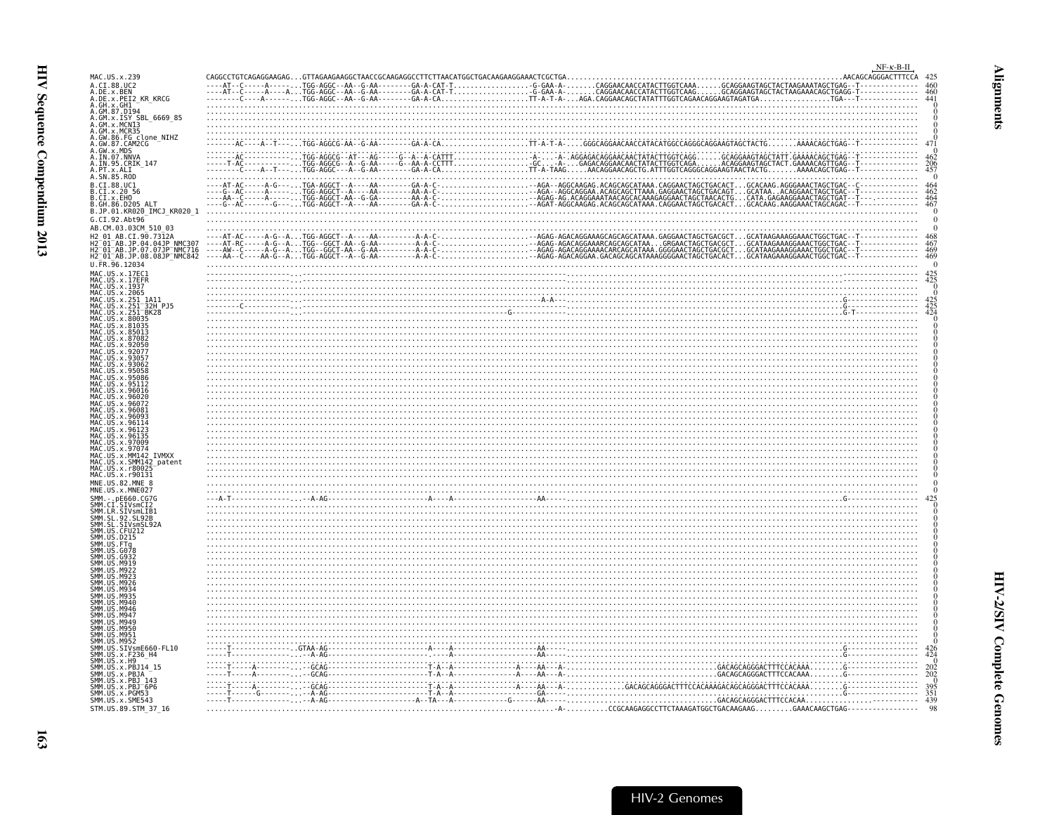```
                                                                                                                                                                                    NF-κ-B-II
MAC.US.x.239                CAGGCCTGTCAGAGGAAGAG...GTTAGAAGAAGGCTAACCGCAAGAGGCCTTCTTAACATGGCTGACAAGAAGGAAACTCGCTGA.................................................................AACAGCAGGGACTTTCCA  425
A.CI.88.UC2                 ----AT--C-----A------...TGG-AGGC--AA--G-AA--------GA-A-CAT-T..................-G-GAA-A-.......CAGGAACAACCATACTTGGTCAAA......GCAGGAAGTAGCTACTAAGAAATAGCTGAG--T-------------  460
A.DE.x.BEN                  ----AT--C-----A----A...TGG-AGGC--AA--G-AA--------GA-A-CAT-T..................-G-GAA-A-.......CAGGAACAACCATACTTGGTCAAG......GCAGGAAGTAGCTACTAAGAAACAGCTGAGG-T-------------  460
A.DE.x.PEI2_KR_KRCG         --------C----A------...TGG-AGGC--AA--G-AA--------GA-A-CA...................TT-A-T-A-...AGA.CAGGAACAGCTATATTTGGTCAGAACAGGAAGTAGATGA.................TGA---T-------------  441
A.GH.x.GH1                  ..............................................................................................................................................................................    0
A.GM.87.D194                ..............................................................................................................................................................................    0
A.GM.x.ISY_SBL_6669_85      ..............................................................................................................................................................................    0
A.GM.x.MCN13                ..............................................................................................................................................................................    0
A.GM.x.MCR35                ..............................................................................................................................................................................    0
A.GW.86.FG_clone_NIHZ       ..............................................................................................................................................................................    0
A.GW.87.CAM2CG              -------AC----A--T----...TGG-AGGCG-AA--G-AA--------GA-A-CA...................TT-A-T-A-....GGGCAGGAACAACCATACATGGCCAGGGCAGGAAGTAGCTACTG.......AAAACAGCTGAG--T-------------  471
A.GW.x.MDS                  ..............................................................................................................................................................................    0
A.IN.07.NNVA                -------AC-----------...TGG-AGGCG--AT---AG-----G--A--A-CATTT..................-A-....-A-.AGGAGACAGGAACAACTATACTTGGTCAGG......GCAGGAAGTAGCTATT.GAAAACAGCTGAG--T-------------  462
A.IN.95.CRIK_147            -----T-AC-----------...TGG-AGGCG--A--G-AA------G--AA-A-CCTTT..................-GC....-A-...GAGACAGGAACAACTATACTTGGTCAGA......ACAGGAAGTAGCTACT.GAAAACAGTTGAG--T-------------  206
A.PT.x.ALI                  --------C----A--T----...TGG-AGGC---A--G-AA--------GA-A-CA...................TT-A-TAAG.....AACAGGAACAGCTG.ATTTGGTCAGGGCAGGAAGTAACTACTG.......AAAACAGCTGAG--T-------------  457
A.SN.85.ROD                 ..............................................................................................................................................................................    0
B.CI.88.UC1                 ---AT-AC-----A-G----...TGA-AGGCT--A----AA--------GA-A-C-......................-AGA--AGGCAAGAG.ACAGCAGCATAAA.CAGGAACTAGCTGACACT...GCACAAG.AGGGAAACTAGCTGAC--C-------------  464
B.CI.x.20_56                ---G--AC-----A------...TGG-AGGCT--A----AA--------AA-A-C-......................-AGA--AGGCAGGAA.ACAGCAGCTTAAA.GAGGAACTAGCTGACAGT...GCATAA..ACAGGAACTAGCTGAC--T-------------  462
B.CI.x.EHO                  ---AA--C-----A------...TGG-AGGCT-AA--G-GA--------AA-A-C-......................-AGAG-AG.ACAGGAAATAACAGCACAAAGAGGAACTAGCTAACACTG...CATA.GAGAAGGAAACTAGCTGAT--T-------------  464
B.GH.86.D205_ALT            ---G--AC------G-----...TGG-AGGCT--A----AA--------GA-A-C-......................-AGAT-AGGCAAGAG.ACAGCAGCATAAA.CAGGAACTAGCTGACACT...GCACAAG.AAGGAAACTAGCAGAC--T-------------  467
B.JP.01.KR020_IMCJ_KR020_1  ..............................................................................................................................................................................    0
G.CI.92.Abt96               ..............................................................................................................................................................................    0
AB.CM.03.03CM_510_03        ..............................................................................................................................................................................    0
H2_01_AB.CI.90.7312A        ----AT-AC-----A-G--A...TGG-AGGCT--A----AA---------A-A-C-......................-AGAG-AGACAGGAAAGCAGCAGCATAAA.GAGGAACTAGCTGACGCT...GCATAAGAAAGGAAACTGGCTGAC--T-------------  468
H2_01_AB.JP.04.04JP_NMC307  ----AT-RC-----A-G--A...TGG--GGCT-AA--G-AA---------A-A-C-......................-AGAG-AGACAGGAAARCAGCAGCATA....GRGAACTAGCTGACGCT...GCATAAGAAAGGAAACTGGCTGAC--T-------------  467
H2_01_AB.JP.07.07JP_NMC716  ----AW--C-----A-G--A...TGG--GGCT-AA--G-AA---------A-A-C-......................-AGAG-AGACAGGAAAACARCAGCATAAA.GGGGAACTAGCTGACGCT...GCATAAGAAAGGAAACTGGCTGAC--T-------------  469
H2_01_AB.JP.08.08JP_NMC842  ----AA--C-----AA-G--A...TGG-AGGCT--A--G-AA---------A-A-C-......................-AGAG-AGACAGGAA.GACAGCAGCATAAAGGGGAACTAGCTGACACT...GCATAAGAAAGGAAACTGGCTGAC--T-------------  469
U.FR.96.12034               ..............................................................................................................................................................................    0
MAC.US.x.17EC1              -------------------...--------------------------------------------------------------------...............................................................------------------  425
MAC.US.x.17EFR              -------------------...--------------------------------------------------------------------...............................................................------------------  425
MAC.US.x.1937               ..............................................................................................................................................................................    0
MAC.US.x.2065               ..............................................................................................................................................................................    0
MAC.US.x.251_1A11           -------------------...--------------------------------------------------A-A--...............................................................G----------------  425
MAC.US.x.251_32H_PJ5        --------C----------...--------------------------------------------------------------------...............................................................G----------------  425
MAC.US.x.251_BK28           -------------------...------------------------------------------G-------------------------...............................................................G-T--------------  424
MAC.US.x.80035              ..............................................................................................................................................................................    0
MAC.US.x.81035              ..............................................................................................................................................................................    0
MAC.US.x.85013              ..............................................................................................................................................................................    0
MAC.US.x.87082              ..............................................................................................................................................................................    0
MAC.US.x.92050              ..............................................................................................................................................................................    0
MAC.US.x.92077              ..............................................................................................................................................................................    0
MAC.US.x.93057              ..............................................................................................................................................................................    0
MAC.US.x.93062              ..............................................................................................................................................................................    0
MAC.US.x.95058              ..............................................................................................................................................................................    0
MAC.US.x.95086              ..............................................................................................................................................................................    0
MAC.US.x.95112              ..............................................................................................................................................................................    0
MAC.US.x.96016              ..............................................................................................................................................................................    0
MAC.US.x.96020              ..............................................................................................................................................................................    0
MAC.US.x.96072              ..............................................................................................................................................................................    0
MAC.US.x.96081              ..............................................................................................................................................................................    0
MAC.US.x.96093              ..............................................................................................................................................................................    0
MAC.US.x.96114              ..............................................................................................................................................................................    0
MAC.US.x.96123              ..............................................................................................................................................................................    0
MAC.US.x.96135              ..............................................................................................................................................................................    0
MAC.US.x.97009              ..............................................................................................................................................................................    0
MAC.US.x.97074              ..............................................................................................................................................................................    0
MAC.US.x.MM142_IVMXX        ..............................................................................................................................................................................    0
MAC.US.x.SMM142_patent      ..............................................................................................................................................................................    0
MAC.US.x.r80025             ..............................................................................................................................................................................    0
MAC.US.x.r90131             ..............................................................................................................................................................................    0
MNE.US.82.MNE_8             ..............................................................................................................................................................................    0
MNE.US.x.MNE027             ..............................................................................................................................................................................    0
SMM.-.pE660.CG7G            ---A-T-------------...--A-AG-----------------------A----A------------------AA-----...............................................................G----------------  425
SMM.CI.SIVsmCI2             ..............................................................................................................................................................................    0
SMM.LR.SIVsmLIB1            ..............................................................................................................................................................................    0
SMM.SL.92.SL92B             ..............................................................................................................................................................................    0
SMM.SL.SIVsmSL92A           ..............................................................................................................................................................................    0
SMM.US.CFU212               ..............................................................................................................................................................................    0
SMM.US.D215                 ..............................................................................................................................................................................    0
SMM.US.FTq                  ..............................................................................................................................................................................    0
SMM.US.G078                 ..............................................................................................................................................................................    0
SMM.US.G932                 ..............................................................................................................................................................................    0
SMM.US.M919                 ..............................................................................................................................................................................    0
SMM.US.M922                 ..............................................................................................................................................................................    0
SMM.US.M923                 ..............................................................................................................................................................................    0
SMM.US.M926                 ..............................................................................................................................................................................    0
SMM.US.M934                 ..............................................................................................................................................................................    0
SMM.US.M935                 ..............................................................................................................................................................................    0
SMM.US.M940                 ..............................................................................................................................................................................    0
SMM.US.M946                 ..............................................................................................................................................................................    0
SMM.US.M947                 ..............................................................................................................................................................................    0
SMM.US.M949                 ..............................................................................................................................................................................    0
SMM.US.M950                 ..............................................................................................................................................................................    0
SMM.US.M951                 ..............................................................................................................................................................................    0
SMM.US.M952                 ..............................................................................................................................................................................    0
SMM.US.SIVsmE660-FL10       -----T-------------..GTAA-AG-----------------------A----A------------------AA-----...............................................................G----------------  426
SMM.US.x.F236_H4            -----T-------------...--A-AG---------------------------A------------------AA-----...............................................................G----------------  424
SMM.US.x.H9                 ..............................................................................................................................................................................    0
SMM.US.x.PBJ14_15           -----T-----A-------...--GCAG-----------------------T-A--A---------------A----AA---A-..........................................GACAGCAGGGACTTTCCACAAA........G----------------  202
SMM.US.x.PBJA               -----T-----A-------...--GCAG-----------------------T-A--A---------------A----AA---A-..........................................GACAGCAGGGACTTTCCACAAA........G----------------  202
SMM.US.x.PBJ_143            ..............................................................................................................................................................................    0
SMM.US.x.PBJ_6P6            -----T-----A-------...--GCAG-----------------------T-A--A---------------A----AA---A-..............GACAGCAGGGACTTTCCACAAAGACAGCAGGGACTTTCCACAAA........G----------------  395
SMM.US.x.PGM53              -----T--------G-----...--A-AG-----------------------T-A--A------------------GA-----...............................................................G----------------  351
SMM.US.x.SME543             -----T-------------...--A-AG--------------------A--TA---A-------------G-----AA-----...........................................GACAGCAGGGACTTTCCACAA.................-----------  439
STM.US.89.STM_37_16         .......................................................................................-A-..........CCGCAAGAGGCCTTCTAAAGATGGCTGACAAGAAG.........GAAACAAGCTGAG-----------------   98
```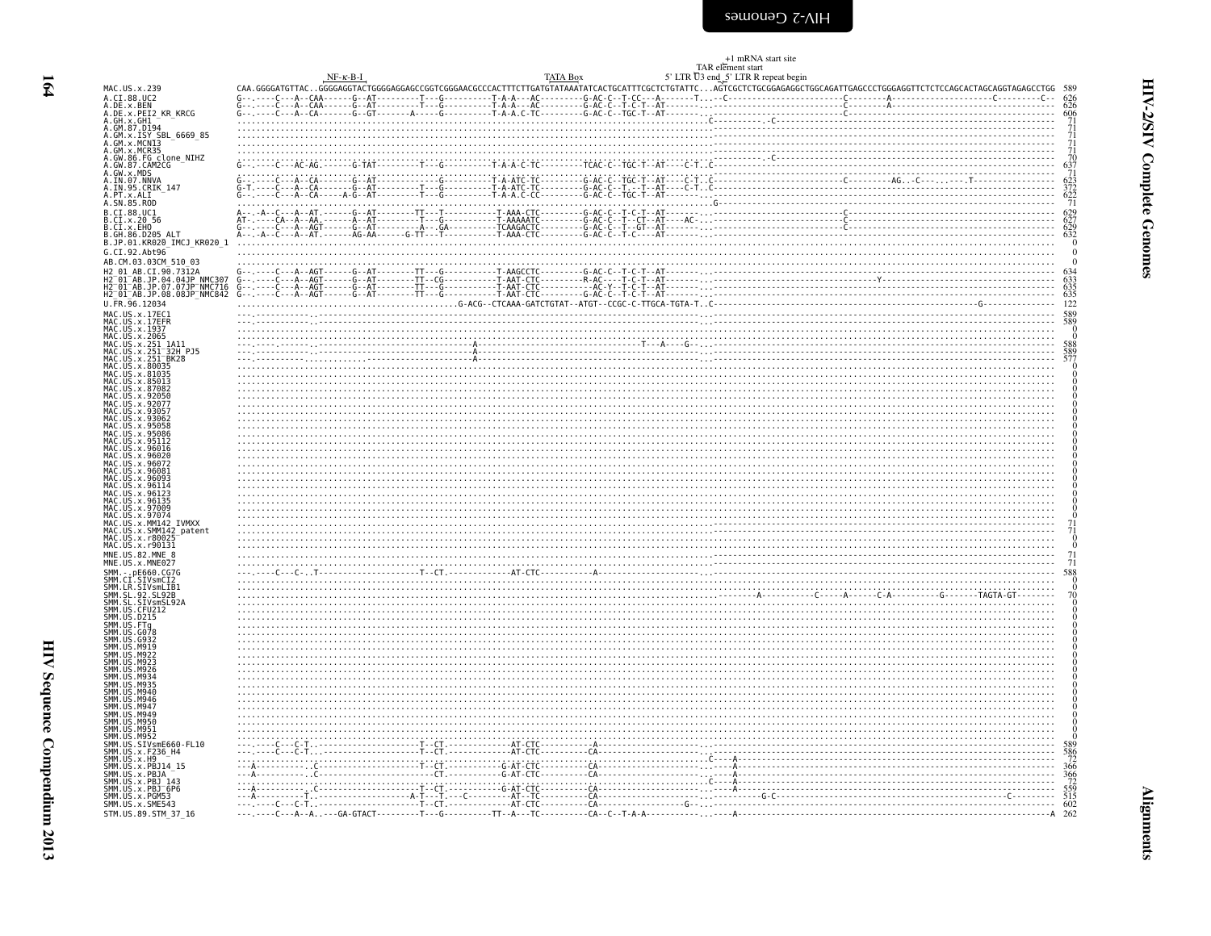NF-κ-B-I  TATA Box  +1 mRNA start site  TAR element start  5' LTR U3 end  5' LTR R repeat begin

```
MAC.US.x.239                    CAA.GGGGATGTTAC..GGGGAGGTACTGGGGAGGAGCCGGTCGGGAACGCCCACTTTCTTGATGTATAAATATCACTGCATTTCGCTCTGTATTC...AGTCGCTCTGCGGAGAGGCTGGCAGATTGAGCCCTGGGAGGTTCTCTCCAGCACTAGCAGGTAGAGCCTGG  589
A.CI.88.UC2                     626
A.DE.x.BEN                      626
A.DE.x.PEI2_KR_KRCG             606
A.GH.x.GH1                      71
A.GM.87.D194                    71
A.GM.x.ISY_SBL_6669_85          71
A.GM.x.MCN13                    71
A.GM.x.MCR35                    71
A.GW.86.FG_clone_NIHZ           70
A.GW.87.CAM2CG                  637
A.GW.x.MDS                      71
A.IN.07.NNVA                    623
A.IN.95.CRIK_147                372
A.PT.x.ALI                      622
A.SN.85.ROD                     71
B.CI.88.UC1                     629
B.CI.x.20_56                    627
B.CI.x.EHO                      629
B.GH.86.D205_ALT                632
B.JP.01.KR020_IMCJ_KR020_1      0
G.CI.92.Abt96                   0
AB.CM.03.03CM_510_03            0
H2_01_AB.CI.90.7312A            634
H2_01_AB.JP.04.04JP_NMC307      633
H2_01_AB.JP.07.07JP_NMC716      635
H2_01_AB.JP.08.08JP_NMC842      635
U.FR.96.12034                   122
MAC.US.x.17EC1                  589
MAC.US.x.17EFR                  589
MAC.US.x.1937                   0
MAC.US.x.2065                   0
MAC.US.x.251_1A11               588
MAC.US.x.251_32H_PJ5            589
MAC.US.x.251_BK28               577
MAC.US.x.80035                  0
MAC.US.x.81035                  0
MAC.US.x.85013                  0
MAC.US.x.87082                  0
MAC.US.x.92050                  0
MAC.US.x.92077                  0
MAC.US.x.93057                  0
MAC.US.x.93062                  0
MAC.US.x.95058                  0
MAC.US.x.95086                  0
MAC.US.x.95112                  0
MAC.US.x.96016                  0
MAC.US.x.96020                  0
MAC.US.x.96072                  0
MAC.US.x.96081                  0
MAC.US.x.96093                  0
MAC.US.x.96114                  0
MAC.US.x.96123                  0
MAC.US.x.96135                  0
MAC.US.x.97009                  0
MAC.US.x.97074                  0
MAC.US.x.MM142_IVMXX            71
MAC.US.x.SMM142_patent          71
MAC.US.x.r80025                 0
MAC.US.x.r90131                 0
MNE.US.82.MNE_8                 71
MNE.US.x.MNE027                 71
SMM.-.pE660.CG7G                588
SMM.CI.SIVsmCI2                 0
SMM.LR.SIVsmLIB1                0
SMM.SL.92.SL92B                 70
SMM.SL.SIVsmSL92A               0
SMM.US.CFU212                   0
SMM.US.D215                     0
SMM.US.FTq                      0
SMM.US.G078                     0
SMM.US.G932                     0
SMM.US.M919                     0
SMM.US.M922                     0
SMM.US.M923                     0
SMM.US.M926                     0
SMM.US.M934                     0
SMM.US.M935                     0
SMM.US.M940                     0
SMM.US.M946                     0
SMM.US.M947                     0
SMM.US.M949                     0
SMM.US.M950                     0
SMM.US.M951                     0
SMM.US.M952                     0
SMM.US.SIVsmE660-FL10           589
SMM.US.x.F236_H4                586
SMM.US.x.H9                     72
SMM.US.x.PBJ14_15               366
SMM.US.x.PBJA                   366
SMM.US.x.PBJ_143                72
SMM.US.x.PBJ_6P6                559
SMM.US.x.PGM53                  515
SMM.US.x.SME543                 602
STM.US.89.STM_37_16             262
```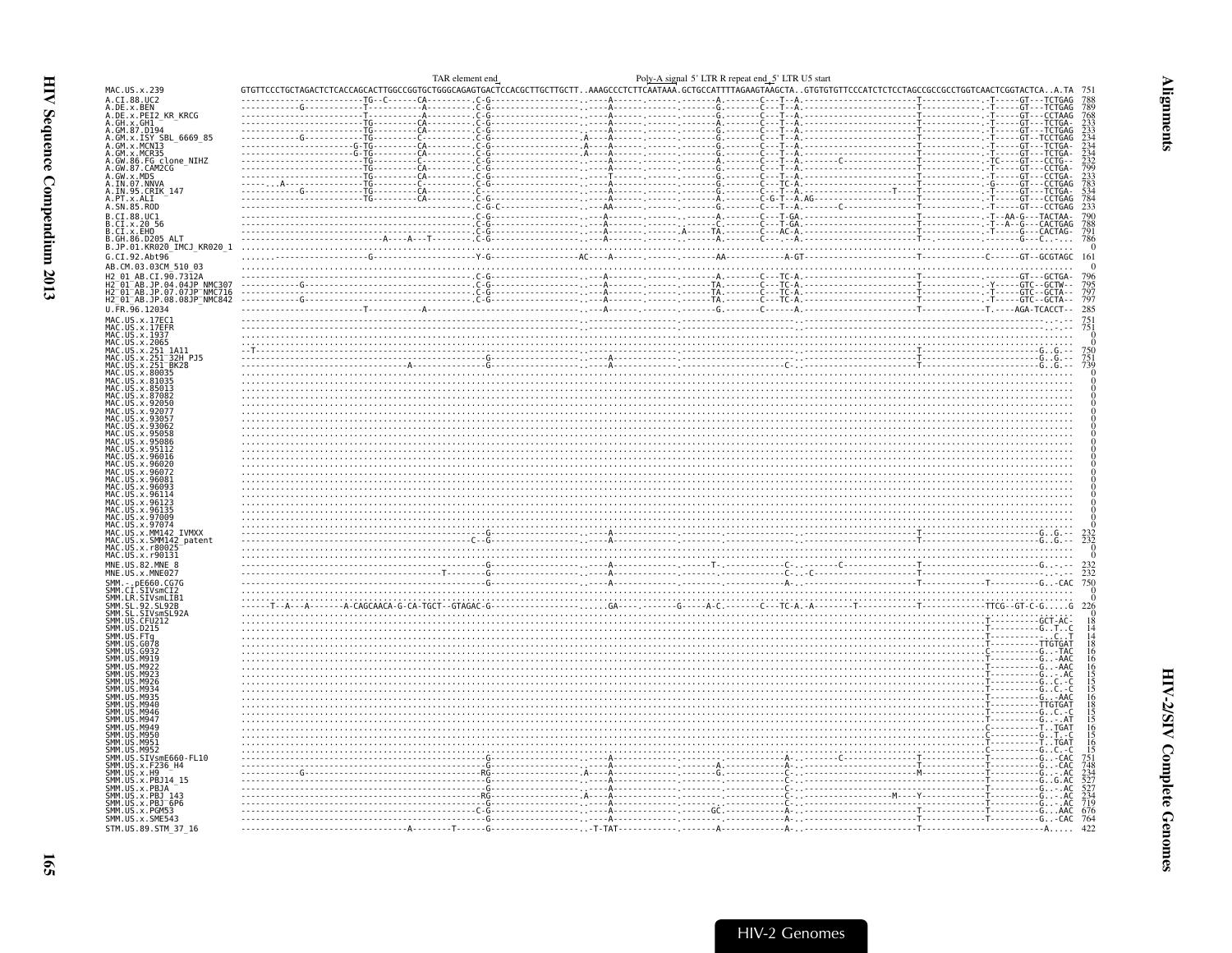TAR element end Poly-A signal 5' LTR R repeat end 5' LTR U5 start

```
MAC.US.x.239                GTGTTCCCTGCTAGACTCTCACCAGCACTTGGCCGGTGCTGGGCAGAGTGACTCCACGCTTGCTTGCTT..AAAGCCCTCTTCAATAAA.GCTGCCATTTTAGAAGTAAGCTA..GTGTGTGTTCCCATCTCTCCTAGCCGCCGCCTGGTCAACTCGGTACTCA..A.TA 751
A.CI.88.UC2                 ------------------------TG--C------CA---------.C-G-----------------.----A------.------.------A.-------C---T--A.----------------------T------------.-T-----GT---TCTGAG 788
A.DE.x.BEN                  -----------G-----------T----------A---------.C-G-----------------.----A------.------.------G.-------C---T--A.----------------------T------------.-T-----GT---TCTGAG 789
A.DE.x.PEI2_KR_KRCG         -----------------------T----------A---------.C-G-----------------.----A------.------.------G.-------C---T--A.----------------------T------------.-T-----GT---CCTAAG 768
A.GH.x.GH1                  ----------------------TG---------CA---------.C-G-----------------.----A------.------.------G.-------C---T--A.----------------------T------------.-T-----GT---TCTGA- 233
A.GM.87.D194                ----------------------TG---------CA---------.C-G-----------------.----A------.------.------G.-------C---T--A.----------------------T------------.-T-----GT---TCTGAG 233
A.GM.x.ISY_SBL_6669_85      -----------G----------TG---------C----------.C-G-----------------.A---A------.------.------G.-------C---T--A.----------------------T------------.-T-----GT---TCCTGAG 234
A.GM.x.MCN13                --------------------G-TG---------CA---------.C-G-----------------.A---A------.------.------G.-------C---T--A.----------------------T------------.-T-----GT---TCTGA- 234
A.GM.x.MCR35                --------------------G-TG---------CA---------.C-G-----------------.A---A------.------.------G.-------C---T--A.----------------------T------------.-T-----GT---TCTGA- 234
A.GW.86.FG_clone_NIHZ       ----------------------TG---------C----------.C-G-----------------.----A------.------.------A.-------C---T--A.-------C--------------T------------.-TC----GT---CCTG-- 232
A.GW.87.CAM2CG              ----------------------TG---------CA---------.C-G-----------------.----A------.------.------G.-------C---T--A.----------------------T------------.-T-----GT---CCTGA- 799
A.GW.x.MDS                  ----------------------TG---------CA---------.C-G-----------------.----T------.------.------G.-------C---T--A.----------------------T------------.-T-----GT---CCTGA- 233
A.IN.07.NNVA                -------A--------------TG---------C----------.C-G-----------------.----A------.------.------G.-------C---TC-A.----------------------T------------.-G-----GT---CCTGAG 783
A.IN.95.CRIK_147            -----------G----------TG---------CA---------.C-------------------.----A------.------.------G.-------C---T--A.---------------T------T------------.-T-----GT---TCTGA- 534
A.PT.x.ALI                  ----------------------TG---------CA---------.C-G-----------------.----A------.------.------A.-------C-G-T--A.AG-------------------T------------.-T-----GT---CCTGAG 784
A.SN.85.ROD                 --------------------------------------------.C-G-C---------------.----AA-----.------.------G.-------C---T--A.-----C---------------T------------.-T-----GT---CCTGAG 233
B.CI.88.UC1                 --------------------------------------------.C-G-----------------.----A------.------.------A.-------C---T-GA.----------------------T------------.-T--AA-G---TACTAA- 790
B.CI.x.20_56                --------------------------------------------.C-G-----------------.----A------.------.------C.-------C---T-GA.----------------------T------------.-T--A--G---CACTGAG 788
B.CI.x.EHO                  --------------------------------------------.C-G-----------------.----A------.------.A-----TA.-------C---AC-A.----------------------T------------.-T-----G---CACTAG- 791
B.GH.86.D205_ALT            -----------------------------A---A---T------.C-G-----------------.----A------.------.------A.-------C------A.----------------------T------------.-------G---C-..... 786
B.JP.01.KR020_IMCJ_KR020_1  ......................................................................................................................................................... 0
G.CI.92.Abt96               ...............G------------------------Y-G-----------------AC----A------.------.------AA-----------A-GT----------------------T------------C------GT--GCGTAGC 161
AB.CM.03.03CM_510_03        ......................................................................................................................................................... 0
H2_01_AB.CI.90.7312A        --------------------------------------------.C-G-----------------.----A------.------.------A.-------C---TC-A.----------------------T------------.-------GT---GCTGA- 796
H2_01_AB.JP.04.04JP_NMC307  -----------G--------------------------------.C-G-----------------.----A------.------.------TA.-------C---TC-A.----------------------T------------.-Y-----GTC--GCTW-- 795
H2_01_AB.JP.07.07JP_NMC716  --------------------------------------------.C-G-----------------.----A------.------.------TA.-------C---TC-A.----------------------T------------.-T-----GTC--GCTA-- 797
H2_01_AB.JP.08.08JP_NMC842  -----------G--------------------------------.C-G-----------------.----A------.------.------TA.-------C---TC-A.----------------------T------------.-T-----GTC--GCTA-- 797
U.FR.96.12034               ----------------------T-------------A---------------------------.----A------.------.------G.-------C-----A.----------------------T------------.T.----AGA-TCACCT-- 285
MAC.US.x.17EC1              ----------------------------------------------------------------.--------------.--------------------------------------------------------------------------- 751
MAC.US.x.17EFR              ----------------------------------------------------------------.--------------.--------------------------------------------------------------------------- 751
MAC.US.x.1937               ......................................................................................................................................................... 0
MAC.US.x.2065               ......................................................................................................................................................... 0
MAC.US.x.251_1A11           --T-------------------------------------------------------------.----A------.------.------------------------------------------T------------------G..G.-- 750
MAC.US.x.251_32H_PJ5        ---------------------------------------------G------------------.----A------.------.------------------------------------------T------------------G..G.-- 751
MAC.US.x.251_BK28           -------------------------A--------------------------------------.----A------.------.--------------C---------------------------T------------------G..G.-- 739
MAC.US.x.80035              ......................................................................................................................................................... 0
MAC.US.x.81035              ......................................................................................................................................................... 0
MAC.US.x.85013              ......................................................................................................................................................... 0
MAC.US.x.87082              ......................................................................................................................................................... 0
MAC.US.x.92050              ......................................................................................................................................................... 0
MAC.US.x.92077              ......................................................................................................................................................... 0
MAC.US.x.93057              ......................................................................................................................................................... 0
MAC.US.x.93062              ......................................................................................................................................................... 0
MAC.US.x.95058              ......................................................................................................................................................... 0
MAC.US.x.95086              ......................................................................................................................................................... 0
MAC.US.x.95112              ......................................................................................................................................................... 0
MAC.US.x.96016              ......................................................................................................................................................... 0
MAC.US.x.96020              ......................................................................................................................................................... 0
MAC.US.x.96072              ......................................................................................................................................................... 0
MAC.US.x.96081              ......................................................................................................................................................... 0
MAC.US.x.96093              ......................................................................................................................................................... 0
MAC.US.x.96114              ......................................................................................................................................................... 0
MAC.US.x.96123              ......................................................................................................................................................... 0
MAC.US.x.96135              ......................................................................................................................................................... 0
MAC.US.x.97009              ......................................................................................................................................................... 0
MAC.US.x.97074              ......................................................................................................................................................... 0
MAC.US.x.MM142_IVMXX        ---------------------------------------------G------------------.----A------.------.------------------------------------------T------------------G..G.-- 232
MAC.US.x.SMM142_patent      ------------------------------------------C--G------------------.----A------.------.------------------------------------------T------------------G..G.-- 232
MAC.US.x.r80025             ......................................................................................................................................................... 0
MAC.US.x.r90131             ......................................................................................................................................................... 0
MNE.US.82.MNE_8             ---------------------------------------------G------------------.----A------.------.----T----------C-------C------------------T------------------G..-.-- 232
MNE.US.x.MNE027             ------------------------------------T--------G------------------.----A------.------.---------------C--C-------------------------T------------------G..G.-- 232
SMM.-.pE660.CG7G            ---------------------------------------------G------------------.----A------.------.----------A.-------------------------T-----------T--------G..-CAC 750
SMM.CI.SIVsmCI2             ......................................................................................................................................................... 0
SMM.LR.SIVsmLIB1            ......................................................................................................................................................... 0
SMM.SL.92.SL92B             ------T--A---A-------A-CAGCAACA-G-CA-TGCT--GTAGAC-G---------------.......GA----.-------G-----A-C.-------C---TC-A.-A-------T-----------T-------------TTCG--GT-C-G.....G 226
SMM.SL.SIVsmSL92A           ......................................................................................................................................................... 0
SMM.US.CFU212               ...........................................................................................................................T----------GCT-AC- 18
SMM.US.D215                 ...........................................................................................................................T----------G..T..C 14
SMM.US.FTq                  ...........................................................................................................................T------------C...T 14
SMM.US.G078                 ...........................................................................................................................T----------TTGTGAT 18
SMM.US.G932                 ...........................................................................................................................C----------G..-TAC 16
SMM.US.M919                 ...........................................................................................................................T----------G..-AAC 16
SMM.US.M922                 ...........................................................................................................................T----------G..-AAC 16
SMM.US.M923                 ...........................................................................................................................T----------G..-.AC 15
SMM.US.M926                 ...........................................................................................................................T----------G..C.-C 15
SMM.US.M934                 ...........................................................................................................................T----------G..C.-C 15
SMM.US.M935                 ...........................................................................................................................T----------G..-AAC 16
SMM.US.M940                 ...........................................................................................................................T----------TTGTGAT 18
SMM.US.M946                 ...........................................................................................................................T----------G..C.-C 15
SMM.US.M947                 ...........................................................................................................................T----------G..-.AT 15
SMM.US.M949                 ...........................................................................................................................C----------T..TGAT 16
SMM.US.M950                 ...........................................................................................................................C----------G..T..-C 15
SMM.US.M951                 ...........................................................................................................................T----------T..TGAT 16
SMM.US.M952                 ...........................................................................................................................C----------G..C.-C 15
SMM.US.SIVsmE660-FL10       ---------------------------------------------G------------------.----A------.------.----------A.-------C--------------T-----------T--------G..-CAC 751
SMM.US.x.F236_H4            ---------------------------------------------G------------------.----A------.------.A------A.-------------------------T-----------T--------G..-CAC 748
SMM.US.x.H9                 -----------G---------------------------------RG-----------------.A---A------.------.G------C.-------------------------M-----------T--------G..-.AC 234
SMM.US.x.PBJ14_15           ---------------------------------------------G------------------.----A------.------.-------C.-------------------------------------T--------G..G.AC 527
SMM.US.x.PBJA               ---------------------------------------------G------------------.----A------.------.-------C.-------------------------------------T--------G..-.AC 527
SMM.US.x.PBJ_143            ---------------------------------------------RG-----------------.A---A------.------.-------C.-----------------M----Y-------------T--------G..-.AC 234
SMM.US.x.PBJ_6P6            ---------------------------------------------G------------------.----A------.------.-------C.-------------------------------------T--------G..-.AC 719
SMM.US.x.PGM53              ------------------------------------------C-G-------------------.----A------.----GC.--------A.-------------------------T-----------T--------G..AAC 676
SMM.US.x.SME543             ---------------------------------------------G------------------.----A------.------.--------A.-------------------------T-----------T--------G..-CAC 764
STM.US.89.STM_37_16         -------------------------------A--------T------G----------------..-T-TAT----------.-------A-----------A-.--------------------------T-----------------------A..... 422
```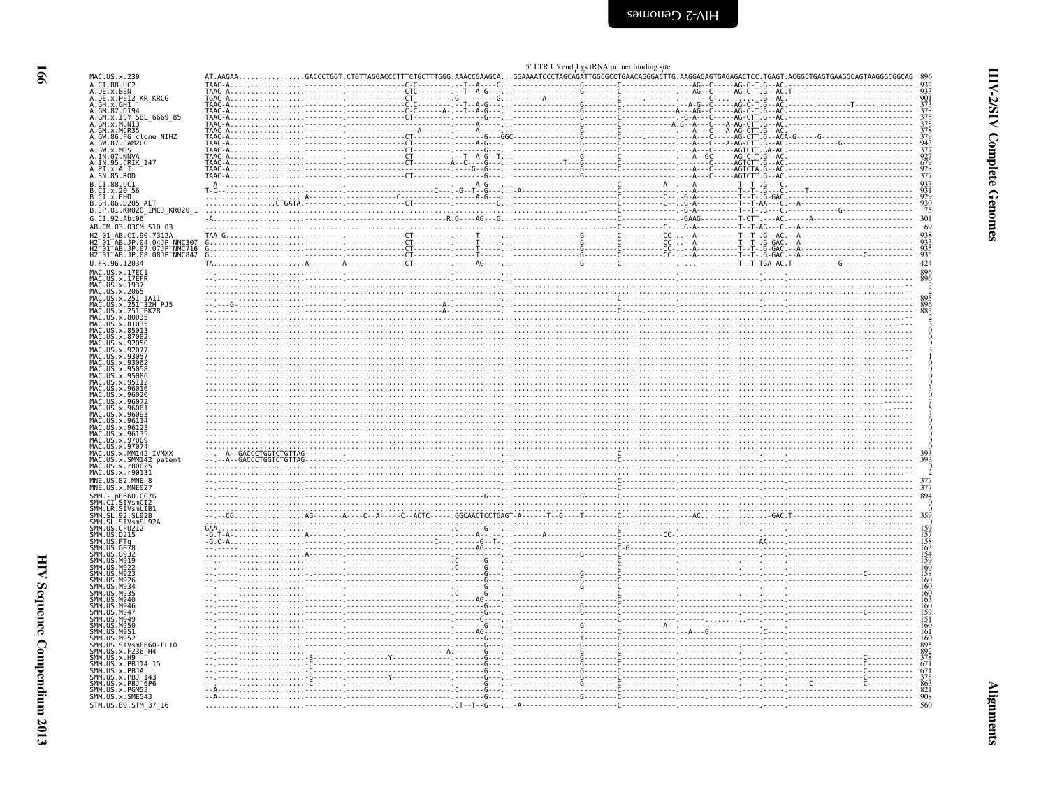5' LTR U5 end Lys tRNA primer binding site

```
MAC.US.x.239                 AT.AAGAA................GACCCTGGT.CTGTTAGGACCCTTTCTGCTTTGGG.AAACCGAAGCA...GGAAAATCCCTAGCAGATTGGCGCCTGAACAGGGACTTG.AAGGAGAGTGAGAGACTCC.TGAGT.ACGGCTGAGTGAAGGCAGTAAGGGCGGCAG 896
A.CI.88.UC2                  TAAC-A..................---------.-------------C-C--------.--T--A----G...----------------G--------C-------------.---AG--C-----AG-C-T.G--AC.------------------------------ 932
A.DE.x.BEN                   TAAC-A..................---------.-------------CTC--------.--T--A-G---...----------------G--------C-------------.---AG--C-----AG-C-T.G--AC.T----------------------------- 933
A.DE.x.PEI2_KR_KRCG          TGAC-A..................---------.-------------CT---------.G--------G...-------A--------------------C-----------.--------C-----------.G--AC.------------------------------ 901
A.GH.x.GH1                   TAAC-A..................---------.-------------C-C--------.--T--A-G---...----------------G--------C-------------.-A-G--C-----AG-C-T.G--AC.-------------T---------------- 373
A.GM.87.D194                 TAAC-A..................---------.-------------C-C-----A-.--T--A-G---...----------------G--------C-----------A---AG--C-----AG-C-T.G--AC.------------------------------ 378
A.GM.x.ISY_SBL_6669_85       TAAC-A..................---------.-------------CT---------.-------G---...----------------G--------C-------------.-G-A---C-----AG-CTT.G--AC.------------------------------ 378
A.GM.x.MCN13                 TAAC-A..................---------.-------------------------.----A------...----------------G--------C-----------A.G--A---C---A-AG-CTT.G--AC.------------------------------ 378
A.GM.x.MCR35                 TAAC-A..................---------.-----------------A-------.----A------...----------------G--------C-------------.---A---C---A-AG-CTT.G--AC.------------------------------ 378
A.GW.86.FG_clone_NIHZ        TAAC-A..................---------.-------------CT---------.-------G---GGC---------------G--------C-------------.---A---C-----AG-CTT.G--ACA-G-----G------------------- 379
A.GW.87.CAM2CG               TAAC-A..................---------.-------------CT---------.----A-G----...----------------G--------C-------------.---A---C---A-AG-CTT.G--AC.----------G------------------- 943
A.GW.x.MDS                   TAAC-A..................---------.-------------CT---------.-------G----...----------------G--------C-------------.---A---C-----AGTCTT.GA-AC.------------------------------ 377
A.IN.07.NNVA                 TAAC-A..................---------.-------------CT---------.--T--A-G--T...----------------G--------C-------------.---A--GC-----AG-C-T.G--AC.------------------------------ 927
A.IN.95.CRIK_147             TAAC-A..................---------.-------------CT--------A--C----G----...--------T------G--------C-------------.-------C-----AGTCTT.G--AC.------------------------------ 679
A.PT.x.ALI                   TAAC-A..................---------.-------------------------.------G--G--...----------------G--------C-------------.---A---C-----AGTCTA.G--AC.------------------------------ 928
A.SN.85.ROD                  TAAC-A..................---------.-------------CT---------.-------G----...----------------G--------C-------------.---A---C-----AGTCTT.G--AC.------------------------------ 377
B.CI.88.UC1                  --A-----................---------.-------------------------.-------A-G--...----------------------------C-----------A--.---------T--T-.G---C.------------------------------ 933
B.CI.x.20_56                 T-C-----................---------.-----------------------C----.-G--T--G-----..-A-----------------------C-------------.--A---------T--T-.G---C.-----T------------------------ 931
B.CI.x.EHO                   --.-----................A--------.----------------C--------.-----A-G----...--------------------------C-----------C-..-G-A---------T--T-.G-GAC.------------------------------ 929
B.GH.86.D205_ALT             --.-----.........CTGATA.---------.-------------CT---------.------------G...-------------------------C-----------C--.-G-A---------T--T-AA---C.--A------------------------- 930
B.JP.01.KR020_IMCJ_KR020_1   --.-----................---------.-------------------------.-----------...---------------------------C-------------.-G-A---------T--T-.G---C.------------G----------------- 75
G.CI.92.Abt96                -A......................---------.-------------------------R.G----AG---G...---------------------------C-----------GAAG---------T-CTT.---AC.------A-------------------- 301
AB.CM.03.03CM_510_03         ........................................................................................C-----C-..G-A---------T--T-AG---C.--A------------------------- 69
H2_01_AB.CI.90.7312A         TAA-G...................---------.-------------CT---------.-----T------...----------------G--------C-----------CC----A---------T--T-.G--AC.--A------------------------- 938
H2_01_AB.JP.04.04JP_NMC307   G.......................---------.-------------CT---------.-----T------...----------------G--------C-----------CC----A---------T--T-.G-GAC.--A------------------------- 933
H2_01_AB.JP.07.07JP_NMC716   G.......................---------.-------------CT---------.-----T------...----------------G--------C-----------CC----A---------T--T-.G-GAC.--A------------------------- 935
H2_01_AB.JP.08.08JP_NMC842   G.......................---------.-------------CT---------.-----T------...----------------G--------C-----------CC----A---------T--T-.G-GAC.--A-------------C----------- 935
U.FR.96.12034                TA......................A-------A.-------------CT---------.-----AG-----...----------------G--------C-------------.-------------T--T-TGA-AC.T------------G------------- 424
MAC.US.x.17EC1               --.-----................---------.-------------------------.-----------...---------------------------------------.-------------------.-----.------------------------------ 896
MAC.US.x.17EFR               --.-----................---------.-------------------------.-----------...---------------------------------------.-------------------.-----.------------------------------ 896
MAC.US.x.1937                ................................................................................................................................................................-- 2
MAC.US.x.2065                ................................................................................................................................................................-- 2
MAC.US.x.251_1A11            --.-----................---------.-------------------------.-----------...---------------------------C-------------.-------------------.-----.------------------------------ 895
MAC.US.x.251_32H_PJ5         --.--G-.................---------.------------------A------.-----------...---------------------------------------.-------------------.-----.------------------------------ 896
MAC.US.x.251_BK28            --.-----................---------.------------------A------.-----------...---------------------------------------.-------------------.-----.------------------------------ 883
MAC.US.x.80035               ................................................................................................................................................................-- 2
MAC.US.x.81035               ................................................................................................................................................................-- 3
MAC.US.x.85013               .................................................................................................................................................................. 0
MAC.US.x.87082               .................................................................................................................................................................. 0
MAC.US.x.92050               .................................................................................................................................................................. 0
MAC.US.x.92077               ...............................................................................................................................................................--- 3
MAC.US.x.93057               .................................................................................................................................................................- 1
MAC.US.x.93062               .................................................................................................................................................................. 0
MAC.US.x.95058               .................................................................................................................................................................. 0
MAC.US.x.95086               .................................................................................................................................................................. 0
MAC.US.x.95112               .................................................................................................................................................................. 0
MAC.US.x.96016               ...............................................................................................................................................................--- 3
MAC.US.x.96020               .................................................................................................................................................................. 0
MAC.US.x.96072               ...........................................................................................................................................................------- 7
MAC.US.x.96081               .............................................................................................................................................................----- 5
MAC.US.x.96093               ...............................................................................................................................................................--- 3
MAC.US.x.96114               .................................................................................................................................................................. 0
MAC.US.x.96123               .................................................................................................................................................................. 0
MAC.US.x.96135               .................................................................................................................................................................. 0
MAC.US.x.97009               .................................................................................................................................................................. 0
MAC.US.x.97074               .................................................................................................................................................................. 0
MAC.US.x.MM142_IVMXX         --.--A--GACCCTGGTCTGTTAG---------.-------------------------.-----------...---------------------------C-------------.-------------------.-----.------------------------------ 393
MAC.US.x.SMM142_patent       --.--A--GACCCTGGTCTGTTAG---------.-------------------------.-----------...---------------------------C-------------.-------------------.-----.------------------------------ 393
MAC.US.x.r80025              .................................................................................................................................................................. 0
MAC.US.x.r90131              ................................................................................................................................................................-- 2
MNE.US.82.MNE_8              --.-----................---------.-------------------------.-----------...---------------------------C-------------.-------------------.-----.------------------------------ 377
MNE.US.x.MNE027              --.-----................---------.-------------------------.-----------...---------------------------C-------------.-------------------.-----.------------------------------ 377
SMM.-.pE660.CG7G             --.-----................---------.-------------------------.------G----...---------------G----------C-------------.-------------------.-----.------------------------------ 894
SMM.CI.SIVsmCI2              .................................................................................................................................................................. 0
SMM.LR.SIVsmLIB1             .................................................................................................................................................................. 0
SMM.SL.92.SL92B              --.--CG.................AG-------A----C--A-----C--ACTC-----.GGCAACTCCTGAGT-A------T--G----T---------C-----------------AC..............-GAC.T---------------------------- 359
SMM.SL.SIVsmSL92A            .................................................................................................................................................................. 0
SMM.US.CFU212                GAA.....................---------.-------------------------.C------G----...--------------------------C-------------.-------------------.-----.------------------------------ 159
SMM.US.D215                  -G.T-A..................A--------.-------------------------.-----A---.-.-------A--------------------C----------CC-.-------------------.-----.------------------------------ 157
SMM.US.FTq                   -G.C-A..................---------.-------------------C-----.-----G--T-...---------------------------C-------------.--------------------AA----.------------------------------ 158
SMM.US.G078                  --.-----................---------.-------------------------.-----AG-----...--------------------------C-G-----------.-------------------.-----.------------------------------ 163
SMM.US.G932                  --.-----................A--------.-------------------------.------G----...---------------G----------C-------------.-------------------.-----.------------------------------ 154
SMM.US.M919                  --.-----................---------.-------------------------C------G----...--------------------------C-------------.-------------------.-----.------------------------------ 159
SMM.US.M922                  --.-----................---------.-------------------------C------G----...--------------------------C-------------.-------------------.-----.------------------------------ 160
SMM.US.M923                  --.-----................---------.-------------------------.------G----...---------------G----------C-------------.-------------------.-----.-----------C------------------ 158
SMM.US.M926                  --.-----................---------.-------------------------.------G----...---------------G----------C-------------.-------------------.-----.------------------------------ 160
SMM.US.M934                  --.-----................---------.-------------------------.------G----...---------------G----------C-------------.-------------------.-----.------------------------------ 160
SMM.US.M935                  --.-----................---------.-------------------------C------G----...--------------------------C-------------.-------------------.-----.------------------------------ 160
SMM.US.M940                  --.-----................---------.-------------------------.-----AG-----...--------------------------C-------------.-------------------.-----.------------------------------ 163
SMM.US.M946                  --.-----................---------.-------------------------.------G----...---------------G----------C-------------.-------------------.-----.------------------------------ 160
SMM.US.M947                  --.-----................---------.-------------------------.------G----...---------------G----------C-------------.-------------------.-----.-----------C------------------ 159
SMM.US.M949                  --.-----................---------.-------------------------.------G----...--------------------------C-------------.-------------------.-----.------------------------------ 151
SMM.US.M950                  --.-----................---------.-------------------------.-----G-----...---------------G----------C---------A---.-------------------.-----.------------------------------ 160
SMM.US.M951                  --.-----................---------.-------------------------.-----AG-----...---------------G----------C-------------.--A---G-----------.C----.------------------------------ 161
SMM.US.M952                  --.-----................---------.-------------------------.------G----...---------------T----------C-------------.-------------------.-----.------------------------------ 160
SMM.US.SIVsmE660-FL10        --.-----................---------.-------------------------.------G----...---------------G----------C-------------.-------------------.-----.------------------------------ 895
SMM.US.x.F236_H4             --.-----................---------.------------------A------.------G----...---------------G----------C-------------.-------------------.-----.------------------------------ 892
SMM.US.x.H9                  --.-----................S--------.------Y------------------.------G----...---------------G----------C-------------.-------------------.-----.-----------C------------------ 378
SMM.US.x.PBJ14_15            --.-----................C--------.-------------------------.------G----...---------------G----------C-------------.-------------------.-----.-----------C------------------ 671
SMM.US.x.PBJA                --.-----................C--------.-------------------------.------G----...---------------G----------C-------------.-------------------.-----.-----------C------------------ 671
SMM.US.x.PBJ_143             --.-----................S--------.------Y------------------.------G----...---------------G----------C-------------.-------------------.-----.-----------C------------------ 378
SMM.US.x.PBJ_6P6             --.-----................C--------.-------------------------.------G----...---------------G----------C-------------.-------------------.-----.-C---------C------------------ 863
SMM.US.x.PGM53               --A-----................---------.-------------------------C------G----...---------------G----------C-------------.-------------------.-----.------------------------------ 821
SMM.US.x.SME543              --A-----................---------.-------------------------.------G----...---------------G----------C-------------.-------------------.-----.------------------------------ 908
STM.US.89.STM_37_16          ........................---------.-------------------------.CT--T--G-----.-A-----------------------C-------------.-------------------.-----.------------------------------ 560
```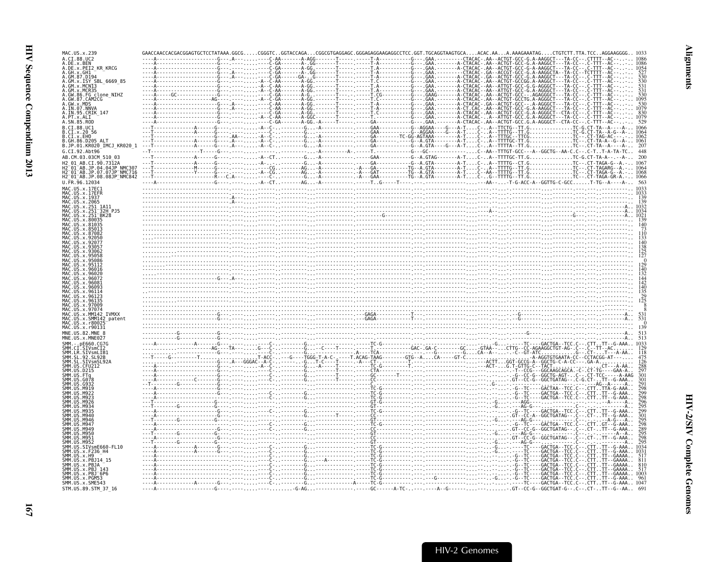```
MAC.US.x.239              GAACCAACCACGACGGAGTGCTCCTATAAA.GGCG.....CGGGTC..GGTACCAGA...CGGCGTGAGGAGC.GGGAGAGGAAGAGGCCTCC.GGT.TGCAGGTAAGTGCA....ACAC.AA...A.AAAGAAATAG....CTGTCTT.TTA.TCC..AGGAAGGGG..  1033
A.CI.88.UC2                                                                                                                                                                                  1086
A.DE.x.BEN                                                                                                                                                                                   1086
A.DE.x.PEI2_KR_KRCG                                                                                                                                                                          1054
A.GH.x.GH1                                                                                                                                                                                    527
A.GM.87.D194                                                                                                                                                                                  530
A.GM.x.ISY_SBL_6669_85                                                                                                                                                                        530
A.GM.x.MCN13                                                                                                                                                                                  531
A.GM.x.MCR35                                                                                                                                                                                  531
A.GW.86.FG_clone_NIHZ                                                                                                                                                                         530
A.GW.87.CAM2CG                                                                                                                                                                               1095
A.GW.x.MDS                                                                                                                                                                                    530
A.IN.07.NNVA                                                                                                                                                                                 1079
A.IN.95.CRIK_147                                                                                                                                                                              830
A.PT.x.ALI                                                                                                                                                                                   1079
A.SN.85.ROD                                                                                                                                                                                   529
B.CI.88.UC1                                                                                                                                                                                  1066
B.CI.x.20_56                                                                                                                                                                                 1064
B.CI.x.EHO                                                                                                                                                                                   1062
B.GH.86.D205_ALT                                                                                                                                                                             1061
B.JP.01.KR020_IMCJ_KR020_1                                                                                                                                                                    207
G.CI.92.Abt96                                                                                                                                                                                 448
AB.CM.03.03CM_510_03                                                                                                                                                                          200
H2_01_AB.CI.90.7312A                                                                                                                                                                         1067
H2_01_AB.JP.04.04JP_NMC307                                                                                                                                                                   1064
H2_01_AB.JP.07.07JP_NMC716                                                                                                                                                                   1068
H2_01_AB.JP.08.08JP_NMC842                                                                                                                                                                   1066
U.FR.96.12034                                                                                                                                                                                 563
MAC.US.x.17EC1                                                                                                                                                                               1033
MAC.US.x.17EFR                                                                                                                                                                               1033
MAC.US.x.1937                                                                                                                                                                                 139
MAC.US.x.2065                                                                                                                                                                                 139
MAC.US.x.251_1A11                                                                                                                                                                            1032
MAC.US.x.251_32H_PJ5                                                                                                                                                                         1034
MAC.US.x.251_BK28                                                                                                                                                                            1021
MAC.US.x.80035                                                                                                                                                                                139
MAC.US.x.81035                                                                                                                                                                                140
MAC.US.x.85013                                                                                                                                                                                 73
MAC.US.x.87082                                                                                                                                                                                110
MAC.US.x.92050                                                                                                                                                                                133
MAC.US.x.92077                                                                                                                                                                                140
MAC.US.x.93057                                                                                                                                                                                138
MAC.US.x.93062                                                                                                                                                                                125
MAC.US.x.95058                                                                                                                                                                                127
MAC.US.x.95086                                                                                                                                                                                  0
MAC.US.x.95112                                                                                                                                                                                129
MAC.US.x.96016                                                                                                                                                                                140
MAC.US.x.96020                                                                                                                                                                                132
MAC.US.x.96072                                                                                                                                                                                144
MAC.US.x.96081                                                                                                                                                                                142
MAC.US.x.96093                                                                                                                                                                                140
MAC.US.x.96114                                                                                                                                                                                135
MAC.US.x.96123                                                                                                                                                                                 29
MAC.US.x.96135                                                                                                                                                                                125
MAC.US.x.97009                                                                                                                                                                                  8
MAC.US.x.97074                                                                                                                                                                                  8
MAC.US.x.MM142_IVMXX                                                                                                                                                                          531
MAC.US.x.SMM142_patent                                                                                                                                                                        531
MAC.US.x.r80025                                                                                                                                                                                 0
MAC.US.x.r90131                                                                                                                                                                               139
MNE.US.82.MNE_8                                                                                                                                                                               513
MNE.US.x.MNE027                                                                                                                                                                               513
SMM.-.pE660.CG7G                                                                                                                                                                             1033
SMM.CI.SIVsmCI2                                                                                                                                                                               129
SMM.LR.SIVsmLIB1                                                                                                                                                                              118
SMM.SL.92.SL92B                                                                                                                                                                               475
SMM.SL.SIVsmSL92A                                                                                                                                                                             126
SMM.US.CFU212                                                                                                                                                                                 288
SMM.US.D215                                                                                                                                                                                   297
SMM.US.FTq                                                                                                                                                                                    301
SMM.US.G078                                                                                                                                                                                   301
SMM.US.G932                                                                                                                                                                                   291
SMM.US.M919                                                                                                                                                                                   298
SMM.US.M922                                                                                                                                                                                   299
SMM.US.M923                                                                                                                                                                                   298
SMM.US.M926                                                                                                                                                                                   296
SMM.US.M934                                                                                                                                                                                   295
SMM.US.M935                                                                                                                                                                                   299
SMM.US.M940                                                                                                                                                                                   301
SMM.US.M946                                                                                                                                                                                   295
SMM.US.M947                                                                                                                                                                                   298
SMM.US.M949                                                                                                                                                                                   289
SMM.US.M950                                                                                                                                                                                   295
SMM.US.M951                                                                                                                                                                                   298
SMM.US.M952                                                                                                                                                                                   295
SMM.US.SIVsmE660-FL10                                                                                                                                                                        1034
SMM.US.x.F236_H4                                                                                                                                                                             1031
SMM.US.x.H9                                                                                                                                                                                   517
SMM.US.x.PBJ14_15                                                                                                                                                                             811
SMM.US.x.PBJA                                                                                                                                                                                 810
SMM.US.x.PBJ_143                                                                                                                                                                              517
SMM.US.x.PBJ_6P6                                                                                                                                                                             1003
SMM.US.x.PGM53                                                                                                                                                                                961
SMM.US.x.SME543                                                                                                                                                                              1047
STM.US.89.STM_37_16                                                                                                                                                                           691
```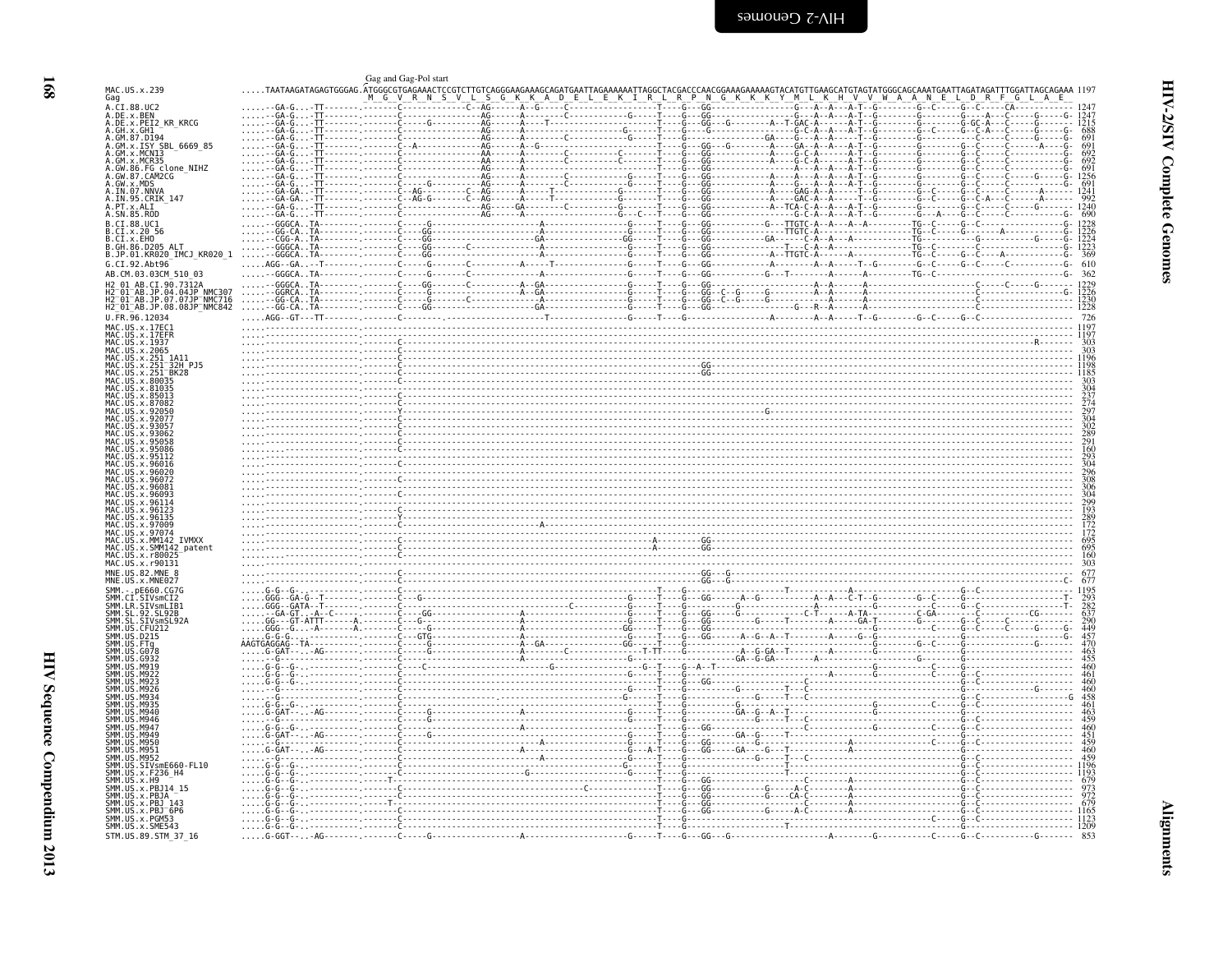# HIV-2/SIV Complete Genomes

## Alignments

Gag and Gag-Pol start

```
MAC.US.x.239                 .....TAATAAGATAGAGTGGGAG.ATGGGCGTGAGAAACTCCGTCTTGTCAGGGAAGAAAGCAGATGAATTAGAAAAAATTAGGCTACGACCCAACGGAAAGAAAAAGTACATGTTGAAGCATGTAGTATGGGCAGCAAATGAATTAGATAGATTTGGATTAGCAGAAA 1197
Gag                                                    M  G  V  R  N  S  V  L  S  G  K  K  A  D  E  L  E  K  I  R  L  R  P  N  G  K  K  K  Y  M  L  K  H  V  V  W  A  A  N  E  L  D  R  F  G  L  A  E
A.CI.88.UC2                  .......GA-G....TT-------.-------C--------------C--AG------A--G-----C------------------T----G---GG-----------------G---A--A---A-T--G--------G--C------G--C-----CA------------ 1247
A.DE.x.BEN                   .......GA-G....TT-------.-------C----------------AG------A---------C------------------T----G---GG-----------------G---A--A---A-T--G--------G--------G---A---C-----G----G- 1247
A.DE.x.PEI2_KR_KRCG          .......GA-G....TT-------.-------C-----G----------AG------A-----T------------------T----G---GG----G--------A--T-GAC-A------A-T--G--------G--------G-GC-A---C-----G------ 1215
A.GH.x.GH1                   .......GA-G....TT-------.-------C----------------AG------A------------------G------T----G----G--------------G-C-A--A---A-T--G--------G--C------G--C-A---C-----G----G- 688
A.GM.87.D194                 .......GA-G....TT-------.-------C----------------AG------A------------------G------T----G--------------GA----G---A--A---T--G--------G--------G--------C-----G----G- 691
A.GM.x.ISY_SBL_6669_85       .......GA-G....TT-------.-------C--A-------------AG------A--G---------------------T----G---GG----G--------GA--A--A---A-T--G--------G--------G--C------C---------A----G- 691
A.GM.x.MCN13                 .......GA-G....TT-------.-------C----------------AA------A--------C---------C------T----G---GG----------------A----G-C-A------A-T--G--------G--------G--C------C---------G- 692
A.GM.x.MCR35                 .......GA-G....TT-------.-------C----------------AA------A--------C---------C------T----G---GG----------------A----G-C-A------A-T--G--------G--------G--C------C---------G- 692
A.GW.86.FG_clone_NIHZ        .......GA-G....TT-------.-------C----------------AG------A------------------------T----G---GG----------------A--A--A--A---A-T--G--------G--------G--C------C---------G- 691
A.GW.87.CAM2CG               .......GA-G....TT-------.-------C----------------AG------A--------C---------G------T----G---GG----------------A----A--A--A---A-T--G--------G--------G--C------C-----G----G- 1256
A.GW.x.MDS                   .......GA-G....TT-------.-------C------G---------AG------A--------C---------G------T----G---GG----------------A---G--A--A---A-T--G--------G--------G--C------C---------G- 691
A.IN.07.NNVA                 .......GA-GA...TT-------.-------C--AG-------C--AG------A-----T------------G------T----G---GG----------------A----GAG-A--A-----T--G--------G--C------G--C------C------A----- 1241
A.IN.95.CRIK_147             .......GA-GA...TT-------.-------C--AG-G-----C--AG------A-----T------------G------T----G---GG----------------A----GAC-A--A-----T--G--------G--C------G--C-A---C------A----- 992
A.PT.x.ALI                   .......GA-G....TT-------.-------C----------------AG-----GA-------C----------G------T----G---GG----------------A--TCA-C-A--A---A-T--G--------G--------G--C------C------G----- 1240
A.SN.85.ROD                  .......GA-G....TT-------.-------C----------------AG------A------------------G---C---T----G---GG-----------------G-C-A--A---A-T--G--------G---A----G--C------C---------G- 690
B.CI.88.UC1                  .......GGGCA..TA--------.-------C-----G-------------------A------------------G------T----G---GG-----------G---TTGTC-A--A---A--A---------TG--C------G--C---------------G- 1228
B.CI.x.20_56                 .......GG-CA..TA--------.-------C----GG------------------A------------------G------T----G---GG----------------TTGTC-A--------------------TG--C------G---------A----------G- 1226
B.CI.x.EHO                   .......CGG-A..TA--------.-------C----GG------------------GA-----------------GG------T----G---GG----------------GA-------C-A--A--A----------TG---------G-------------G-----G- 1224
B.GH.86.D205_ALT             .......GGGCA..TA--------.-------C----GG-------C----------A------------------G------T----G---GG-----------------T----C-A--A---------------TG--C------G------------------G- 1223
B.JP.01.KR020_IMCJ_KR020_1   .......GGGCA..TA--------.-------C----GG------------------A------------------G------T----G---GG----------------A--TTGTC-A--------A--------TG--C------G--C-----A----------G- 369
G.CI.92.Abt96                .....AGG--GA...T--------.-------C-----G-------C---------A----T-------------G------T----G---GG----------------A--------A--A-----T--G--------G--C------G--C------C----------G- 610
AB.CM.03.03CM_510_03         .......GGGCA..TA--------.-------C-----G------C----------A------------------G------T----G---GG-----------------A--------A--------------TG--C------------------------------G- 362
H2_01_AB.CI.90.7312A         .......GGGCA..TA--------.-------C----GG-------C---------A--GA-----------------G------T----G---GG-----------------A--A-----A----------------------------C-----C-----G----- 1229
H2_01_AB.JP.04.04JP_NMC307   .......GGRCA..TA--------.-------C----G------------------A--GA-----------------G------T----G---GG--C--G-----G-----------A--A------A-------------------------C--------------G- 1226
H2_01_AB.JP.07.07JP_NMC716   .......GG-CA..TA--------.-------C----G----------C-------A------------------G------T----G---GG--C--G-----G-----------A--------A-------------------------C------------------ 1230
H2_01_AB.JP.08.08JP_NMC842   .......GG-CA..TA--------.-------C----GG-------------------A------------------G------T----G---GG----------------G---R--A-----A-------------------------C------------------ 1228
U.FR.96.12034                .....AGG--GT---TT-------.-------C--------.----------------T-----------------G------T----G-----------------A---------A-----T--G--------G--C------G--C------------------- 726
MAC.US.x.17EC1               .......................................................................................................................................................................... 1197
MAC.US.x.17EFR               .......................................................................................................................................................................... 1197
MAC.US.x.1937                ........................-------C------------------------------------------------------------------------------------------------------------------R------- 303
MAC.US.x.2065                ........................-------C---------------------------------------------------------------------------------------------------------------------------- 303
MAC.US.x.251_1A11            ........................-------C---------------------------------------------------------------------------------------------------------------------------- 1196
MAC.US.x.251_32H_PJ5         ........................-------C----------------------------------------------------GG---------------------------------------------------------------------- 1198
MAC.US.x.251_BK28            ........................-------C----------------------------------------------------GG---------------------------------------------------------------------- 1185
MAC.US.x.80035               ........................-------C---------------------------------------------------------------------------------------------------------------------------- 303
MAC.US.x.81035               ........................-------C---------------------------------------------------------------------------------------------------------------------------- 304
MAC.US.x.85013               ........................-------C---------------------------------------------------------------------------------------------------------------------------- 237
MAC.US.x.87082               ........................-------C---------------------------------------------------------------------------------------------------------------------------- 274
MAC.US.x.92050               ........................-------Y------------------------------------------------------------------G---------------------------------------------------------- 297
MAC.US.x.92077               ........................-------C---------------------------------------------------------------------------------------------------------------------------- 304
MAC.US.x.93057               ........................-------C---------------------------------------------------------------------------------------------------------------------------- 302
MAC.US.x.93062               ........................-------C---------------------------------------------------------------------------------------------------------------------------- 289
MAC.US.x.95058               ........................-------C---------------------------------------------------------------------------------------------------------------------------- 291
MAC.US.x.95086               ........................-------C---------------------------------------------------------------------------------------------------------------------------- 160
MAC.US.x.95112               ........................-------C---------------------------------------------------------------------------------------------------------------------------- 293
MAC.US.x.96016               ........................-------C---------------------------------------------------------------------------------------------------------------------------- 304
MAC.US.x.96020               ........................-------C---------------------------------------------------------------------------------------------------------------------------- 296
MAC.US.x.96072               ........................-------C---------------------------------------------------------------------------------------------------------------------------- 308
MAC.US.x.96081               ........................-------C---------------------------------------------------------------------------------------------------------------------------- 306
MAC.US.x.96093               ........................-------C---------------------------------------------------------------------------------------------------------------------------- 304
MAC.US.x.96114               ........................-------C---------------------------------------------------------------------------------------------------------------------------- 299
MAC.US.x.96123               ........................-------C---------------------------------------------------------------------------------------------------------------------------- 193
MAC.US.x.96135               ........................-------Y---------------------------------------------------------------------------------------------------------------------------- 289
MAC.US.x.97009               ........................-------C---------------------A------------------------------------------------------------------------------------------------------ 172
MAC.US.x.97074               ........................-------C---------------------------------------------------------------------------------------------------------------------------- 172
MAC.US.x.MM142_IVMXX         ........................-------C-------------------------------------------A---------GG---------------------------------------------------------------------- 695
MAC.US.x.SMM142_patent       ........................-------C-------------------------------------------A---------GG---------------------------------------------------------------------- 695
MAC.US.x.r80025              ........................-------C---------------------------------------------------------------------------------------------------------------------------- 160
MAC.US.x.r90131              ........................-------C---------------------------------------------------------------------------------------------------------------------------- 303
MNE.US.82.MNE_8              ........................-------C----------------------------------------------------GG---G-------------------------------------------------------------------- 677
MNE.US.x.MNE027              ........................-------C----------------------------------------------------GG---G-------------------------------------------------------------------C- 677
SMM.-.pE660.CG7G             .....G-G--G-............-------C------------------------------------------T----G----------------T-------------A----------------------G--C----------------- 1195
SMM.CI.SIVsmCI2              .....GGG--GA-G--T-------.-------C-----G-------------------------G------T----G---GG-----A--G----------A--A---C-T--G--------G--C------G--C----------------T- 293
SMM.LR.SIVsmLIB1             .....GGG--GATA--T-------.-------C------------------------C-------------G------T----G---GG-----------G----------------------G--------C------G--C----------------T- 282
SMM.SL.92.SL92B              .......GA-GT..-A--C-----.-------C----GG---------------A----------------G------T----G---GG-----G----------C-T-------A-TA----------C-GA-------C----------CG------ 637
SMM.SL.x.SIVsmSL92A          .....GG---GT-ATTT-------A.------C-----G--------------A----------------G------T----G---GG-----------G------T-------A-----GA-T--------G--------G--C--------C------- 290
SMM.US.CFU212                .....GGG--G-..-A-------A.-------C-----G--------------A----------------GG------T----G---GG--------------------------------G----------------G--C-----C-----G----G- 449
SMM.US.D215                  .....G-G-G..............-------C---GTG--------------A----------------GG------T----G---GG-----A--G--A--T-------A-----G--G---------------G-----------------G- 457
SMM.US.FTq                   AAGTGAGGAG--TA----------.-------C------G-------------A--GA-------------GG------T----G-------------------------------------G--C-------G---------------G-------- 470
SMM.US.G078                  .....G-GAT-...-AG--------.------C-----G-------------A--------C-----------T-TT----G---------A--G-GA--T-------A----------G-------------G----------------------- 463
SMM.US.G932                  .....G-.................-------C-----------------------------------------G------------------GA--G-GA--------A----------------------G-----------------------  455
SMM.US.M919                  .....G-G--G-............-------C--------C------------------G-----------G--T----G--A--T-----------------------------G--------------C--G--C----------------- 460
SMM.US.M922                  .....G-G--G-............-------C-------------------------------------G------T----G---------------------------------A--------G--------C-------C---------------- 461
SMM.US.M923                  .....G-G--G-............-------C-------------------------------------G------T----G---GG------------------C--------------------------------G--C----------------- 460
SMM.US.M926                  .......G--..............-------C-------------------------------------G------T----G------------G-------T--C--------------------------------G--C-----------G----- 460
SMM.US.M934                  .......G--..............-------C-----------------------.--------------G------T----G-----------------G----T--C--------------------------------G--C----------------G 458
SMM.US.M935                  .....G-G--G-............-------C-------------------------------------G------T----G------------G----------C--------------------G--------C---G--C----------------- 461
SMM.US.M940                  .....G-GAT-...-AG--------.------C-----G---------------------------------G------T----G------------GA-G--A--T-C-------------------------------G--C----------------- 463
SMM.US.M946                  .......G--..............-------C-----G-------------------------------G------T----G-----------------G----T--C--------------------------------G--C----------------- 459
SMM.US.M947                  .....G-G--G-............-------C--------------A-----------------------G------T----G---GG------------------C--------------------G--------C---G--C----------------- 460
SMM.US.M949                  .....G-GAT-...-AG--------.------C------G-------------------------------G------T----G------------GA-G------------------------------------------C-----------------  451
SMM.US.M950                  .......G--..............-------C---------------------A------------------G------T----G---GG----------G-------------A------------------C---G--C----------------- 459
SMM.US.M951                  .....G-GAT-...-AG--------.------C-------------A-----------------------G---A-T----G---GG-----GA----G---T-------A--------------------------G--C----------------- 460
SMM.US.M952                  .......G--..............-------C-------------------------------------G------T----G--------------------G----T--C--------------------------------G--C----------------- 459
SMM.US.SIVsmE660-FL10        .....G-G--G-............-------C--------------------------------------G------T----G-----------------------T-----------------------------------G--C----------------- 1196
SMM.US.x.F236_H4             .....G-G--G-............-------C----------G----------------------------G------T----G-----------------------T-----------------------------------G--C----------------- 1193
SMM.US.x.H9                  .....G-G--G-............T------C-------------------------------------------T----G----------------------------C-------A-------------------------G--C----------------- 679
SMM.US.x.PBJ14_15            .....G-G--G-............-------C------------------------C-----------------T----G---GG----------G-----A-C--------A-------------------------G--C----------------- 973
SMM.US.x.PBJA                .....G-G--G-............-------C--------------------------------------------T----G---GG----------G----CA-C--------A-------------------------G--C----------------- 972
SMM.US.x.PBJ_143             .....G-G--G-............T------C-------------------------------------------T----G---GG-------------------C--------A-------------------------G--C----------------- 679
SMM.US.x.PBJ_6P6             .....G-G--G-............-------C-------------------------------------------T----G---GG----------G-----A-C--------A-------------------------G--C----------------- 1165
SMM.US.x.PGM53               .....G-G--G-............-------C-------------------------------------------T----G-----------------------------------------------------C-----G--C----------------- 1123
SMM.US.x.SME543              .....G-G--G-............-------C-------------------------------------------T----G----------------------T-----------------------------------G--C----------------- 1209
STM.US.89.STM_37_16          .....G-GGT-...-AG--------.------C-----G-------------A------------------G------T----G---GG---G--------------------A--------G------------C-----G--C-----------G------- 853
```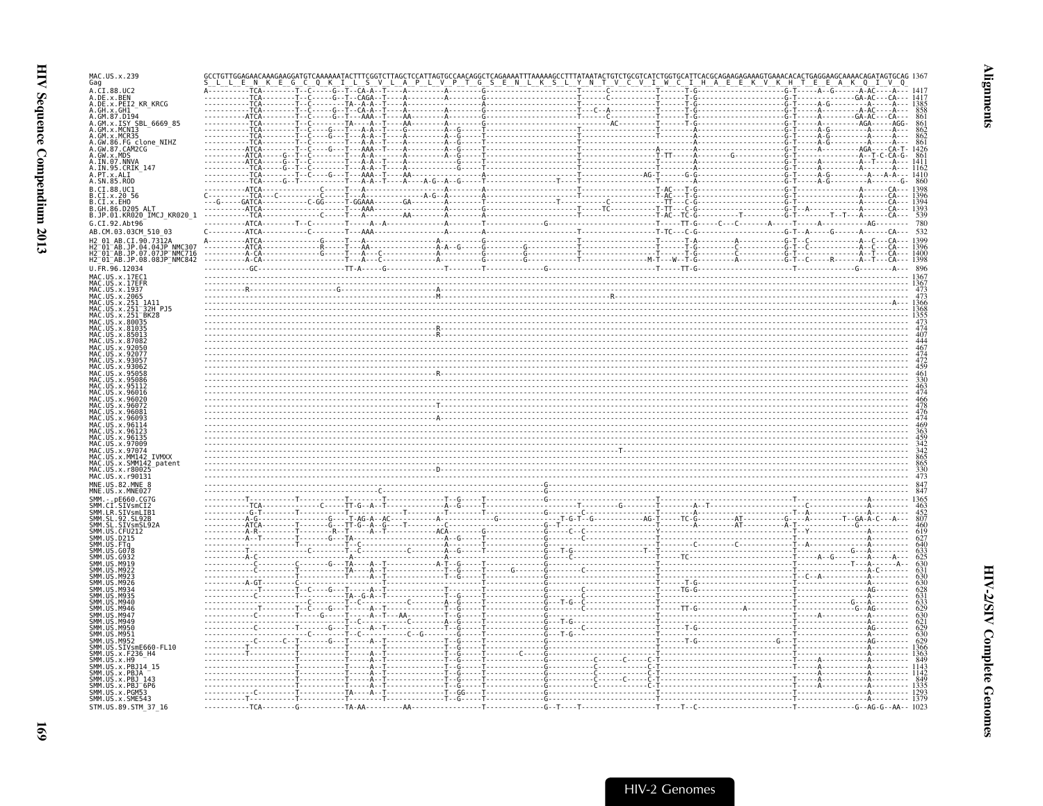```
MAC.US.x.239               GCCTGTTGGAGAACAAAGAAGGATGTCAAAAAATACTTTCGGTCTTAGCTCCATTAGTGCCAACAGGCTCAGAAAATTTAAAAAGCCTTTATAATACTGTCTGCGTCATCTGGTGCATTCACGCAGAAGAGAAAGTGAAACACACTGAGGAAGCAAAACAGATAGTGCAG 1367
Gag                        S  L  L  E  N  K  E  G  C  Q  K  I  L  S  V  L  A  P  L  V  P  T  G  S  E  N  L  K  S  L  Y  N  T  V  C  V  I  W  C  I  H  A  E  E  K  V  K  H  T  E  E  A  K  Q  I  V  Q
A.CI.88.UC2                A----------TCA--------T--C-----G--T--CA-A--T----A---------A--------G----------------------T-------C------------T------T-G---------------------G-T------A--G------A-AC-----A--- 1417
A.DE.x.BEN                 -----------TCA--------T--C-----G--T--CAGA--T----A---------A--------G----------------------T-------C------------T------T-G---------------------G-T-------------GA-AC----CA--- 1417
A.DE.x.PEI2_KR_KRCG        -----------TCA--------T--C--------TA--A-A--T----A------------------A----------------------T-------C------------T------T-G---------------------G-T------A-G---------A-----A--- 1385
A.GH.x.GH1                 -----------TCA--------T--C-----G--T--CA-A--T----A---------A--------G----------------------T---C--A------------T------T-G---------------------G-T------A---------A-AC----A---  858
A.GM.87.D194               -----------ATCA-------T--C-----G--T---AAA--T----AA--------A--------G----------------------T-------C------------T------T-G---------------------G-T------A---------GA-AC----CA---  861
A.GM.x.ISY_SBL_6669_85     -----------TCA--------T--C--------TA----A--T----AA--------A--------G---------------------------------AC---------T------T-G---------------------G-T------A---------AGA-----AGG-  861
A.GM.x.MCN13               -----------TCA--------T--C----G---T--A-A--T----G----------A--G-----T----------------------T--------------------T------A-----------------------G-T------A-G----------A--------  862
A.GM.x.MCR35               -----------TCA--------T--C----G---T--A-A--T----A----------A--G-----T----------------------T--------------------T------A-----------------------G-T------A-G----------A--------  862
A.GW.86.FG_clone_NIHZ      -----------TCA--------T--C--------T--A-A--T----A----------A--G-----T----------------------T--------------------T------A-----------------------G-T------A-G----------A--------  861
A.GW.87.CAM2CG             ----------ATCA--------T--C----G---T---AAA--T----A---------A--G-----T----------------------T-------------A------T------A-----------------------G-T------A---------AGA----CA-T- 1426
A.GW.x.MDS                 ----------ATCA-----G--T--C--------T--A-A--T----A----------A--G-----T----------------------T-TT--------A-------------G------------------------G-T------A-G---------A--T-C-CA-G-  861
A.IN.07.NNVA               ----------ATCA-----G--T--C--------T--A-A--T----A-------------G-----T----------------------T--------------------T------A-----------------------G-T------A-G---------A--T----A--- 1411
A.IN.95.CRIK_147           -----------TCA-----G--T--C--------T--A-A--T----A-------------G-----T----------------------T--------------------T------A-----------------------G-T------A-------------------A--- 1162
A.PT.x.ALI                 -----------TCA--------T--C-----G--T---AAA--T----AA--------A--------T----------------------AG-T-------G-G-----------------------------------------G-T------A-G-----------A--A-A-- 1410
A.SN.85.ROD                -----------TCA-----G--T--C--------T--A-A--T----A-----A-G--A--G-----T--------------T-----T--------------------T------A-----------------------G-T------A-G---------A--------G-  860
B.CI.88.UC1                ----------ATCA--------------C-----T---A------------------A--------A----------------------T--------------------T-AC---T-G---------------------G-T------------------A------CA--- 1398
B.CI.x.20_56               C----------TCA-----C--------C-----T---A--A-------A-G--A--------A----------------------T--------------------T-AC---T-G---------------------G-T------------------A------CA--- 1396
B.CI.x.EHO                 ---G----GATCA-------------C-GG----T-GGAAA--------GA-------A--------T------------T---------T-------C------------TT---C-G---------------------G-T------------------A------CA--- 1394
B.GH.86.D205_ALT           ----------ATCA--------------------T---AAA---------------------A--------G----------------------T------TC------------T-TT---C-G---------------------G-T--A---------------A------CA--- 1393
B.JP.01.KR020_IMCJ_KR020_1 ----------TCA--------------C-----T---A--A-------AA--------A--------A----------------------T--------------------T-AC---TC-G-------T---------G-G-T-------T---T----A------CA---  539
G.CI.92.Abt96              ----------ATCA--------T--C--------T---A-A--T----------------A--------A--------------G--------T--------------------T------TT-G------C---C---------A-------G-------------AG------  780
AB.CM.03.03CM_510_03       C---------ATCA--------------C-----T---AAA----------------A--------A----------------------T--------------------T-TC---C-G---------------------G-T--A-----G-----A------CA---  532
H2_01_AB.CI.90.7312A       A---------ATCA--------------G-----T---A---------------------G--------G----------------------T--------------------T------T-A---------A-----------G-T--C-------------A--C----CA--- 1399
H2_01_AB.JP.04.04JP_NMC307 ----------ATCA--------------R-----T---AA--------------A-A--G-----G---------G--------------T--------------------T------T-G---------C-----------G-T--C-------------A--C----CA--- 1396
H2_01_AB.JP.07.07JP_NMC716 ----------A-CA--------------G-----T---A---C-------------A--------G---------G--------------T--------------------T------T-G---------C-----------G-T--------------A--T----CA--- 1400
H2_01_AB.JP.08.08JP_NMC842 ----------A-CA--------------------T---A---C-------------A--------G---------G-------A------T-------------M-T---W--T-G---------A-----------G-T--C----R--------A--T----CA--- 1398
U.FR.96.12034              -----------GC--------------------TT-A-----G----------------T--------T---------------G------------------------------T------TT-G------------------------------------------------G--------A---  896
MAC.US.x.17EC1             -------------------------------------------------------------------------------------------------------------------------------------------------------------------------------- 1367
MAC.US.x.17EFR             -------------------------------------------------------------------------------------------------------------------------------------------------------------------------------- 1367
MAC.US.x.1937              ----------R--------------------G----------------------------------A---------------------------------------------------------------------------------------------------------  473
MAC.US.x.2065              ------------------------------------------------------------------M------------------------------------R-----------------------------------------------------------------  473
MAC.US.x.251_1A11          ------------------------------------------------------------------------------------------------------------------------------------------------------------------------A--- 1366
MAC.US.x.251_32H_PJ5       -------------------------------------------------------------------------------------------------------------------------------------------------------------------------------- 1368
MAC.US.x.251_BK28          -------------------------------------------------------------------------------------------------------------------------------------------------------------------------------- 1355
MAC.US.x.80035             ---------------------------------------------------------------------------------------------------------------------------------------------------------------------------------  473
MAC.US.x.81035             ------------------------------------------------------------------R------------------------------------------------------------------------------------------------------------  474
MAC.US.x.85013             ------------------------------------------------------------------R------------------------------------------------------------------------------------------------------------  407
MAC.US.x.87082             ---------------------------------------------------------------------------------------------------------------------------------------------------------------------------------  444
MAC.US.x.92050             ---------------------------------------------------------------------------------------------------------------------------------------------------------------------------------  467
MAC.US.x.92077             ---------------------------------------------------------------------------------------------------------------------------------------------------------------------------------  474
MAC.US.x.93057             ---------------------------------------------------------------------------------------------------------------------------------------------------------------------------------  472
MAC.US.x.93062             ---------------------------------------------------------------------------------------------------------------------------------------------------------------------------------  459
MAC.US.x.95058             ------------------------------------------------------------------R------------------------------------------------------------------------------------------------------------  461
MAC.US.x.95086             ---------------------------------------------------------------------------------------------------------------------------------------------------------------------------------  330
MAC.US.x.95112             ---------------------------------------------------------------------------------------------------------------------------------------------------------------------------------  463
MAC.US.x.96016             ---------------------------------------------------------------------------------------------------------------------------------------------------------------------------------  474
MAC.US.x.96020             ---------------------------------------------------------------------------------------------------------------------------------------------------------------------------------  466
MAC.US.x.96072             ------------------------------------------------------------------T------------------------------------------------------------------------------------------------------------  478
MAC.US.x.96081             ---------------------------------------------------------------------------------------------------------------------------------------------------------------------------------  476
MAC.US.x.96093             ------------------------------------------------------------------A------------------------------------------------------------------------------------------------------------  474
MAC.US.x.96114             ---------------------------------------------------------------------------------------------------------------------------------------------------------------------------------  469
MAC.US.x.96123             ---------------------------------------------------------------------------------------------------------------------------------------------------------------------------------  363
MAC.US.x.96135             ---------------------------------------------------------------------------------------------------------------------------------------------------------------------------------  459
MAC.US.x.97009             ---------------------------------------------------------------------------------------------------------------------------------------------------------------------------------  342
MAC.US.x.97074             ----------------------------------------------------------------------------------------------------T----------------------------------------------------------------------  342
MAC.US.x.MM142_IVMXX       ---------------------------------------------------------------------------------------------------------------------------------------------------------------------------------  865
MAC.US.x.SMM142_patent     ---------------------------------------------------------------------------------------------------------------------------------------------------------------------------------  865
MAC.US.x.r80025            ------------------------------------------------------------------D------------------------------------------------------------------------------------------------------------  330
MAC.US.x.r90131            ---------------------------------------------------------------------------------------------------------------------------------------------------------------------------------  473
MNE.US.82.MNE_8            ------------------------------------------------------------------------------------G---------------------------------------------------------------------------------------------  847
MNE.US.x.MNE027            ------------------------------------------------------C-----------------------------G---------------------------------------------------------------------------------------------  847
SMM.-.pE660.CG7G           ----------T--------T-----------T------T-----------T--G-----T-------------G----------------------T--------------------T------------------------------------T----------------A--------- 1365
SMM.CI.SIVsmCI2            -----------TCA--------C-----TT-G--A--T--------------A--G-----T-------------G---------T--------G--------T-------A--T-------------------------C-----------------A---------  463
SMM.LR.SIVsmLIB1           ----------G-T--------T------------T---------T-------T-----T-------------G-------C-----------------T-----------------------------------------T--A----------A---------  452
SMM.SL.92.SL92B            ----------A-G-----------------G---T-AG-A--AC--------A-------------G--------T-G-T--G------------AG-T------TC-G---------AT---------G---A---------T--GA-A-C---A---  807
SMM.SL.x.SIVsmSL92A        ----------ATCA--------T---G---TT-G--A--G---T--------C-------------------G-T-------------------T------A----------AT--------------A-T-----------G-----------------  460
SMM.US.CFU212              ----------A-R--------T------R--T-----A--T----------ACA------G-------------G---C--C-------------Y---------------------------------T--Y----------A---------  619
SMM.US.D215                ----------A--T-------T-------G---TA-------------------A--G-----T-------------G-------C-----------T---------------------------------------------------A---------  627
SMM.US.FTq                 ----------------------T-----------T---C--------------A--G-----T-------------G-----------------T--------------------C----------C------------T--A----------A---------  640
SMM.US.G078                ----------T---------------C-------T--C-----------C--------A--G-----T-------------G--T-G-----------T--T------------------------------------------------G---A---------  633
SMM.US.G932                ----------A-C-------------------A-----------------------A--G-----T-------------G-----C-----------T------TC------------------------T------A--G-------A-----A--  625
SMM.US.M919                ------------C-------C-------G---TA----A--T-----------A-T--G-----T-------------G-------------------T---------------------------------------T-------------T----A----A--  630
SMM.US.M922                ------------C-------T-------------TA----A--T-----------T--G-----T------G-------G---------C--------T--------------------------------------T---------------A-C------  631
SMM.US.M923                --------------------T-------------T-----A--T-----------T--G-----T-------------G----------------------T---------------------------------------T--C--A----------A---------  630
SMM.US.M926                ----------A-GT-------T-------------T-----C-------------------------T-------------G----------------------T-------T-G---------------------------------------------A---------  630
SMM.US.M934                ------------T--------T--C---G--T-----A--T-----------T-----------T-------------G-----------C-----------T------TG-G---------------------------------------------AG--------  628
SMM.US.M935                ------------C--------T----------TA-G-A--T-------------T--G-----T-------------G-----------C-----------T---------------------------------------------------A---------  631
SMM.US.M940                ---------------------C----------T--C--------C---------A--G-----T-------------G---T-G--C-----------T------------------------------------T---------------G--A---------  633
SMM.US.M946                ------------T--------T--C---G--T-----A--T-----------T-----------T-------------G-----------C-----------T------TT-G----------A----------------------G--AG--------  629
SMM.US.M947                ------------C--------T------G-----T-----A--T---AA-----------T--G-----T-------------G--------------------T------------------------------------T------A-------------A---------  630
SMM.US.M949                ------------C--------T----------T--C----------C---------A--G-----T-------------G---T-G-------------------T------------------------------------T--------------------A---------  621
SMM.US.M950                ------------C--------T------G---T-----A--T-----------T--G-----T-------------G-----------C-----------T------T-G-------------------------------------------AG--------  629
SMM.US.M951                ---------------------C----------T--C-----------C--G-------G-----T-------------G---T-G---------------------T-------------------------------------------------------A---------  630
SMM.US.M952                ------------C-------C--T-------G------T--A--T-----------T-----------T-------------G----------------------T------T-G-------------G--T-----------------AG--------  629
SMM.US.SIVsmE660-FL10      ----------T----------T-------------T-----------T--------T--G-----T-------------G----------------------T--------------------------------------T---------------A--------- 1366
SMM.US.x.F236_H4           ----------T----------T-------------T-----A--T-----------T--G-----T---------C-----G----------------------T--------------------------------------T---------------A--------- 1363
SMM.US.x.H9                ---------------------T-------------T-----A--T-----------T--G-----T-------------G-----------C-------C-----C-T------------------------------------T------A-----------A---------  849
SMM.US.x.PBJ14_15          ---------------------T-------------T-----A--T-----------T--G-----T-------------G-----------C-----------C-T------------------------------------T------A-----------A--------- 1143
SMM.US.x.PBJA              ---------------------T-------------T-----A--T-----------T--G-----T-------------G-----------C-----------C-T------------------------------------T------A-----------A--------- 1142
SMM.US.x.PBJ_143           ---------------------T-------------T-----A--T-----------T--G-----T-------------G-----------C-------C-----C-T------------------------------------T------A-----------A---------  849
SMM.US.x.PBJ_6P6           ---------------------T-------------T-----A--T-----------T--G-----T-------------G-----------C-----------C-T------------------------------------T------A-----------A--------- 1335
SMM.US.x.PGM53             ------------C--------T-------------TA----A--T-----------T--GG----T-------------G----------------------T--------------------------------------T---------------A--------- 1293
SMM.US.x.SME543            ----------T----------T-------------T-----------T--------T--G-----T-------------G----------------------T--------------------------------------T---------------A--------- 1379
STM.US.89.STM_37_16        -----------TCA--------G-----------TA-AA---------AA---------------T-------------G--T----T-------------------T------T--C----------------------T-------------G--AG-G--AA-- 1023
```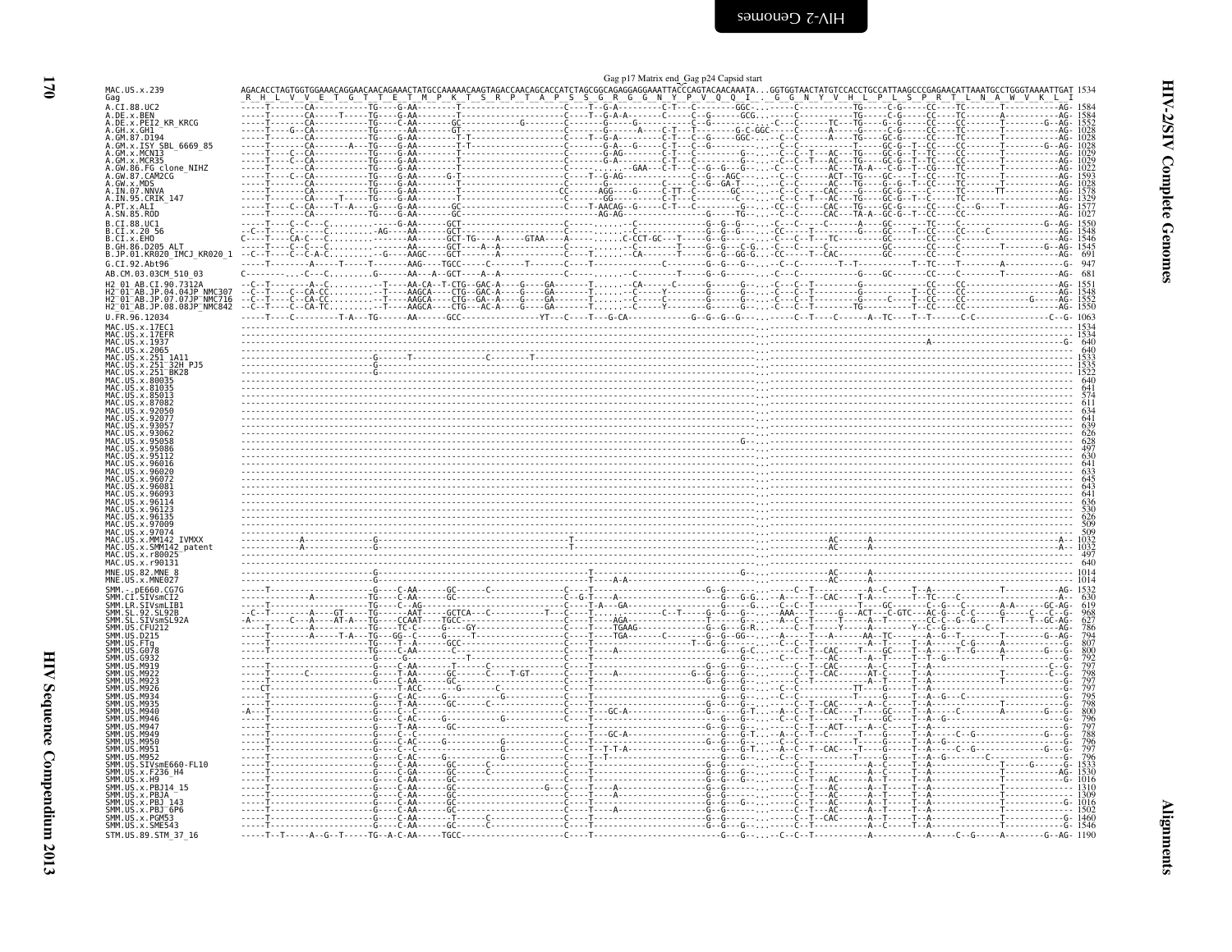Gag p17 Matrix end Gag p24 Capsid start

```
MAC.US.x.239                 AGACACCTAGTGGTGGAAACAGGAACAACAGAAACTATGCCAAAAACAAGTAGACCAACAGCACCATCTAGCGGCAGAGGAGGAAATTACCCAGTACAACAAATA...GGTGGTAACTATGTCCACCTGCCATTAAGCCCGAGAACATTAAATGCCTGGGTAAAATTGAT 1534
Gag                           R  H  L  V  V  E  T  G  T  E  T  M  P  K  T  S  R  P  T  A  P  S  S  G  R  G  G  N  Y  P  V  Q  Q  I  .  G  G  N  Y  V  H  L  P  L  S  P  R  T  L  N  A  W  V  K  L  I
A.CI.88.UC2                  -----T-------CA-----------TG----G-AA--------T-------------------C-----T--G-A-------C-T---C-------GGC-.------C-----------TG-----C-G-----CC----TC-------T-----------AG- 1584
A.DE.x.BEN                   -----T-------CA-----T-----TG----G-AA--------T-------------------C-----T--G-A-A-----C-----C--G-----GCG.------C-----------TG-----C-G-----CC----TC-------A-----------AG- 1584
A.DE.x.PEI2_KR_KRCG          -----T-------CA-----------TG----C-AA--------GC--------G---------C--------G-----G-------C--G-------.--C--C-----TC--TG----G--G-----CC----CC-------T--------G--AG- 1552
A.GH.x.GH1                   -----T----G--CA-----------TG--------AA------GT------------------C--------G-------A---C-T---T------G-C-GGC-.--C--------A-----G--------C-G-----CC----TC-------T-----------AG- 1028
A.GM.87.D194                 -----T-------CA-----------TG--------AA--------T-T---------------C-----T--G-A-------C-T---C--G------GGC-.--C--C-----A-----TG-----G--------CC----TC-------T-----------AG- 1028
A.GM.x.ISY_SBL_6669_85       -----T-------CA------A---TG-----G-AA--------T-T-----------------C--------G-A---G-----C-T---C--G------------.-C--C--------------T-----GC-G--T--CC----CC-------T--------G--AG- 1028
A.GM.x.MCN13                 -----T----C--CA-----------TG----G-AA--------T-------------------C--------G-AG-------C-T---C--------------G-.--C--C--T---AC---TG----GC-G--T--TC----CC-------T-----------AG- 1029
A.GM.x.MCR35                 -----T----C--CA-----------TG----G-AA--------T-------------------C--------G-A-------C-T---C--------------G-.--C--C--T---AC---TG----GC-G--T--TC----CC-------T-----------AG- 1029
A.GW.86.FG_clone_NIHZ        -----T-------CA-----------TG----G-AA--------T-------------------C-----.......-GAA---C-T---C--G--G--G--.--C--C------AC---TA-A---C-G--T--CG----TC-------T-----------AG- 1022
A.GW.87.CAM2CG               -----T----C--CA-----------TG----G-AA------G-T-------------------C-----T--G-AG----------C--G---AGC--.--C--C------ACT--TG----GC----T--CC----TC-------T-----------AG- 1593
A.GW.x.MDS                   -----T-------CA-----------TG----G-AA--------T-------------------C--------G-------C-----C--G--GA-T--.--C--C------AC---TG----G--G--T--CC----TC-------T-----------AG- 1028
A.IN.07.NNVA                 -----T-------CA-----------TG----G-AA--------T------------------CC------AGG----G-----C-TT--C-------GC--.--C--C------CAC---G----GC-G--C-----TC------TT-----------AG- 1578
A.IN.95.CRIK_147             -----T-------CA-----T-----TG----G-AA--------T-------------------C-------GG--------C-T---C-------C----.--C--C--T---AC---TG----GC-G--T--C-----TC-------T-----------AG- 1329
A.PT.x.ALI                   -----T----C--CA-----T--A--G-----G-AA--------GC------------------C-----T-AACAG--G-----C-T---C-------G--.--CC-C------CAC---TG----GC-G--T--CC----C---G---T-----------AG- 1577
A.SN.85.ROD                  -----T-------CA-----------TG----G-AA--------GC-------------------------AG-AG---------------------TG--.--C--C------CAC---TA-A---GC-G--T--CC----CC-------------------AG- 1027
B.CI.88.UC1                  -----T----C--C---C.........-----G-AA------GCT-------------------C-----.......-C-----------G--G--G---.--C--C------C------A-----GC------TC----C----------------G--AG- 1550
B.CI.x.20_56                 --C--T----C--C---C.........-AG-----AA-----GCT-------------------C------.......-C-----------G--G--G---.--CC-----T-------------G----GC----T--CC----CC---C---------------AG- 1548
B.CI.x.EHO                   C----T----CA-C---C.........-------AA-----GCT-TG----A-----GTAA---A------.......C-CCT-GC---T-----G--G---.--C--C--T--TC-------G----GC----C-----CC-----C---------------AG- 1546
B.GH.86.D205_ALT             -----T----C--C---C.........--------AA-----GCT----A--A------------C------.......-C---------T-----G--G--C-G.--C--C-----C-------------GC------CC----C-------T--------G--AG- 1545
B.JP.01.KR020_IMCJ_KR020_1   --C--T----C--C-A-C.........-G-----AAGC-----GCT------A------------C-----T.......-CA-------T-----G--G--GG-G.--CC---T--CAC-----------GC------CC----C-------------------AG- 691
G.CI.92.Abt96                -----T-------A-----T------T-----AAG----TGCC-----C------T--------C-----T.......-C-----------G--G--G---.--C--C----------T--T-----T--TC----C-----------A-----------AG- 947
AB.CM.03.03CM_510_03         C---------------C.........G-----AA---A--GCT-----A--A------------C------------------T-----G--G--G---.--C--C---------------G----GC-----C-----CC-----C-------T-----------AG- 681
H2_01_AB.CI.90.7312A         --C--T-------A--C.........--T----AA-CA--T-CTG--GAC-A----G----GA-------T.......-CA--------C-----G--G--G---.--C--C--T------------G-----------CC----CC------------------AG- 1551
H2_01_AB.JP.04.04JP_NMC307   --C--T----C--CA-CC.........--T----AAGCA----CTG--GAC-A----G----GA-------T.......-C------Y-------G--G--G---.--C--C--T------------G--------T--CC----CC------------------AG- 1548
H2_01_AB.JP.07.07JP_NMC716   --C--T----C--CA-CC.........--T----AAGCA----CTG--GA--A----G----GA-------T.......-C-----------G--G--G---.--C--C--T------------G-----C--T--CC----CC-------------G-----AG- 1552
H2_01_AB.JP.08.08JP_NMC842   --C--T----C--CA-TC.........--T----AAGCA----CTG--AC-A----G----GA-------T.......-C-----Y-------G--G--G---.--C--C--T---------TG-----C--T--CC----CC------------------AG- 1550
U.FR.96.12034                -----T----C---------T-A---TG------AA------GCC--------------YT---C-----T---G-CA------------G--G--G--G---.------C--T-----C-------A--TC----T--T-----C-C---------------C--G- 1063
MAC.US.x.17EC1               ---------------------------------------------------------------------------------------------------------.---------------------------------------------------------- 1534
MAC.US.x.17EFR               ---------------------------------------------------------------------------------------------------------.---------------------------------------------------------- 1534
MAC.US.x.1937                ---------------------------------------------------------------------------------------------------------.------------------------------------A-------------------G- 640
MAC.US.x.2065                ---------------------------------------------------------------------------------------------------------.---------------------------------------------------------- 640
MAC.US.x.251_1A11            -------------------------G---------T-------------C---------T--------------------------------------------.---------------------------------------------------------- 1533
MAC.US.x.251_32H_PJ5         -------------------------G-------------------------------------------------------------------------------.---------------------------------------------------------- 1535
MAC.US.x.251_BK28            -------------------------G-------------------------------------------------------------------------------.---------------------------------------------------------- 1522
MAC.US.x.80035               ---------------------------------------------------------------------------------------------------------.---------------------------------------------------------- 640
MAC.US.x.81035               ---------------------------------------------------------------------------------------------------------.---------------------------------------------------------- 641
MAC.US.x.85013               ---------------------------------------------------------------------------------------------------------.---------------------------------------------------------- 574
MAC.US.x.87082               ---------------------------------------------------------------------------------------------------------.---------------------------------------------------------- 611
MAC.US.x.92050               ---------------------------------------------------------------------------------------------------------.---------------------------------------------------------- 634
MAC.US.x.92077               ---------------------------------------------------------------------------------------------------------.---------------------------------------------------------- 641
MAC.US.x.93057               ---------------------------------------------------------------------------------------------------------.---------------------------------------------------------- 639
MAC.US.x.93062               ---------------------------------------------------------------------------------------------------------.---------------------------------------------------------- 626
MAC.US.x.95058               ---------------------------------------------------------------------------------------------------G--.---------------------------------------------------------- 628
MAC.US.x.95086               ---------------------------------------------------------------------------------------------------------.---------------------------------------------------------- 497
MAC.US.x.95112               ---------------------------------------------------------------------------------------------------------.---------------------------------------------------------- 630
MAC.US.x.96016               ---------------------------------------------------------------------------------------------------------.---------------------------------------------------------- 641
MAC.US.x.96020               ---------------------------------------------------------------------------------------------------------.---------------------------------------------------------- 633
MAC.US.x.96072               ---------------------------------------------------------------------------------------------------------.---------------------------------------------------------- 645
MAC.US.x.96081               ---------------------------------------------------------------------------------------------------------.---------------------------------------------------------- 643
MAC.US.x.96093               ---------------------------------------------------------------------------------------------------------.---------------------------------------------------------- 641
MAC.US.x.96114               ---------------------------------------------------------------------------------------------------------.---------------------------------------------------------- 636
MAC.US.x.96123               ---------------------------------------------------------------------------------------------------------.---------------------------------------------------------- 530
MAC.US.x.96135               ---------------------------------------------------------------------------------------------------------.---------------------------------------------------------- 626
MAC.US.x.97009               ---------------------------------------------------------------------------------------------------------.---------------------------------------------------------- 509
MAC.US.x.97074               ---------------------------------------------------------------------------------------------------------.---------------------------------------------------------- 509
MAC.US.x.MM142_IVMXX         -----------A-------------G------------------------------------T-----------------------------------------.------AC------A------------------------------------------A-- 1032
MAC.US.x.SMM142_patent       -----------A-------------G------------------------------------T-----------------------------------------.------AC------A------------------------------------------A-- 1032
MAC.US.x.r80025              ---------------------------------------------------------------------------------------------------------.---------------------------------------------------------- 497
MAC.US.x.r90131              ---------------------------------------------------------------------------------------------------------.---------------------------------------------------------- 640
MNE.US.82.MNE_8              -------------------------G------------------------------------------T-------------------------G---.------AC------A---------------------------------------------- 1014
MNE.US.x.MNE027              -------------------------G------------------------------------------T----A-A-----------------------.------AC------A---------------------------------------------- 1014
SMM.-.pE660.CG7G             -----T-------------------G-----C-AA------GC------C-------------C-----T-----------------G--G---------.--C--T-----------------A--C------T--A-------------T-----------AG- 1532
SMM.CI.SIVsmCI2              -----------A-------------TG----C-AA------GC------------------C--G-T----A-------------G--G-------G-G.---A--C--CAC----T-A----C--T--TC----C------------T-----------AG- 630
SMM.LR.SIVsmLIB1             -----T-------------------TG----C-AG---------------------------C-----T-A---GA-----------G--G--G------.--C--C--T-------T-----GC------C---G---C-------A-A-----GC-AG- 619
SMM.SL.92.SL92B              --C--T--------A----GT----TG---------AAT-----GCTCA---C-----------T---C----T.----------C--T-----G--G--G---.----AAA---T-----G---ACT---C-GTC---AC-G---C-C-----G-----C---C--G- 968
SMM.SL.x.SIVsmSL92A          -A------------C----AT-A--TG----CCAAT------TGCC----------------C----AGA--------------------G--G-------.--A--C--T------A--T----------CC-G--G-G-----T-----T--GC-AG- 627
SMM.US.CFU212                -----T-------------------TG----TC-C-----G-----GY--------------C-----T---TGAAG-----------G--G--G-R---.--C--T------Y------A-------Y--C---G-------C-------------AG- 786
SMM.US.D215                  -----T--------A------T-A--TG---GG--C------G----T--------------C-----T---TGA------C---------G--G--GG--.---A-----T---A-------AA--TC-------A--G--T-------T-----------G--AG- 794
SMM.US.FTq                   -----T-------------------TG----T-A------GC--------------------C-----T-----------------T-G--G-------.--C--C--T-------------A--T-----C-G-----A--------------------G- 807
SMM.US.G078                  -----T-------------------G-----C-AA------C--------------------C-----T---A---------------G--G-C-----.--C--T--CAC----T-----GC-----T--A------T--G-----A-----------G--G- 800
SMM.US.G932                  -----T-------------------G-----G------------T-----------------C-----T-----------------G--G---------.--C--T--AC-------A--T-----T--T--G------------T-----------G- 792
SMM.US.M919                  -----T-------------------G-----C-AA------T------C-------------C-----T-----------------G--G--G---------.--C--T--CAC-------A--T-----T--A-------------T-----------G- 797
SMM.US.M922                  -----T--------C----------G-----T-AA-----GC-----C----T-GT------C-----T----A------------G--G--G--G--.--C--T--CAC-----AT-C-----T--A-------------T-----------C--G- 798
SMM.US.M923                  -----T-------------------G-----C-AA-----GC--------------------C-----T-----------------G--G--G-------.--C--T-----------A--T-----T--A-------------T-----------G- 797
SMM.US.M926                  -----CT------------------G-----T-ACC------G-----C-------------C-----T-----------------G--G--G------.--C--C----------TT-----G-----T--A-------------T-----------G- 797
SMM.US.M934                  -----T-------------------G-----C-AC------G-------G------------C-----T-----------------G--G--G-------.--C--C-------------T-----G-----T--A--G---C-----------------G- 795
SMM.US.M935                  -----T-------------------G-----T-AA-----GC-----C--------------C-----T-----------------G--G--G------.--C--T--CAC-----A--C-----T--A-------------T-----------G- 798
SMM.US.M940                  -A---T-------------------G-----C-C-----------G----------------C-----T---GC-A------------G--G--G-T-.---A--C--T--CAC-----T-----GC-----T--A------C------A-----------G--G- 800
SMM.US.M946                  -----T-------------------G-----C-AC------G-----------------------------------------------G--G--G--------.--C--C--T--C-------T-----GC-----T--A--G-----------------G- 796
SMM.US.M947                  -----T-------------------G-----T-AA------GC-------------------C-----T-----------------G--G--G--------.--C--T--ACT-----A--C-----T--A-------------T-----------G- 797
SMM.US.M949                  -----T-------------------G-----C-C-----------G----------------C-----T---GC-A-----------G--G--G-T-.---A--C--T--CAC-----T-----GC-----T--A------C--G-----------------G- 788
SMM.US.M950                  -----T-------------------G-----C-AC------G-----------G--------C-----T-----------------G--G--G--------.--C--C--------T-----G-----T--A--G-----------------------G- 796
SMM.US.M951                  -----T-------------------G-----C-C-----------G----------------C-----T--T-T-A----------------G--G-T-.---A--C--T--CAC-----T-----GC-----T--A---C--G---------------G--G- 797
SMM.US.M952                  -----T-------------------G-----C-AC------G--------------------C-----T-----------------G--G--G-------.--C--C--------T-----G-----T--A--G----C--------------------G- 796
SMM.US.SIVsmE660-FL10        -----T-------------------G-----C-AA------GC-----C-------------C-----T-----------------G--G---------.--C--T----------A--C-----T--A-------------T------G-----G- 1533
SMM.US.x.F236_H4             -----T-------------------G-----C-GA------GC-----C-------------C-----T-----------------G--G--G---------.--C--T----------A--C-----T--A-------------T------------AG- 1530
SMM.US.x.H9                  -----T-------------------G-----C-AA------GC-------------------C-----T-----------------G--G--G-------.--C--T--AC-------A--T-----T--A-------------T-----------G- 1016
SMM.US.x.PBJ14_15            -----T-------------------G-----C-AA------GC-----------G-------C-----T----A------------G--G---------.--C--T--AC-------A--T-----T--A-------------T-----------G- 1310
SMM.US.x.PBJA                -----T-------------------G-----C-AA------GC-------------------C-----T----A------------G--G---------.--C--T--AC-------A--T-----T--A-------------T-----------G- 1309
SMM.US.x.PBJ_143             -----T-------------------G-----C-AA------GC-------------------C-----T-----------------G--G--G-------.--C--T--AC-------A--T-----T--A-------------T-----------G- 1016
SMM.US.x.PBJ_6P6             -----T-------------------G-----C-AA------GC-------------------C-----T----A------------G--G---------.--C--T--AC-------A--T-----T--A-------------T-----------G- 1502
SMM.US.x.PGM53               -----T-------------------G-----C-AA------T-----C--------------C-----T-----------------G--G---------.--C--T--CAC-----A--T-----T--A-------------T-----------G- 1460
SMM.US.x.SME543              -----T-------------------G-----C-AA------GC-----C-------------C-----T-----------------G--G--G---------.--C--T----------A--C-----T--A-------------T-----------G- 1546
STM.US.89.STM_37_16          -----T--T-----A--G--T-----TG--A-C-AA-----TGCC-----------------C-----T---------------------G--G--.--C--C--T-----------A-----------A-----C--G-----A--------G--AG- 1190
```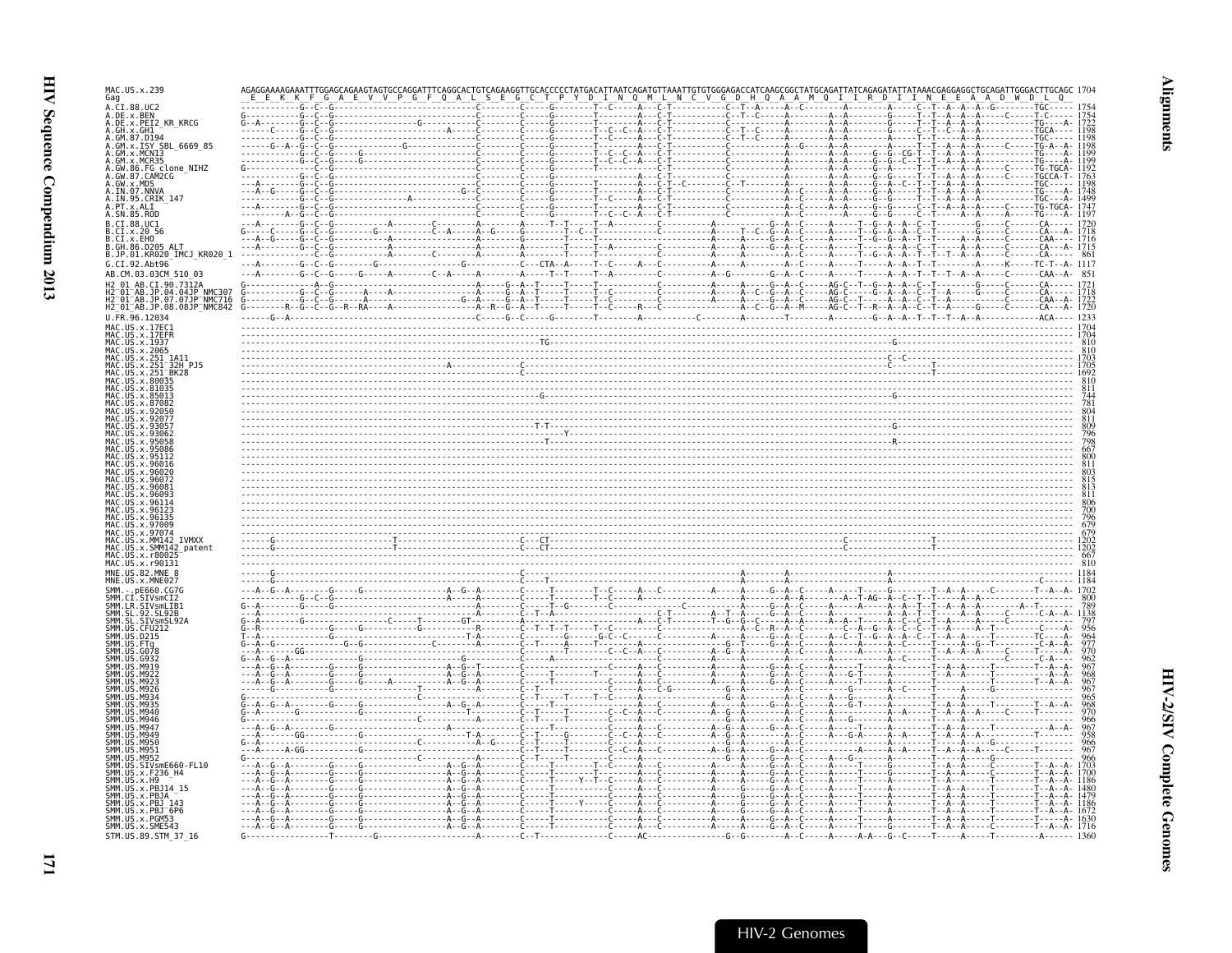```
MAC.US.x.239              AGAGGAAAAGAAATTTGGAGCAGAAGTAGTGCCAGGATTTCAGGCACTGTCAGAAGGTTGCACCCCCTATGACATTAATCAGATGTTAAATTGTGTGGGAGACCATCAAGCGGCTATGCAGATTATCAGAGATATTATAAACGAGGAGGCTGCAGATTGGGACTTGCAGC 1704
Gag                        E  E  K  K  F  G  A  E  V  V  P  G  F  Q  A  L  S  E  G  C  T  P  Y  D  I  N  Q  M  L  N  C  V  G  D  H  Q  A  A  M  Q  I  I  R  D  I  I  N  E  E  A  A  D  W  D  L  Q
A.CI.88.UC2                                                                                                                                                                              1754
A.DE.x.BEN                                                                                                                                                                               1754
A.DE.x.PEI2_KR_KRCG                                                                                                                                                                      1722
A.GH.x.GH1                                                                                                                                                                               1198
A.GM.87.D194                                                                                                                                                                             1198
A.GM.x.ISY_SBL_6669_85                                                                                                                                                                   1198
A.GM.x.MCN13                                                                                                                                                                             1199
A.GM.x.MCR35                                                                                                                                                                             1199
A.GW.86.FG_clone_NIHZ                                                                                                                                                                    1192
A.GW.87.CAM2CG                                                                                                                                                                           1763
A.GW.x.MDS                                                                                                                                                                               1198
A.IN.07.NNVA                                                                                                                                                                             1748
A.IN.95.CRIK_147                                                                                                                                                                         1499
A.PT.x.ALI                                                                                                                                                                               1747
A.SN.85.ROD                                                                                                                                                                              1197
B.CI.88.UC1                                                                                                                                                                              1720
B.CI.x.20_56                                                                                                                                                                             1718
B.CI.x.EHO                                                                                                                                                                               1716
B.GH.86.D205_ALT                                                                                                                                                                         1715
B.JP.01.KR020_IMCJ_KR020_1                                                                                                                                                               861
G.CI.92.Abt96                                                                                                                                                                            1117
AB.CM.03.03CM_510_03                                                                                                                                                                     851
H2_01_AB.CI.90.7312A                                                                                                                                                                     1721
H2_01_AB.JP.04.04JP_NMC307                                                                                                                                                               1718
H2_01_AB.JP.07.07JP_NMC716                                                                                                                                                               1722
H2_01_AB.JP.08.08JP_NMC842                                                                                                                                                               1720
U.FR.96.12034                                                                                                                                                                            1233
MAC.US.x.17EC1                                                                                                                                                                           1704
MAC.US.x.17EFR                                                                                                                                                                           1704
MAC.US.x.1937                                                                                                                                                                            810
MAC.US.x.2065                                                                                                                                                                            810
MAC.US.x.251_1A11                                                                                                                                                                        1703
MAC.US.x.251_32H_PJ5                                                                                                                                                                     1705
MAC.US.x.251_BK28                                                                                                                                                                        1692
MAC.US.x.80035                                                                                                                                                                           810
MAC.US.x.81035                                                                                                                                                                           811
MAC.US.x.85013                                                                                                                                                                           744
MAC.US.x.87082                                                                                                                                                                           781
MAC.US.x.92050                                                                                                                                                                           804
MAC.US.x.92077                                                                                                                                                                           811
MAC.US.x.93057                                                                                                                                                                           809
MAC.US.x.93062                                                                                                                                                                           796
MAC.US.x.95058                                                                                                                                                                           798
MAC.US.x.95086                                                                                                                                                                           667
MAC.US.x.95112                                                                                                                                                                           800
MAC.US.x.96016                                                                                                                                                                           811
MAC.US.x.96020                                                                                                                                                                           803
MAC.US.x.96072                                                                                                                                                                           815
MAC.US.x.96081                                                                                                                                                                           813
MAC.US.x.96093                                                                                                                                                                           811
MAC.US.x.96114                                                                                                                                                                           806
MAC.US.x.96123                                                                                                                                                                           700
MAC.US.x.96135                                                                                                                                                                           796
MAC.US.x.97009                                                                                                                                                                           679
MAC.US.x.97074                                                                                                                                                                           679
MAC.US.x.MM142_IVMXX                                                                                                                                                                     1202
MAC.US.x.SMM142_patent                                                                                                                                                                   1202
MAC.US.x.r80025                                                                                                                                                                          667
MAC.US.x.r90131                                                                                                                                                                          810
MNE.US.82.MNE_8                                                                                                                                                                          1184
MNE.US.x.MNE027                                                                                                                                                                          1184
SMM.-.pE660.CG7G                                                                                                                                                                         1702
SMM.CI.SIVsmCI2                                                                                                                                                                          800
SMM.LR.SIVsmLIB1                                                                                                                                                                         789
SMM.SL.92.SL92B                                                                                                                                                                          1138
SMM.SL.SIVsmSL92A                                                                                                                                                                        797
SMM.US.CFU212                                                                                                                                                                            956
SMM.US.D215                                                                                                                                                                              964
SMM.US.FTq                                                                                                                                                                               977
SMM.US.G078                                                                                                                                                                              970
SMM.US.G932                                                                                                                                                                              962
SMM.US.M919                                                                                                                                                                              967
SMM.US.M922                                                                                                                                                                              968
SMM.US.M923                                                                                                                                                                              967
SMM.US.M926                                                                                                                                                                              967
SMM.US.M934                                                                                                                                                                              965
SMM.US.M935                                                                                                                                                                              968
SMM.US.M940                                                                                                                                                                              970
SMM.US.M946                                                                                                                                                                              966
SMM.US.M947                                                                                                                                                                              967
SMM.US.M949                                                                                                                                                                              958
SMM.US.M950                                                                                                                                                                              966
SMM.US.M951                                                                                                                                                                              967
SMM.US.M952                                                                                                                                                                              966
SMM.US.SIVsmE660-FL10                                                                                                                                                                    1703
SMM.US.x.F236_H4                                                                                                                                                                         1700
SMM.US.x.H9                                                                                                                                                                              1186
SMM.US.x.PBJ14_15                                                                                                                                                                        1480
SMM.US.x.PBJA                                                                                                                                                                            1479
SMM.US.x.PBJ_143                                                                                                                                                                         1186
SMM.US.x.PBJ_6P6                                                                                                                                                                         1672
SMM.US.x.PGM53                                                                                                                                                                           1630
SMM.US.x.SME543                                                                                                                                                                          1716
STM.US.89.STM_37_16                                                                                                                                                                      1360
```

HIV-2 Genomes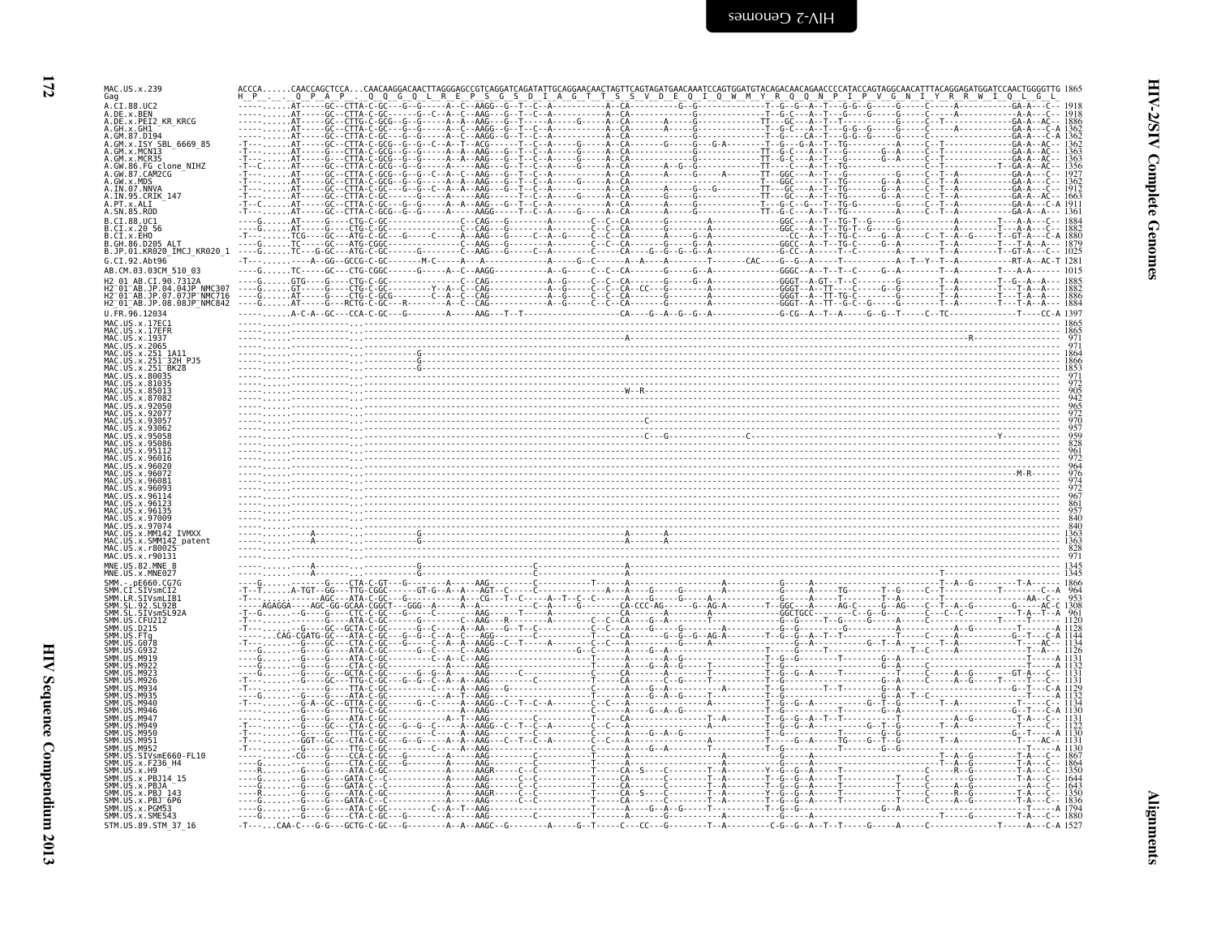```
MAC.US.x.239                 ACCCA......CAACCAGCTCCA...CAACAAGGACAACTTAGGGAGCCGTCAGGATCAGATATTGCAGGAACAACTAGTTCAGTAGATGAACAAATCCAGTGGATGTACAGACAACAGAACCCCATACCAGTAGGCAACATTTACAGGAGATGGATCCAACTGGGGTTG 1865
Gag                          H  P  .  .  Q  P  A  P  .  Q  Q  G  Q  L  R  E  P  S  G  S  D  I  A  G  T  T  S  S  V  D  E  Q  I  Q  W  M  Y  R  Q  Q  N  P  I  P  V  G  N  I  Y  R  R  W  I  Q  L  G  L
A.CI.88.UC2                  1918
A.DE.x.BEN                   1918
A.DE.x.PEI2_KR_KRCG          1886
A.GH.x.GH1                   1362
A.GM.87.D194                 1362
A.GM.x.ISY_SBL_6669_85       1362
A.GM.x.MCN13                 1363
A.GM.x.MCR35                 1363
A.GW.86.FG_clone_NIHZ        1356
A.GW.87.CAM2CG               1927
A.GW.x.MDS                   1362
A.IN.07.NNVA                 1912
A.IN.95.CRIK_147             1663
A.PT.x.ALI                   1911
A.SN.85.ROD                  1361
B.CI.88.UC1                  1884
B.CI.x.20_56                 1882
B.CI.x.EHO                   1880
B.GH.86.D205_ALT             1879
B.JP.01.KR020_IMCJ_KR020_1   1025
G.CI.92.Abt96                1281
AB.CM.03.03CM_510_03         1015
H2_01_AB.CI.90.7312A         1885
H2_01_AB.JP.04.04JP_NMC307   1882
H2_01_AB.JP.07.07JP_NMC716   1886
H2_01_AB.JP.08.08JP_NMC842   1884
U.FR.96.12034                1397
MAC.US.x.17EC1               1865
MAC.US.x.17EFR               1865
MAC.US.x.1937                971
MAC.US.x.2065                971
MAC.US.x.251_1A11            1864
MAC.US.x.251_32H_PJ5         1866
MAC.US.x.251_BK28            1853
MAC.US.x.80035               971
MAC.US.x.81035               972
MAC.US.x.85013               905
MAC.US.x.87082               942
MAC.US.x.92050               965
MAC.US.x.92077               972
MAC.US.x.93057               970
MAC.US.x.93062               957
MAC.US.x.95058               959
MAC.US.x.95086               828
MAC.US.x.95112               961
MAC.US.x.96016               972
MAC.US.x.96020               964
MAC.US.x.96072               976
MAC.US.x.96081               974
MAC.US.x.96093               972
MAC.US.x.96114               967
MAC.US.x.96123               861
MAC.US.x.96135               957
MAC.US.x.97009               840
MAC.US.x.97074               840
MAC.US.x.MM142_IVMXX         1363
MAC.US.x.SMM142_patent       1363
MAC.US.x.r80025              828
MAC.US.x.r90131              971
MNE.US.82.MNE_8              1345
MNE.US.x.MNE027              1345
SMM.-.pE660.CG7G             1866
SMM.CI.SIVsmCI2              964
SMM.LR.SIVsmLIB1             953
SMM.SL.92.SL92B              1308
SMM.SL.SIVsmSL92A            961
SMM.US.CFU212                1120
SMM.US.D215                  1128
SMM.US.FTq                   1144
SMM.US.G078                  1134
SMM.US.G932                  1126
SMM.US.M919                  1131
SMM.US.M922                  1132
SMM.US.M923                  1131
SMM.US.M926                  1131
SMM.US.M934                  1129
SMM.US.M935                  1132
SMM.US.M940                  1134
SMM.US.M946                  1130
SMM.US.M947                  1131
SMM.US.M949                  1122
SMM.US.M950                  1130
SMM.US.M951                  1131
SMM.US.M952                  1130
SMM.US.SIVsmE660-FL10        1867
SMM.US.x.F236_H4             1864
SMM.US.x.H9                  1350
SMM.US.x.PBJ14_15            1644
SMM.US.x.PBJA                1643
SMM.US.x.PBJ_143             1350
SMM.US.x.PBJ_6P6             1836
SMM.US.x.PGM53               1794
SMM.US.x.SME543              1880
STM.US.89.STM_37_16          1527
```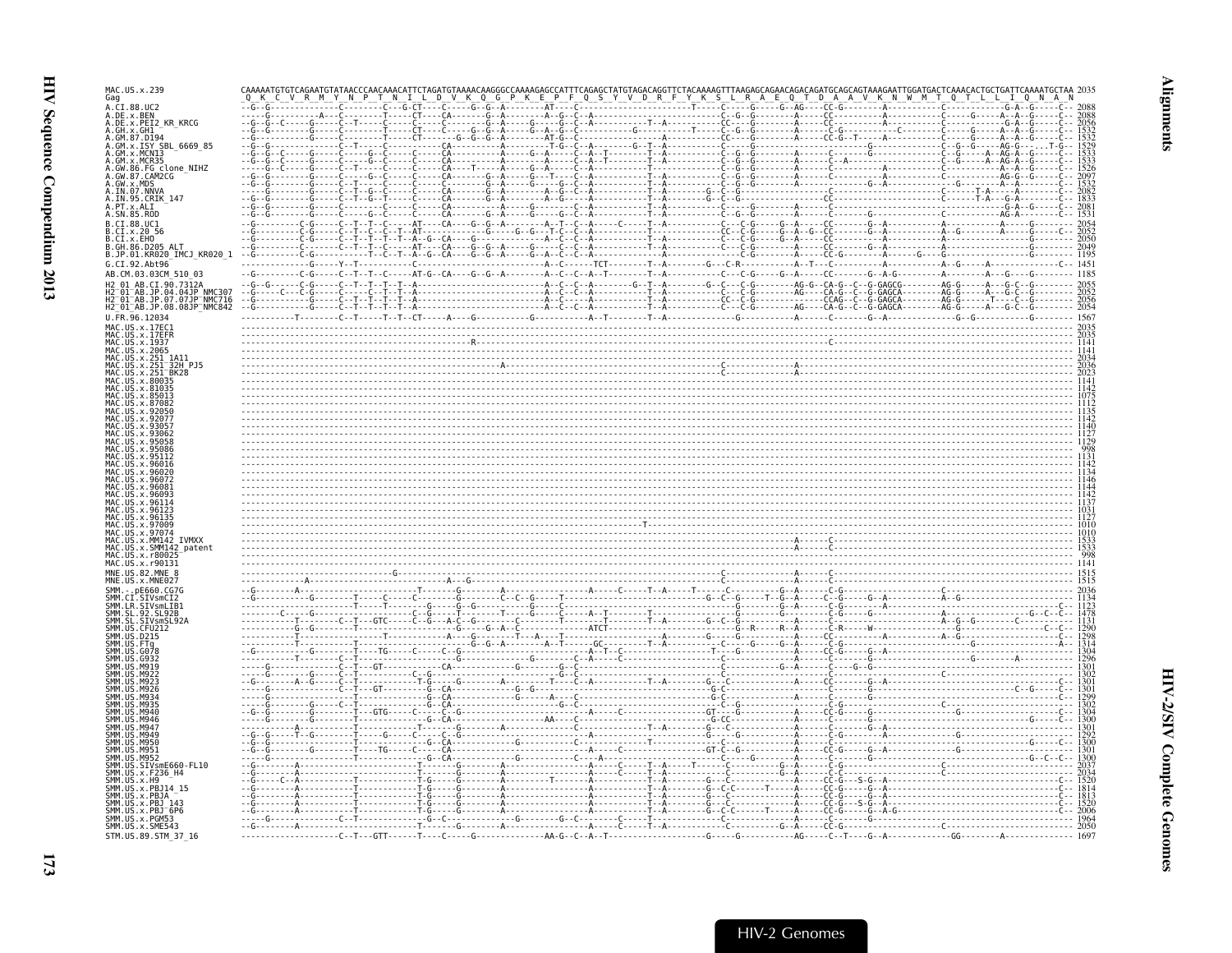```
MAC.US.x.239                CAAAAATGTGTCAGAATGTATAACCCAACAAACATTCTAGATGTAAAACAAGGGCCAAAAGAGCCATTTCAGAGCTATGTAGACAGGTTCTACAAAAGTTTAAGAGCAGAACAGACAGATGCAGCAGTAAAGAATTGGATGACTCAAACACTGCTGATTCAAATGCTAA 2035
Gag                          Q  K  C  V  R  M  Y  N  P  T  N  I  L  D  V  K  Q  G  P  K  E  P  F  Q  S  Y  V  D  R  F  Y  K  S  L  R  A  E  Q  T  D  A  A  V  K  N  W  M  T  Q  T  L  L  I  Q  N  A  N
A.CI.88.UC2                                                                                                                                                                                  2088
A.DE.x.BEN                                                                                                                                                                                   2088
A.DE.x.PEI2_KR_KRCG                                                                                                                                                                          2056
A.GH.x.GH1                                                                                                                                                                                   1532
A.GM.87.D194                                                                                                                                                                                 1532
A.GM.x.ISY_SBL_6669_85                                                                                                                                                                       1529
A.GM.x.MCN13                                                                                                                                                                                 1533
A.GM.x.MCR35                                                                                                                                                                                 1533
A.GW.86.FG_clone_NIHZ                                                                                                                                                                        1526
A.GW.87.CAM2CG                                                                                                                                                                               2097
A.GW.x.MDS                                                                                                                                                                                   1532
A.IN.07.NNVA                                                                                                                                                                                 2082
A.IN.95.CRIK_147                                                                                                                                                                             1833
A.PT.x.ALI                                                                                                                                                                                   2081
A.SN.85.ROD                                                                                                                                                                                  1531
B.CI.88.UC1                                                                                                                                                                                  2054
B.CI.x.20_56                                                                                                                                                                                 2052
B.CI.x.EHO                                                                                                                                                                                   2050
B.GH.86.D205_ALT                                                                                                                                                                             2049
B.JP.01.KR020_IMCJ_KR020_1                                                                                                                                                                   1195
G.CI.92.Abt96                                                                                                                                                                                1451
AB.CM.03.03CM_510_03                                                                                                                                                                         1185
H2_01_AB.CI.90.7312A                                                                                                                                                                         2055
H2_01_AB.JP.04.04JP_NMC307                                                                                                                                                                   2052
H2_01_AB.JP.07.07JP_NMC716                                                                                                                                                                   2056
H2_01_AB.JP.08.08JP_NMC842                                                                                                                                                                   2054
U.FR.96.12034                                                                                                                                                                                1567
MAC.US.x.17EC1                                                                                                                                                                               2035
MAC.US.x.17EFR                                                                                                                                                                               2035
MAC.US.x.1937                                                                                                                                                                                1141
MAC.US.x.2065                                                                                                                                                                                1141
MAC.US.x.251_1A11                                                                                                                                                                            2034
MAC.US.x.251_32H_PJ5                                                                                                                                                                         2036
MAC.US.x.251_BK28                                                                                                                                                                            2023
MAC.US.x.80035                                                                                                                                                                               1141
MAC.US.x.81035                                                                                                                                                                               1142
MAC.US.x.85013                                                                                                                                                                               1075
MAC.US.x.87082                                                                                                                                                                               1112
MAC.US.x.92050                                                                                                                                                                               1135
MAC.US.x.92077                                                                                                                                                                               1142
MAC.US.x.93057                                                                                                                                                                               1140
MAC.US.x.93062                                                                                                                                                                               1127
MAC.US.x.95058                                                                                                                                                                               1129
MAC.US.x.95086                                                                                                                                                                                998
MAC.US.x.95112                                                                                                                                                                               1131
MAC.US.x.96016                                                                                                                                                                               1142
MAC.US.x.96020                                                                                                                                                                               1134
MAC.US.x.96072                                                                                                                                                                               1146
MAC.US.x.96081                                                                                                                                                                               1144
MAC.US.x.96093                                                                                                                                                                               1142
MAC.US.x.96114                                                                                                                                                                               1137
MAC.US.x.96123                                                                                                                                                                               1031
MAC.US.x.96135                                                                                                                                                                               1127
MAC.US.x.97009                                                                                                                                                                               1010
MAC.US.x.97074                                                                                                                                                                               1010
MAC.US.x.MM142_IVMXX                                                                                                                                                                         1533
MAC.US.x.SMM142_patent                                                                                                                                                                       1533
MAC.US.x.r80025                                                                                                                                                                               998
MAC.US.x.r90131                                                                                                                                                                              1141
MNE.US.82.MNE_8                                                                                                                                                                              1515
MNE.US.x.MNE027                                                                                                                                                                              1515
SMM.-.pE660.CG7G                                                                                                                                                                             2036
SMM.CI.SIVsmCI2                                                                                                                                                                              1134
SMM.LR.SIVsmLIB1                                                                                                                                                                             1123
SMM.SL.92.SL92B                                                                                                                                                                              1478
SMM.SL.SIVsmSL92A                                                                                                                                                                            1131
SMM.US.CFU212                                                                                                                                                                                1290
SMM.US.D215                                                                                                                                                                                  1298
SMM.US.FTq                                                                                                                                                                                   1314
SMM.US.G078                                                                                                                                                                                  1304
SMM.US.G932                                                                                                                                                                                  1296
SMM.US.M919                                                                                                                                                                                  1301
SMM.US.M922                                                                                                                                                                                  1302
SMM.US.M923                                                                                                                                                                                  1301
SMM.US.M926                                                                                                                                                                                  1301
SMM.US.M934                                                                                                                                                                                  1299
SMM.US.M935                                                                                                                                                                                  1302
SMM.US.M940                                                                                                                                                                                  1304
SMM.US.M946                                                                                                                                                                                  1300
SMM.US.M947                                                                                                                                                                                  1301
SMM.US.M949                                                                                                                                                                                  1292
SMM.US.M950                                                                                                                                                                                  1300
SMM.US.M951                                                                                                                                                                                  1301
SMM.US.M952                                                                                                                                                                                  1300
SMM.US.SIVsmE660-FL10                                                                                                                                                                        2037
SMM.US.x.F236_H4                                                                                                                                                                             2034
SMM.US.x.H9                                                                                                                                                                                  1520
SMM.US.x.PBJ14_15                                                                                                                                                                            1814
SMM.US.x.PBJA                                                                                                                                                                                1813
SMM.US.x.PBJ_143                                                                                                                                                                             1520
SMM.US.x.PBJ_6P6                                                                                                                                                                             2006
SMM.US.x.PGM53                                                                                                                                                                               1964
SMM.US.x.SME543                                                                                                                                                                              2050
STM.US.89.STM_37_16                                                                                                                                                                          1697
```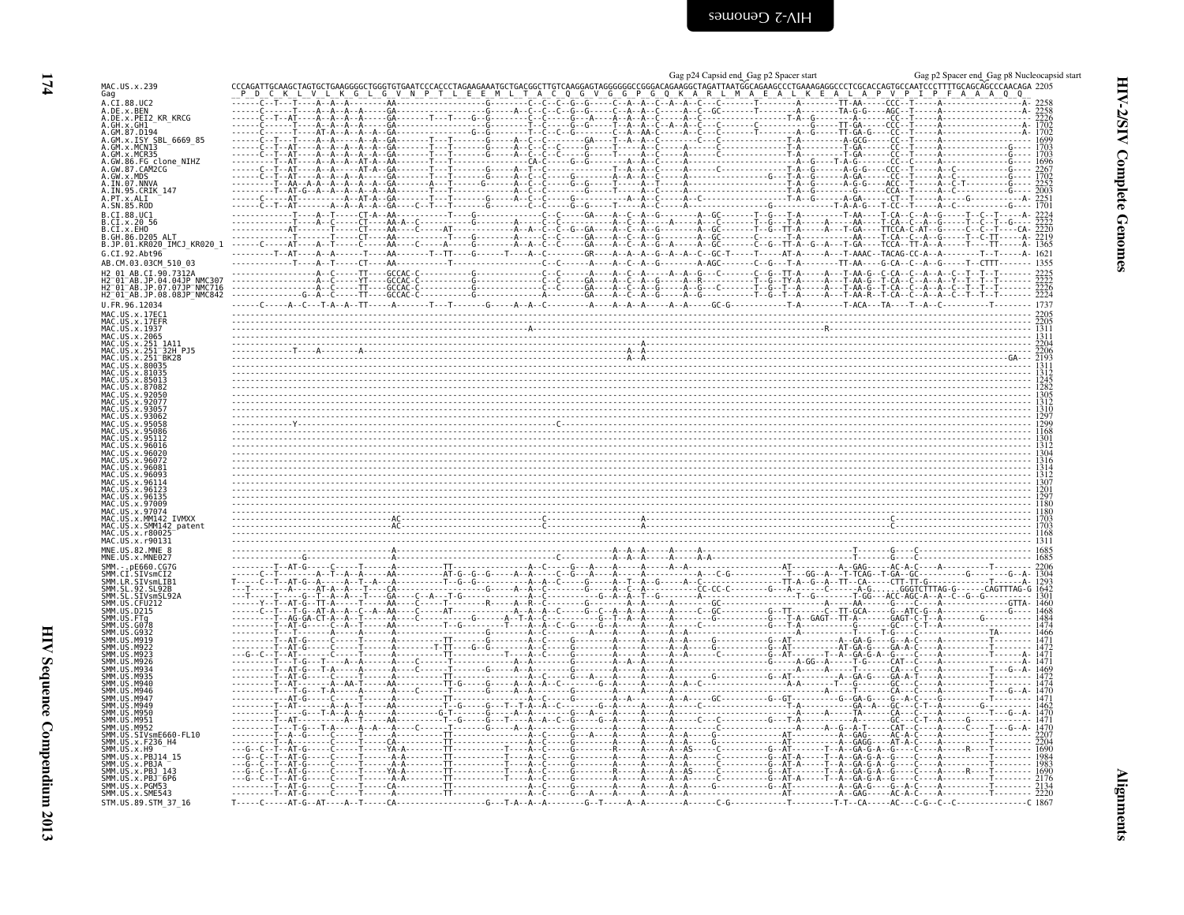Gag p24 Capsid end_Gag p2 Spacer start — Gag p2 Spacer end_Gag p8 Nucleocapsid start

```
MAC.US.x.239                CCCAGATTGCAAGCTAGTGCTGAAGGGGCTGGGTGTGAATCCCACCCTAGAAGAAATGCTGACGGCTTGTCAAGGAGTAGGGGGGCCGGGACAGAAGGCTAGATTAATGGCAGAAGCCCTGAAAGAGGCCCTCGCACCAGTGCCAATCCCTTTTGCAGCAGCCCAACAGA 2205
Gag                          P  D  C  K  L  V  L  K  G  L  G  V  N  P  T  L  E  E  M  L  T  A  C  Q  G  V  G  G  P  G  Q  K  A  R  L  M  A  E  A  L  K  E  A  L  A  P  V  P  I  P  F  A  A  A  Q  Q
A.CI.88.UC2                 2258
A.DE.x.BEN                  2258
A.DE.x.PEI2_KR_KRCG         2226
A.GH.x.GH1                  1702
A.GM.87.D194                1702
A.GM.x.ISY_SBL_6669_85      1699
A.GM.x.MCN13                1703
A.GM.x.MCR35                1703
A.GW.86.FG_clone_NIHZ       1696
A.GW.87.CAM2CG              2267
A.GW.x.MDS                  1702
A.IN.07.NNVA                2252
A.IN.95.CRIK_147            2003
A.PT.x.ALI                  2251
A.SN.85.ROD                 1701
B.CI.88.UC1                 2224
B.CI.x.20_56                2222
B.CI.x.EHO                  2220
B.GH.86.D205_ALT            2219
B.JP.01.KR020_IMCJ_KR020_1  1365
G.CI.92.Abt96               1621
AB.CM.03.03CM_510_03        1355
H2_01_AB.CI.90.7312A        2225
H2_01_AB.JP.04.04JP_NMC307  2222
H2_01_AB.JP.07.07JP_NMC716  2226
H2_01_AB.JP.08.08JP_NMC842  2224
U.FR.96.12034               1737
MAC.US.x.17EC1              2205
MAC.US.x.17EFR              2205
MAC.US.x.1937               1311
MAC.US.x.2065               1311
MAC.US.x.251_1A11           2204
MAC.US.x.251_32H_PJ5        2206
MAC.US.x.251_BK28           2193
MAC.US.x.80035              1311
MAC.US.x.81035              1312
MAC.US.x.85013              1245
MAC.US.x.87082              1282
MAC.US.x.92050              1305
MAC.US.x.92077              1312
MAC.US.x.93057              1310
MAC.US.x.93062              1297
MAC.US.x.95058              1299
MAC.US.x.95086              1168
MAC.US.x.95112              1301
MAC.US.x.96016              1312
MAC.US.x.96020              1304
MAC.US.x.96072              1316
MAC.US.x.96081              1314
MAC.US.x.96093              1312
MAC.US.x.96114              1307
MAC.US.x.96123              1201
MAC.US.x.96135              1297
MAC.US.x.97009              1180
MAC.US.x.97074              1180
MAC.US.x.MM142_IVMXX        1703
MAC.US.x.SMM142_patent      1703
MAC.US.x.r80025             1168
MAC.US.x.r90131             1311
MNE.US.82.MNE_8             1685
MNE.US.x.MNE027             1685
SMM.-.pE660.CG7G            2206
SMM.CI.SIVsmCI2             1304
SMM.LR.SIVsmLIB1            1293
SMM.SL.92.SL92B             1642
SMM.SL.SIVsmSL92A           1301
SMM.US.CFU212               1460
SMM.US.D215                 1468
SMM.US.FTq                  1484
SMM.US.G078                 1474
SMM.US.G932                 1466
SMM.US.M919                 1471
SMM.US.M922                 1472
SMM.US.M923                 1471
SMM.US.M926                 1471
SMM.US.M934                 1469
SMM.US.M935                 1472
SMM.US.M940                 1474
SMM.US.M946                 1470
SMM.US.M947                 1471
SMM.US.M949                 1462
SMM.US.M950                 1470
SMM.US.M951                 1471
SMM.US.M952                 1470
SMM.US.SIVsmE660-FL10       2207
SMM.US.x.F236_H4            2204
SMM.US.x.H9                 1690
SMM.US.x.PBJ14_15           1984
SMM.US.x.PBJA               1983
SMM.US.x.PBJ_143            1690
SMM.US.x.PBJ_6P6            2176
SMM.US.x.PGM53              2134
SMM.US.x.SME543             2220
STM.US.89.STM_37_16         1867
```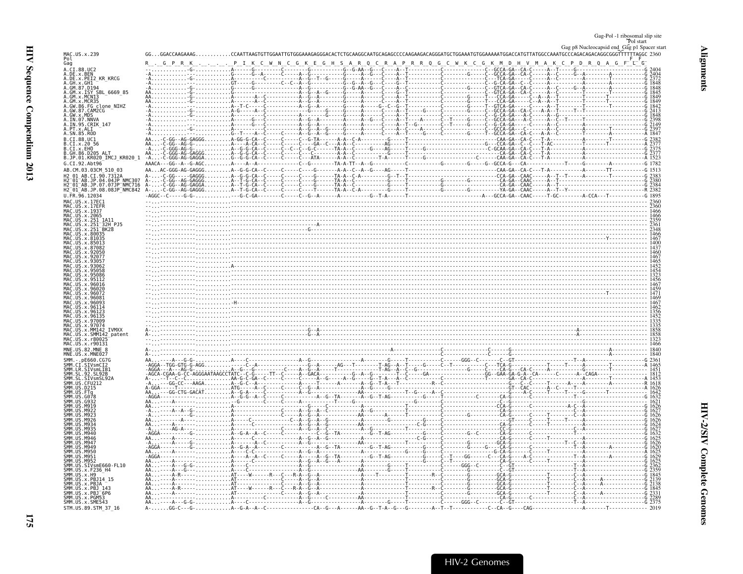```
                                                                                                                                                Gag-Pol -1 ribosomal slip site
                                                                                                                                                              Pol start
                                                                                                                          Gag p8 Nucleocapsid end  Gag p1 Spacer start
MAC.US.x.239                GG...GGACCAAGAAAG...........CCAATTAAGTGTTGGAATTGTGGGAAAGAGGGACACTCTGCAAGGCAATGCAGAGCCCCAAGAAGACAGGGATGCTGGAAATGTGGAAAAATGGACCATGTTATGGCCAAATGCCCAGACAGACAGGCGGGTTTTTTAGGC 2360
Pol                                                                                                                                                                                     F  F
Gag                         R _ _G P R K _ _ _ _ _P I K C W N C G K E G H S A R Q C R A P R R Q G C W K C G K M D H V M A K C P D R Q A G F L G
A.CI.88.UC2                 -.............-G-...........A------G---------C--------G---------G--G-AA--G---C----A--T----------C---------------C--GCCA-GA--CA-C-----A--T------G---------------------------G 2404
A.DE.x.BEN                  -A............-G-...........A------G--A------C--------A--G-------G-----A--G---C----A--T----------C---------G-----C--GCCA-GA--CA-C-----A--C-------G--A--------A--------------G 2404
A.DE.x.PEI2_KR_KRCG         -A............-G-...........A-----------C---------A--G--T--G-----G-----A--G---C----A--T----------C---------------C---TCA-GA-----C-----A--C-------------A--------T----------G 2372
A.GH.x.GH1                  AA..........................GT-----G-------C--C--A--G-----------G--G--A--G---C----G--T----------C---------------C--G-CA-GA--C--C-----A--------------------A------------------G 1848
A.GM.87.D194                -A............-G-...........G------G---------------A--G---------G--G-AA--G---C----A--C----------C---------G-----C--GTCA-GA--CA-C-----A--C----G--A--------A--------------G 1848
A.GM.x.ISY_SBL_6669_85      AA............-G-...........G------G---------------A--G--A--G-----G-----A-----C----G--T----------C---------------C--GTCA-GA--CA-C-----A--C-----------T--------T----------G 1845
A.GM.x.MCN13                AA............-G-...........A--------A--C----------A--G--A------G-----A-----C----A--T----------C---------G-----T---CCA-GA-----C--A--A--T-----------T--------T----------G 1849
A.GM.x.MCR35                AA............-G-...........A--------A--C----------A--G--A------G-----A-----C----A--T----------C---------G-----T---CCA-GA-----C--A--A--T-----------T--------T----------G 1849
A.GW.86.FG_clone_NIHZ       -A..........................A--T-C-----C-----------A--G--A------G-----A-----G--C--G--T----------C---------G-----T--GTCA-GA-----C-----A--T-----------T--------T----------G 1842
A.GW.87.CAM2CG              -A............-G-...........CAG-----A--C-----------G-----G------G-----A-----C----A--T----G----------C---------G-----C--GCCA-GA--CA-C---A-A--T------T--T----------G 2413
A.GW.x.MDS                  -A............-G-...........A--------------------A------G-------G-----A-----C----A--T----------C---------G-----C--G-CA-GA---A-C-----A--G------------------G 1848
A.IN.07.NNVA                -A..........................A------G--C-----------A--G--A------A-----A--G---C----A--T----A------C--T-----G-----C--GCCA-GA---A-C-----A--C--T------T----------G 2398
A.IN.95.CRIK_147            -A..........................A------G--C-----------A--G--A------G-----A-----C----A--T--G------C--T-----G-----C--G-CA-GA-----C-----A--C-----------A------------------G 2149
A.PT.x.ALI                  -A............-G-...........A--------C-----------A--G--A------G-----A-----C----A--C------A-----C---------G-----C--GCCA-GA---C-C-----A--C-----------A--------T----------G 2397
A.SN.85.ROD                 -A..........................G-T-----A--C-----C-----A--G--A--G-----G-----A-----C----A--T-----G-----C---------G-----T--GCCA-GA--CA-C---A-A--C-----------T--------T----------A 1847
B.CI.88.UC1                 AA...-C-GG--AG-GAGGG........A-GG-G-CA--C-----C----C--G-TA------A-A--C-A-----------G-----T----------------------CAA-GA--CA-C---T-A----------A--------T----------G 2382
B.CI.x.20_56                AA...-C-GG--AG-G-...........A----A-CA--C-----C----C----GA--C---A-A--C--------AG-----T----------------G-----CCA-GA--C--C---T-AC---------T--------T----------A 2377
B.CI.x.EHO                  -A...-C-GGG-AG-G-...........A--G-G-CA--C-----C--C--C--G-C-----TA-A--C-----G----AG-----T------G--------------C-GCAA-GA--CA-C---T-A----------A------------------G 2375
B.GH.86.D205_ALT            AA...-C-GGG-AG-GAGGG........A--G-G-CA--C-----C----C---C------A-A--C--------G-----T----------------------CCA-GA--CA-C---T-A----------A------------------G 2377
B.JP.01.KR020_IMCJ_KR020_1  -A...-C-GGG-AG-GAGGA........C--G-G-CA--C-----C----C---ATA------A-A--C------T-A-----C------G---------C-----CAA-GA--CA-C---T-A----------A------------------A 1523
G.CI.92.Abt96               AAACA---GG--A--G-AGC........A----A--A--------------C--G---------TA-A-TT--A--G-----------C---------G--------G-----G--GCCA-G---CA-----------T-----G--------A----------G 1782
AB.CM.03.03CM_510_03        AA...AC-GGG-AG-GAGGG........A--G-G-CA--C-----C----C---G--------A-A--C--A--G----AG-----T----------------------CAA-GA--CA-C---T-A----------A------TT----------G 1513
H2_01_AB.CI.90.7312A        A-....C-GG-----GAGGG........A--G-G-CA--C-----C----C---G--------TA-A--C-A---------G--T--T----------------------CCA-GA--CAAC-----A--T--T-----A--------T----------G 2383
H2_01_AB.JP.04.04JP_NMC307  A-....C-GG--AG-GAGGG........A--T-G-CA--C-----C----C---G--------TA-A--C----------G-----T--------G--------G--------CA-GA--CAAC-----A--T-----------------------------G 2380
H2_01_AB.JP.07.07JP_NMC716  A-....C-GG--AG-GAGGA........A--T-G-CA--C-----C----C---G--------TA-A--C----------G-----T--------G---------------CA-GA--CAAC-----A--T-----------------------------G 2364
H2_01_AB.JP.08.08JP_NMC842  A-....C-GG--AG-GAGGG........A--T-G-CA--C-----C----C---T--------TA-A--C-A---------G-----T--------G--------G--------YA-GA--CAAC-----A--T--Y--------------------------R 2382
U.FR.96.12034               -AGGC--C-----G-G-...........---G-C-GA--------C-----C--G--A------A---------G--T-A------T---------------------A---GCCA-GA--CAAC-----T-GC--------A-CCA---T----------G 1895
MAC.US.x.17EC1              --.........................................................................................................................................................  2360
MAC.US.x.17EFR              --.........................................................................................................................................................  2360
MAC.US.x.1937               --.........................................................................................................................................................  1466
MAC.US.x.2065               --.........................................................................................................................................................  1466
MAC.US.x.251_1A11           --.........................................................................................................................................................  2359
MAC.US.x.251_32H_PJ5        --...........................................A.............................................................................................................  2361
MAC.US.x.251_BK28           --..........................G..............................................................................................................................  2348
MAC.US.x.80035              --.........................................................................................................................................................  1406
MAC.US.x.81035              --...........................................................................................................................................Y.............  1467
MAC.US.x.85013              --.........................................................................................................................................................  1400
MAC.US.x.87082              --.........................................................................................................................................................  1437
MAC.US.x.92050              --.........................................................................................................................................................  1460
MAC.US.x.92077              --.........................................................................................................................................................  1467
MAC.US.x.93057              --.........................................................................................................................................................  1465
MAC.US.x.93062              --..........................A..............................................................................................................................  1452
MAC.US.x.95058              --.........................................................................................................................................................  1454
MAC.US.x.95086              --.........................................................................................................................................................  1323
MAC.US.x.95112              --.........................................................................................................................................................  1456
MAC.US.x.96016              --.........................................................................................................................................................  1467
MAC.US.x.96020              --.........................................................................................................................................................  1459
MAC.US.x.96072              --...........................................................................................................................................T.............  1471
MAC.US.x.96081              --.........................................................................................................................................................  1469
MAC.US.x.96093              --.....-H-.................................................................................................................................................  1467
MAC.US.x.96114              --.........................................................................................................................................................  1462
MAC.US.x.96123              --.........................................................................................................................................................  1356
MAC.US.x.96135              --.........................................................................................................................................................  1452
MAC.US.x.97009              --.........................................................................................................................................................  1335
MAC.US.x.97074              --.........................................................................................................................................................  1335
MAC.US.x.MM142_IVMXX        A-.......................................G--A.......................................................................................A......................  1858
MAC.US.x.SMM142_patent      A-.......................................G--A.......................................................................................A......................  1858
MAC.US.x.r80025             --.........................................................................................................................................................  1323
MAC.US.x.r90131             --.........................................................................................................................................................  1466
MNE.US.82.MNE_8             A-................................................................A..................C-------------C-----G-------------------------------A-----------  1840
MNE.US.x.MNE027             A-...............................................................................C-------------C-----G-------------------------------A-----------  1840
SMM.-.pE660.CG7G            AA.....--A--G-G-............A----C-------------------A--G-----------------A---------G-----T---------C-----GGG--C------C--GT------------------T--A------------G 2361
SMM.CI.SIVsmCI2             -AGGA--TGG-GTG-G-AGG........----C--A-------------A--G--A------AG---T-------T-AG--A--T-----G-----C--T---------C---TCA-G---------T-----T-----A---------T----------A 1465
SMM.LR.SIVsmLIB1            -AGGA---A---AG-G-...........A--G--G----------C-----A--G--A-----T--------------T-AG--A--C--G------------G-----C----CA-G---CA-C-----A---------G--------T----------- 1451
SMM.SL.92.SL92B             -AGCA-CGAA-G-CC-AGGGAATAAGCCTATC--C-G----TT--C-----A--GAA------G--A--G-----T--C---GA--------------GG--GAA-GA-G-A--CA-----C------A-CAGA--------------------- 1812
SMM.SL.x.SIVsmSL92A         AA.....-T--C-C-.............AA-G-C-GA--C-----C-----A--G--A------A--G--A--G-T-A---A--C-----------C---------G-----GA-CA-----C-----T-----------------A----------G 1453
SMM.US.CFU212               -A.....--GG-CC---AAGA.......A--G-C--A------------A----T-----A------A--G--T-A---T---------R--C--------------------G---C--C-----T------A---A-------A----------R 1618
SMM.US.D215                 A-GGA---T-------------------ATG------A--C-----C--G--A--A--------G------------T-------------------------GT-CAC------A--C---T----------A----------A 1626
SMM.US.FTq                  AA.....-GG-CTG-GACAT........A--G-A-----C-----------A--G--------AA-------------T--G----A--C----------------G---A-C----T---T-----G-------T----------G 1642
SMM.US.G078                 -AGGA-......................A--G-G--A--C-----------A--G--TA-------A--G--T-AG---------G-----T------------CA-G---------------------T---------------------G 1632
SMM.US.G932                 AA.....--A-.................A----G------C-----C-----A---T----G----------------G-----------C--------CA-G------------------------------------------G 1621
SMM.US.M919                 AA..........................A------------------G-----C----------------------T---------------------CCA-G--------C--------A-C--A---------------G 1626
SMM.US.M922                 -A.....--A--A--G-...........A-----------C-----A--G--A--C-----------A--G-----------T------------------CA-G---------------------C--A--------------G 1627
SMM.US.M923                 -A.........-G-..............A-----------C-----A--G--A--------------AA-------A----T-------G----------CA-G-----C-------T-------C--A--------------G 1626
SMM.US.M926                 AA.........-A-..............A-----C--------C--A--G--A--G-----------A----------G----------G-----------GT----C----T----T--A----------------------G 1626
SMM.US.M934                 AA.....A-...................A-------C-----------A--G--A--G---------AA-----------C-G----------------CA-G-----C-----T----------A---------------G 1624
SMM.US.M935                 -A.....AG-A-................A-----------C-----A--G--A--------------A-----------------T-------------CA-G--------C-------------C--A------------G 1627
SMM.US.M940                 -AGGA-.........G-...........A--G-A--A--C-----------C--G--TA-------G--T-AG---------G-----C---------CA-G---------------------T---------------------G 1632
SMM.US.M946                 AA..........................A-------C-----------A--G--A--G-----------------------C-G---------------CA-G--------C-------T-------A--------------G 1625
SMM.US.M947                 -A.....-A-..................A--------A--C-----------A--G--A--------AA-----------------G------------GCA-G-----C------------T--C--A--------------G 1626
SMM.US.M949                 -AGGA-.........G-...........A--G-A--A--C-----------A--G--TA-------G--T-AG---------G-----C-----G-----G--CA-G---------------------T--A--------A---------G 1620
SMM.US.M950                 AA.........A-...............A---C-C-----------A--G--A--------------------G-----G----------G-CA-G-----C-----T-------------A------------------A 1625
SMM.US.M951                 -AGGA-.........A-...........A---A--A--C-----------A--G--TA-------G--T-AG---------G-----C--T----GG-----C--CA-G---A-C--------T--A--------A---------G 1629
SMM.US.M952                 AA..........................A--------C-----------A--G--A--G--A-------A-----------G-----C--T---------CA-G---------------------C--A--------------G 1625
SMM.US.SIVsmE660-FL10       AA.....--A--G-G-............A----C-------------------A--G-----------------A---------G-----T---------C-----GGG--C------C--GT------------------T--A------------G 2362
SMM.US.x.F236_H4            AA.....--A--G-..............A----C-------------------A--G-----------------AA--------G-----T----------------------C--GT------------------T--A------------G 2359
SMM.US.x.H9                 AA.....--A-R-...............AT----W------R---C---R-A--G--A--------------A----T---------R--C---------G---------GCA-G------------T-------C--A------------G 1845
SMM.US.x.PBJ14_15           AA.....--A-.................AT------------C-----A--G--A----------------A-------------T------------G---------GCA-G------------T-------C--A-----A--------G 2139
SMM.US.x.PBJA               AA.....--A-.................AT------------C-----A--G--A----------------A-------------T------------G---------GCA-G------------T-------C--A-----A--------G 2138
SMM.US.x.PBJ_143            AA.....--A-R-...............AT----W------R---C---R-A--G--A--------------A----T---------R--C---------G---------GCA-G------------T-------C--A------------G 1845
SMM.US.x.PBJ_6P6            AA.....--A-.................AT------------C-----A--G--A----------------A-------------T------------G---------GCA-G------------T-------C--A-----A--------G 2331
SMM.US.x.PGM53              AA.....--A-.................A----C------------A--G--------------AA------G-----T----------------------C--GT------------------T--A------------G 2289
SMM.US.x.SME543             AA.....--A--G-G-............A----C-------------------A--G-----------------A---------G-----T---------C-----GGG--C------C--GT------------------T--A------------G 2375
STM.US.89.STM_37_16         A-.....GG-C--G-.............A--G-A--A--C----------------CA--G---A------AA--G--T-A--G---G------A--T--T------------C--CA--G---CAG------------------A--------T-----------  2019
```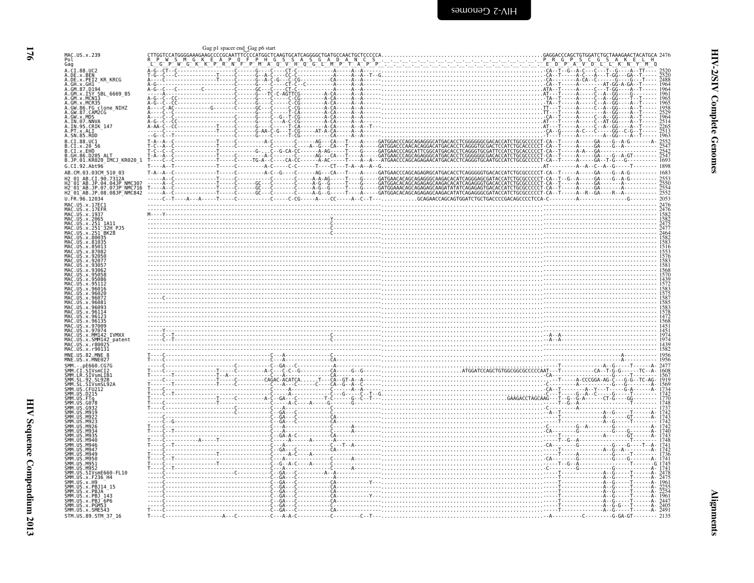Gag p1 spacer end_Gag p6 start

```
MAC.US.x.239              CTTGGTCCATGGGGAAAGAAGCCCCGCAATTTCCCCATGGCTCAAGTGCATCAGGGGCTGATGCCAACTGCTCCCCCA..................................................GAGGACCCAGCTGTGGATCTGCTAAAGAACTACATGCA 2476
Pol                       R  P  W  S  M  G  K  E  A  P  Q  F  P  H  G  S  S  A  S  G  A  D  A  N  C  S  .  .  .  .  .  .  .  .  .  .  .  .  .  .  .  .  .  P  R  G  P  S  C  G  S  A  K  E  L  H
Gag                       _L  G  P  W  G  K  K  P  R  N  F  P  M  A  Q  V  H  Q  G  L  M  P  T  A  P  P  .  .  .  .  .  .  .  .  .  .  .  .  .  .  .  .  .  E  D  P  A  V  D  L  L  K  N  Y  M  Q
A.CI.88.UC2               2520
A.DE.x.BEN                2520
A.DE.x.PEI2_KR_KRCG       2488
A.GH.x.GH1                1964
A.GM.87.D194              1964
A.GM.x.ISY_SBL_6669_85    1961
A.GM.x.MCN13              1965
A.GM.x.MCR35              1965
A.GW.86.FG_clone_NIHZ     1958
A.GW.87.CAM2CG            2529
A.GW.x.MDS                1964
A.IN.07.NNVA              2514
A.IN.95.CRIK_147          2265
A.PT.x.ALI                2513
A.SN.85.ROD               1963
B.CI.88.UC1               2552
B.CI.x.20_56              2547
B.CI.x.EHO                2542
B.GH.86.D205_ALT          2547
B.JP.01.KR020_IMCJ_KR020_1 1693
G.CI.92.Abt96             1898
AB.CM.03.03CM_510_03      1683
H2_01_AB.CI.90.7312A      2553
H2_01_AB.JP.04.04JP_NMC307 2550
H2_01_AB.JP.07.07JP_NMC716 2554
H2_01_AB.JP.08.08JP_NMC842 2552
U.FR.96.12034             2053
MAC.US.x.17EC1            2476
MAC.US.x.17EFR            2476
MAC.US.x.1937             1582
MAC.US.x.2065             1582
MAC.US.x.251_1A11         2475
MAC.US.x.251_32H_PJ5      2477
MAC.US.x.251_BK28         2464
MAC.US.x.80035            1582
MAC.US.x.81035            1583
MAC.US.x.85013            1516
MAC.US.x.87082            1553
MAC.US.x.92050            1576
MAC.US.x.92077            1583
MAC.US.x.93057            1581
MAC.US.x.93062            1568
MAC.US.x.95058            1570
MAC.US.x.95086            1439
MAC.US.x.95112            1572
MAC.US.x.96016            1583
MAC.US.x.96020            1575
MAC.US.x.96072            1587
MAC.US.x.96081            1585
MAC.US.x.96093            1583
MAC.US.x.96114            1578
MAC.US.x.96123            1472
MAC.US.x.96135            1568
MAC.US.x.97009            1451
MAC.US.x.97074            1451
MAC.US.x.MM142_IVMXX      1974
MAC.US.x.SMM142_patent    1974
MAC.US.x.r80025           1439
MAC.US.x.r90131           1582
MNE.US.82.MNE_8           1956
MNE.US.x.MNE027           1956
SMM.-.pE660.CG7G          2477
SMM.CI.SIVsmCI2           1608
SMM.LR.SIVsmLIB1          1567
SMM.SL.92.SL92B           1919
SMM.SL.SIVsmSL92A         1569
SMM.US.CFU212             1734
SMM.US.D215               1742
SMM.US.FTq                1770
SMM.US.G078               1748
SMM.US.G932               1737
SMM.US.M919               1742
SMM.US.M922               1743
SMM.US.M923               1742
SMM.US.M926               1742
SMM.US.M934               1740
SMM.US.M935               1743
SMM.US.M940               1748
SMM.US.M946               1741
SMM.US.M947               1742
SMM.US.M949               1736
SMM.US.M950               1741
SMM.US.M951               1745
SMM.US.M952               1741
SMM.US.SIVsmE660-FL10     2478
SMM.US.x.F236_H4          2475
SMM.US.x.H9               1961
SMM.US.x.PBJ14_15         2235
SMM.US.x.PBJA             2254
SMM.US.x.PBJ_143          1961
SMM.US.x.PBJ_6P6          2447
SMM.US.x.PGM53            2405
SMM.US.x.SME543           2491
STM.US.89.STM_37_16       2135
```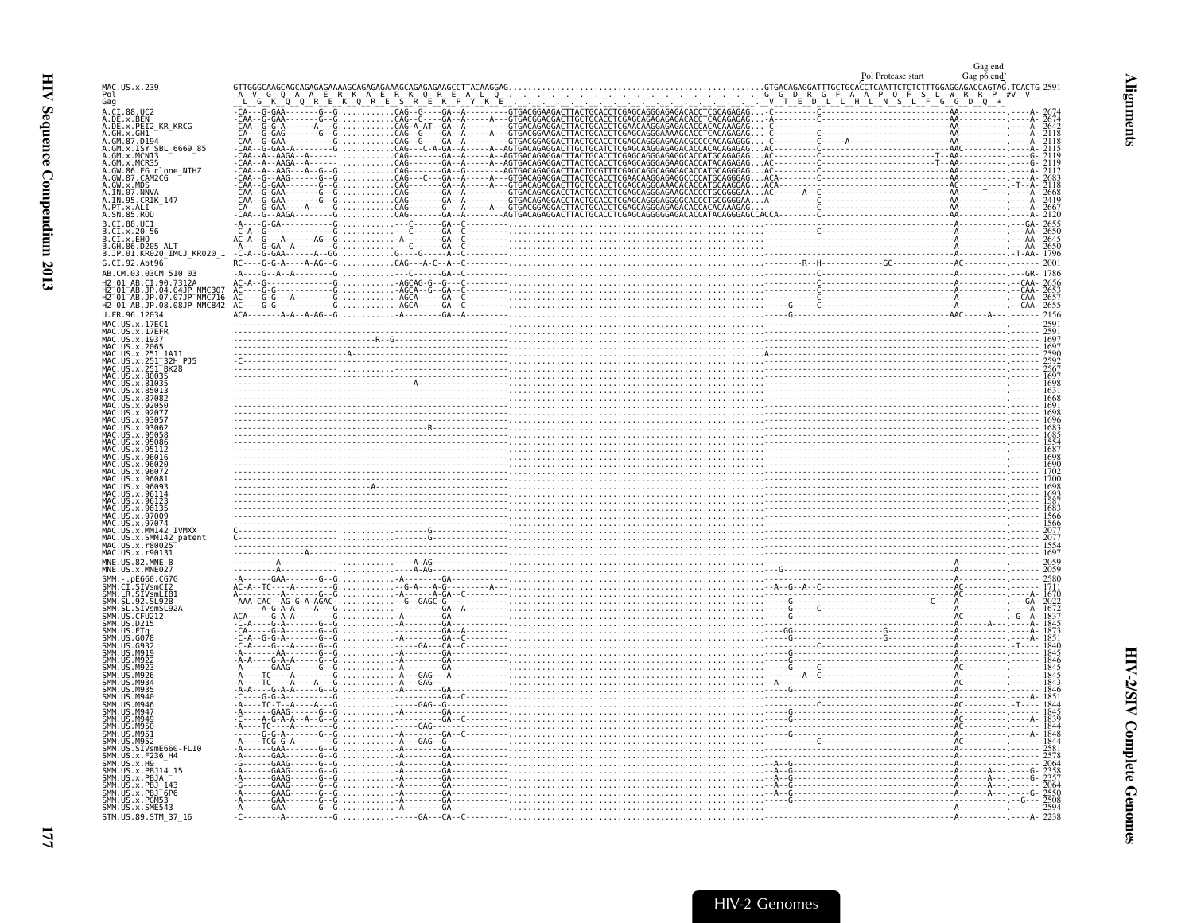Gag end

Pol Protease start    Gag p6 end

```
MAC.US.x.239                 GTTGGGCAAGCAGCAGAGAGAAAAGCAGAGAGAAAGCAGAGAGAAGCCTTACAAGGAG...................................................GTGACAGAGGATTTGCTGCACCTCAATTCTCTCTTTGGAGGAGACCAGTAG.TCACTG 2591
Pol                           A  V  G  Q  A  A  E  R  K  A  E  R  K  Q  R  E  A  L  Q                                                      G  G  D  R  G  F  A  A  P  Q  F  S  L  W  R  R  P  #V  V
Gag                           L  G  K  Q  Q  R  E  K  Q  R  E  S  R  E  K  P  Y  K  E                                                      V  T  E  D  L  L  H  L  N  S  L  F  G  G  D  Q  +
A.CI.88.UC2                  -CA---G-GAA-------G--G...........CAG--G----GA--A---------GTGACGGAAGACTTACTGCACCTCGAGCAGGGAGAGACACCTCGCAGAGAG...-C---------C---------------------------AA----------.----A- 2674
A.DE.x.BEN                   -CAA--G-GAA-------G--G...........CAG--G----GA--A----A----GTGACGGAGGACTTGCTGCACCTCGAGCAGAGAGAGACACCTCACAGAGAG...-A---------C---------------------------AA----------.----A- 2674
A.DE.x.PEI2_KR_KRCG          -CAA--G-G-A------A---G...........CAG-A-AT--GA--A---------GTGACAGAGGACTTACTGCACCTCGAACAAGGAGAGACACCACACAAAGAG...-C---------C---------------------------AA----------.----A- 2642
A.GH.x.GH1                   -CA---G-GAG-------G--G...........CAG--G----GA--A-----A---GTGACGGAAGACTTACTGCACCTCGAGCAGGGAAAAGCACCTCACAGAGAG...-C---------C---------------------------AA----------.----A- 2118
A.GM.87.D194                 -CAA--G-GAA---------G............CAG--G----GA--A---------GTGACGGAGGACTTACTGCACCTCGAGCAGGGAGAGACGCCCCACAGAGGG...-C---------C-----A---------------------AA----------.----A- 2118
A.GM.x.ISY_SBL_6669_85       -CAA--G-GAA-A-------G............CAG----C-A-GA--A----A--AGTGACAGAGGACTTGCTGCATCTCGAGCAAGGAGAGACACCACACAGAGAG...AC---------C---------------------------AAC---------.----A- 2115
A.GM.x.MCN13                 -CAA--A--AAGA--A-------..........CAG-------GA--A-----A--AGTGACAGAGGACTTACTGCACCTCGAGCAGGGAGAGCACCATGCAGAGAG...AC---------C-----------------------T--AA----------.----G- 2119
A.GM.x.MCR35                 -CAA--A--AAGA--A-------..........CAG-------GA--A-----A--AGTGACAGAGGACTTACTGCACCTCGAGCAGGGAGAAGCACCATGCAGAGAG...AC---------C-----------------------T--AA----------.----G- 2119
A.GW.86.FG_clone_NIHZ        -CAA--A--AAG---A--G--G...........CAG-------GA--G---------AGTGACAGAGGACTTACTGCGTTTCGAGCAGGCAGAGACACCATGCAGGGAG...AC---------C---------------------------AA----------.----A- 2112
A.GW.87.CAM2CG               -CAA--G--AAG------G--G...........CAG--C----GA--A----A----GTGACAGAGGACTTACTGCACCTCGAGCAAGGAGAGGCCCCATGCAGAGAG...ACA--------C---------------------------AA----------.----A- 2683
A.GW.x.MDS                   -CAA--G-GAA-------G--G...........CAG-------GA--A-----A---GTGACGGAGGACTTGCTGCACCTCGAGCAGGGAAAGCACCATGCAAGGAG...ACA--------C---------------------------AC----------.-T--A- 2118
A.IN.07.NNVA                 -CAA--G-GAA-------G--G...........CAG-------GA--A---------GTGACAGAGGACCTACTGCACCTCGAGCAGGGAGAAGCACCTGCGGGGAA...AC------A--C---------------------------AA------T----.----A- 2668
A.IN.95.CRIK_147             -CAA--G-GAA-------G--G...........CAG-------GA--A---------GTGACAGAGGACTTACTGCACCTCGAGCAGGGAGGGGCACCTGCGGGGAA...A----------C---------------------------AA----------.----A- 2419
A.PT.x.ALI                   -CA---G-GAA----A--G--G...........CAG-------G---A----A----GTGACGGAGGACTTACTGCACCTCGAGCAGGGAGAGACACCACACAAAGAG...----------C---------------------------AA----------.----A- 2667
A.SN.85.ROD                  -CAA--G--AAGA-------G............CAG-------GA--A---------AGTGACAGAGGACTTACTGCACCTCGAGCAGGGGGAGACACCATACAGGGAGCCACCA-------C---------------------------AA----------.----A- 2120
B.CI.88.UC1                  -A----G-GA-----------G...........--C-------GA--C---------...................................................---------C---------------------------A-----------.--GA- 2655
B.CI.x.20_56                 -C-A--G-----------G..............--C-------GA--C---------...................................................---------C----------C----------------A-----------.--AA- 2650
B.CI.x.EHO                   AC-A--G---A------AG--G...........-A--------GA--C---------...................................................---------C---------------------------A-----------.--AA- 2645
B.GH.86.D205_ALT             -A----G-GA--A--------G...........--C-------GA--C---------...................................................---------C---------------------------A-----------.--AA- 2650
B.JP.01.KR020_IMCJ_KR020_1   -C-A--G-GAA------A--GG...........G----G----A--C---------...................................................---------C---------------------------A-----------.-T-AA- 1796
G.CI.92.Abt96                RC----G-G-A----A-AG--G...........CAG---A-C--A--C---------...................................................--------R--H-----------GC-------------AC----------.------ 2001
AB.CM.03.03CM_510_03         -A----G--A--A--------G...........---C------GA--C---------...................................................---------C---------------------------A-----------.--GR- 1786
H2_01_AB.CI.90.7312A         AC-A--G--------------G...........-AGCAG-G--G---C---------...................................................---------C---------------------------A-----------.--CAA- 2656
H2_01_AB.JP.04.04JP_NMC307   AC----G-G------------G...........-AGCA--G--GA--C---------...................................................---------C---------------------------A-----------.--CAA- 2653
H2_01_AB.JP.07.07JP_NMC716   AC----G-G-----A------G...........-AGCA-----GA--C---------...................................................---------C---------------------------A-----------.--CAA- 2657
H2_01_AB.JP.08.08JP_NMC842   AC----G-G------------G...........-AGCA-----GA--C---------...................................................--------G-----C---------------------A-----------.--CAA- 2655
U.FR.96.12034                ACA-------A-A--A-AG--G...........-A--------GA--A---------...................................................-----G-------------------------------AAC--------A---.------ 2156
MAC.US.x.17EC1               ----------------------...........------------------------...................................................----------------------------------------------------.------ 2591
MAC.US.x.17EFR               ----------------------...........------------------------...................................................----------------------------------------------------.------ 2591
MAC.US.x.1937                ----------------------------R--G-------------------------...................................................----------------------------------------------------.------ 1697
MAC.US.x.2065                ----------------------...........------------------------...................................................----------------------------------------------------.------ 1697
MAC.US.x.251_1A11            ---------------A------...........------------------------...................................................A---------------------------------------------------.------ 2590
MAC.US.x.251_32H_PJ5         -C--------------------...........------------------------...................................................----------------------------------------------------.------ 2592
MAC.US.x.251_BK28            ----------------------...........------------------------...................................................----------------------------------------------------.------ 2567
MAC.US.x.80035               ----------------------...........------------------------...................................................----------------------------------------------------.------ 1697
MAC.US.x.81035               ----------------------...........------------A-----------...................................................----------------------------------------------------.------ 1698
MAC.US.x.85013               ----------------------...........------------------------...................................................----------------------------------------------------.------ 1631
MAC.US.x.87082               ----------------------...........------------------------...................................................----------------------------------------------------.------ 1668
MAC.US.x.92050               ----------------------...........------------------------...................................................----------------------------------------------------.------ 1691
MAC.US.x.92077               ----------------------...........------------------------...................................................----------------------------------------------------.------ 1698
MAC.US.x.93057               ----------------------...........------------------------...................................................----------------------------------------------------.------ 1696
MAC.US.x.93062               ----------------------...........--------------R---------...................................................----------------------------------------------------.------ 1683
MAC.US.x.95058               ----------------------...........------------------------...................................................----------------------------------------------------.------ 1685
MAC.US.x.95086               ----------------------...........------------------------...................................................----------------------------------------------------.------ 1554
MAC.US.x.95112               ----------------------...........------------------------...................................................----------------------------------------------------.------ 1687
MAC.US.x.96016               ----------------------...........------------------------...................................................----------------------------------------------------.------ 1698
MAC.US.x.96020               ----------------------...........------------------------...................................................----------------------------------------------------.------ 1690
MAC.US.x.96072               ----------------------...........------------------------...................................................----------------------------------------------------.------ 1702
MAC.US.x.96081               ----------------------...........------------------------...................................................----------------------------------------------------.------ 1700
MAC.US.x.96093               ----------------------A----------------------------------...................................................----------------------------------------------------.------ 1698
MAC.US.x.96114               ----------------------...........------------------------...................................................----------------------------------------------------.------ 1693
MAC.US.x.96123               ----------------------...........------------------------...................................................----------------------------------------------------.------ 1587
MAC.US.x.96135               ----------------------...........------------------------...................................................----------------------------------------------------.------ 1683
MAC.US.x.97009               ----------------------...........------------------------...................................................----------------------------------------------------.------ 1566
MAC.US.x.97074               ----------------------...........------------------------...................................................----------------------------------------------------.------ 1566
MAC.US.x.MM142_IVMXX         C---------------------...........-------G----------------...................................................----------------------------------------------------.------ 2077
MAC.US.x.SMM142_patent       C---------------------...........-------G----------------...................................................----------------------------------------------------.------ 2077
MAC.US.x.r80025              ----------------------...........------------------------...................................................----------------------------------------------------.------ 1554
MAC.US.x.r90131              -------------A--------...........------------------------...................................................----------------------------------------------------.------ 1697
MNE.US.82.MNE_8              ---------A------------...........-----A-AG---------------...................................................-----------------------------------A----------------.------ 2059
MNE.US.x.MNE027              ---------A------------...........-----A-AG---------------...................................................---G-------------------------------A----------------.------ 2059
SMM.-.pE660.CG7G             -A------GAA-------G--G...........-A--------GA------------...................................................----------------------------------A----------------.------ 2580
SMM.CI.SIVsmCI2              AC-A--TC----A--------G...........--G-A---A-G--------A----...................................................-A--G--A--C-----------------------A----------------.------ 1711
SMM.LR.SIVsmLIB1             A----------A------G--G...........-A--------A-GA--C-------...................................................----------------------------------AC---------------.----A- 1670
SMM.SL.92.SL92B              -AAA-CAC--AG-G-A-AGAC............--G--GAGC-G-------------...................................................-----G---------------------C-----A----------------.----A- 2022
SMM.SL.x.SIVsmSL92A          ------A-G-A--A-----G-............------------GA--A-------...................................................-----G-------C--------------------A----------------.----A- 1672
SMM.US.CFU212                ACA-------G-A-A------G...........-A--------GA------------...................................................-----G----------------------------AC----------.-G--A- 1837
SMM.US.D215                  -C-A------G-A-----G--G...........-A--------GA------------...................................................----------------------------------A---------A----.----A- 1845
SMM.US.FTg                   -CA-------G-A-----G--G...........-A--------GA--A---------...................................................----GG------------------G----------A----------------.----A- 1873
SMM.US.G078                  -C-A--G-G-A-------G--G...........-A--------GA--A---------...................................................-----G------------------G----------A----------------.----A- 1851
SMM.US.G932                  -C-A------A-----G-G--G...........-----GA---GA--C---------...................................................---------C------------------------A----------------.-T---- 1840
SMM.US.M919                  -A------AA--------G--G...........-A--------GA------------...................................................-----G----------------------------A----------------.------ 1845
SMM.US.M922                  -A-A----G-A-A-----G--G...........-A--------GA------------...................................................-----G----------------------------A----------------.------ 1846
SMM.US.M923                  -A------GAAG------G--G...........-A--------GA------------...................................................-----G---C------------------------AC---------------.------ 1845
SMM.US.M926                  -A----TC------A---G--G...........-A--GAG---A-------------...................................................-------A--C-----------------------A----------------.------ 1845
SMM.US.M934                  -A----TC----A-A---A--G...........-A--GAG-----------------...................................................-A-------------------------------AC---------------.------ 1843
SMM.US.M935                  -A-A----G-A-A-----G--G...........-A--------GA------------...................................................-----G----------------------------A----------------.------ 1846
SMM.US.M940                  -C------G-G-A--------G...........------------GA--C-------...................................................----------------------------------A----------------.----A- 1851
SMM.US.M946                  -A----TC-T--A-----A--G...........------GAG--G------------...................................................-----------C----------------------AC---------------.-T---- 1844
SMM.US.M947                  -A------GAAG------G--G...........-A--------GA------------...................................................-----G----------------------------A----------------.------ 1845
SMM.US.M949                  -C------A-G-A-A--A-G-G...........-A--------GA--C---------...................................................-----G----------------------------AC---------------.----A- 1839
SMM.US.M950                  -A----TC----A-----G--G...........------GAG---------------...................................................----------------------------------AC---------------.------ 1844
SMM.US.M951                  -----G-G-A--------G--G...........-A--------GA--C---------...................................................-----G----------------------------A----------------.----A- 1848
SMM.US.M952                  -A----TCG-G-A-----G--G...........-A--GAG--G--------------...................................................-----------C----------------------AC---------------.------ 1844
SMM.US.SIVsmE660-FL10        -A------GAA-------G--G...........-A--------GA------------...................................................----------------------------------A----------------.------ 2581
SMM.US.x.F236_H4             -A------GAA-------G--G...........-A--------GA------------...................................................----------------------------------A----------------.------ 2578
SMM.US.x.H9                  -G------GAAG------G--G...........-A--------GA------------...................................................-A--G-----------------------------A------A---------.------ 2064
SMM.US.x.PBJ14_15            -A------GAAG------G--G...........-A--------GA------------...................................................-A--G-----------------------------A------A---------.----G- 2358
SMM.US.x.PBJA                -A------GAAG------G--G...........-A--------GA------------...................................................-A--G-----------------------------A------A---------.----G- 2357
SMM.US.x.PBJ_143             -G------GAAG------G--G...........-A--------GA------------...................................................-A--G-----------------------------A------A---------.------ 2064
SMM.US.x.PBJ_6P6             -A------GAAG------G--G...........-A--------GA------------...................................................-A--G-----------------------------A------A---------.----G- 2550
SMM.US.x.PGM53               -A------GAA-------G--G...........-A--------GA------------...................................................-----G----------------------------A----------------.--G--- 2508
SMM.US.x.SME543              -A------GAA-------G--G...........-A--------GA------------...................................................----------------------------------A----------------.------ 2594
STM.US.89.STM_37_16          -C--------A-------G..............-----GA---CA--C---------...................................................----------------------------------A----------------.----A- 2238
```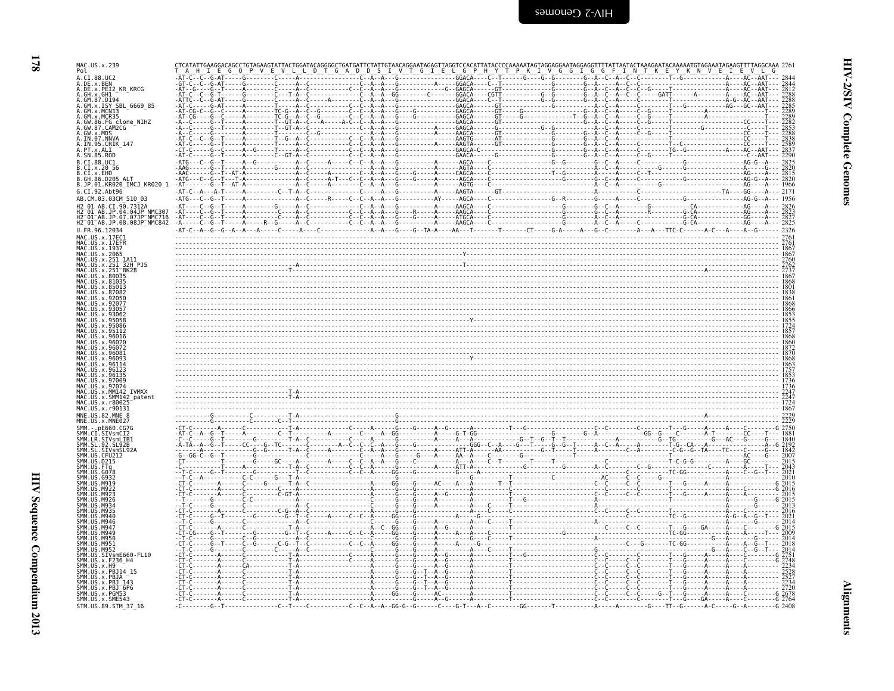```
MAC.US.x.239                CTCATATTGAAGGACAGCCTGTAGAAGTATTACTGGATACAGGGGCTGATGATTCTATTGTAACAGGAATAGAGTTAGGTCCACATTATACCCCAAAAATAGTAGGAGGAATAGGAGGTTTTATTAATACTAAAGAATACAAAAATGTAGAAATAGAAGTTTTAGGCAAA 2761
Pol                         T  A  H  I  E  G  Q  P  V  E  V  L  L  D  T  G  A  D  D  S  I  V  T  G  I  E  L  G  P  H  Y  T  P  K  I  V  G  G  I  G  G  F  I  N  T  K  E  Y  K  N  V  E  I  E  V  L  G
A.CI.88.UC2                 2844
A.DE.x.BEN                  2844
A.DE.x.PEI2_KR_KRCG         2812
A.GH.x.GH1                  2288
A.GM.87.D194                2288
A.GM.x.ISY_SBL_6669_85      2285
A.GM.x.MCN13                2289
A.GM.x.MCR35                2289
A.GW.86.FG_clone_NIHZ       2282
A.GW.87.CAM2CG              2853
A.GW.x.MDS                  2288
A.IN.07.NNVA                2838
A.IN.95.CRIK_147            2589
A.PT.x.ALI                  2837
A.SN.85.ROD                 2290
B.CI.88.UC1                 2825
B.CI.x.20_56                2820
B.CI.x.EHO                  2815
B.GH.86.D205_ALT            2820
B.JP.01.KR020_IMCJ_KR020_1  1966
G.CI.92.Abt96               2171
AB.CM.03.03CM_510_03        1956
H2_01_AB.CI.90.7312A        2826
H2_01_AB.JP.04.04JP_NMC307  2823
H2_01_AB.JP.07.07JP_NMC716  2827
H2_01_AB.JP.08.08JP_NMC842  2825
U.FR.96.12034               2326
MAC.US.x.17EC1              2761
MAC.US.x.17EFR              2761
MAC.US.x.1937               1867
MAC.US.x.2065               1867
MAC.US.x.251_1A11           2760
MAC.US.x.251_32H_PJ5        2762
MAC.US.x.251_BK28           2737
MAC.US.x.80035              1867
MAC.US.x.81035              1868
MAC.US.x.85013              1801
MAC.US.x.87082              1838
MAC.US.x.92050              1861
MAC.US.x.92077              1868
MAC.US.x.93057              1866
MAC.US.x.93062              1853
MAC.US.x.95058              1855
MAC.US.x.95086              1724
MAC.US.x.95112              1857
MAC.US.x.96016              1868
MAC.US.x.96020              1860
MAC.US.x.96072              1872
MAC.US.x.96081              1870
MAC.US.x.96093              1868
MAC.US.x.96114              1863
MAC.US.x.96123              1757
MAC.US.x.96135              1853
MAC.US.x.97009              1736
MAC.US.x.97074              1736
MAC.US.x.MM142_IVMXX        2247
MAC.US.x.SMM142_patent      2247
MAC.US.x.r80025             1724
MAC.US.x.r90131             1867
MNE.US.82.MNE_8             2229
MNE.US.x.MNE027             2229
SMM.-.pE660.CG7G            2750
SMM.CI.SIVsmCI2             1881
SMM.LR.SIVsmLIB1            1840
SMM.SL.92.SL92B             2192
SMM.SL.SIVsmSL92A           1842
SMM.US.CFU212               2007
SMM.US.D215                 2015
SMM.US.FTq                  2043
SMM.US.G078                 2021
SMM.US.G932                 2010
SMM.US.M919                 2015
SMM.US.M922                 2016
SMM.US.M923                 2015
SMM.US.M926                 2015
SMM.US.M934                 2013
SMM.US.M935                 2016
SMM.US.M940                 2021
SMM.US.M946                 2014
SMM.US.M947                 2015
SMM.US.M949                 2009
SMM.US.M950                 2014
SMM.US.M951                 2018
SMM.US.M952                 2014
SMM.US.SIVsmE660-FL10       2751
SMM.US.x.F236_H4            2748
SMM.US.x.H9                 2234
SMM.US.x.PBJ14_15           2528
SMM.US.x.PBJA               2527
SMM.US.x.PBJ_143            2234
SMM.US.x.PBJ_6P6            2720
SMM.US.x.PGM53              2678
SMM.US.x.SME543             2764
STM.US.89.STM_37_16         2408
```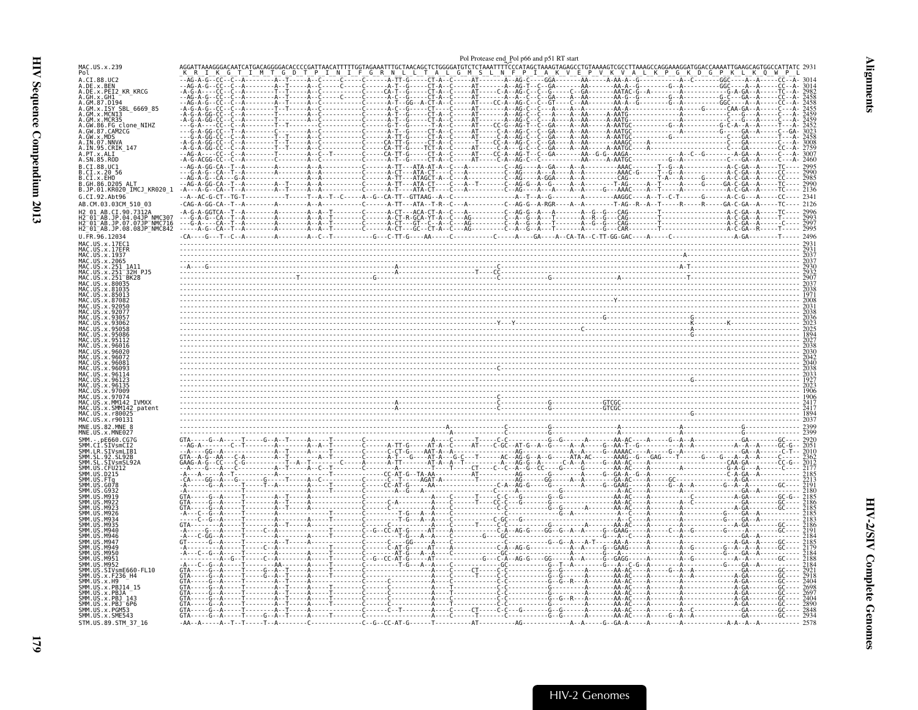Pol Protease end_Pol p66 and p51 RT start

```
MAC.US.x.239          AGGATTAAAGGGACAATCATGACAGGGGACACCCCGATTAACATTTTTGGTAGAAATTTGCTAACAGCTCTGGGGATGTCTCTAAATTTTCCCATAGCTAAAGTAGAGCCTGTAAAAGTCGCCTTAAAGCCAGGAAAGGATGGACCAAAATTGAAGCAGTGGCCATTATC 2931
Pol                    K  R  I  K  G  T  I  M  T  G  D  T  P  I  N  I  F  G  R  N  L  L  T  A  L  G  M  S  L  N  F  P  I  A  K  V  E  P  V  K  V  A  L  K  P  G  K  D  G  P  K  L  K  Q  W  P  L
```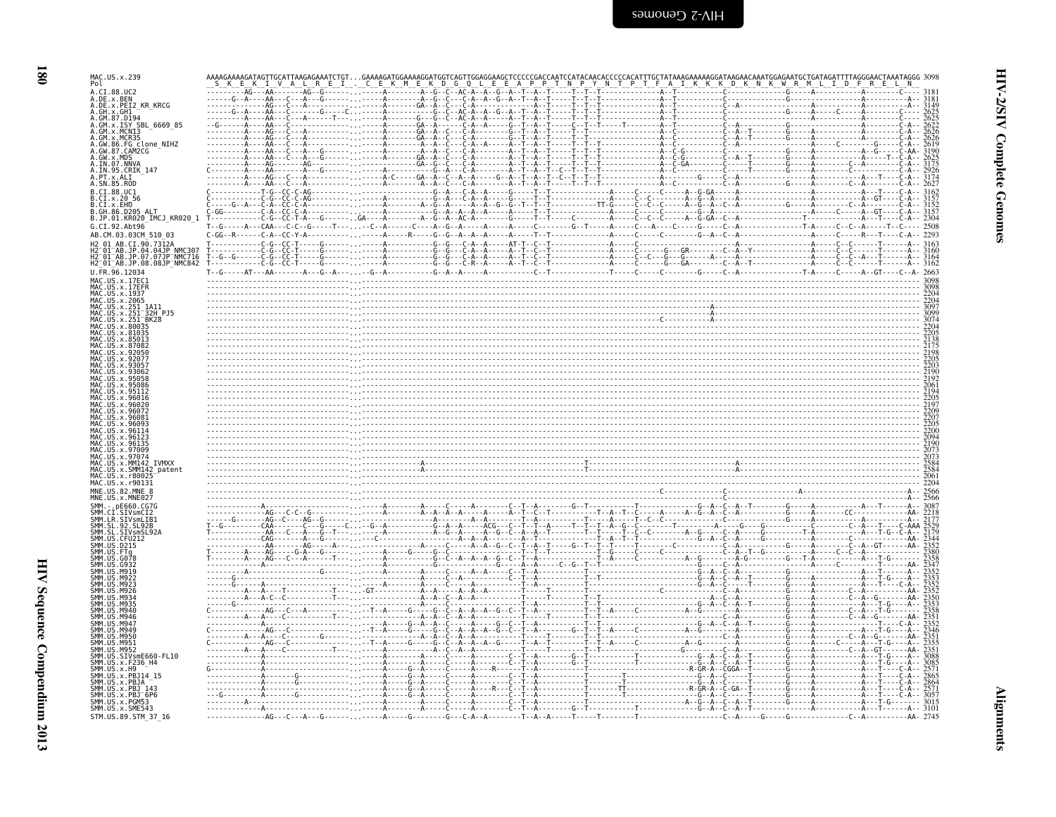```
MAC.US.x.239                AAAAGAAAAGATAGTTGCATTAAGAGAAATCTGT...GAAAAGATGGAAAAGGATGGTCAGTTGGAGGAAGCTCCCCCGACCAATCCATACAACACCCCCACATTTGCTATAAAGAAAAAGGATAAGAACAAATGGAGAATGCTGATAGATTTTAGGGAACTAAATAGGG 3098
Pol                          S  K  E  K  I  V  A  L  R  E  I  .  C  E  K  M  E  K  D  G  Q  L  E  E  A  P  P  T  N  P  Y  N  T  P  T  F  A  I  K  K  K  D  K  N  K  W  R  M  L  I  D  F  R  E  L  N
A.CI.88.UC2                 3181
A.DE.x.BEN                  3181
A.DE.x.PEI2_KR_KRCG         3149
A.GH.x.GH1                  2625
A.GM.87.D194                2625
A.GM.x.ISY_SBL_6669_85      2622
A.GM.x.MCN13                2626
A.GM.x.MCR35                2626
A.GW.86.FG_clone_NIHZ       2619
A.GW.87.CAM2CG              3190
A.GW.x.MDS                  2625
A.IN.07.NNVA                3175
A.IN.95.CRIK_147            2926
A.PT.x.ALI                  3174
A.SN.85.ROD                 2627
B.CI.88.UC1                 3162
B.CI.x.20_56                3157
B.CI.x.EHO                  3152
B.GH.86.D205_ALT            3157
B.JP.01.KR020_IMCJ_KR020_1  2304
G.CI.92.Abt96               2508
AB.CM.03.03CM_510_03        2293
H2_01_AB.CI.90.7312A        3163
H2_01_AB.JP.04.04JP_NMC307  3160
H2_01_AB.JP.07.07JP_NMC716  3164
H2_01_AB.JP.08.08JP_NMC842  3162
U.FR.96.12034               2663
MAC.US.x.17EC1              3098
MAC.US.x.17EFR              3098
MAC.US.x.1937               2204
MAC.US.x.2065               2204
MAC.US.x.251_1A11           3097
MAC.US.x.251_32H_PJ5        3099
MAC.US.x.251_BK28           3074
MAC.US.x.80035              2204
MAC.US.x.81035              2205
MAC.US.x.85013              2138
MAC.US.x.87082              2175
MAC.US.x.92050              2198
MAC.US.x.92077              2205
MAC.US.x.93057              2203
MAC.US.x.93062              2190
MAC.US.x.95058              2192
MAC.US.x.95086              2061
MAC.US.x.95112              2194
MAC.US.x.96016              2205
MAC.US.x.96020              2197
MAC.US.x.96072              2209
MAC.US.x.96081              2207
MAC.US.x.96093              2205
MAC.US.x.96114              2200
MAC.US.x.96123              2094
MAC.US.x.96135              2190
MAC.US.x.97009              2073
MAC.US.x.97074              2073
MAC.US.x.MM142_IVMXX        2584
MAC.US.x.SMM142_patent      2584
MAC.US.x.r80025             2061
MAC.US.x.r90131             2204
MNE.US.82.MNE_8             2566
MNE.US.x.MNE027             2566
SMM.-.pE660.CG7G            3087
SMM.CI.SIVsmCI2             2218
SMM.LR.SIVsmLIB1            2177
SMM.SL.92.SL92B             2529
SMM.SL.SIVsmSL92A           2179
SMM.US.CFU212               2344
SMM.US.D215                 2352
SMM.US.FTq                  2380
SMM.US.G078                 2358
SMM.US.G932                 2347
SMM.US.M919                 2352
SMM.US.M922                 2353
SMM.US.M923                 2352
SMM.US.M926                 2352
SMM.US.M934                 2350
SMM.US.M935                 2353
SMM.US.M940                 2358
SMM.US.M946                 2351
SMM.US.M947                 2352
SMM.US.M949                 2346
SMM.US.M950                 2351
SMM.US.M951                 2355
SMM.US.M952                 2351
SMM.US.SIVsmE660-FL10       3088
SMM.US.x.F236_H4            3085
SMM.US.x.H9                 2571
SMM.US.x.PBJ14_15           2865
SMM.US.x.PBJA               2864
SMM.US.x.PBJ_143            2571
SMM.US.x.PBJ_6P6            3057
SMM.US.x.PGM53              3015
SMM.US.x.SME543             3101
STM.US.89.STM_37_16         2745
```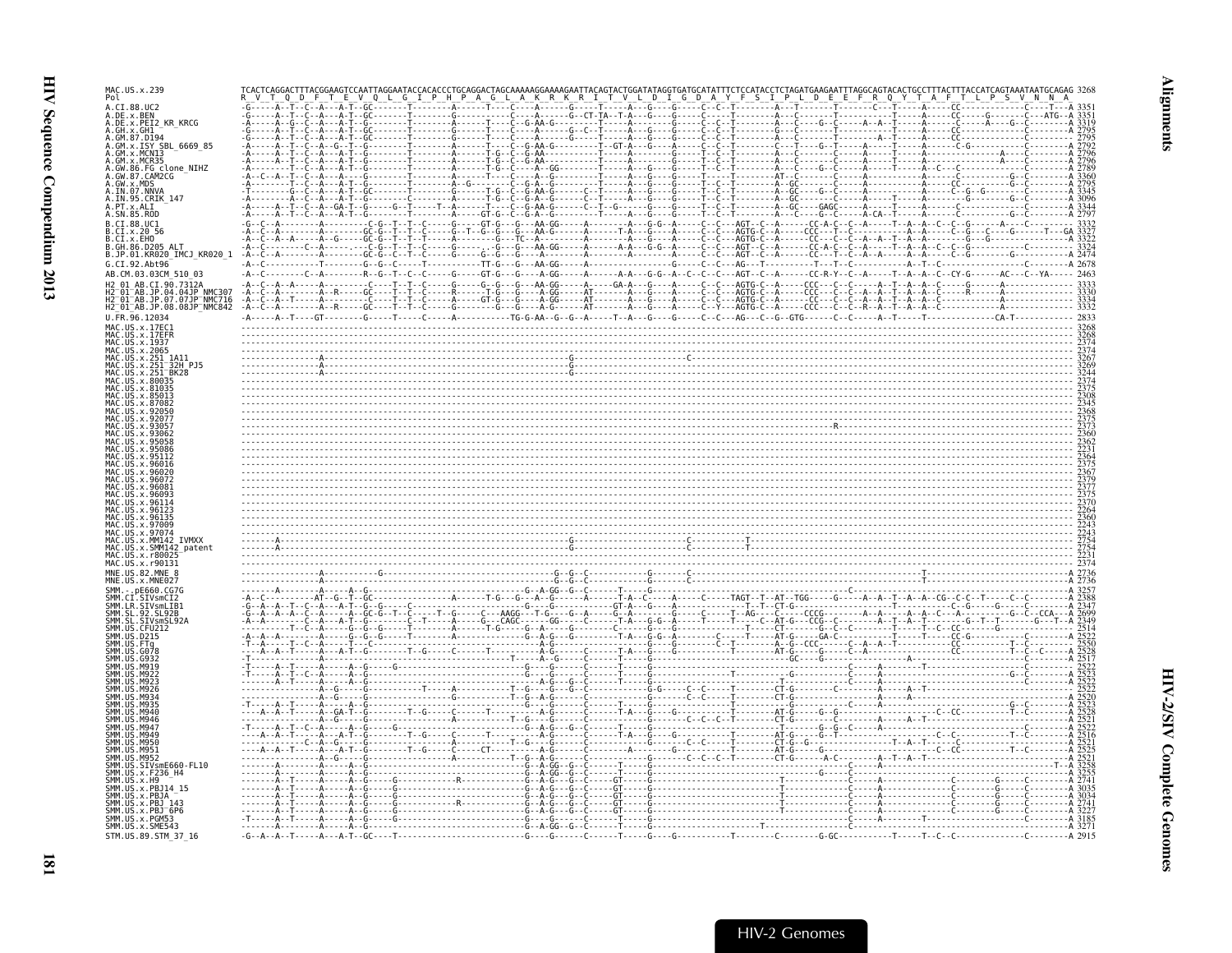```
MAC.US.x.239                 TCACTCAGGACTTTACGGAAGTCCAATTAGGAATACCACACCCTGCAGGACTAGCAAAAAGGAAAAGAATTACAGTACTGGATATAGGTGATGCATATTTCTCCATACCTCTAGATGAAGAATTTAGGCAGTACACTGCCTTTACTTTACCATCAGTAAATAATGCAGAG 3268
Pol                          R  V  T  Q  D  F  T  E  V  Q  L  G  I  P  H  P  A  G  L  A  K  R  K  R  I  T  V  L  D  I  G  D  A  Y  F  S  I  P  L  D  E  E  F  R  Q  Y  T  A  F  T  L  P  S  V  N  N  A
```

| Sequence | End position |
|---|---|
| A.CI.88.UC2 | 3351 |
| A.DE.x.BEN | 3351 |
| A.DE.x.PEI2_KR_KRCG | 3319 |
| A.GH.x.GH1 | 2795 |
| A.GM.87.D194 | 2795 |
| A.GM.x.ISY_SBL_6669_85 | 2792 |
| A.GM.x.MCN13 | 2796 |
| A.GM.x.MCR35 | 2796 |
| A.GW.86.FG_clone_NIHZ | 2789 |
| A.GW.87.CAM2CG | 3360 |
| A.GW.x.MDS | 2795 |
| A.IN.07.NNVA | 3345 |
| A.IN.95.CRIK_147 | 3096 |
| A.PT.x.ALI | 3344 |
| A.SN.85.ROD | 2797 |
| B.CI.88.UC1 | 3332 |
| B.CI.x.20_56 | 3327 |
| B.CI.x.EHO | 3322 |
| B.GH.86.D205_ALT | 3324 |
| B.JP.01.KR020_IMCJ_KR020_1 | 2474 |
| G.CI.92.Abt96 | 2678 |
| AB.CM.03.03CM_510_03 | 2463 |
| H2_01_AB.CI.90.7312A | 3333 |
| H2_01_AB.JP.04.04JP_NMC307 | 3330 |
| H2_01_AB.JP.07.07JP_NMC716 | 3334 |
| H2_01_AB.JP.08.08JP_NMC842 | 3332 |
| U.FR.96.12034 | 2833 |
| MAC.US.x.17EC1 | 3268 |
| MAC.US.x.17EFR | 3268 |
| MAC.US.x.1937 | 2374 |
| MAC.US.x.2065 | 2374 |
| MAC.US.x.251_1A11 | 3267 |
| MAC.US.x.251_32H_PJ5 | 3269 |
| MAC.US.x.251_BK28 | 3244 |
| MAC.US.x.80035 | 2374 |
| MAC.US.x.81035 | 2375 |
| MAC.US.x.85013 | 2308 |
| MAC.US.x.87082 | 2345 |
| MAC.US.x.92050 | 2368 |
| MAC.US.x.92077 | 2375 |
| MAC.US.x.93057 | 2373 |
| MAC.US.x.93062 | 2360 |
| MAC.US.x.95058 | 2362 |
| MAC.US.x.95086 | 2231 |
| MAC.US.x.95112 | 2364 |
| MAC.US.x.96016 | 2375 |
| MAC.US.x.96020 | 2367 |
| MAC.US.x.96072 | 2379 |
| MAC.US.x.96081 | 2377 |
| MAC.US.x.96093 | 2375 |
| MAC.US.x.96114 | 2370 |
| MAC.US.x.96123 | 2264 |
| MAC.US.x.96135 | 2360 |
| MAC.US.x.97009 | 2243 |
| MAC.US.x.97074 | 2243 |
| MAC.US.x.MM142_IVMXX | 2754 |
| MAC.US.x.SMM142_patent | 2754 |
| MAC.US.x.r80025 | 2231 |
| MAC.US.x.r90131 | 2374 |
| MNE.US.82.MNE_8 | 2736 |
| MNE.US.x.MNE027 | 2736 |
| SMM.-.pE660.CG7G | 3257 |
| SMM.CI.SIVsmCI2 | 3388 |
| SMM.LR.SIVsmLIB1 | 2347 |
| SMM.SL.92.SL92B | 2699 |
| SMM.SL.SIVsmSL92A | 2349 |
| SMM.US.CFU212 | 2514 |
| SMM.US.D215 | 2522 |
| SMM.US.FTq | 2550 |
| SMM.US.G078 | 2528 |
| SMM.US.G932 | 2517 |
| SMM.US.M919 | 2522 |
| SMM.US.M922 | 2523 |
| SMM.US.M923 | 2522 |
| SMM.US.M926 | 2522 |
| SMM.US.M934 | 2520 |
| SMM.US.M935 | 2523 |
| SMM.US.M940 | 2528 |
| SMM.US.M946 | 2521 |
| SMM.US.M947 | 2522 |
| SMM.US.M949 | 2516 |
| SMM.US.M950 | 2521 |
| SMM.US.M951 | 2525 |
| SMM.US.M952 | 2521 |
| SMM.US.SIVsmE660-FL10 | 3258 |
| SMM.US.x.F236_H4 | 3255 |
| SMM.US.x.H9 | 2741 |
| SMM.US.x.PBJ14_15 | 3035 |
| SMM.US.x.PBJA | 3034 |
| SMM.US.x.PBJ_143 | 2741 |
| SMM.US.x.PBJ_6P6 | 3227 |
| SMM.US.x.PGM53 | 3185 |
| SMM.US.x.SME543 | 3271 |
| STM.US.89.STM_37_16 | 2915 |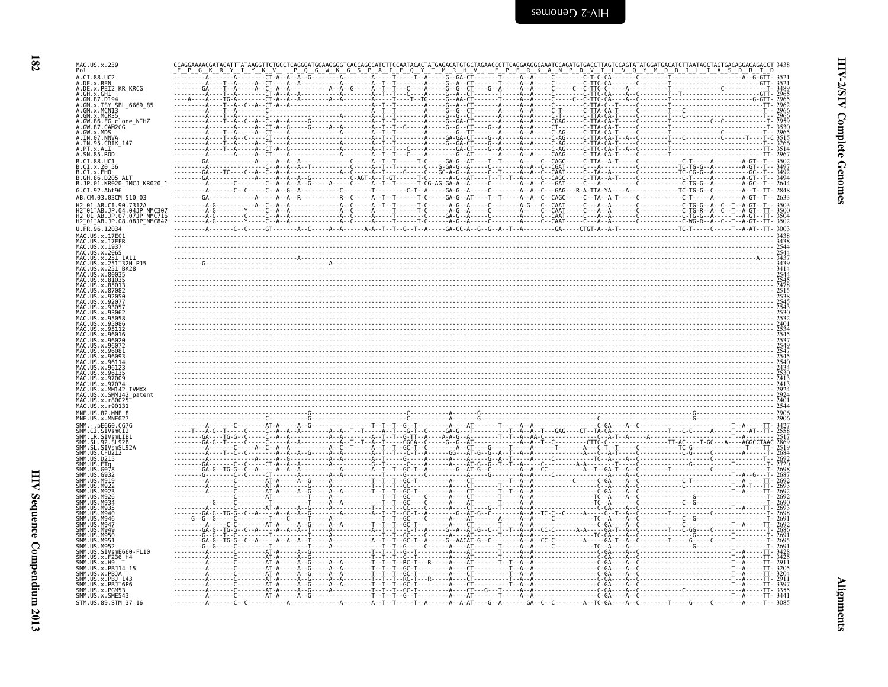```
MAC.US.x.239              CCAGGAAAACGATACATTTATAAGGTTCTGCCTCAGGGATGGAAGGGGTCACCAGCCATCTTCCAATACACTATGAGACATGTGCTAGAACCCTTCAGGAAGGCAAATCCAGATGTGACCTTAGTCCAGTATATGGATGACATCTTAATAGCTAGTGACGGACAGACCT 3438
Pol                        E  P  G  K  R  Y  I  Y  K  V  L  P  Q  G  W  K  G  S  P  A  I  F  Q  Y  T  M  R  H  V  L  E  P  F  R  K  A  N  P  D  V  T  L  V  Q  Y  M  D  D  I  L  I  A  S  D  R  T  D
A.CI.88.UC2               ---------A-------A--------CT-A--A--A--G---------A---------A-----T-----T--A-----G--GA-CT-------T-----A--A------C--------C-T-C-CA--------C--------T------------------------A--G-GTT- 3521
A.DE.x.BEN                ---------A----T--A-----A--CT---A--A-----------A---------A--T--T-------A-----G--A--CT-------T-----A--A------C--------C-TTC-CA--------C--------T-----------------------------GTT- 3521
A.DE.x.PEI2_KR_KRCG       --------GA-----T--A-----A--C--A--A-----------A---A--G----A--T--T----C---A-----G--G--CT------G--A-----A--A------C------C--C-TTC-C------A--------T---------------C------------T- 3489
A.GH.x.GH1                ---------A----T--A--------CT-A--A--A-----------A---------A--T--T----C----A-----G--A--CT-------T-----A--A------C--------C-TTC-CA-----A--C--------T--T---------------------GTT- 2965
A.GM.87.D194              -----A---A----TG-A--------CT-A--A--A--------A--A---------A--T--T---T--TG------G--AA-CT------G--T-----A--A------C------C--C-TTC-CA-----A--C--------T-----------------------G-GTT- 2965
A.GM.x.ISY_SBL_6669_85    ---------A----T--A--C--A--CT-A--A-----------------------A--T--T----------A-----G--A--CT-------A-----A--A------C--------C-TTA-C--T-----C--------T-------------------------TT- 2962
A.GM.x.MCN13              ---------A----T--A--------C-----------------------------A--T--T----------A-----G--G--CT-------A-----A--A------C--T------C-TTA-CA-T-----C--------T-------------------------T- 2966
A.GM.x.MCR35              ---------A----T--A--------C---------------------A-------A--T--T----------A-----G--G--CT-------A-----A--A------C--T------C-TTA-CA-T-----C--------T---C---------------------T- 2966
A.GW.86.FG_clone_NIHZ     ---------A----T--A--C--A--C--A--A-----G-----------------A--T--T----------A-----G--GA-CT-------A-----A--A------CGAG-----C-TTA-CA-T-----C--------T-----------C--C------------T- 2959
A.GW.87.CAM2CG            ---------A-------A-----A--CT-A--G-------G-----A--A------A--T--T---G------A-----G--G--CT-----G--A-----A--A------CT-------C-TTA-CA-T-----C--------T-------------------------T- 3530
A.GW.x.MDS                ---------A-------A-----A--CT---A---------------A--------A--T--T----------A-----G--TT------G--A-----A--A------C-AG-----C-TTA-CA-T-----C--------T-------------------------T- 2965
A.IN.07.NNVA              ---------A----T--A--C-----CT---A------------------------A--T--T----------A-----GA-GA-CT-----G--A-----A--A------C-AG-----C-TTA-CA-T--A--C--------T---C-----------C------T---T-C 3515
A.IN.95.CRIK_147          ---------A----T--A-----A--CT---A------------------------A--T--T----------A-----G--GA-CT-----G--A-----A--A------C-AG-----C-TTA-CA-T-----C--------T-------------------------T- 3266
A.PT.x.ALI                ---------A----T--A-----A--CT-A--G-------------------A---A--T--T----C-----A---------GA-CT-----G--A-----A--A------C-AG-----C-TTC-CA-T--A--C--------T-------------------------TT- 3514
A.SN.85.ROD               ---------A-------A-----A--CT---A------------------------A--T--T----C-----A-----G--AT-------A-----A--A------CAAG-----C-TTA-CA-T-----C--------T-------------------------TT- 2967
B.CI.88.UC1               --------GA-----------A-----A--A--A-----------C------A--T--T------T-C-----GA-G--AT----T--T-----A----C--CAGC-----C-TTA--A-T-----C------------C-T-----A--------A-GT--T-- 3502
B.CI.x.20_56              ---------A-----------C--A--A--A--T-----------C------A--T--T------T-C-----G-GA-G--A------C-------A--A--C--CGAT-----C---A------C----------TC-TG-G--A--------A-GT--T-- 3497
B.CI.x.EHO                --------GA---TC----C--A--C--A--A-----------A--C-----A--T--T------G------C--GC-A-G--A-----C--T-----A--A--C--CAAT-----C---TA--A-----C----------TC-CG-G--A--------GC--T-- 3492
B.GH.86.D205_ALT          --------GA-----------A-----A--A--A--G---------C-AGT-A--T-GT------T-C-----A-G--AT----T--T--T--A----C--CAGC-----C-TTA--A-T-----C------------C-T-----A--------A-GT--T-- 3494
B.JP.01.KR020_IMCJ_KR020_1 --------A--------C-----C--A--A--A--G---A---C------A--T--T------T-CG-AG-GA-A--A-----C-------A--A--C--GAT------C---A-------C----------C-TG-G--A--------A-GC--T-- 2644
G.CI.92.Abt96             --------A--------C--C-----C--A--G--A--------C------A--T--T-------C-T--A-----GA-G--A-----C-------A--A--C--GAG---R-A-TTA-YA------A-----------TC-TG-G--C--------A--T--TT- 2848
AB.CM.03.03CM_510_03      --------GA-----------A-----A--A--R-----------R--C-----A--T--T------T-C-----GA-G--AT----T--T-----A--A--C--CAGC-----C--TA--A-T-----C------------C-T-----A--------A-GT--T-- 2633
H2_01_AB.CI.90.7312A      --------A-G----------A--C--A--A-----------A--C-----A--T--T------T-C-----A-G--A-----C-------A-G--C--CAAT-----C---A--A------C----------C-TG-G--A--C--T--A-GT--T-- 3503
H2_01_AB.JP.04.04JP_NMC307 -------A-G--------Y-----C--A--A-----------A--C-----A-----T------T-C-----A-G--A-----C-------A-----C--CAAT-----C---A--A------C----------C-TG-R--A--C--T--A-GT--TT- 3500
H2_01_AB.JP.07.07JP_NMC716 -------A-G---------------C--A--A-----------A--C-----A-----T------T-C-----GA-G--A-----C-------A-----C--CAAT-----C---A--A------C----------C-TG-G--A--C--T--A-GT--TT- 3504
H2_01_AB.JP.08.08JP_NMC842 -------A-G--------Y-----C--A--A-----------A--C-----A--T--T------T-C-----A-G--A-----C-------A-----C--CAAT-----C---A--A------C----------C-WG-R--A--C--T--A-GT--TT- 3502
U.FR.96.12034             ---------A-------C--C-----GT-------A--C-----A--A-------A-A--T--T--G--T--A-----GA-CC-A--G--G--A--T--A--------GA-----CTGT-A--A-T--------------TC-T------C-----T--A-AT--TT- 3003
MAC.US.x.17EC1            ------------------------------------------------------------------------------------------------------------------------------------------------------------------ 3438
MAC.US.x.17EFR            ------------------------------------------------------------------------------------------------------------------------------------------------------------------ 3438
MAC.US.x.1937             ------------------------------------------------------------------------------------------------------------------------------------------------------------------ 2544
MAC.US.x.2065             ------------------------------------------------------------------------------------------------------------------------------------------------------------------ 2544
MAC.US.x.251_1A11         ---------------------------------A------------------------------------------------------------------------------------------------------------------------A---- 3437
MAC.US.x.251_32H_PJ5      -----G--------------------------------------------A--------------------------------------------------------------------------------------------------------- 3439
MAC.US.x.251_BK28         ------------------------------------------------------------------------------------------------------------------------------------------------------------------ 3414
MAC.US.x.80035            ------------------------------------------------------------------------------------------------------------------------------------------------------------------ 2544
MAC.US.x.81035            ------------------------------------------------------------------------------------------------------------------------------------------------------------------ 2545
MAC.US.x.85013            ------------------------------------------------------------------------------------------------------------------------------------------------------------------ 2478
MAC.US.x.87082            ------------------------------------------------------------------------------------------------------------------------------------------------------------------ 2515
MAC.US.x.92050            ------------------------------------------------------------------------------------------------------------------------------------------------------------------ 2538
MAC.US.x.92077            ------------------------------------------------------------------------------------------------------------------------------------------------------------------ 2545
MAC.US.x.93057            ------------------------------------------------------------------------------------------------------------------------------------------------------------------ 2543
MAC.US.x.93062            ------------------------------------------------------------------------------------------------------------------------------------------------------------------ 2530
MAC.US.x.95058            ------------------------------------------------------------------------------------------------------------------------------------------------------------------ 2532
MAC.US.x.95086            ------------------------------------------------------------------------------------------------------------------------------------------------------------------ 2401
MAC.US.x.95112            ------------------------------------------------------------------------------------------------------------------------------------------------------------------ 2534
MAC.US.x.96016            ------------------------------------------------------------------------------------------------------------------------------------------------------------------ 2545
MAC.US.x.96020            ------------------------------------------------------------------------------------------------------------------------------------------------------------------ 2537
MAC.US.x.96072            ------------------------------------------------------------------------------------------------------------------------------------------------------------------ 2549
MAC.US.x.96081            ------------------------------------------------------------------------------------------------------------------------------------------------------------------ 2547
MAC.US.x.96093            ------------------------------------------------------------------------------------------------------------------------------------------------------------------ 2545
MAC.US.x.96114            ------------------------------------------------------------------------------------------------------------------------------------------------------------------ 2540
MAC.US.x.96123            ------------------------------------------------------------------------------------------------------------------------------------------------------------------ 2434
MAC.US.x.96135            ------------------------------------------------------------------------------------------------------------------------------------------------------------------ 2530
MAC.US.x.97009            ------------------------------------------------------------------------------------------------------------------------------------------------------------------ 2413
MAC.US.x.97074            ------------------------------------------------------------------------------------------------------------------------------------------------------------------ 2413
MAC.US.x.MM142_IVMXX      ------------------------------------------------------------------------------------------------------------------------------------------------------------------ 2924
MAC.US.x.SMM142_patent    ------------------------------------------------------------------------------------------------------------------------------------------------------------------ 2924
MAC.US.x.r80025           ------------------------------------------------------------------------------------------------------------------------------------------------------------------ 2401
MAC.US.x.r90131           ------------------------------------------------------------------------------------------------------------------------------------------------------------------ 2544
MNE.US.82.MNE_8           ------------------------------------G-------------------C-----------A-------G--------------------------------------------------------------G-------------------- 2906
MNE.US.x.MNE027           ------------------------C-----------G-------------------C-----------A-------G-----------------------------------C---------------------------G-------------------- 2906
SMM.-.pE660.CG7G          ---------A-------C--------AT-A-----A--G----------------T--T--T--G--T-------A----AT-------T-----A--A----------------------C-GA-----A--C---------------------------T--A-----TT- 3427
SMM.CI.SIVsmCI2           -----T---A-G--T-----C-----C--A--A--A----------A--A--T--T--------A--T--T--G-T--C-----GA-G--A--T--------A-----A--T---GAG-----CT--TA-GA------C--------T--C-C------A--------T---AT--TT- 2558
SMM.LR.SIVsmLIB1          --------A----TG-G--C-----C--A--A-----------A--A--------A--T--T--G-TT--A----A-A-G--A-----T--T--A--AA-C-----------C--A-T--A-----A-------------------------------T--T- 2517
SMM.SL.92.SL92B           --------GA-G--T-----C-----C--A--A--A---------A--T--T--A--T-----GGCA--C-----G--G--AT-----------A--A--T--C---------CTTC-C----------------TT-AC---T-GC---A----AGGCCTAAC 2869
SMM.SL.x.SIVsmSL92A       ---------A-------C-----A--C--A--A--A---------A--C--T-----A--T--T--GC-T--C------A--CT-----G-----A-----T-------A----C-T--T-----C-------TC-G-----------------T-----TT- 2519
SMM.US.CFU212             ---------A----T--C--C-----A-----A--A--G-----A--A-------A--T--T--C-T--A-------GG--AT-G--G--A--T--A--A-------A----C--A-T-----C--------C-G------C--------A-------T- 2684
SMM.US.D215               ---------A--------------A-----A--G-----------A--A-------A--T--------G-----A-----A--A--G--G--A--T-------------TC--A---A--C-------------------C------------T- 2692
SMM.US.FTq                --------GA-------C--C-----CT-A--A--A-----------A--A-------A--T--T--GC-----A--A-----A--G--G--T--T--A--A-------C--------A-A-----C--A--C------------G-----------T------T- 2720
SMM.US.G078               --------GA-G--TG-G--C--A-----A--A--A-------------A-------A--T--T--GC-T--A------G--AT-G--C----------A--A--CC---------A--T--GA-T--A--C--------T------------C------------T- 2698
SMM.US.G932               ---------G-------C--C-----CT-------A-----------A--A-------A--T--------G-----C----------A-------------A--C-----------------A---A--C---------------------T--A--G--T- 2687
SMM.US.M919               ---------A-------C--------AT-A-----A--G-----------------T--T--T--GC-T-----------A--CT-----------T--A--A----------C-------C-GA-----A--C---------C-T-----------T--A------T- 2692
SMM.US.M922               ---------A-------C--------AT-A--------G-----A--A---------T--T--T--GC-T-----------A--CT-----------T--A--A------------------C-GA-----A--C---------C--C-----------T--A-T--T- 2693
SMM.US.M923               ---------A-------C--------AT-A-----A--G-----A--A---------T--T--T--GC-T-----------A--CT-----T--T--A--A------------------C-GA-----A--C-----------------------T--A-----TT- 2692
SMM.US.M926               ---------A-------C--------AT-------A--G-----A--A---------T--T--T--GC-----------A--CT-----------T--A---------------TC-A-----A--C--------------G-----------------T- 2692
SMM.US.M934               ----------G------C--------T------------A-----A-------T--T--GC-----C-----A--AT---------T--A--A---------------TC--A---A--C---------C--G----------------T- 2690
SMM.US.M935               ---------A-------C--------AT-A-----A--G-----A--A---------T--T--T--GC-----C-----A--CT---G--T--A--A------------------C-GA-----A--C-----------------------T--A-----TT- 2693
SMM.US.M940               --------GA-G--TG-G--C--A-----A--A--A--G-------------A--T--T--GC-T--A------G--AT-G--C-----------A--A--TC-C--------A--G--T--A--C-----------------------------T- 2698
SMM.US.M946               -----G--G--G-----C--------T-----C-----T-----A-------T--T--GC-----C-----A--AT---------T--A--A---------------TC--A---A--C---------C--G-----------------------T- 2691
SMM.US.M947               ---------A--C-C-----------AT-A-----A--G-----A--A---------T--T--T--GC-T-----------A--CT-----------T--A--A------------------C-GA-----A--C-----------------------T--A-----TT- 2692
SMM.US.M949               --------GA-G--TG-G--C--A-----A--A--A--T-----A-------A--T--T--C-T--A------G--AT-G--C--T--T--A--A--CC-C--------A-A--A--GA-T--A--C---------C-GG----C-----------T- 2686
SMM.US.M950               ---------G--G--T--C-----------T-----------A-------T--T--GC-----C-----A--AT---------T--A--A---------------TC-GA-----A--C--------------G------------------T- 2691
SMM.US.M951               --------GA-G--TG-G--C--A-----A--A--A--T-----A-------A--T--T--GC-T--A------G--AACAT-G--C--------A--A--CC-C--------A-----GA-T--A--C--------T------G------C------T- 2695
SMM.US.M952               ---------G--G-----C--------T-----------T-----A-------T--T--G-----C-----A--AT---------T--A--A---------------TC--A---A--C---------C--G-----------------------T- 2691
SMM.US.SIVsmE660-FL10     ---------A-------C--------AT-A-----A--G-----------------T--T--T--G--T-----------A--AT-----------T--A--A------------------C-GA-----A--C-----------------------T--A-----TT- 3428
SMM.US.x.F236_H4          ---------A-------C--------AT-A-----A--G-----------------T--T--T--G--T-----------A--AT-----------T--A--A------------------C-GA-----A--C-----------------------T--A-----TT- 3425
SMM.US.x.H9               ---------A-------C--------AT-A-----A--G-----A--A---------T--T--T--RC-T----R-----A--AT-----------T--A--A------------------C-GA-----A--C-----------------------T--A-----TT- 2911
SMM.US.x.PBJ14_15         ---------A-------C--------AT-A-----A--G-----A--A---------T--T--T--GC-T-----------A--CT-----------T--A--A------------------C-GA-----A--C-----------------------T--A-----TT- 3205
SMM.US.x.PBJA             ---------A-------C--------AT-A-----A--G-----A--A---------T--T--T--GC-T-----------A--CT-----------T--A--A------------------C-GA-----A--C-----------------------T--A-----TT- 3204
SMM.US.x.PBJ_143          ---------A-------C--------AT-A-----A--G-----A--A---------T--T--T--RC-T----R-----A--CT-----------T--A--A------------------C-GA-----A--C-----------------------T--A-----TT- 2911
SMM.US.x.PBJ_6P6          ---------A-------C--------AT-A-----A--G-----A--A---------T--T--T--GC-T-----------A--CT-----------T--A--A------------------C-GA-----A--C-----------------------T--A-----TT- 3397
SMM.US.x.PGM53            ---------A-------C--------AT-A-----A--G-----A------------T--T--T--GC-T-----------A--CT---G--T-----A--A------------------C-GA-----A--C-----------C-----------------A-----TT- 3355
SMM.US.x.SME543           ---------A-------C--------AT-A-----A--G-----------------T--T--T--G--T-----------A--AT-----------T--A--A------------------C-GA-----A--C-----------------------T--A-----TT- 3441
STM.US.89.STM_37_16       ---------A-------C--C-----------A-------------A---------A--T--T-----T--A-------A--A-AT----G--A---------GA--C--C-------A--TC-GA----A--C--------T-----G-----C-------A-----T-- 3085
```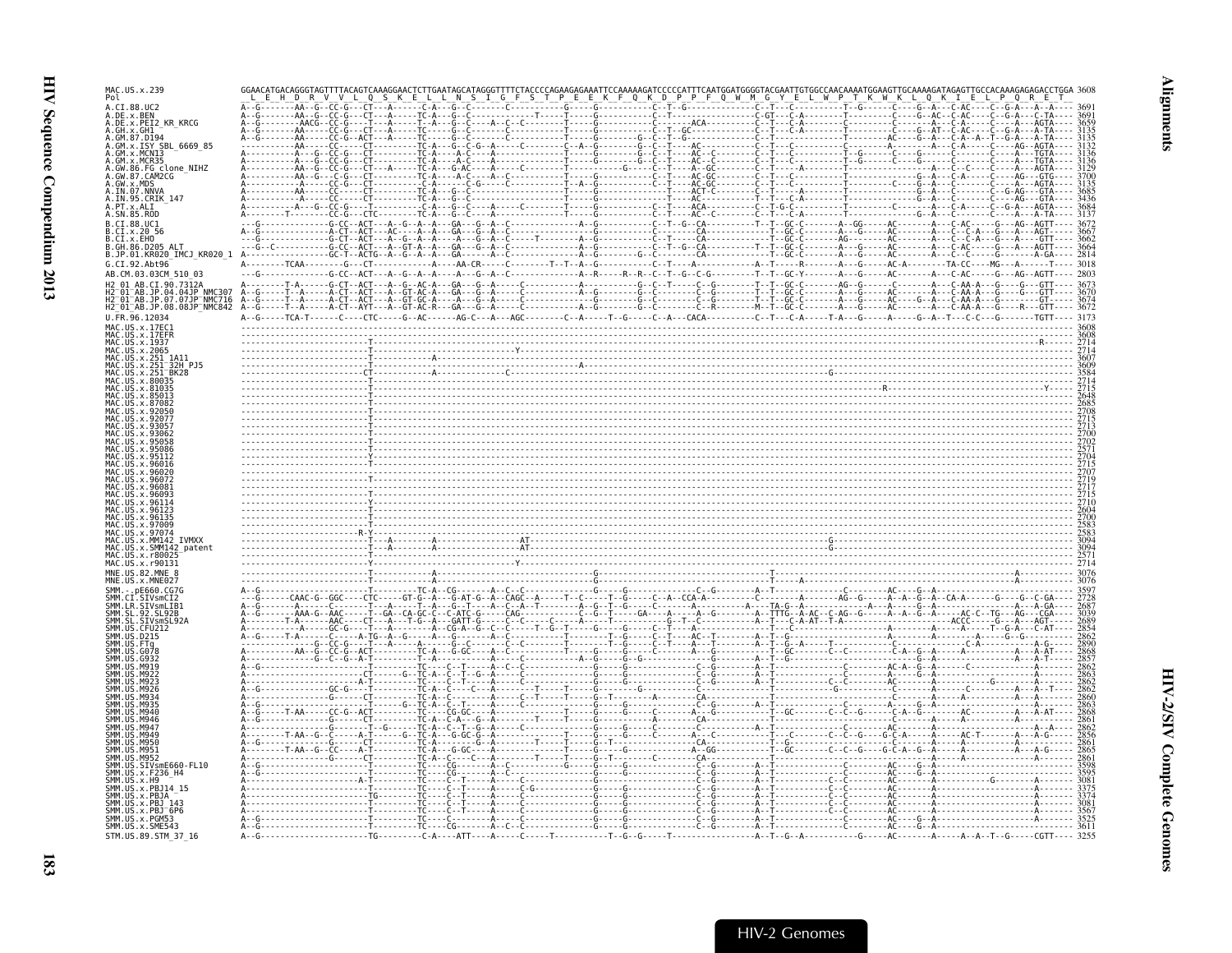```
MAC.US.x.239                 GGAACATGACAGGGTAGTTTTACAGTCAAAGGAACTCTTGAATAGCATAGGGTTTTCTACCCCAGAAGAGAAATTCCAAAAAGATCCCCCATTTCAATGGATGGGGTACGAATTGTGGCCAACAAAATGGAAGTTGCAAAAGATAGAGTTGCCACAAAGAGAGACCTGGA 3608
Pol                           L  E  H  D  R  V  V  L  Q  S  K  E  L  L  N  S  I  G  F  S  T  P  E  E  K  F  Q  K  D  P  P  F  Q  W  M  G  Y  E  L  W  P  T  K  W  K  L  Q  K  I  E  L  P  Q  R  E  T

A.CI.88.UC2                  A--G-------AA--G--CC-G---CT---A------C-A---G--C-------C-----------G------G-----------C--T--G-----------C--T---C----------T--G------C----G--A---C-AC----C--G-A---A--A---- 3691
A.DE.x.BEN                   A--G-------AA--G--CC-G---CT---A------TC-A---G--C-------C-----------T------G-----------C--T-----------C-GT---C-A---------T---------C----G--AC--C-AC----C--G-A---C-TA---- 3691
A.DE.x.PEI2_KR_KRCG          A--G-------AACG--CC-G---CT---A------T--A---G--C--A--C--C-----------T------G-----------C--T-------ACA-------C--T---C-A---------T---------C-----A--C-A------C----A---AGTA---- 3659
A.GH.x.GH1                   A--G-------AA-----CC-G---CT---A------TC-----G--C-------C-----------T------G-----------C--T--GC---------C--T---C-A---------T---------C----G--AT--C-AC----C--G-A---A-TA---- 3135
A.GM.87.D194                 A--G-------AA-----CC-G---ACT---A------TC-----G--C-------C-----------T------G------G--C--T--G-----------C--T-----------AC-----G--A---C-A--A--T--G-A---A-TA---- 3135
A.GM.x.ISY_SBL_6669_85       A----------AA-----CC-----CT---------TC-A---G--C-G--A-----C--------C--A--G----------G--C--T----AC---------C--T---C-----------C---------A---------A-------AG--AGTA---- 3132
A.GM.x.MCN13                 A----------A---G--CC-G---CT---------TC-A-----A-C-----A-------------T------G----------G--C--T----AC--C-------C--T---C----------T--G------C----G--------C------A---TGTA---- 3136
A.GM.x.MCR35                 A----------A---G--CC-G---CT---------TC-A-----A-C-----A-------------T------G----------G--C--T----AC--C-------C--T---C----------T--G------C----G--------C------A---TGTA---- 3136
A.GW.86.FG_clone_NIHZ        A----------AA--G--CC-G---CT---A------TC-A---G-AC-----A-----C-------T------------G-----C--T----A--GC---------C--T-----------A-----------------------C--C-----C------A---AGTA---- 3129
A.GW.87.CAM2CG               A----------AA--G--C-G---CT----------TC-A-----A-C-----A--C-------------T------G-----------C--T----AC-GC---------C--T---C----------------------G--A---C-A------C------AG---GTG---- 3700
A.GW.x.MDS                   A----------A------CC-G---CT----------TC-A---G--C-------C-----------T------G-----------C--T----AC-GC---------C--T---C-----------------------C--A--C--A---C------A---AGTA---- 3135
A.IN.07.NNVA                 A----------AA-----CC-----CT----------TC-A---G--C-------C-----------T------G-----------C--T----ACT-C---------C--T---A---------T---------------G--A---C-------C--G-AG---GTA---- 3685
A.IN.95.CRIK_147             A----------A------CC-----CT----------TC-A---G--C-------C-----------T------G-----------C--T----AC----------T--T---C-A---------T---------------G--A---C-------C------AG---GTA---- 3436
A.PT.x.ALI                   A--G-------A---G--CC-G---CT----------TC-A---G--C-------A-----C-------T------G-----------C--T----ACA---------C--T-G-C----------------C-----A--C-A------C--G-A---AGTA---- 3684
A.SN.85.ROD                  A--------T--------CC-G---CTC---------TC-A---G--C-------C-----------T------G-----------C--T----AC--C---------C--T---C-A---------T----------G--A---C-------C------A---A-TA---- 3137
B.CI.88.UC1                  ---G-------------G-CC--ACT---A--G--A--A---GA---G--A--C-------------A--G----------C--T--G--CA---------T--T--GC-C-------A--GG------AC-------A---C-AC-----G---AG--AGTT---- 3672
B.CI.x.20_56                 A--G-------------A-CT--ACT---AC---A--A---GA---G--A--C--------------A--G----------C--------CA----------T--GC-C-------A---G-----AC-------A---C--C-A--G--A---AGT----- 3667
B.CI.x.EHO                   ---G-------------G-CT--ACT---A--G--A--A---A---G--A--C--C---T-----------A--G----------C--T-----CA----------T--GC-C-------AG------AC-------A---C--C-A--G--A---GTT---- 3662
B.GH.86.D205_ALT             ---G--C----------G-CC--ACT---A--GT-A--A---GA---G--A--C-------------A--G----------C--T--G--CA---------T--T--GC-C-------A--G------AC-------A---C-AC-----G---A---AGTT---- 3664
B.JP.01.KR020_IMCJ_KR020_1   A----------------GC-T--ACTG--A--G--A--A---GA---A--C-------------A--G----------C--T-----CA----------T--GC-C-------A--G------AC-------A---C--C----G--A---GTT---- 2814
G.CI.92.Abt96                A--------TCAA--------C--G---CT-----------A---AA-CR-----C-------T--T--A-G------------C--T-----A-----------A--T----R-------A---G-----AC-A---------TA-CC----MG-----A---T---- 3018
AB.CM.03.03CM_510_03         ---G-------------G-CC--ACT---A--G--A--A---A--G--A--C-------------A--R-----R--R--C--T--G--C-G---------T--T--GC-Y-------A---G-----AC-------A---C-AC-----G---AG--AGTT---- 2803
H2_01_AB.CI.90.7312A         A---------T-A-----G-CT--ACT---A--G--AC-A---GA---G--A-----C-------------A--------G--C--T-----C--G---------T--T--GC-C-------AG--G-----C-------A---C-AA-A---G----G---GTT---- 3673
H2_01_AB.JP.04.04JP_NMC307   A--G-----T--A-----A-CT--ACT---A--GT-AC-A---GA---G--A-----C-------------A--G----------G--C-----C--G---------T--T--GC-C-------A---G-----AC-------A---C-AA-A---G----G---GTT---- 3670
H2_01_AB.JP.07.07JP_NMC716   A--G-----T--A-----A-CT--ACT---A--GT-GC-A---GA---G--A-----C-------------A--G----------G--C-----C--G---------T--T--GC-C-------A---G-----AC-------A---C-AA-A---G----G---GT---- 3674
H2_01_AB.JP.08.08JP_NMC842   A--G-----T--A-----A-CT--AYT---A--GT-AC-R---GA---G--A-----C-------------A--G----------G--C-----C--R---------M--T--GC-C-------A---G-----AC-------A---C-AA-A---G----R---GTT---- 3672
U.FR.96.12034                A--G-----TCA-T--------C----CTC-----G--AC-------AG-C---A---AGC--------C--A-----T--G-----C--A---CACA-----------C--T---C-A------T-A---G-----A-----G--A--T---C-C---G------TGTT---- 3173
MAC.US.x.17EC1               -------------------------------------------------------------------------------------------------------------------------------------------------------------------------------------- 3608
MAC.US.x.17EFR               -------------------------------------------------------------------------------------------------------------------------------------------------------------------------------------- 3608
MAC.US.x.1937                --------------------------T-----------------------------------------------------------------------------------------------------------------------------------------R------- 2714
MAC.US.x.2065                --------------------------T----------------------------------Y--------------------------------------------------------------------------------------------------------------- 2714
MAC.US.x.251_1A11            ----------------------------------------A---------------------------------------------------------------------------------------------------------------------------------------- 3607
MAC.US.x.251_32H_PJ5         -------------------------------------------------------------------------A------------------------------------------------------------------------------------------------------ 3609
MAC.US.x.251_BK28            --------------------------CT-----------A----------------------------------------------------------------G------------------------------------------------------------------------- 3584
MAC.US.x.80035               --------------------------T---------------------------------------------------------------------------------------------------------------------------------------------------------- 2714
MAC.US.x.81035               --------------------------T----------------------------------------------------------------------------------R-------------------------------------------Y------------------- 2715
MAC.US.x.85013               --------------------------T---------------------------------------------------------------------------------------------------------------------------------------------------------- 2648
MAC.US.x.87082               --------------------------T---------------------------------------------------------------------------------------------------------------------------------------------------------- 2685
MAC.US.x.92050               --------------------------T---------------------------------------------------------------------------------------------------------------------------------------------------------- 2708
MAC.US.x.92077               --------------------------T---------------------------------------------------------------------------------------------------------------------------------------------------------- 2715
MAC.US.x.93057               --------------------------T---------------------------------------------------------------------------------------------------------------------------------------------------------- 2713
MAC.US.x.93062               --------------------------T---------------------------------------------------------------------------------------------------------------------------------------------------------- 2700
MAC.US.x.95058               --------------------------T---------------------------------------------------------------------------------------------------------------------------------------------------------- 2702
MAC.US.x.95086               --------------------------T---------------------------------------------------------------------------------------------------------------------------------------------------------- 2571
MAC.US.x.95112               --------------------------Y---------------------------------------------------------------------------------------------------------------------------------------------------------- 2704
MAC.US.x.96016               --------------------------T---------------------------------------------------------------------------------------------------------------------------------------------------------- 2715
MAC.US.x.96020               --------------------------T---------------------------------------------------------------------------------------------------------------------------------------------------------- 2707
MAC.US.x.96072               --------------------------T---------------------------------------------------------------------------------------------------------------------------------------------------------- 2719
MAC.US.x.96081               --------------------------T---------------------------------------------------------------------------------------------------------------------------------------------------------- 2717
MAC.US.x.96093               --------------------------T---------------------------------------------------------------------------------------------------------------------------------------------------------- 2715
MAC.US.x.96114               --------------------------Y---------------------------------------------------------------------------------------------------------------------------------------------------------- 2710
MAC.US.x.96123               --------------------------T---------------------------------------------------------------------------------------------------------------------------------------------------------- 2604
MAC.US.x.96135               --------------------------T---------------------------------------------------------------------------------------------------------------------------------------------------------- 2700
MAC.US.x.97009               --------------------------T---------------------------------------------------------------------------------------------------------------------------------------------------------- 2583
MAC.US.x.97074               ------------------R-Y------------------------------------------------------------------------------------------------------------------------------------------------------------- 2583
MAC.US.x.MM142_IVMXX         --------------------------T----A-----------A---------------------AT---------------------------------------------------G--------------------------------------------------------- 3094
MAC.US.x.SMM142_patent       --------------------------T----A-----------A---------------------AT---------------------------------------------------G--------------------------------------------------------- 3094
MAC.US.x.r80025              --------------------------T---------------------------------------------------------------------------------------------------------------------------------------------------------- 2571
MAC.US.x.r90131              --------------------------T----------------------------------Y--------------------------------------------------------------------------------------------------------------- 2714
MNE.US.82.MNE_8              --------------------------T-----------A-----------------------------------G-----------------------------T-----------------------------------------------------A------------ 3076
MNE.US.x.MNE027              --------------------------T-----------A-----------------------------------G-----------------------------T-----A-----------------------------------------------A------------ 3076
SMM.-.pE660.CG7G             A--G----------------------T---------TC-A--CG-------A--C-C----------------G------G----------C--G-------A--T---------------C------AC----G--A--------------------------------- 3597
SMM.CI.SIVsmCI2              ---G------CAAC-G--GGC-----CTC----GT-G--A---G-AT-G--A--CAGC--A------T--C-----T--G-----C--A--CCA-A---------C---------AG--G------A--A--G--A--CA-A-------G-----G--C-GA---- 2728
SMM.LR.SIVsmLIB1             A--G-------A----C---------T--A-----T--A---G--T---A--C--A--T-------A--G--T--G-----C--T-------C-----A-----TA-G--A--------A-----A--G--A--------------A---A-GA---- 2687
SMM.SL.92.SL92B              A--G-------AAA-G--AAC-----T--GA--CA-GC-C--C-ATC-G------CAG-------------C--G--T-----GA----A-----A--G---------A--TTTG--A-AC--C-AG--G-----A--A--G--A-----AC-C--TG---AG---CGA---- 3039
SMM.SL.x.SIVsmSL92A          A--------T-A------AAC-----CT---A---T-G--A---GATT-G--C--C------C--A--T---------G--T-C-----------A--T--C-A-AT--T-A-------------------ACCC------G---A----AGT----- 2689
SMM.US.CFU212                A---------A-------GC-G----T--A---------A--CG-A--G--C--C----T--G--T-----G-----C--T-----A-----------------------------------A-------A----T--G-A---C-AT---- 2854
SMM.US.D215                  A--G----T-A-------C------A-TG--A--G------A---G-------A--C---------------T--G-----C--T----AC--T---------A--T--G---------------A-----------A-------G--G--------- 2862
SMM.US.FTq                   A-----------G--CC-G-------T---A------A---G--C-------C--C-------------T--G-----C--T---A-----------A--G--A--T--------------A--------------C-A--------A-G---- 2890
SMM.US.G078                  A----------AA--G--CC-G--ACT------TC-A---G-GC-----A--C-------------T------G-----C--------A---G--------T--GC------C--C---------C-A--G-----A--------A---A-AT---- 2868
SMM.US.G932                  A---------------G--C--G--A-T------T--A-----------A--------------A--G----G--G-----------G----------A--T--G-------------------------G--A---------A---A-T---- 2857
SMM.US.M919                  A--G-----------------T------TC-A--C--T--A--C--C-----------------G-----G-----------C--G---------A--T-----------AC-A--G--A-----C------------A----------- 2862
SMM.US.M922                  A----------------CT------G--TC-A--C--T--G--A--C-----------------G-----G-----------C--G---------A--T-----------------A-----G--A----------------A---------- 2863
SMM.US.M923                  A----------------A-T--------TC-A--C--T--A--A--C-----------------G-----G-----------C--G---------A--T---------C--C--------AC----------A------G-----------A-- 2862
SMM.US.M926                  A--G-------------GC-G-------C---TC-A--------A--------C-----T-----G-----G-----------C--G---------A--T--------------------------A-------A--------A--T----- 2862
SMM.US.M934                  A---------------G-----CT----TC-A--C------A-----C--T------T--G--T---------A-------CA---------------------C---------A--------------------A--A------------ 2860
SMM.US.M935                  A--G----------------T-----G--TC-A--C--T------A---C-------------G------G---------C--G---------A--T-----------------C------G--A-----------------A---A------ 2863
SMM.US.M940                  A--G----T-AA-----CC-G--ACT-------TC-A---CG-GC-----A--C--T----------T------G------G----C--A-----------T--GC------C--C---------C-A--G-----A--------A---A-AT---- 2868
SMM.US.M946                  A--G-----------------CT-------TC-A--C-A--G--A-----------T-------G-------A--------CA-------------------------C-------AC----------A--------------A---A------ 2861
SMM.US.M947                  A---------------G-----T--G------TC-A--C--T--G--A-----C-----------------G-----G-----------C--G---------A--T----------C--C---------AC----------A------------A---A-- 2862
SMM.US.M949                  A--------T-AA--G--CC-G--A-T------G--TC-A--C-GC-G--A--C--------------T------G-----C--------A---G--------T--C-------C--C----G-C-A---A--A--C-T--------A---A-G--- 2856
SMM.US.M950                  A--G-------------G-----CT-------TC-A---------G--A-----------T-------G--T--------------CA---------T--G-----------------A--C-----G--A------------A---A------ 2861
SMM.US.M951                  A--------T-AA--G--CC-----A-T------TC-A---G-GC---A-----------T------G-----G----------A--GG---------T--GC------C--C--G----G-C-A--G-----A--------A---A-G---- 2865
SMM.US.M952                  A--------------G-----CT---------TC-A--C---C--A-----------T-------G--T--------------CA-------------------C--C-------------------------------A----------- 2861
SMM.US.SIVsmE660-FL10        A--G-----------------T--------TC----CG------A--C------------G--------G-----------C--G---------A--T----------C--------AC----G--A--------------------------- 3598
SMM.US.x.F236_H4             A--G-----------------T--------TC----CG------A--C---------------------G-----------C--G---------A--T----------C--------AC----G--A--------------------------- 3595
SMM.US.x.H9                  A------------------A-T--------TC----C--T---------A--C-------------G------G-----------C--G---------A--T----------C--------AC----------A--------------A--------- 3081
SMM.US.x.PBJ14_15            A--------------------T--------TC----C--T------A-----C-G-----------G------G-----------C--G---------A--T----------C--C------AC----------A--------------A--------- 3375
SMM.US.x.PBJA                A--------------------TG-------TC----C--T------A-----C-------------G------G-----------C--G---------A--T----------C--C------AC----------A--------------A--------- 3374
SMM.US.x.PBJ_143             A--------------------T--------TC----C--T------A-----C-------------G------G-----------C--G---------A--T----------C--C------AC----------A--------------A--------- 3081
SMM.US.x.PBJ_6P6             A--------------------T--------TC----C--T------A-----C-------------G------G-----------C--G---------A--T----------C--C------AC----------A--------------A--------- 3567
SMM.US.x.PGM53               A--G-----------------T--------TC----C-------A--C---------------------G-----------C--G---------A--T----------C--------AC----G--A--------------------A--------- 3525
SMM.US.x.SME543              A--G-----------------T--------TC----CG------A--C-C-------------------G-----------C--G---------A--T----------C--------AC----G--A--------------------------- 3611
STM.US.89.STM_37_16          A--G-----------------TG---------C-A----ATT----A----C-----T-----------T--G--G-----T-----------A--T--G--A-----------G-----AC------A-----A--A--T--G-----CGTT---- 3255
```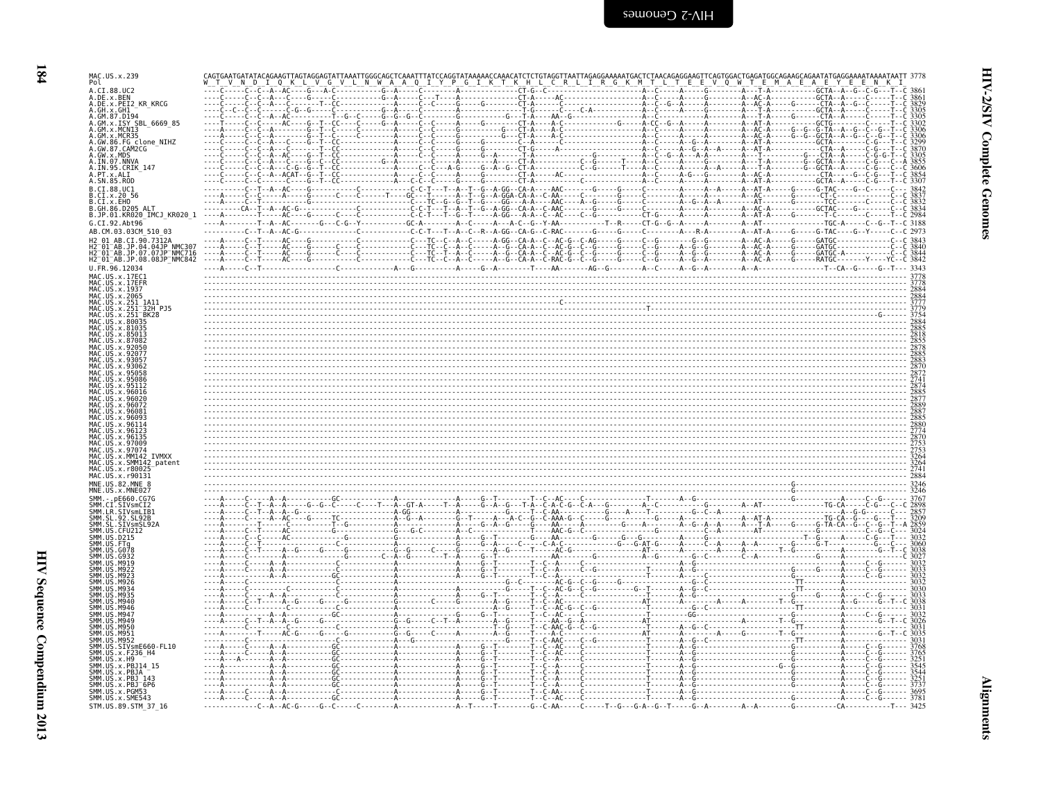```
MAC.US.x.239                  CAGTGAATGATATACAGAAGTTAGTAGGAGTATTAAATTGGGCAGCTCAAATTTATCCAGGTATAAAAACCAAACATCTCTGTAGGTTAATTAGAGGAAAAATGACTCTAACAGAGGAAGTTCAGTGGACTGAGATGGCAGAAGCAGAATATGAGGAAAATAAAATAATT 3778
Pol                           W  T  V  N  D  I  Q  K  L  V  G  V  L  N  W  A  A  Q  I  Y  P  G  I  K  T  K  H  L  C  R  L  I  R  G  K  M  T  L  T  E  E  V  Q  W  T  E  M  A  E  A  E  Y  E  E  N  K  I
A.CI.88.UC2                   3861
A.DE.x.BEN                    3861
A.DE.x.PEI2_KR_KRCG           3829
A.GH.x.GH1                    3305
A.GM.87.D194                  3305
A.GM.x.ISY_SBL_6669_85        3302
A.GM.x.MCN13                  3306
A.GM.x.MCR35                  3306
A.GW.86.FG_clone_NIHZ         3299
A.GW.87.CAM2CG                3870
A.GW.x.MDS                    3305
A.IN.07.NNVA                  3855
A.IN.95.CRIK_147              3606
A.PT.x.ALI                    3854
A.SN.85.ROD                   3307
B.CI.88.UC1                   3842
B.CI.x.20_56                  3837
B.CI.x.EHO                    3832
B.GH.86.D205_ALT              3834
B.JP.01.KR020_IMCJ_KR020_1    2984
G.CI.92.Abt96                 3188
AB.CM.03.03CM_510_03          2973
H2_01_AB.CI.90.7312A          3843
H2_01_AB.JP.04.04JP_NMC307    3840
H2_01_AB.JP.07.07JP_NMC716    3844
H2_01_AB.JP.08.08JP_NMC842    3842
U.FR.96.12034                 3343
MAC.US.x.17EC1                3778
MAC.US.x.17EFR                3778
MAC.US.x.1937                 2884
MAC.US.x.2065                 2884
MAC.US.x.251_1A11             3777
MAC.US.x.251_32H_PJ5          3779
MAC.US.x.251_BK28             3754
MAC.US.x.80035                2884
MAC.US.x.81035                2885
MAC.US.x.85013                2818
MAC.US.x.87082                2855
MAC.US.x.92050                2878
MAC.US.x.92077                2885
MAC.US.x.93057                2883
MAC.US.x.93062                2870
MAC.US.x.95058                2872
MAC.US.x.95086                2741
MAC.US.x.95112                2874
MAC.US.x.96016                2885
MAC.US.x.96020                2877
MAC.US.x.96072                2889
MAC.US.x.96081                2887
MAC.US.x.96093                2885
MAC.US.x.96114                2880
MAC.US.x.96123                2774
MAC.US.x.96135                2870
MAC.US.x.97009                2753
MAC.US.x.97074                2753
MAC.US.x.MM142_IVMXX          3264
MAC.US.x.SMM142_patent        3264
MAC.US.x.r80025               2741
MAC.US.x.r90131               2884
MNE.US.82.MNE_8               3246
MNE.US.x.MNE027               3246
SMM.-.pE660.CG7G              3767
SMM.CI.SIVsmCI2               2898
SMM.LR.SIVsmLIB1              2857
SMM.SL.92.SL92B               3209
SMM.SL.SIVsmSL92A             2859
SMM.US.CFU212                 3024
SMM.US.D215                   3032
SMM.US.FTq                    3060
SMM.US.G078                   3038
SMM.US.G932                   3027
SMM.US.M919                   3032
SMM.US.M922                   3033
SMM.US.M923                   3032
SMM.US.M926                   3032
SMM.US.M934                   3030
SMM.US.M935                   3033
SMM.US.M940                   3038
SMM.US.M946                   3031
SMM.US.M947                   3032
SMM.US.M949                   3026
SMM.US.M950                   3031
SMM.US.M951                   3035
SMM.US.M952                   3031
SMM.US.SIVsmE660-FL10         3768
SMM.US.x.F236_H4              3765
SMM.US.x.H9                   3251
SMM.US.x.PBJ14_15             3545
SMM.US.x.PBJA                 3544
SMM.US.x.PBJ_143              3251
SMM.US.x.PBJ_6P6              3737
SMM.US.x.PGM53                3695
SMM.US.x.SME543               3781
STM.US.89.STM_37_16           3425
```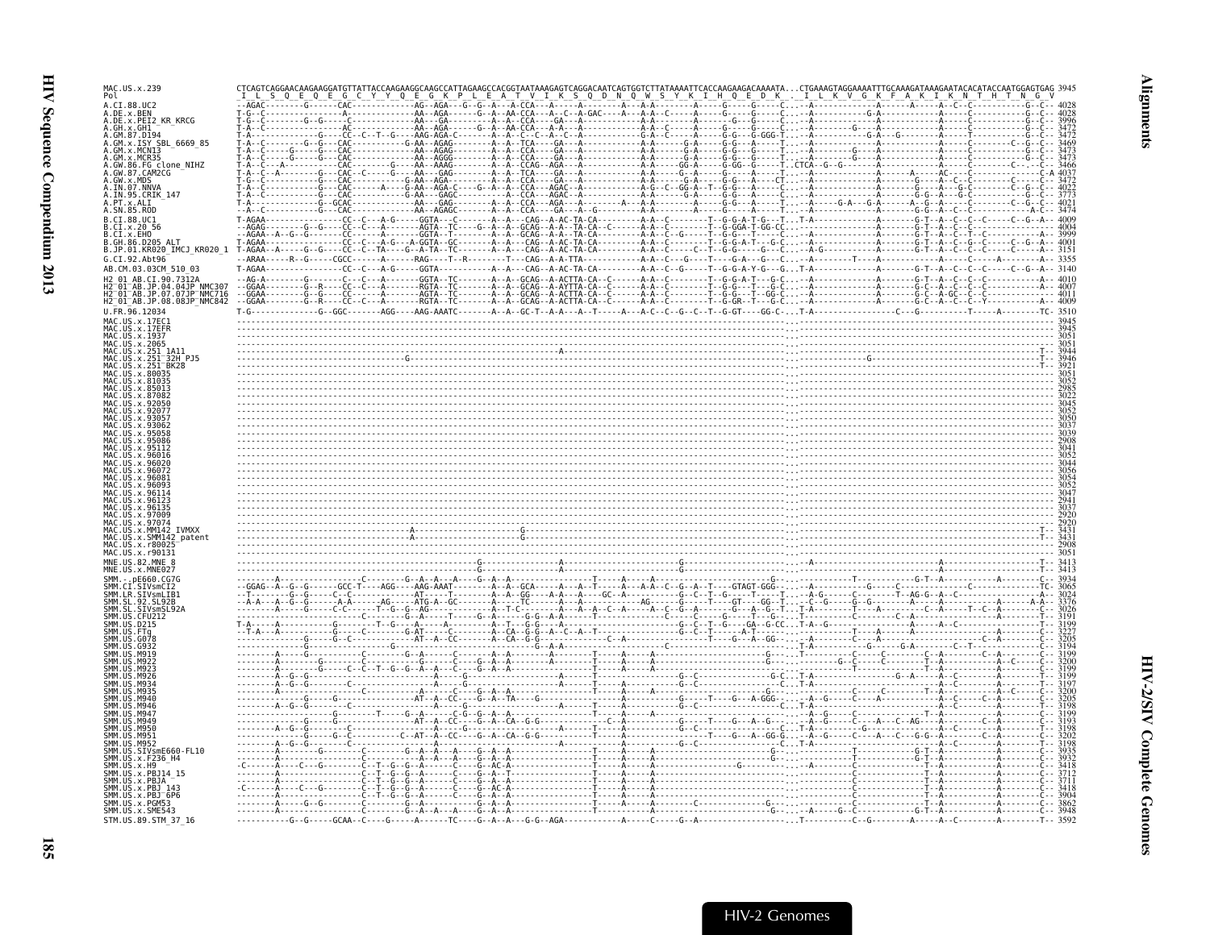```
MAC.US.x.239                CTCAGTCAGGAACAAGAAGGATGTTATTACCAAGAAGGCAAGCCATTAGAAGCCACGGTAATAAAGAGTCAGGACAATCAGTGGTCTTATAAAATTCACCAAGAAGACAAAATA...CTGAAAGTAGGAAAATTTGCAAAGATAAAGAATACACATACCAATGGAGTGAG 3945
Pol                          I  L  S  Q  E  Q  E  G  C  Y  Y  Q  E  G  K  P  L  E  A  T  V  I  K  S  Q  D  N  Q  W  S  Y  K  I  H  Q  E  D  K  .  I  L  K  V  G  K  F  A  K  I  K  N  T  H  T  N  G  V
```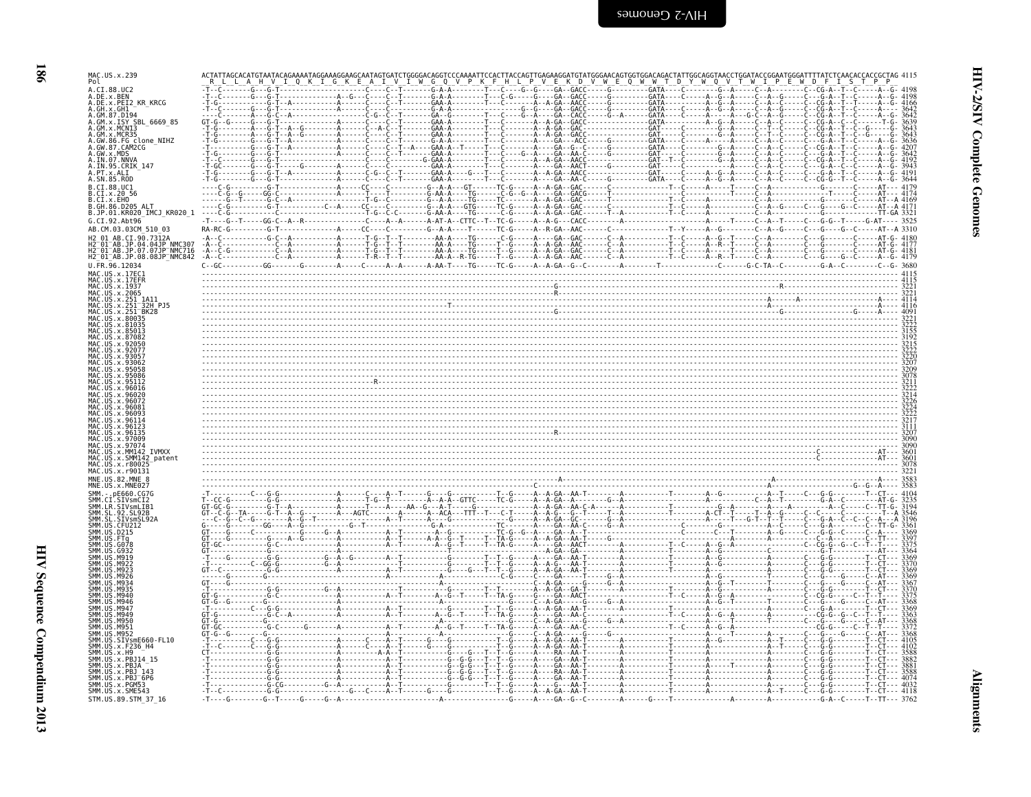```
MAC.US.x.239                 ACTATTAGCACATGTAATACAGAAAATAGGAAAGGAAGCAATAGTGATCTGGGGACAGGTCCCAAAATTCCACTTACCAGTTGAGAAGGATGTATGGGAACAGTGGTGGACAGACTATTGGCAGGTAACCTGGATACCGGAATGGGATTTTATCTCAACACCACCGCTAG 4115
Pol                           R  L  L  A  H  V  I  Q  K  I  G  K  E  A  I  V  I  W  G  Q  V  P  K  F  H  L  P  V  E  K  D  V  W  E  Q  W  W  T  D  Y  W  Q  V  T  W  I  P  E  W  D  F  I  S  T  P  P
A.CI.88.UC2                  4198
A.DE.x.BEN                   4198
A.DE.x.PEI2_KR_KRCG          4166
A.GH.x.GH1                   3642
A.GM.87.D194                 3642
A.GM.x.ISY_SBL_6669_85       3639
A.GM.x.MCN13                 3643
A.GM.x.MCR35                 3643
A.GW.86.FG_clone_NIHZ        3636
A.GW.87.CAM2CG               4207
A.GW.x.MDS                   3642
A.IN.07.NNVA                 4192
A.IN.95.CRIK_147             3943
A.PT.x.ALI                   4191
A.SN.85.ROD                  3644
B.CI.88.UC1                  4179
B.CI.x.20_56                 4174
B.CI.x.EHO                   4169
B.GH.86.D205_ALT             4171
B.JP.01.KR020_IMCJ_KR020_1   3321
G.CI.92.Abt96                3525
AB.CM.03.03CM_510_03         3310
H2_01_AB.CI.90.7312A         4180
H2_01_AB.JP.04.04JP_NMC307   4177
H2_01_AB.JP.07.07JP_NMC716   4181
H2_01_AB.JP.08.08JP_NMC842   4179
U.FR.96.12034                3680
MAC.US.x.17EC1               4115
MAC.US.x.17EFR               4115
MAC.US.x.1937                3221
MAC.US.x.2065                3221
MAC.US.x.251_1A11            4114
MAC.US.x.251_32H_PJ5         4116
MAC.US.x.251_BK28            4091
MAC.US.x.80035               3221
MAC.US.x.81035               3222
MAC.US.x.85013               3155
MAC.US.x.87082               3192
MAC.US.x.92050               3215
MAC.US.x.92077               3222
MAC.US.x.93057               3220
MAC.US.x.93062               3207
MAC.US.x.95058               3209
MAC.US.x.95086               3078
MAC.US.x.95112               3211
MAC.US.x.96016               3222
MAC.US.x.96020               3214
MAC.US.x.96072               3226
MAC.US.x.96081               3224
MAC.US.x.96093               3222
MAC.US.x.96114               3217
MAC.US.x.96123               3111
MAC.US.x.96135               3207
MAC.US.x.97009               3090
MAC.US.x.97074               3090
MAC.US.x.MM142_IVMXX         3601
MAC.US.x.SMM142_patent       3601
MAC.US.x.r80025              3078
MAC.US.x.r90131              3221
MNE.US.82.MNE_8              3583
MNE.US.x.MNE027              3583
SMM.-.pE660.CG7G             4104
SMM.CI.SIVsmCI2              3235
SMM.LR.SIVsmLIB1             3194
SMM.SL.92.SL92B              3546
SMM.SL.SIVsmSL92A            3196
SMM.US.CFU212                3361
SMM.US.D215                  3369
SMM.US.FTq                   3397
SMM.US.G078                  3375
SMM.US.G932                  3364
SMM.US.M919                  3369
SMM.US.M922                  3370
SMM.US.M923                  3369
SMM.US.M926                  3369
SMM.US.M934                  3367
SMM.US.M935                  3370
SMM.US.M940                  3375
SMM.US.M946                  3368
SMM.US.M947                  3369
SMM.US.M949                  3363
SMM.US.M950                  3368
SMM.US.M951                  3372
SMM.US.M952                  3368
SMM.US.SIVsmE660-FL10        4105
SMM.US.x.F236_H4             4102
SMM.US.x.H9                  3588
SMM.US.x.PBJ14_15            3882
SMM.US.x.PBJA                3881
SMM.US.x.PBJ_143             3588
SMM.US.x.PBJ_6P6             4074
SMM.US.x.PGM53               4032
SMM.US.x.SME543              4118
STM.US.89.STM_37_16          3762
```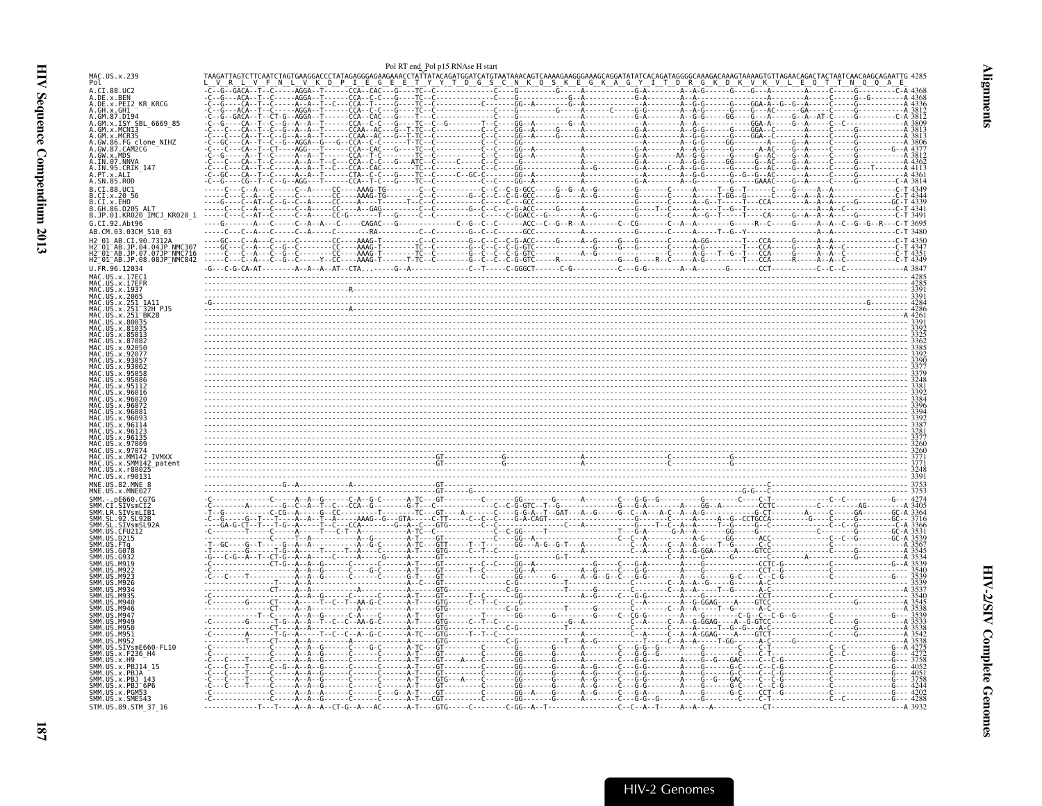Pol RT end_Pol p15 RNAse H start

```
MAC.US.x.239   TAAGATTAGTCTTCAATCTAGTGAAGGACCCTATAGAGGGAGAAGAAACCTATTATACAGATGGATCATGTAATAAACAGTCAAAAGAAGGGAAAGCAGGATATATCACAGATAGGGGCAAAGACAAAGTAAAAGTGTTAGAACAGACTACTAATCAACAAGCAGAATTG 4285
Pol            L  V  R  L  V  F  N  L  V  K  D  P  I  E  G  E  E  T  Y  Y  T  D  G  S  C  N  K  Q  S  K  E  G  K  A  G  Y  I  T  D  R  G  K  D  K  V  K  V  L  E  Q  T  T  N  Q  Q  A  E

A.CI.88.UC2                          4368
A.DE.x.BEN                           4368
A.DE.x.PEI2_KR_KRCG                  4336
A.GH.x.GH1                           3812
A.GM.87.D194                         3812
A.GM.x.ISY_SBL_6669_85               3809
A.GM.x.MCN13                         3813
A.GM.x.MCR35                         3812
A.GW.86.FG_clone_NIHZ                3806
A.GW.87.CAM2CG                       4377
A.GW.x.MDS                           3812
A.IN.07.NNVA                         4362
A.IN.95.CRIK_147                     4113
A.PT.x.ALI                           4361
A.SN.85.ROD                          3814
B.CI.88.UC1                          4349
B.CI.x.20_56                         4344
B.CI.x.EHO                           4339
B.GH.86.D205_ALT                     4341
B.JP.01.KR020_IMCJ_KR020_1           3491
G.CI.92.Abt96                        3695
AB.CM.03.03CM_510_03                 3480
H2_01_AB.CI.90.7312A                 4350
H2_01_AB.JP.04.04JP_NMC307           4347
H2_01_AB.JP.07.07JP_NMC716           4351
H2_01_AB.JP.08.08JP_NMC842           4349
U.FR.96.12034                        3847
MAC.US.x.17EC1                       4285
MAC.US.x.17EFR                       4285
MAC.US.x.1937                        3391
MAC.US.x.2065                        3391
MAC.US.x.251_1A11                    4284
MAC.US.x.251_32H_PJ5                 4286
MAC.US.x.251_BK28                    4261
MAC.US.x.80035                       3391
MAC.US.x.81035                       3392
MAC.US.x.85013                       3325
MAC.US.x.87082                       3362
MAC.US.x.92050                       3385
MAC.US.x.92077                       3392
MAC.US.x.93057                       3390
MAC.US.x.93062                       3377
MAC.US.x.95058                       3379
MAC.US.x.95086                       3248
MAC.US.x.95112                       3381
MAC.US.x.96016                       3392
MAC.US.x.96020                       3384
MAC.US.x.96072                       3396
MAC.US.x.96081                       3394
MAC.US.x.96093                       3392
MAC.US.x.96114                       3387
MAC.US.x.96123                       3281
MAC.US.x.96135                       3377
MAC.US.x.97009                       3260
MAC.US.x.97074                       3260
MAC.US.x.MM142_IVMXX                 3771
MAC.US.x.SMM142_patent               3771
MAC.US.x.r80025                      3248
MAC.US.x.r90131                      3391
MNE.US.82.MNE_8                      3753
MNE.US.x.MNE027                      3753
SMM.-.pE660.CG7G                     4274
SMM.CI.SIVsmCI2                      3405
SMM.LR.SIVsmLIB1                     3364
SMM.SL.92.SL92B                      3716
SMM.SL.SIVsmSL92A                    3366
SMM.US.CFU212                        3531
SMM.US.D215                          3539
SMM.US.FTq                           3567
SMM.US.G078                          3545
SMM.US.G932                          3534
SMM.US.M919                          3539
SMM.US.M922                          3540
SMM.US.M923                          3539
SMM.US.M926                          3539
SMM.US.M934                          3537
SMM.US.M935                          3540
SMM.US.M940                          3545
SMM.US.M946                          3538
SMM.US.M947                          3539
SMM.US.M949                          3533
SMM.US.M950                          3538
SMM.US.M951                          3542
SMM.US.M952                          3538
SMM.US.SIVsmE660-FL10                4275
SMM.US.x.F236_H4                     4272
SMM.US.x.H9                          3758
SMM.US.x.PBJ14_15                    4052
SMM.US.x.PBJA                        4051
SMM.US.x.PBJ_143                     3758
SMM.US.x.PBJ_6P6                     4244
SMM.US.x.PGM53                       4202
SMM.US.x.SME543                      4288
STM.US.89.STM_37_16                  3932
```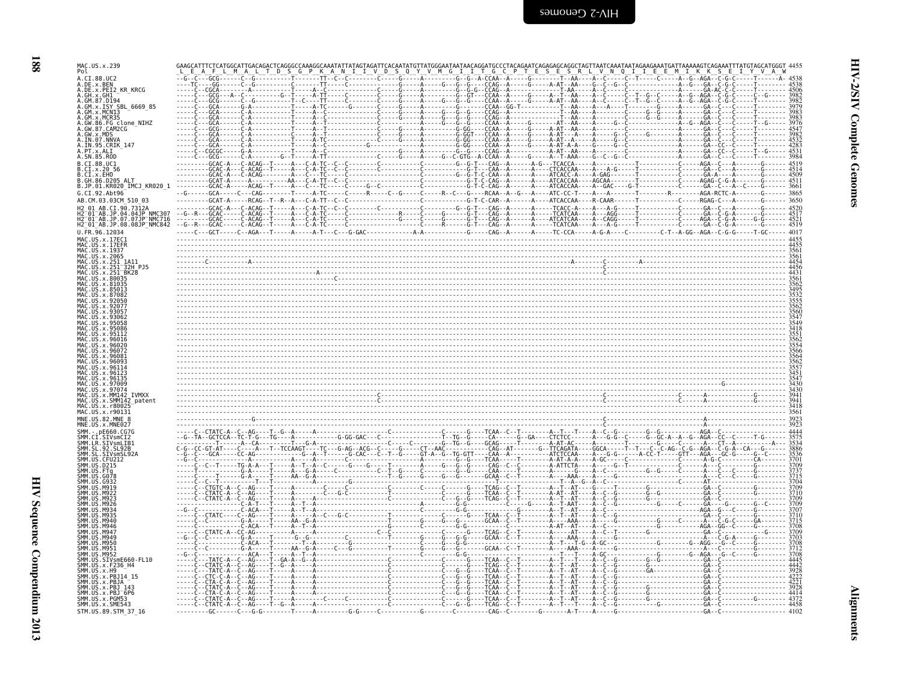```
MAC.US.x.239                GAAGCATTTCTCATGGCATTGACAGACTCAGGGCCAAAGGCAAATATTATAGTAGATTCACAATATGTTATGGGAATAATAACAGGATGCCCTACAGAATCAGAGAGCAGGCTAGTTAATCAAATAATAGAAGAAATGATTAAAAAGTCAGAAATTTATGTAGCATGGGT 4455
Pol                          L  E  A  F  L  M  A  L  T  D  S  G  P  K  A  N  I  I  V  D  S  Q  Y  V  M  G  I  I  T  G  C  P  T  E  S  E  S  R  L  V  N  Q  I  I  E  E  M  I  K  K  S  E  I  Y  V  A  W
```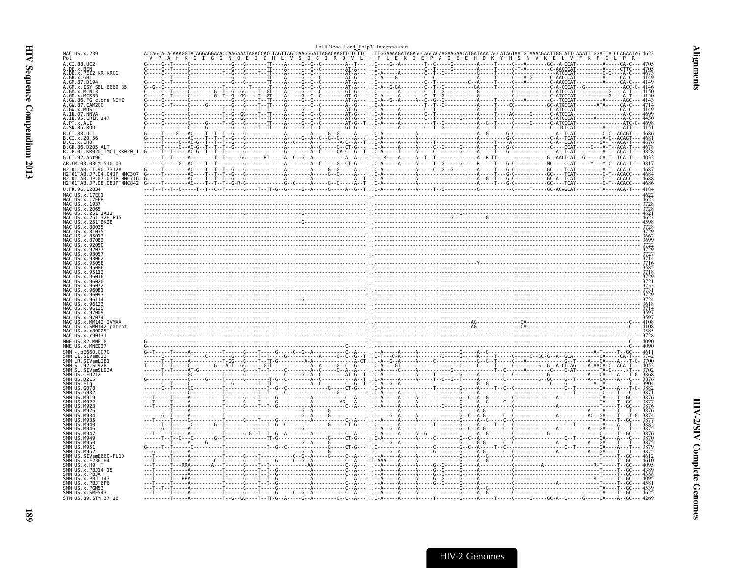Pol RNAse H end_Pol p31 Integrase start

```
MAC.US.x.239                 ACCAGCACACAAAGGTATAGGAGGAAACCAAGAAATAGACCACCTAGTTAGTCAAGGGATTAGACAAGTTCTCTTC...TTGGAAAAGATAGAGCCAGCACAAGAAGAACATGATAAATACCATAGTAATGTAAAAGAATTGGTATTCAAATTTGGATTACCCAGAATAG 4622
Pol                           V  P  A  H  K  G  I  G  G  N  Q  E  I  D  H  L  V  S  Q  G  I  R  Q  V  L  .  F  L  E  K  I  E  P  A  Q  E  E  H  D  K  Y  H  S  N  V  K  E  L  V  F  K  F  G  L  P  R
```

HIV-2 Genomes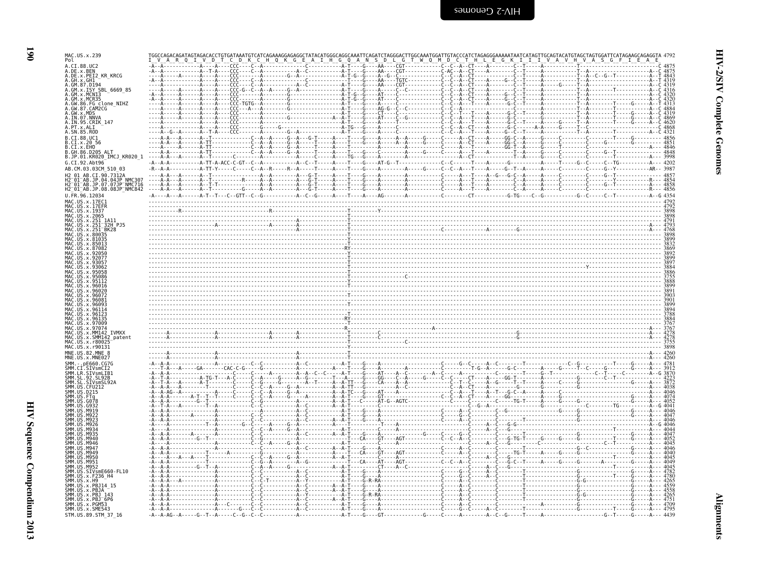```
MAC.US.x.239                 TGGCCAGACAGATAGTAGACACCTGTGATAAATGTCATCAGAAAGGAGAGGCTATACATGGGCAGGCAAATTCAGATCTAGGGACTTGGCAAATGGATTGTACCCATCTAGAGGGAAAAATAATCATAGTTGCAGTACATGTAGCTAGTGGATTCATAGAAGCAGAGGTA 4792
Pol                          I  V  A  R  Q  I  V  D  T  C  D  K  C  H  Q  K  G  E  A  I  H  G  Q  A  N  S  D  L  G  T  W  Q  M  D  C  T  H  L  E  G  K  I  I  I  V  A  V  H  V  A  S  G  F  I  E  A  E
A.CI.88.UC2                  4875
A.DE.x.BEN                   4875
A.DE.x.PEI2_KR_KRCG          4843
A.GH.x.GH1                   4319
A.GM.87.D194                 4319
A.GM.x.ISY_SBL_6669_85       4316
A.GM.x.MCN13                 4320
A.GM.x.MCR35                 4320
A.GW.86.FG_clone_NIHZ        4313
A.GW.87.CAM2CG               4884
A.GW.x.MDS                   4319
A.IN.07.NNVA                 4869
A.IN.95.CRIK_147             4620
A.PT.x.ALI                   4868
A.SN.85.ROD                  4321
B.CI.88.UC1                  4856
B.CI.x.20_56                 4851
B.CI.x.EHO                   4846
B.GH.86.D205_ALT             4848
B.JP.01.KR020_IMCJ_KR020_1   3998
G.CI.92.Abt96                4202
AB.CM.03.03CM_510_03         3987
H2_01_AB.CI.90.7312A         4857
H2_01_AB.JP.04.04JP_NMC307   4854
H2_01_AB.JP.07.07JP_NMC716   4858
H2_01_AB.JP.08.08JP_NMC842   4856
U.FR.96.12034                4354
MAC.US.x.17EC1               4792
MAC.US.x.17EFR               4792
MAC.US.x.1937                3898
MAC.US.x.2065                3898
MAC.US.x.251_1A11            4791
MAC.US.x.251_32H_PJ5         4793
MAC.US.x.251_BK28            4768
MAC.US.x.80035               3898
MAC.US.x.81035               3899
MAC.US.x.85013               3832
MAC.US.x.87082               3869
MAC.US.x.92050               3892
MAC.US.x.92077               3899
MAC.US.x.93057               3897
MAC.US.x.93062               3884
MAC.US.x.95058               3886
MAC.US.x.95086               3755
MAC.US.x.95112               3888
MAC.US.x.96016               3899
MAC.US.x.96020               3891
MAC.US.x.96072               3903
MAC.US.x.96081               3901
MAC.US.x.96093               3899
MAC.US.x.96114               3894
MAC.US.x.96123               3788
MAC.US.x.96135               3884
MAC.US.x.97009               3767
MAC.US.x.97074               3767
MAC.US.x.MM142_IVMXX         4278
MAC.US.x.SMM142_patent       4278
MAC.US.x.r80025              3755
MAC.US.x.r90131              3898
MNE.US.82.MNE_8              4260
MNE.US.x.MNE027              4260
SMM.-.pE660.CG7G             4781
SMM.CI.SIVsmCI2              3912
SMM.LR.SIVsmLIB1             3870
SMM.SL.92.SL92B              4223
SMM.SL.SIVsmSL92A            3872
SMM.US.CFU212                4038
SMM.US.D215                  4046
SMM.US.FTq                   4074
SMM.US.G078                  4052
SMM.US.G932                  4041
SMM.US.M919                  4046
SMM.US.M922                  4047
SMM.US.M923                  4046
SMM.US.M926                  4046
SMM.US.M934                  4044
SMM.US.M935                  4047
SMM.US.M940                  4052
SMM.US.M946                  4045
SMM.US.M947                  4046
SMM.US.M949                  4040
SMM.US.M950                  4045
SMM.US.M951                  4049
SMM.US.M952                  4045
SMM.US.SIVsmE660-FL10        4782
SMM.US.x.F236_H4             4780
SMM.US.x.H9                  4265
SMM.US.x.PBJ14_15            4559
SMM.US.x.PBJA                4558
SMM.US.x.PBJ_143             4265
SMM.US.x.PBJ_6P6             4751
SMM.US.x.PGM53               4709
SMM.US.x.SME543              4795
STM.US.89.STM_37_16          4439
```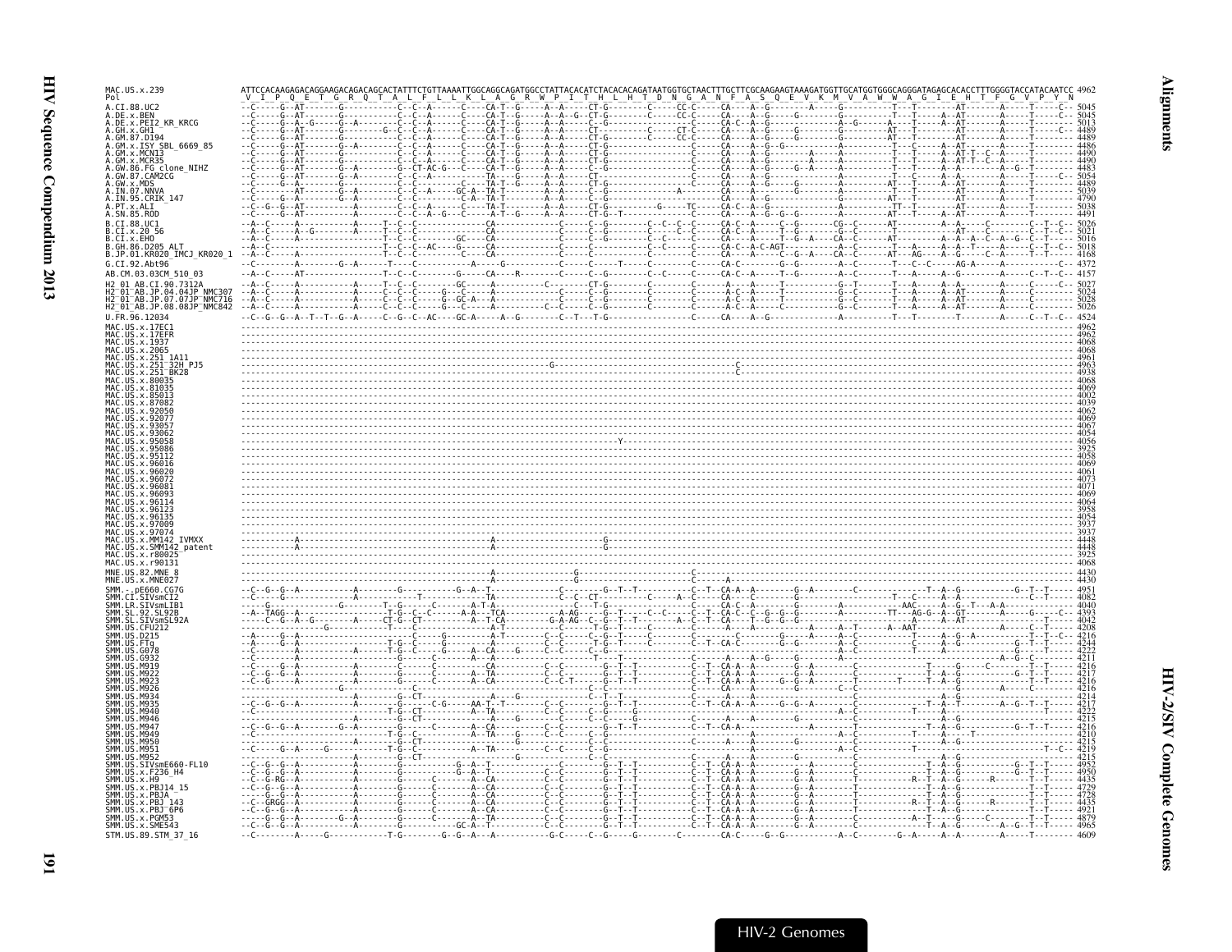```
MAC.US.x.239                ATTCCACAAGAGACAGGAAGACAGACAGCACTATTTCTGTTAAAATTGGCAGGCAGATGGCCTATTACACATCTACACACAGATAATGGTGCTAACTTTGCTTCGCAAGAAGTAAAGATGGTTGCATGGTGGGCAGGGATAGAGCACACCTTTGGGGTACCATACAATCC 4962
Pol                          V  I  P  Q  E  T  G  R  Q  T  A  L  F  L  L  K  L  A  G  R  W  P  I  T  H  L  H  T  D  N  G  A  N  F  A  S  Q  E  V  K  M  V  A  W  W  A  G  I  E  H  T  F  G  V  P  Y  N
A.CI.88.UC2                 --C-----G--AT-------G-----------C--C--A------C-----CA-T--G-----A--A-----CT-G--------C-----CC-C-----CA----A--G---------A-----G----------T---T--------AT-------A------T-----C-- 5045
A.DE.x.BEN                  --C-----G--AT-------G-----------C--C--A------C-----CA-T--G-----A--A--G--CT-G--------C-----CC-C-----CA----A--G-------G--------G----------T---T-----A--AT-------A------T-----C-- 5045
A.DE.x.PEI2_KR_KRCG         --C-----G--A--G-----G--A--------C--C--A------C-----CA-T--G-----A--A-----C--G--------------C--------CA-C--A--G-----------A--G------A-----T-----A--AT-------A------T-------- 5013
A.GH.x.GH1                  --C-----G--AT-------G-------G---C--C--A------C-----CA-T--G-----A--A-----CT---------C-----CT-C-----CA----A--G-------G--------G----------AT---T--------AT-------A------T-----C-- 4489
A.GM.87.D194                --C-----G--AT-------G-----------C--C--A------C-----CA-T--G-----A--A-----CT-G--------C-----CC-C-----CA----A--G-------G--------G----------AT---T--------AT-------A------T-----C-- 4489
A.GM.x.ISY_SBL_6669_85      --C-----G--AT-------G--A--------C--C--A------C-----CA-T--G-----A--A-----CT-G--------------C--------CA----A--G--G-----------A-----------T---T-----A--AT-------A------T-------- 4486
A.GM.x.MCN13                --C-----G--AT-------G-----------C--C--A------C-----CA-T--G-----A--A-----CT-G--------------C--------CA----A--G--------A--------A----------T---T-----A--AT-T--C--A------T-------- 4490
A.GM.x.MCR35                --C-----G--AT-------G-----------C--C--A------C-----CA-T--G-----A--A-----CT-G--------------C--------CA----A--G--------A--------A----------T---T-----A--AT-T--C--A------T-------- 4490
A.GW.86.FG_clone_NIHZ       --C-----G--AT-------G--A--------G--CT-AC-G---C-----CA-T--G-----A--A-----C--G--------------C--------CA----A--G-----G--A--------A----------T---T-----A--A----------A--G--T-------- 4483
A.GW.87.CAM2CG              --C-----G--AT-------G--A--------C--C--A--------------TA----G-----A--A-----CT----------------C--------CA----A--G-----------------A----------T---C-----A--A----------A------T-----C-- 5054
A.GW.x.MDS                  --C-----G--A--------G-----------C--C--A------C-----TA-T--G-----A--A-----CT-G--------------C--------CA----A--G-------G--------A----------AT---T-----A--AT-------A------T-------- 4489
A.IN.07.NNVA                --C--------AT-------G--A--------C--C--A------GC-A--TA-T--------A--A-----C--G----------A---C--------CA----A--G-------G--------G----------A----T--------AT-------A------T-------- 5039
A.IN.95.CRIK_147            --C-----G--A--------G--A--------C--C-----------C-A--TA-T--------A--A-----C--G----------------------CA----A--G------------------G----------AT---T--------AT-------A------T-------- 4790
A.PT.x.ALI                  --C--G--G--AT-------G-----------C--C--A------C-----TA-T--------A--A-----CT-G---------G-----TC-----CA-C--A--G--------------------A----------TT---T--------AT-------A------T-------- 5038
A.SN.85.ROD                 --C--G--G--AT-------G-----------C--C--A--G---C-----A-T--G-----A--A-----CT-G--T--------------C--------CA----A--G--G--G---------A----------AT---T-----A--AT-------A------T-------- 4491
B.CI.88.UC1                 --A--C-----A-----------A-----T--C--C-------------------CA----------------C-----C--G--------C--C--C--C-----CA-C--A-----C--G-------CG--C------AT---------A--A-----C--------C--T--C-- 5026
B.CI.x.20_56                --A--C-----A--G--------A-----T--C--C-------------------CA----------------C-----C--G--------C--C--C--C-----CA-C--A-----T--G-------G--C------T----------A--AT-----C--------C--T--C-- 5021
B.CI.x.EHO                  --A--C-----A-----------------T--C--C-----------GC-----CA----------------C-----C--C--------C--C-----C-----CA----A-----T--G--A---CA--C-----AT---------A--A--A--C--A--G--C--T-- 5016
B.GH.86.D205_ALT            --A--C--------------------------T--C--C--AC----G-----CA----------------C-----C--G--------C--C-----C-----CA-C--A-C-AGT--------A--C-------T---A-----A--A--T-----A-----C--T--C-- 5018
B.JP.01.KR020_IMCJ_KR020_1  --A--C-----A-----------------T--C--C-----------------CA----------------C-----C--G--------C--------C-----CA----A-----C--G--A---CA--C-----AT---AG----A--G---C--A-----T--T-------- 4168
G.CI.92.Abt96               --C--------A--------G--A-----T--C-----------------A----------------------C-----T-----------C---------CA-C-------G--G-------A----------T---C--C-----AG-A-------A--------- 4372
AB.CM.03.03CM_510_03        --A--C-----AT----------------T--C--C-------------G----CA----R----------C-----C--G--------C--C-----C-----CA-C--A-----T--G-------A--C-------T---A-----A--G-------A------C--T--C-- 4157
H2_01_AB.CI.90.7312A        --A--C-----A-----------A-----T--C--C-------------GC----A-----------C------CT-G--------C--------C-----A----A-----T-----------G--T-------T---A-----A--AT-------A------C-----C-- 5027
H2_01_AB.JP.04.04JP_NMC307  --A--C-----A-----------A-----C--C--C--------G----C----A----------------C-----C--G--------C--------C-----A-C--A-----T-----------G--C-------T---A-----A--AT-------A------C-------- 5024
H2_01_AB.JP.07.07JP_NMC716  --A--C-----A-----------A-----C--C--C--------G--GC-A----A----------------C-----C--G--------C--------C-----A-C--A-----T-----------G--C-------T---A-----A--AT-------A------C-------- 5028
H2_01_AB.JP.08.08JP_NMC842  --A--C-----A-----------A-----C--C--C-----------G------A------------C----C-----C--G--------C--------C-----A-C--A-----C-----------G--C-------T---A-----A--AT-------A------C-------- 5026
U.FR.96.12034               --C--G--G--A--T--G--A-----C--G--C--AC----GC-A------A--G--------C--T---T-G----------------C-----CA----A--G----------------------------T---T--------T--------A------C--T--C-- 4524
MAC.US.x.17EC1              ------------------------------------------------------------------------------------------------------------------------------------------------------------------------------------ 4962
MAC.US.x.17EFR              ------------------------------------------------------------------------------------------------------------------------------------------------------------------------------------ 4962
MAC.US.x.1937               ------------------------------------------------------------------------------------------------------------------------------------------------------------------------------------ 4068
MAC.US.x.2065               ------------------------------------------------------------------------------------------------------------------------------------------------------------------------------------ 4068
MAC.US.x.251_1A11           ------------------------------------------------------------------------------------------------------------------------------------------------------------------------------------ 4961
MAC.US.x.251_32H_PJ5        ---------------------------------------------------------------------------G-------------------------------------------------C----------------------------------------------------------------- 4963
MAC.US.x.251_BK28           -------------------------------------------------------------------------------------------------------------------------------C---------------------------------------------------------------- 4938
MAC.US.x.80035              ------------------------------------------------------------------------------------------------------------------------------------------------------------------------------------ 4068
MAC.US.x.81035              ------------------------------------------------------------------------------------------------------------------------------------------------------------------------------------ 4069
MAC.US.x.85013              ------------------------------------------------------------------------------------------------------------------------------------------------------------------------------------ 4002
MAC.US.x.87082              ------------------------------------------------------------------------------------------------------------------------------------------------------------------------------------ 4039
MAC.US.x.92050              ------------------------------------------------------------------------------------------------------------------------------------------------------------------------------------ 4062
MAC.US.x.92077              ------------------------------------------------------------------------------------------------------------------------------------------------------------------------------------ 4069
MAC.US.x.93057              ------------------------------------------------------------------------------------------------------------------------------------------------------------------------------------ 4067
MAC.US.x.93062              ------------------------------------------------------------------------------------------------------------------------------------------------------------------------------------ 4054
MAC.US.x.95058              ------------------------------------------------------------------------------------------Y----------------------------------------------------------------------------------------------- 4056
MAC.US.x.95086              ------------------------------------------------------------------------------------------------------------------------------------------------------------------------------------ 3925
MAC.US.x.95112              ------------------------------------------------------------------------------------------------------------------------------------------------------------------------------------ 4058
MAC.US.x.96016              ------------------------------------------------------------------------------------------------------------------------------------------------------------------------------------ 4069
MAC.US.x.96020              ------------------------------------------------------------------------------------------------------------------------------------------------------------------------------------ 4061
MAC.US.x.96072              ------------------------------------------------------------------------------------------------------------------------------------------------------------------------------------ 4073
MAC.US.x.96081              ------------------------------------------------------------------------------------------------------------------------------------------------------------------------------------ 4071
MAC.US.x.96093              ------------------------------------------------------------------------------------------------------------------------------------------------------------------------------------ 4069
MAC.US.x.96114              ------------------------------------------------------------------------------------------------------------------------------------------------------------------------------------ 4064
MAC.US.x.96123              ------------------------------------------------------------------------------------------------------------------------------------------------------------------------------------ 3958
MAC.US.x.96135              ------------------------------------------------------------------------------------------------------------------------------------------------------------------------------------ 4054
MAC.US.x.97009              ------------------------------------------------------------------------------------------------------------------------------------------------------------------------------------ 3937
MAC.US.x.97074              ------------------------------------------------------------------------------------------------------------------------------------------------------------------------------------ 3937
MAC.US.x.MM142_IVMXX        -----------A-------------------------------------A-----------------G------------------------------------------------------------------------------------------------------------ 4448
MAC.US.x.SMM142_patent      -----------A-------------------------------------A-----------------G------------------------------------------------------------------------------------------------------------ 4448
MAC.US.x.r80025             ------------------------------------------------------------------------------------------------------------------------------------------------------------------------------------ 3925
MAC.US.x.r90131             ------------------------------------------------------------------------------------------------------------------------------------------------------------------------------------ 4068
MNE.US.82.MNE_8             -------------------------------------------------A----------------G--------------------C---------------------------------------------------------------------------------------- 4430
MNE.US.x.MNE027             -------------------------------------------------A----------------G--------------------C---------------------------------------------------------------------------------------- 4430
SMM.-.pE660.CG7G            --C--G--G--A-----------A--------G-----------G--A--T-------------C--------G--T--T---------C--T--CA-A--A--------G--A---------C-------------T--A--G------------G--T--T----- 4951
SMM.CI.SIVsmCI2             --C-----G--------------A-----------------T-------------TA--------------C--C--CT----------A--C-----CA----A------------------C-------------T-----C-----A--A-----------C--T----- 4082
SMM.LR.SIVsmLIB1            -----G--------------G-------T--G-----C-------A-T-A--------------C---T-G--------------------CA-C--A--G-------A------------AAC-------A--G--T--A-A-------------T----- 4040
SMM.SL.92.SL92B             --A--TAGG--A-------------------T-G--C--C-------A-A---TCA--------A-AG-----G--T-----C--C-----C--T--CA-C--C--G--G---------A-----------TT--AG-G--A--GT-------A----G-----C----- 4393
SMM.SL.x.SIVsmSL92A         -----C--G--A--G--------A-----CT-G--CT-----------A--T-CA--------G-A-AG--C--G--T--T-------A--C--T--CA-----T--G--G-----------A-----A--AT--------A-------T-----C----- 4042
SMM.US.CFU212               --------------G-----------------C-------------A-T--------------C--T-G--T----------------C-----A--------A-----A--T-----A--AAT---------------------A-----C--T----- 4208
SMM.US.D215                 --A-----G--A-------------------C-----G---------A-T--------C-----C--G--T--------C-----------C--------G-----A----A--C----------T-----A--G--A-----------T--T--C-- 4216
SMM.US.FTq                  --A-----G--A-------------------T-G-----C--------G-------A------C--C--G--T--T--C--------C--T--CA-C-------G--G--------A--C-----------C-----A--G-----------G--T--T----- 4244
SMM.US.G078                 --C--------A--------A--------T-G--C-----G-----A--CA----G-----C--C--G---------------C----------------A-----A--C----------T-----A---------------------------- 4222
SMM.US.G932                 --C--------A-------------------G-----C-----A---A--------------T---T---------------------A----A--G--G-----A-----A--C-------------------A--G--C----------- 4211
SMM.US.M919                 --C--G--G--A-----------A--------G-----C-----A-CA--------C--C---------G--T--T--------C--T--CA-A--A---------G--A-----------C-------------T--A--G---------C--T--T----- 4216
SMM.US.M922                 --C--G--G--A-----------A--------G-----C-----A-TA--------C--C---------G--T--T--------C--T--CA-A--A---------G--A-----------C-------------T--A--G-----------G--T--T----- 4217
SMM.US.M923                 --C--G-----A-----------A--------G-----C-----A-CA--------C--C--T------G--T--T--------C--T--CA-A--A------G--G--A-----------T--------T-----T--A--G-----------T--T----- 4216
SMM.US.M926                 ---------------G-----------------C-----------------------------------------C--T--C-----CA-----A--------A-----------C--C-----------------A-----------C--T----- 4216
SMM.US.M934                 -----------A--------A--------G-CT-------------A----G--------C--T--T---------C-----A-------A-----------C-------------------A--G--------------------- 4214
SMM.US.M935                 --C--G--G--A-----------A--------G-----C-G-----AA-T--T--------C--C---------G--T--T--------C--T--CA-A--A------G--G--A-----------C-------------T--A--T-------A--G--T--T----- 4217
SMM.US.M940                 --C--------A--------------------T-G--CT--------A--TA-------C--C---------G--C--G---------C-----CA-----A---------A--C----------T-----A---------------------T----- 4222
SMM.US.M946                 -------------------A--------G-CT-------------A----G--------C--C--------G-----------C--------A-----A-----------A-------------------A--G--------------------- 4215
SMM.US.M947                 --C--G--G--A--------G--A--------G-----C-----A-CA--------C--C---------G--T--T--------C--T--CA-A-------------A-----------T-------------T--A--G-----------G--T--T----- 4216
SMM.US.M949                 -----------A-----------------T-G--CT-------A--TA--------C--C---------G--T--T-----------CA-----A-----------A--C----------T-----A-------T-------------T----- 4210
SMM.US.M950                 -----------A--------A--------G-CT---------------------G-----C--C---------------C-----A-------A-----------A-------------------A--G--------------------- 4215
SMM.US.M951                 --C-----G--A-----G-------------T-G--C---------A--TA-------C--C---------G-----------C-----A-------A-----------A--C------------------------------T--C--- 4219
SMM.US.M952                 -----------A--------A--------G-CT-------------G------------C--C--------------------C--------A--------------------C-------------A--G--------------------- 4215
SMM.US.SIVsmE660-FL10       --C--G--G--A-----------A--------G-----------G--A--T-------------C--------G--T--T--------C--T--CA-A--A--------G--A---------C-------------T--A--G------------G--T--T----- 4952
SMM.US.x.F236_H4            --C--G--G--A-----------A--------G-----------G--A--T-------------C--------G--T--T--------C--T--CA-A--A--------G--A---------C-------------T--A--G------------G--T--T----- 4950
SMM.US.x.H9                 --C--G-RG--A-----------A--------G-----C-----A-CA--------C--C---------G--T--T--------C--T--CA-A--A--------G--A----------T---------R--T--A--G--------R-------T--T----- 4435
SMM.US.x.PBJ14_15           --C--G--G--A-----------A--------G-----C-----A-CA--------C--C---------G--T--T--------C--T--CA-A--A--------G--A----------T--------------T--A--G-------------T--T----- 4729
SMM.US.x.PBJA               -----G--G--A-----------A--------G-----C-----A-CA--------C--C---------G--T--T--------C--T--CA-A--A--------G--A----------T--------------T--A--G-------------T--T----- 4728
SMM.US.x.PBJ_143            --C--GRGG--A-----------A--------G-----C-----A-CA--------C--C---------G--T--T--------C--T--CA-A--A--------G--A----------T---------R--T--A--G--------R-------T--T----- 4435
SMM.US.x.PBJ_6P6            --C--G--G--A-----------A--------G-----C-----A-CA--------C--C---------G--T--T--------C--T--CA-A--A--------G--A----------T--------------T--A--G-------------T--T----- 4921
SMM.US.x.PGM53              -----G--G--A--------G--A--------G-----C-----A-TA--------C--C---------G--T--T--------C--T--CA-A--A--------G--A----------T-----------A--T------G-----C-------T--T----- 4879
SMM.US.x.SME543             --C--G--G--A-----------A--------G-----------GC-A--TA--------C--C---------G--T--T--------C--T--CA-A--A--------G--A---------C-------------T--A--G-------A--G--T--T----- 4965
STM.US.89.STM_37_16         --C--------A-----G------------T-G--------G--G--A---A-----------G-C-----C--G-----G--------C--------CA-C-----G--G-----------A--C--------G--A-----A--A--------A-----T-------- 4609
```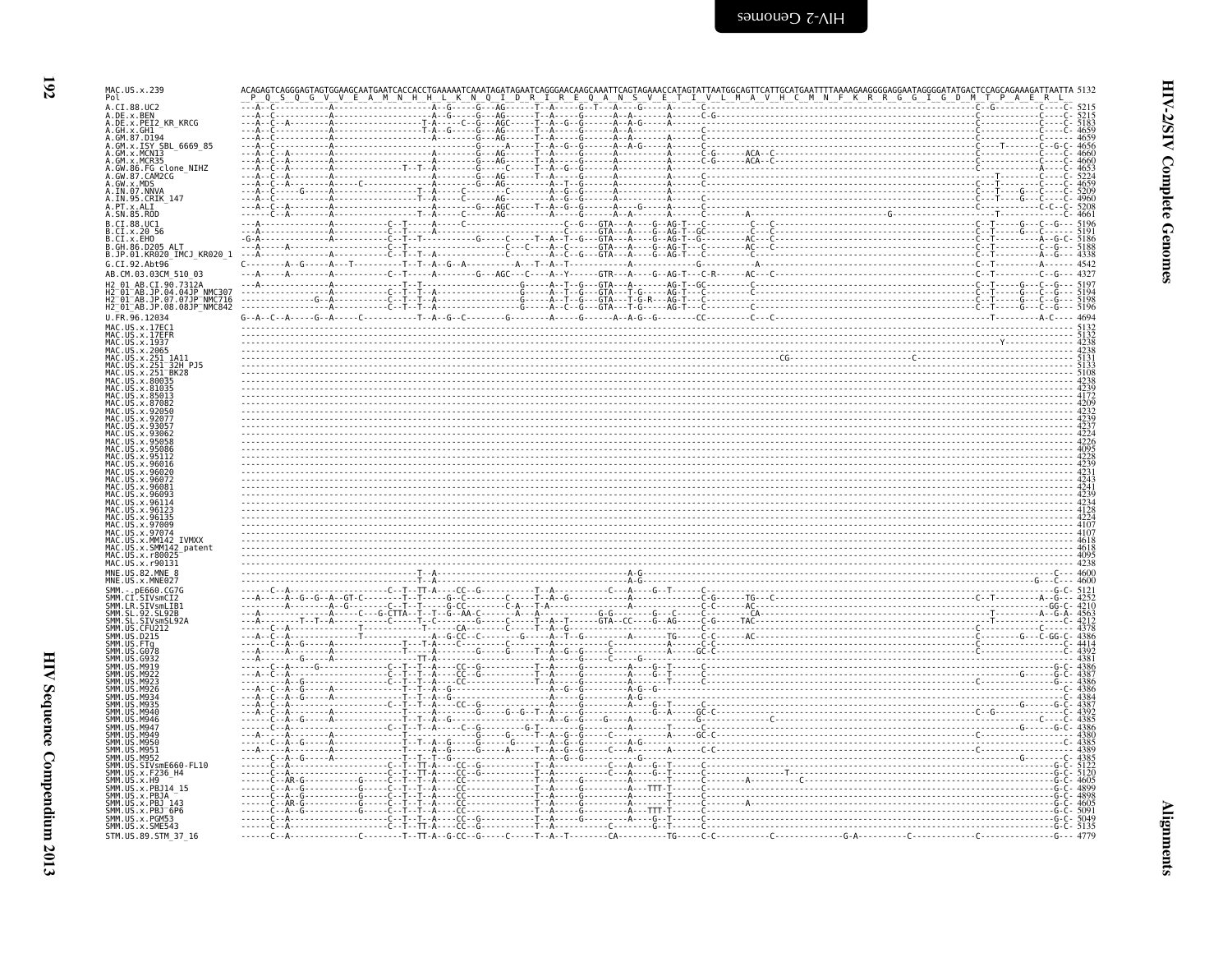```
MAC.US.x.239                ACAGAGTCAGGGAGTAGTGGAAGCAATGAATCACCACCTGAAAAATCAAATAGATAGAATCAGGGAACAAGCAAATTCAGTAGAAACCATAGTATTAATGGCAGTTCATTGCATGAATTTTAAAAGAAGGGGAGGAATAGGGGATATGACTCCAGCAGAAAGATTAATTA 5132
Pol                          P  Q  S  Q  G  V  V  E  A  M  N  H  H  L  K  N  Q  I  D  R  I  R  E  Q  A  N  S  V  E  T  I  V  L  M  A  V  H  C  M  N  F  K  R  R  G  G  I  G  D  M  T  P  A  E  R  L
```

Alignment of HIV-2/SIV complete genomes (Pol region) against reference MAC.US.x.239, positions ending at 5132. Sequences listed with end coordinates:

| Sequence | End position |
|---|---|
| A.CI.88.UC2 | 5215 |
| A.DE.x.BEN | 5215 |
| A.DE.x.PEI2_KR_KRCG | 5183 |
| A.GH.x.GH1 | 4659 |
| A.GM.87.D194 | 4659 |
| A.GM.x.ISY_SBL_6669_85 | 4656 |
| A.GM.x.MCN13 | 4660 |
| A.GM.x.MCR35 | 4660 |
| A.GW.86.FG_clone_NIHZ | 4653 |
| A.GW.87.CAM2CG | 5224 |
| A.GW.x.MDS | 4659 |
| A.IN.07.NNVA | 5209 |
| A.IN.95.CRIK_147 | 4960 |
| A.PT.x.ALI | 5208 |
| A.SN.85.ROD | 4661 |
| B.CI.88.UC1 | 5196 |
| B.CI.x.20_56 | 5191 |
| B.CI.x.EHO | 5186 |
| B.GH.86.D205_ALT | 5188 |
| B.JP.01.KR020_IMCJ_KR020_1 | 4338 |
| G.CI.92.Abt96 | 4542 |
| AB.CM.03.03CM_510_03 | 4327 |
| H2_01_AB.CI.90.7312A | 5197 |
| H2_01_AB.JP.04.04JP_NMC307 | 5194 |
| H2_01_AB.JP.07.07JP_NMC716 | 5198 |
| H2_01_AB.JP.08.08JP_NMC842 | 5196 |
| U.FR.96.12034 | 4694 |
| MAC.US.x.17EC1 | 5132 |
| MAC.US.x.17EFR | 5132 |
| MAC.US.x.1937 | 4238 |
| MAC.US.x.2065 | 4238 |
| MAC.US.x.251_1A11 | 5131 |
| MAC.US.x.251_32H_PJ5 | 5133 |
| MAC.US.x.251_BK28 | 5108 |
| MAC.US.x.80035 | 4238 |
| MAC.US.x.81035 | 4239 |
| MAC.US.x.85013 | 4172 |
| MAC.US.x.87082 | 4209 |
| MAC.US.x.92050 | 4232 |
| MAC.US.x.92077 | 4239 |
| MAC.US.x.93057 | 4237 |
| MAC.US.x.93062 | 4224 |
| MAC.US.x.95058 | 4226 |
| MAC.US.x.95086 | 4095 |
| MAC.US.x.95112 | 4228 |
| MAC.US.x.96016 | 4239 |
| MAC.US.x.96020 | 4231 |
| MAC.US.x.96072 | 4243 |
| MAC.US.x.96081 | 4241 |
| MAC.US.x.96093 | 4239 |
| MAC.US.x.96114 | 4234 |
| MAC.US.x.96123 | 4128 |
| MAC.US.x.96135 | 4224 |
| MAC.US.x.97009 | 4107 |
| MAC.US.x.97074 | 4107 |
| MAC.US.x.MM142_IVMXX | 4618 |
| MAC.US.x.SMM142_patent | 4618 |
| MAC.US.x.r80025 | 4095 |
| MAC.US.x.r90131 | 4238 |
| MNE.US.82.MNE_8 | 4600 |
| MNE.US.x.MNE027 | 4600 |
| SMM.-.pE660.CG7G | 5121 |
| SMM.CI.SIVsmCI2 | 4252 |
| SMM.LR.SIVsmLIB1 | 4210 |
| SMM.SL.92.SL92B | 4563 |
| SMM.SL.SIVsmSL92A | 4212 |
| SMM.US.CFU212 | 4378 |
| SMM.US.D215 | 4386 |
| SMM.US.FTq | 4414 |
| SMM.US.G078 | 4392 |
| SMM.US.G932 | 4381 |
| SMM.US.M919 | 4386 |
| SMM.US.M922 | 4387 |
| SMM.US.M923 | 4386 |
| SMM.US.M926 | 4386 |
| SMM.US.M934 | 4384 |
| SMM.US.M935 | 4387 |
| SMM.US.M940 | 4392 |
| SMM.US.M946 | 4385 |
| SMM.US.M947 | 4386 |
| SMM.US.M949 | 4380 |
| SMM.US.M950 | 4385 |
| SMM.US.M951 | 4389 |
| SMM.US.M952 | 4385 |
| SMM.US.SIVsmE660-FL10 | 5122 |
| SMM.US.x.F236_H4 | 5120 |
| SMM.US.x.H9 | 4605 |
| SMM.US.x.PBJ14_15 | 4899 |
| SMM.US.x.PBJA | 4898 |
| SMM.US.x.PBJ_143 | 4605 |
| SMM.US.x.PBJ_6P6 | 5091 |
| SMM.US.x.PGM53 | 5049 |
| SMM.US.x.SME543 | 5135 |
| STM.US.89.STM_37_16 | 4779 |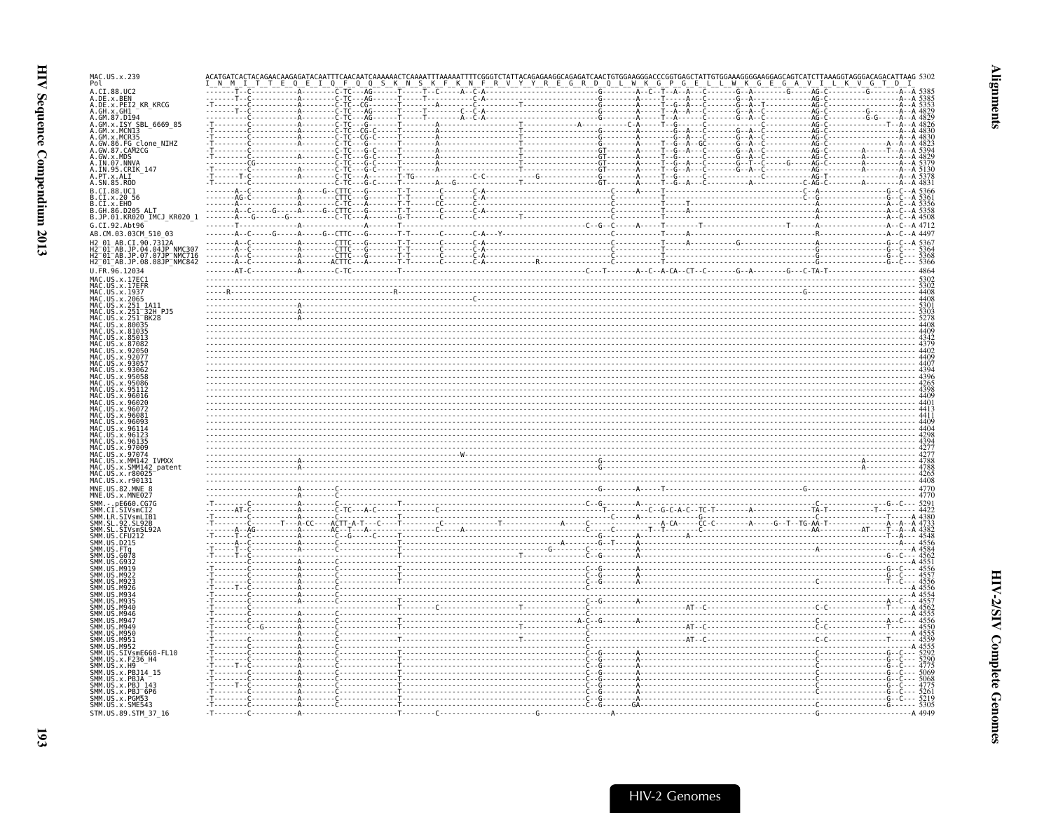```
MAC.US.x.239            ACATGATCACTACAGAACAAGAGATACAATTTCAACAATCAAAAAACTCAAAATTTAAAAATTTTCGGGTCTATTACAGAGAAGGCAGAGATCAACTGTGGAAGGGACCCGGTGAGCTATTGTGGAAAGGGGAAGGAGCAGTCATCTTAAAGGTAGGGACAGACATTAAG 5302
Pol                     I  N  M  I  T  T  E  Q  E  I  Q  F  Q  Q  S  K  N  S  K  F  K  N  F  R  V  Y  Y  R  E  G  R  D  Q  L  W  K  G  P  G  E  L  L  W  K  G  E  G  A  V  I  L  K  V  G  T  D  I
A.CI.88.UC2             5385
A.DE.x.BEN              5385
A.DE.x.PEI2_KR_KRCG     5353
A.GH.x.GH1              4829
A.GM.87.D194            4829
A.GM.x.ISY_SBL_6669_85  4826
A.GM.x.MCN13            4830
A.GM.x.MCR35            4830
A.GW.86.FG_clone_NIHZ   4823
A.GW.87.CAM2CG          5394
A.GW.x.MDS              4829
A.IN.07.NNVA            5379
A.IN.95.CRIK_147        5130
A.PT.x.ALI              5378
A.SN.85.ROD             4831
B.CI.88.UC1             5366
B.CI.x.20_56            5361
B.CI.x.EHO              5356
B.GH.86.D205_ALT        5358
B.JP.01.KR020_IMCJ_KR020_1  4508
G.CI.92.Abt96           4712
AB.CM.03.03CM_510_03    4497
H2_01_AB.CI.90.7312A    5367
H2_01_AB.JP.04.04JP_NMC307  5364
H2_01_AB.JP.07.07JP_NMC716  5368
H2_01_AB.JP.08.08JP_NMC842  5566
U.FR.96.12034           4864
MAC.US.x.17EC1          5302
MAC.US.x.17EFR          5302
MAC.US.x.1937           4408
MAC.US.x.2065           4408
MAC.US.x.251_1A11       5301
MAC.US.x.251_32H_PJ5    5303
MAC.US.x.251_BK28       5278
MAC.US.x.80035          4408
MAC.US.x.81035          4409
MAC.US.x.85013          4342
MAC.US.x.87082          4379
MAC.US.x.92050          4402
MAC.US.x.92077          4409
MAC.US.x.93057          4407
MAC.US.x.93062          4394
MAC.US.x.95058          4396
MAC.US.x.95086          4265
MAC.US.x.95112          4398
MAC.US.x.96016          4409
MAC.US.x.96020          4401
MAC.US.x.96072          4413
MAC.US.x.96081          4411
MAC.US.x.96093          4409
MAC.US.x.96114          4404
MAC.US.x.96123          4298
MAC.US.x.96135          4394
MAC.US.x.97009          4277
MAC.US.x.97074          4277
MAC.US.x.MM142_IVMXX    4788
MAC.US.x.SMM142_patent  4788
MAC.US.x.r80025         4265
MAC.US.x.r90131         4408
MNE.US.82.MNE_8         4770
MNE.US.x.MNE027         4770
SMM.-.pE660.CG7G        5291
SMM.CI.SIVsmCI2         4422
SMM.LR.SIVsmLIB1        4380
SMM.SL.92.SL92B         4733
SMM.SL.SIVsmSL92A       4382
SMM.US.CFU212           4548
SMM.US.D215             4556
SMM.US.FTq              4584
SMM.US.G078             4562
SMM.US.G932             4551
SMM.US.M919             4556
SMM.US.M922             4557
SMM.US.M923             4556
SMM.US.M926             4556
SMM.US.M934             4554
SMM.US.M935             4557
SMM.US.M940             4562
SMM.US.M946             4555
SMM.US.M947             4556
SMM.US.M949             4550
SMM.US.M950             4555
SMM.US.M951             4559
SMM.US.M952             4555
SMM.US.SIVsmE660-FL10   5292
SMM.US.x.F236_H4        5290
SMM.US.x.H9             4775
SMM.US.x.PBJ14_15       5069
SMM.US.x.PBJA           5068
SMM.US.x.PBJ_143        4775
SMM.US.x.PBJ_6P6        5261
SMM.US.x.PGM53          5219
SMM.US.x.SME543         5305
STM.US.89.STM_37_16     4949
```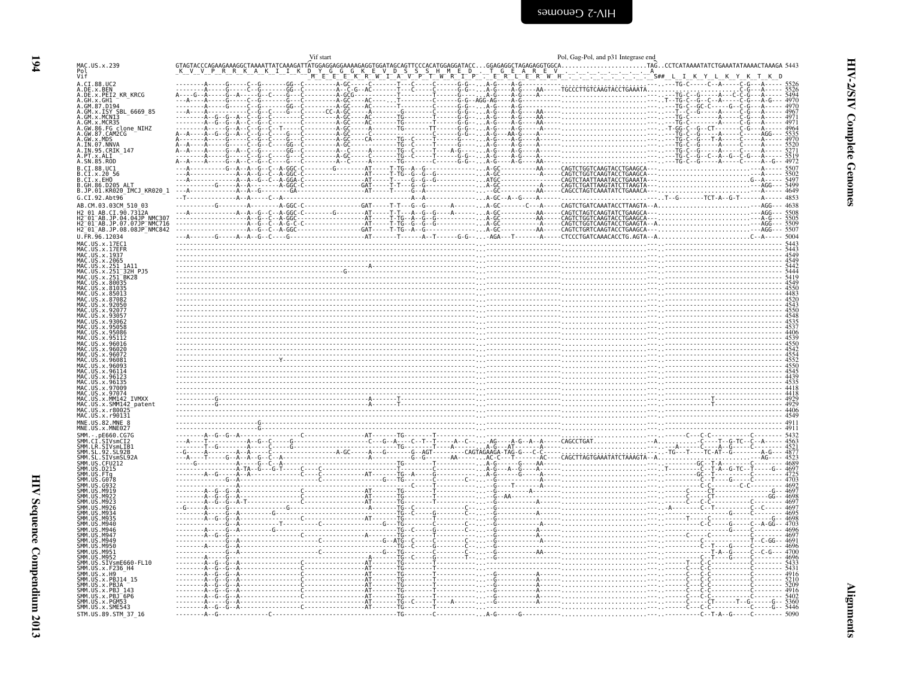```
                              Vif start                                                              Pol, Gag-Pol, and p31 Integrase end
MAC.US.x.239                GTAGTACCCAGAAGAAAGGCTAAAATTATCAAAGATTATGGAGGAGGAAAAGAGGTGGATAGCAGTTCCCACATGGAGGATACC...GGAGAGGCTAGAGAGGTGGCA.......................TAG..CCTCATAAAATATCTGAAATATAAAACTAAAGA 5443
Pol                         _K__V__V__P__R__R__K__A__K__I__I__K__D__Y__G__G__G__K__E__V__D__S__S__S__H__M__E__D__._T__G__E__A__R__E__V__._._._._._._._._._._._A_
Vif                                                         _M__E__E__E__K__R__W__I__A__V__P__T__W__R__I__P__._E__R__L__E__R__W__H__._._._._._._._._._._S##__L__I__K__Y__L__K__Y__K__T__K__D

A.CI.88.UC2                 --------A------G------C--G--------GG--C---------A-GC-----C-------T---C------C------G-G-...A-G----A-G-----------------------------------...---TG-C-----C--A-----C-G----A----- 5526
A.DE.x.BEN                  --------A------G------C--G--------GG--C---------A--C-G--AC-------T---C------C------G-G-...A-G----A-G-----AA------TGCCCTTGTCAAGTACCTGAAATA.............................C-G----A----- 5526
A.DE.x.PEI2_KR_KRCG         A----G--A------G--A------G--C-----G---C---------A-GCG----------T---------T------G-G-...A-G----A-G-----A---------------------------------...---TG-C--G-----A---C-C-G---A----- 5494
A.GH.x.GH1                  ---A----A------G------C--G--C-----G---C---------A-GC----AC-------T--------C-----G-G-AGG-AG----A-G-----------------------------------...T--TG-C--G--C--A-----C-G---A-G--- 4970
A.GM.87.D194                --------A------G------C--G--------GG--C---------A-GC----AC-------T--------C-----G-G-...A-G----A-G-----------------------------------...---TG-C--GC-C-----G--C-G---A----- 4970
A.GM.x.ISY_SBL_6669_85      ---A----A------G------C--G--C-----G---C------CC-A-GC----A--------G--------C-----G-G-...A-G----A-G-----AA--------------------------------...---T--C--G------A-----C-G---A----- 4967
A.GM.x.MCN13                --------A--G--G--A--C--G--C-------G---C---------A-GC----AC-------TG-------T-----G-G-...A-G----A-G-----AA--------------------------------...---TG-C----------A-----C-G---A----- 4971
A.GM.x.MCR35                --------A--G--G--A--C--G--C-------G---C---------A-GC----AC-------TG-------T-----G-G-...A-G----A-G-----AA--------------------------------...---TG-C----------A-----C-G---A----- 4971
A.GW.86.FG_clone_NIHZ       --------A------G--A--C--G--C--T-----C---------A-GC------A-------TG-------TT-----G-G-...A-G----A-G-----A---------------------------------...T-GG-C--G--CT------C-G---A----- 4964
A.GW.87.CAM2CG              A--A----A--G--G--A--C--G--C-------G---C---------A-GC------C-------------C-----G-G-...A-G----AA-G-----A---------------------------------...---TG-C--G-----A-----C----AGG--- 5535
A.GW.x.MDS                  A-------A------G------C--G--C-----G---C---------A-GC----CA-------TG--C-----T------G-G-...A-G----A-G-----A---------------------------------...---TG-C--G---T-A-----C----A----- 4970
A.IN.07.NNVA                A--A----A------G------C--G--C----GG---C---------A-GC-------------TG--C-----T-----G-----...A-G----A-G-----A---------------------------------...---TG-C--G------A-----C----A----- 5520
A.IN.95.CRIK_147            A--A----A------G--A--C--G--C-----GG---C---------A--C-----A-------TG--C-----T----A-G---...A-G----A-G-----A---------------------------------...---TG-C--G--C--A-----C----A----- 5271
A.PT.x.ALI                  --------A------G------C--G--C-----G---C---------A-GC-----C-------TG--C-----T------G-G-...A-G----A-G-----A---------------------------------...---TG-C--G--C--A--G--C-G--A----- 5519
A.SN.85.ROD                 A--A----A------G--A--C--G--C-----G---C---------A--C-----A-------TG-------C------G-G-...A-G----A-G-----AA--------------------------------...---TG-C--G------A-----C-----A-G-- 4972

B.CI.88.UC1                 ---A-----------G--A--A--G--C--A-GGC-C--------G---------AT-----T-TG--A--G------------...A-GC-----------AA-----CAGTCTGGTCAAGTACCTGAAGCA--...-----------------------------A----- 5507
B.CI.x.20_56                ---A-----------A--A--G--C--A-GGC-C---------------------AT-----T-TG--G--G--G-----------...A-GC-----------AA-----CAGTCTGGTCAAGTACCTGAAGCA--...-----------------------------A----- 5502
B.CI.x.EHO                  ---A-----------A--A--G--C--A-GGA-C---------------------AT-----T-----G--G--G-----------...ATGC-----------AA-----CAGTCTAATTAAATACCTGAAATA--...------------------------G--A----- 5497
B.GH.86.D205_ALT            ---------G-----A--A-----A-GGC-C-----------------------GAT-----T-T---G--G--------------...A-GC-----------A------CAGTCTGATTAAGTATCTTAAGTA--...------------------------AGG--- 5499
B.JP.01.KR020_IMCJ_KR020_1  ---A-----------A--A--G-----------GA-------------------AT-----T-----G--A--------------...A-GC-----------AA-----CAGCCTAGTCAAATATCTGAAACA--...---------------------------A----- 4649

G.CI.92.Abt96               --T-----------A--A-----C--A----------------------------------------------------------A--A------------...A-GC--A--G----A----------------------------------...T--G-------TCT-A--G-T------A----- 4853

AB.CM.03.03CM_510_03        ------------G-------A--------A-GGC-C------------------GAT-----T-T---G--G-------A-------...A-GC-------C---A-----CAGTCTGATCAAATACCTTAAGTA--A..........................---AGG--- 4638

H2_01_AB.CI.90.7312A        ---A-----------A--A--G--C--A-GGC-C--------G---------AT-----T-T---A--G--G-----A-------...A-GC-----------AA-----CAGTCTAGTCAAGTATCTGAAGCA--...---------------------------AGG--- 5508
H2_01_AB.JP.04.04JP_NMC307  ------------------A--G--C--A-GGC-----------------------AT-----T-TG--A--G--G-----------...A-GC-----------AA-----CAGTCTGGTCAAGTACCTGAAGCA--...---------------------------A-G--- 5505
H2_01_AB.JP.07.07JP_NMC716  ------------------A--G--C--A-G-C-C--------------------AT-----T-TG--G--G--G-----------...A-GC-----------A------CAGTCTGGTCAAGTACCTGAAGTA--A..........................---AGG--- 5509
H2_01_AB.JP.08.08JP_NMC842  ------------------A--G--C--A-GGC-----------------------GAT-----T-TG--A--G------------...A-GC-----------AA-----CAGTCTGRTCAAGTACCTGAAGCA--...---------------------------AGG--- 5507

U.FR.96.12034               ---A------G------A--A--G--C-----G-----------------------AT-------T------A--T------G-G-...-AGA---T--------A-----CTCCCTGATCAAACACCTG.AGTA--A..........................C--A----- 5004

MAC.US.x.17EC1              ---------------------------------------------------------------------------------------...-------------------------------------------------------------------------- 5443
MAC.US.x.17EFR              ---------------------------------------------------------------------------------------...-------------------------------------------------------------------------- 5443
MAC.US.x.1937               ---------------------------------------------------------------------------------------...-------------------------------------------------------------------------- 4549
MAC.US.x.2065               ---------------------------------------------------------------------------------------...-------------------------------------------------------------------------- 4549
MAC.US.x.251_1A11           -------------------------------------------------A---------------------------------------...-------------------------------------------------------------------------- 5442
MAC.US.x.251_32H_PJ5        ----------------------------------------G-----------------------------------------------...-------------------------------------------------------------------------- 5444
MAC.US.x.251_BK28           ---------------------------------------------------------------------------------------...-------------------------------------------------------------------------- 5419
MAC.US.x.80035              ---------------------------------------------------------------------------------------...-------------------------------------------------------------------------- 4549
MAC.US.x.81035              ---------------------------------------------------------------------------------------...-------------------------------------------------------------------------- 4550
MAC.US.x.85013              ---------------------------------------------------------------------------------------...-------------------------------------------------------------------------- 4483
MAC.US.x.87082              ---------------------------------------------------------------------------------------...-------------------------------------------------------------------------- 4520
MAC.US.x.92050              ---------------------------------------------------------------------------------------...-------------------------------------------------------------------------- 4543
MAC.US.x.92077              ---------------------------------------------------------------------------------------...-------------------------------------------------------------------------- 4550
MAC.US.x.93057              ---------------------------------------------------------------------------------------...-------------------------------------------------------------------------- 4548
MAC.US.x.93062              ---------------------------------------------------------------------------------------...-------------------------------------------------------------------------- 4535
MAC.US.x.95058              ---------------------------------------------------------------------------------------...-------------------------------------------------------------------------- 4537
MAC.US.x.95086              ---------------------------------------------------------------------------------------...-------------------------------------------------------------------------- 4406
MAC.US.x.95112              ---------------------------------------------------------------------------------------...-------------------------------------------------------------------------- 4539
MAC.US.x.96016              ---------------------------------------------------------------------------------------...-------------------------------------------------------------------------- 4550
MAC.US.x.96020              ---------------------------------------------------------------------------------------...-------------------------------------------------------------------------- 4542
MAC.US.x.96072              ---------------------------------------------------------------------------------------...-------------------------------------------------------------------------- 4554
MAC.US.x.96081              ------------------------Y--------------------------------------------------------------...-------------------------------------------------------------------------- 4552
MAC.US.x.96093              ---------------------------------------------------------------------------------------...-------------------------------------------------------------------------- 4550
MAC.US.x.96114              ---------------------------------------------------------------------------------------...-------------------------------------------------------------------------- 4545
MAC.US.x.96123              ---------------------------------------------------------------------------------------...-------------------------------------------------------------------------- 4439
MAC.US.x.96135              ---------------------------------------------------------------------------------------...-------------------------------------------------------------------------- 4535
MAC.US.x.97009              ---------------------------------------------------------------------------------------...-------------------------------------------------------------------------- 4418
MAC.US.x.97074              ---------------------------------------------------------------------------------------...-------------------------------------------------------------------------- 4418
MAC.US.x.MM142_IVMXX        -----------G-----------------------------------------A-------T-------------------------...--------------------------------------------------T---------------------- 4929
MAC.US.x.SMM142_patent      -----------G-----------------------------------------A-------T-------------------------...--------------------------------------------------T---------------------- 4929
MAC.US.x.r80025             ---------------------------------------------------------------------------------------...-------------------------------------------------------------------------- 4406
MAC.US.x.r90131             ---------------------------------------------------------------------------------------...-------------------------------------------------------------------------- 4549

MNE.US.82.MNE_8             ----------------------G----------------------------------------------------------------...-------------------------------------------------------------------------- 4911
MNE.US.x.MNE027             ----------------------G----------------------------------------------------------------...-------------------------------------------------------------------------- 4911

SMM.-.pE660.CG7G            --------A--G--G--A----------------C---------------AT-------TG-------T------------------...-------------------------------------------C---C-C-----------C-------- 5432
SMM.CI.SIVsmCI2             ---A----T--------A--G--C------G-------------------C---G--A----C--T--T-----A--C----AG----A-G--A--A-----CAGCCTGAT.........A...........C----T--G-TC--C--A----- 4563
SMM.LR.SIVsmLIB1            --------T--G--------A-----C-----G-----------------------------TG--------T----A-------A-G---AT--------A-------------------------...-A------C----A--G-----C-------- 4521
SMM.SL.92.SL92B             --G-----A------G--A--A--C--A------------------A-GC-----A--G--------G--AGT--------CAGTAGAAGA-TAG-G---C-C-------------------------...-TG---T----TC-AT--G-------A-G--- 4877
SMM.SL.x.SIVsmSL92A         ---A----T------G--A--A--G--C--A-----------------A------------G--G------AA------AC-C---T------AC----CAGCTTAGTGAAATATCTAAAGTA--A........................AG----- 4523
SMM.US.CFU212               ----G----------A------G--C--A-----------------------------TG--------T----------A-G-----G----AA-------------------------...----------GC--T-A--------C-------- 4689
SMM.US.D215                 -----------------A-TA--G--G-T----C--C-------------------TG-----------------...A-G---A--G----A-------------------------...T--------C--T-A--G-TC--T------G-- 4697
SMM.US.FTq                  --------A--G-----A--A----------C-----C---------AT-------TG--A------G------------...A-G----G--G----A-------------------------...--------GC--T----------C-------- 4725
SMM.US.G078                 ------------G--A-----------------------C--------------G---TG--------C------C------...-G------------A-------------------------...----------C---T----G-------C-------- 4703
SMM.US.G932                 ----------------------------------------------------------------C-------T-----...--G-----T-----A-------------------------...---------C-C---------C-C-------- 4692
SMM.US.M919                 --------A--G--G--A------------------C----------AT-------TG-------T--------------...-G-----------A-------------------------...--------C----CT-----------------G-- 4697
SMM.US.M922                 --------A--G--G--A-----------------C-----------AT-------TG-------T--------------...-G--AA---------------------------------...--------C----CT----------------GG-- 4698
SMM.US.M923                 --------A--G--G--A-T-------------C-----------AT-------TG-------T--------------...-G-----------A-------------------------...--------C----CT------------C------ 4697
SMM.US.M926                 --G-----A--------G-------------G-----------------A-------TG--C-------------C---...-G-----------A-------------------------...A--------C--T-----------C--C----- 4697
SMM.US.M934                 --------A------G--A--------G-----------------------------TG--C----G------C---...-G-----------A-------------------------...--------------------G-------C-------- 4695
SMM.US.M935                 --------A--G-----A--------------C-----------AT-------TG-------T--------------...-G-----------A-------------------------...-----T------------C-------C-------- 4698
SMM.US.M940                 ------------G--A--------T------------C---------G---TG-------C------C------...-G-----------A-------------------------...----------C-C-----G-----C--A-GG--- 4703
SMM.US.M946                 --------A------G--A--------G-----------------------------TG--C----G------C---...-G-----------A-------------------------...--------------------G-------C-------- 4696
SMM.US.M947                 --------A--G-----A--------------C-----------A-------TG-------T--------------...-G-----------A-------------------------...--------C---------C-------C-------- 4697
SMM.US.M949                 ------------G--A----------------C----------G--ATG--C------C------C------...-G-----------A-------------------------...--------C----------------T--C-GG--- 4691
SMM.US.M950                 --------A------G--A--------------------------------TG--C------G------C---...-G-----------A-------------------------...--------C---T----G-------C-------- 4696
SMM.US.M951                 ------------G--A-----------------------C--------G---TG-------C------C------...-G-----------AA------------------------...----------T-A--G-----C--C-G--- 4700
SMM.US.M952                 --------A------G------------------------------A-------TG--C-------G------T---...-G-----------A-------------------------...--------C---T----G-------C-------- 4696
SMM.US.SIVsmE660-FL10       --------A--G--G--A----------------C-----------AT-------TG-------T---------------...------------------------------------...-----T----C-C--------------C-------- 5433
SMM.US.x.F236_H4            --------A--G--G--A----------------C-----------AT-------TG-------T---------------...------------------------------------...-----C----C-C--------------C-------- 5431
SMM.US.x.H9                 --------A--G--G--A----------------C-----------AT-------TG-------T--------------...-G-----------A-------------------------...--------C---C-C-----------C-------- 4916
SMM.US.x.PBJ14_15           --------A--G--G--A----------------C-----------AT-------TG-------T--------------...-G-----------A-------------------------...--------C---C-C-----------C-------- 5210
SMM.US.x.PBJA               --------A--G--G--A----------------C-----------AT-------TG-------T--------------...-G-----------A-------------------------...--------C---C-C-----------C-------- 5209
SMM.US.x.PBJ_143            --------A--G--G--A----------------C-----------AT-------TG-------T--------------...-G-----------A-------------------------...--------C---C-C-----------C-------- 4916
SMM.US.x.PBJ_6P6            --------A--G--G--A----------------C-----------AT-------TG-------T--------------...-G-----------A-------------------------...--------C---C-C-----------C-------- 5402
SMM.US.x.PGM53              --------A--G--G--A----------------C-----------AT-------TG--C-------A-----------...-G-----------A-------------------------...--------C---C---CT------T--G-----G-- 5360
SMM.US.x.SME543             --------A--G--G--A----------------C-----------AT-------TG-------T--------------...-G-----------A-------------------------...--------C---C-C-----------C-----G-- 5446

STM.US.89.STM_37_16         --------A--G----------------C-------------------------TG--------C------------...A-G------G----------------------------------...--------C--T-A--G-----C-------- 5090
```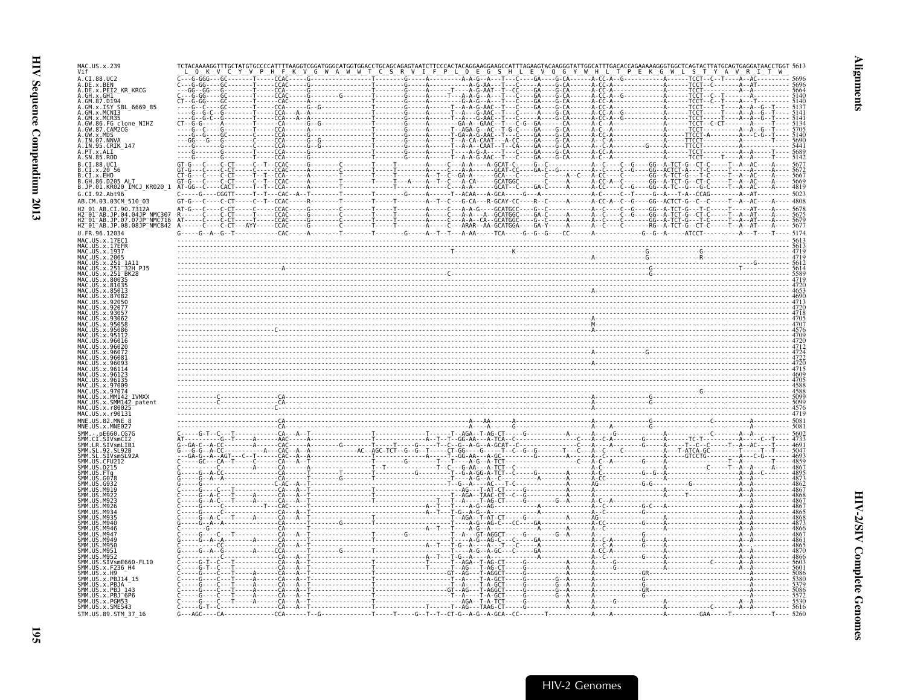```
MAC.US.x.239              TCTACAAAAGGTTTGCTATGTGCCCCATTTTAAGGTCGGATGGGCATGGTGGACCTGCAGCAGAGTAATCTTCCCACTACAGGAAGGAAGCCATTTAGAAGTACAAGGGTATTGGCATTTGACACCAGAAAAAGGGTGGCTCAGTACTTATGCAGTGAGGATAACCTGGT 5613
Vif                       _L__Q__K__V__C__Y__V__P__H__F__K__V__G__W__A__W__W__T__C__S__R__V__I__F__P__L__Q__E__G__S__H__L__E__V__Q__G__Y__W__H__L__T__P__E__K__G__W__L__S__T__Y__A__V__R__I__T__W_

A.CI.88.UC2               C---G-GGG---GC-------T-----CCAC-----G-----------------T---------G-----A---------A-A-G--A---T---C-----GA-----G-CA------A-CC-A--G-----------A------TCCT--C--T----A--AC--------- 5696
A.DE.x.BEN                C---G-GG----GC-------T-----CCAC-----G-----------------T---------G-----A---------A-G-AA--T---C-----A-----G-CA------A-CC-A------------------A------TCCT--C-------A--AT--------- 5696
A.DE.x.PEI2_KR_KRCG       ---GG--GG---G--------T-----CCA------G-----------------T---------G-----A------T----A-G-AAT--T--CC----GA----G-CA------A-CC-A------------------A------TCCT-----------A--A--------- 5664
A.GH.x.GH1                C---G-GG----GC-------T-----CCAC-----G--------G--------T---------G-----A------T----A-A-G--A---T---C-----GA-----G-CA------A-CC-A--G-----------A------TCCT--C--T-------A----------- 5140
A.GM.87.D194              CT--G-GG----GC-------T-----CAC------A-----------------T---------G-----A---------G-A-G--A---T---C-----GA-----G-CA------A-CC-A------------------A------TCCT--C--T----A---T--------- 5140
A.GM.x.ISY_SBL_6669_85    ----G--C----GC-------T-----CCA------G--G--------------T---------G-----A------T--A-G-AAC--T---C-----GA-----G-CA------A-CC-A------------------A------TCCT-----T----A--A--G--T---- 5137
A.GM.x.MCN13              ----G--G-C--G--------T-----CCA---A--A-----------------T---------G-----A------T--A---G-AAC--T---C-----A-----G-CA------A-CC-A--G-----------A------TCCT-----T----A--A--G--T---- 5141
A.GM.x.MCR35              ----G--G-C--G--------T-----CCA---A--A-----------------T---------G-----A------T--A--G-AAC--T---C-----GA----G-CA------A-CC-A--G-----------A------TCCT-----T----A--A--G--T---- 5141
A.GW.86.FG_clone_NIHZ     CT--G-G------A-------T-----CA------G--G---------------T---------G-----A---------GA-A--GAAC--T--C-G--GA-----G-CA------A-C--A------------------A------TCCT--C-CT-----A---T--------- 5134
A.GW.87.CAM2CG            ----G--C----G--------T-----CCA------A-----------------T---------G-----A------T--AGA-G--AC--T-G-C----CA----G-CA------A-C--A------------------A------TCCT-----------A--A--G--T---- 5705
A.GW.x.MDS                ----G--G----G--------C-----CCA------G-----------------T---------G-----A------T-GA-A-G-AAC--T---C-----GA-----G-CA------A-CC-A------------------A------TTCCT-A-----A--C-G--T---- 5140
A.IN.07.NNVA              ---GG---G---G--------C-----CCA------G--G--------------T---------G-----A------T--A-CA-CAAT---A-CC----GA-----G-CA------A-C--A------------------A------TTCCT--------------------T---- 5690
A.IN.95.CRIK_147          ----G-------G--------C-----CCA------G--G--------------T---------G-----A------T--A-A--CAAT--T--CA----GA-----G-CA------A-C--A--------G-----A------TTCCT------------------------ 5441
A.PT.x.ALI                ----G-------G--------T-----CCA------G-----------------T---------G-----A---------A-G-A---T---C-----GA-----G-CA------A-CC-A------------------A------TCCT-----------A---------T---- 5689
A.SN.85.ROD               ----G-------G--------T-----CCA------G-----------------T---------G-----A---------A-A-G-AAC--T---C-----GA-----G-CA------A-CC-A------------------A------TCCT-----T----A--A------T---- 5142
B.CI.88.UC1               GT-G---C----C-CT-----C--T--CCAC-----G--------C--------T-----T---------A-----C---A-A----A-GCAT-C-----G--C--------------A--C-----C--G-----GG--A-TCT-G--CT-C-----T--A--AC----A---- 5677
B.CI.x.20_56              GT-G---C----C-CT-----C-----CCAC-----A--------C--------T-----T---------A-----C---A-A-------GCAT-CC----GA-C--G-----------A--C-----C--G-----GG--ACTCT-A---T-C-----T--------A---- 5672
B.CI.x.EHO                CT-G---C----C-CT-----T--T--CCA------A--------T--------T-----T---------A--T--C--GA-A-------GCA---C----C-----A--C--A-CC-----C-----GG--A-TCT-G---T-C-----T--A--AC----A---- 5667
B.GH.86.D205_ALT          GT-G---C----C-CT-----C--T--CCAC-----G--------T--------T-----T---A-----A--T--C---A-CA------GCATGGC-------C-----A------A-CC-A--C-----------GG--A-TCT-G--CT-C-----T--A--AC----A---- 5669
B.JP.01.KR020_IMCJ_KR020_1 AT-GG--C----CACT-----T--T--CCA------A--------T--------T-----T---------A-----C---A-A-------GCAT--C----GA-C-----A------A-CC-----C--G-----GG--A-TCT--G---G-C-----T--A--AT----A---- 4819
G.CI.92.Abt96             C-----G----CGGTT-----T--T--CCAC-A---T-----------------T---------G-----A------T-ACAA---A-GCA----G---A-------------A-C-----C--T-----G---A----T-A--CCAG--------A--AT---------- 5023
AB.CM.03.03CM_510_03      GT-G---C----C-CT-----C--T--CCAC-----R--------T--------T-----T---------A--T--C---G-CA---R-GCAY-CC----R--C-----A------A-CC-A--C-G-----GG--ACTCT-G--C--C-----T--A--AC----A---- 4808
H2_01_AB.CI.90.7312A      AT-G---C----C-CT-----C-----CCAC-----G--------C--------T-----T---------A-----C---A-A-G----GCATGCC----G--C--------------A--C-----C--G-----GG--A-TCT-G---T-C-----T-----AT----A---- 5678
H2_01_AB.JP.04.04JP_NMC307 R------C----C-CT-----T-----CCAC-----G--------C--------T-----T---------A-----C---A-A---A--GCATGGC----GA-C--------------A--C-----C--G-----GG--A-TCT-G--CT-C-----T--A--AT----A---- 5675
H2_01_AB.JP.07.07JP_NMC716 AT-----C----C-CT-----T-----CCAC-----G--------C--------T-----T---------A-----C---A-A--CA--GCATGGC----G--C--------------A--C-----C--G-----GG--A-TCT-G---T-C-----T--A--AT----A---- 5679
H2_01_AB.JP.08.08JP_NMC842 A------C----C-CT---AYY-----CAC-----A--------C--------T-----T---------A-----C---ARAR--AA-GCATGGA----GA-Y-----A------A--C-----C--G-----RG--A-TCT-G--CT-C-----T--A--AT----A---- 5677
U.FR.96.12034             G-----G--A--G--T------------CAC-----A--------T---------T---------G-----A--T--T---A-AA----TCA-----G--G--G----CC-------A-----------G--G--A-----ATCCT-----------A---T----T---- 5174
MAC.US.x.17EC1            ----------------------------------------------------------------------------------------------------------------------------------------------------------------------------- 5613
MAC.US.x.17EFR            ----------------------------------------------------------------------------------------------------------------------------------------------------------------------------- 5613
MAC.US.x.1937             ------------------------------------------------------------T-----------------------K-----------------------------------G----------------G-------------------------------- 4719
MAC.US.x.2065             ---------------------------------------------------------------------------------------------A------------------------G-------------R-------------------------------------- 4719
MAC.US.x.251_1A11         -------------------------------------------------------------------------------------------------------------------------------------------------------G------------------- 5612
MAC.US.x.251_32H_PJ5      -----------------------------------------------------------------------------------------------------------------------G--------------------------T------------------------ 5614
MAC.US.x.251_BK28         -------------------------------------------------C----------------------------------------------------------------------G---------------------------------------------------- 5589
MAC.US.x.80035            ----------------------------------------------------------------------------------------------------------------------------------------------------------------------------- 4719
MAC.US.x.81035            ----------------------------------------------------------------------------------------------------------------------------------------------------------------------------- 4720
MAC.US.x.85013            ---------------------------------------------------------------------------------------------A---------------------------------------------------------------------------- 4653
MAC.US.x.87082            ----------------------------------------------------------------------------------------------------------------------------------------------------------------------------- 4690
MAC.US.x.92050            ----------------------------------------------------------------------------------------------------------------------------------------------------------------------------- 4713
MAC.US.x.92077            ----------------------------------------------------------------------------------------------------------------------------------------------------------------------------- 4720
MAC.US.x.93057            ----------------------------------------------------------------------------------------------------------------------------------------------------------------------------- 4718
MAC.US.x.93062            ---------------------------------------------------------------------------------------------A---------------------------------------------------------------------------- 4705
MAC.US.x.95058            ---------------------------------------------------------------------------------------------M---------------------------------------------------------------------------- 4707
MAC.US.x.95086            ------------------C-------------------------------------------------------------------------A---------------------------------------------------------------------------- 4576
MAC.US.x.95112            ----------------------------------------------------------------------------------------------------------------------------------------------------------------------------- 4709
MAC.US.x.96016            ----------------------------------------------------------------------------------------------------------------------------------------------------------------------------- 4720
MAC.US.x.96020            ----------------------------------------------------------------------------------------------------------------------------------------------------------------------------- 4712
MAC.US.x.96072            ---------------------------------------------------------------------------------------------A--------------------G------------------------------------------------------- 4724
MAC.US.x.96081            ----------------------------------------------------------------------------------------------------------------------------------------------------------------------------- 4722
MAC.US.x.96093            ---------------------------------------------------------------------------------------------A---------------------------------------------------------------------------- 4720
MAC.US.x.96114            ----------------------------------------------------------------------------------------------------------------------------------------------------------------------------- 4715
MAC.US.x.96123            ----------------------------------------------------------------------------------------------------------------------------------------------------------------------------- 4609
MAC.US.x.96135            ----------------------------------------------------------------------------------------------------------------------------------------------------------------------------- 4705
MAC.US.x.97009            ----------------------------------------------------------------------------------------------------------------------------------------------------------------------------- 4588
MAC.US.x.97074            --------------------------------------------------------------------------------------------------------------------------------------------------G------------------------ 4588
MAC.US.x.MM142_IVMXX      ----------C-----------------CA-----------------------------------------------------------A-------------------G-------------------------------------------------------------- 5099
MAC.US.x.SMM142_patent    ----------C-----------------CA-----------------------------------------------------------A-------------------G-------------------------------------------------------------- 5099
MAC.US.x.r80025           --------------------------C-------------------------------------------------------------A---------------------------------------------------------------------------------- 4576
MAC.US.x.r90131           ----------------------------------------------------------------------------------------------------------------------------------------------------------------------------- 4719
MNE.US.82.MNE_8           ----------------------------CA--------------------------------------A---AA------A-----------------------A-----------------G-------------------C-----------A--------- 5081
MNE.US.x.MNE027           ----------------------------CA--------------------------------------A-------G----------------------------A------A---------G-------------------C-----------A--------- 5081
SMM.-.pE660.CG7G          C-----G-T--C---T-----------CA---A--T-----------------T-------------T-------T--AGA--T-AG-CT----G-------------A---------A-----G-----------A----------------C-------A--A------- 5602
SMM.CI.SIVsmCI2           AT-----------G--T----A------CAC-----A------------------T--------------A--T--T-GG-AA---A-TCA--C---------------C---A--C-A--------G------A------TC-T----------A--A--C--T---- 4733
SMM.LR.SIVsmLIB1          G-GA-C--A-CC--------A------CAC-----A---------G---------T------T-----G--A--G--A-GCAT-C--------------C---A----A-----------G-----A------T--C--C-----T--A--AC---T---- 4691
SMM.SL.92.SL92B           G---G-G--A-CC-----------A---CAC--A--A-----------AC--AGC-TCT--G--G--T------CT-GG-----G----T--C--G--G------T---C---A--C--C----------A----T-ATCA-GC-------T-----T--T---- 5047
SMM.SL.x.SIVsmSL92A       ----GA-G---A--AGT---C--T-----CAC--A--A--------------------------A-----T-GG-AA---A-GC--------G-----------A------A-C-----G--------------GTCCTG-------------A---C-G------ 4693
SMM.US.CFU212             C-----GC---CA-T-----C-----CA---A--T------------T--------G-------T--A--G-A-TCT----------------------C--A--C---------G--A------------------T--A--A------- 4859
SMM.US.D215               C--------C--------A------CA-----A-------------T--T-------------T--C--G-AA---A-TCT--C---------------------A-C---------------------A--------C-----T--A--A------A---- 4867
SMM.US.FTq                G-----G--A-CC-------------CA-------T-------T------------------G---------T--G-A-GG-A-TCT--C-----G-------A-----A-----------G--G--A-------------------A--A--C------- 4895
SMM.US.G078               G-----G--A--A-------------CA-------T------G-------T-----------------T--A-G-A---A--C------------A-----A-CC--------------------------------------A--A------- 4873
SMM.US.G932               G-----G-------------------C-AC--A--T------------------------------T--G--A----AC---T-C-------------A-----AG-------------G-G---------G-------------A--A------- 4862
SMM.US.M919               C-----G-----C---T-----------CA---A--T-------------------------------AG---T-AT-CT----G-----------------A-----------------------------------------A--A------- 4867
SMM.US.M922               C-----G--A-C---T----A------CA---A--T-------------------------T--AGA--TAAC-CT--C--G-----------------A-------------------A------T-----------------A--A------- 4868
SMM.US.M923               C-----G--A-C---T----A------CA---A--T------------------------T--T--A---T-AG-CT------G------G---A----A-C--A----------------------------------------A--A------- 4867
SMM.US.M926               C-----G--------C-------T---CAC-----T-----------------------A--T-----T-AG-CT---------------------A--------------G-C--A--------------------------A--A------- 4867
SMM.US.M934               C-----G-----C-------------CA---A--T------------------------A--T--T-G-A-G----------------A-----------A-C--------------------------------------A--A------- 4865
SMM.US.M935               C-----G--A-C---T----A------CA---A--T------------------------T--AGA--T-AT-CT-----G----------AG------------------------------------------------A--A------- 4868
SMM.US.M940               C-----G--A--A-------------CA---A--T--------G----------------------A-G-AG-C--CC----GA-----------A-CC--------------------------------------------A--A------- 4873
SMM.US.M946               C-----G-----C-------------CA---A--T------------------A--T------A-A----------------A--C---------------------------------------------------------A--A------- 4866
SMM.US.M947               C-----G-----C---T-----------CA---A--T---------------G-------T--A---GT-AGGCT-----G------G--A------------G----------------------------------------A--A------- 4867
SMM.US.M949               G-----G--A--A--------A------CA---A--T------------------------------A-G-AG-C---C------GA----------A-C-A------------G------------------------------A--A------- 4861
SMM.US.M950               C-----------CC-------------CA---A--T--------------------A--T--T-G-A--A---T--C------A-------------A-C-A-----------G------------------------------A--A------- 4865
SMM.US.M951               G-----G--A--G-----------A-----CCA-------T--------G-------------------A-G-A-GC---C-----GA-----------A-CC-A------------------------------------------A--A------- 4870
SMM.US.M952               C-----------C--------A------CA---A--T------------------A--T--T-G-A---A--C--------------A--------A--C------------G--A------------------------------A--A------- 4866
SMM.US.SIVsmE660-FL10     C-----G-T--C---T-----------CA---A--T-------------------T------T-AGA--T-AG-CT-----G-------------A---------A-----G-----------A----------------C-------A--A------- 5603
SMM.US.x.F236_H4          C-----G-T--C---T-----------CA---A--T-------------------T------T-AG---T-AG-CT-----G-------------A---------A-----G-----------A-------------------------A--A------- 5601
SMM.US.x.H9               C-----G-----C---T------A-----CA---A--T-------------------GT--AG---T-AGGCT-----G--------------A-----------------GR----------------------------------A------- 5086
SMM.US.x.PBJ14_15         C-----G-----C---T------A-----CA---A--T------------------------T--A---T-A-GCT------G---------G--A-----A--------------G---------------------------------A------- 5380
SMM.US.x.PBJA             C-----G-----C---T------A-----CA---A--T------------------------T--A---T-A-GCT------G---------G--A-----A--------------G---------------------------------A------- 5379
SMM.US.x.PBJ_143          C-----G-----C---T------A-----CA---A--T-------------------GT--AG---T-AGGCT-----G--------G--A-----A--------------GR----------------------------------A------- 5086
SMM.US.x.PBJ_6P6          C-----G-----C---T------A-----CA---A--T------------------------T--A---T-A-GCT------G---------G--A-----A--------------G---------------------------------A------- 5572
SMM.US.x.PGM53            C-----G-----C---T------A-----CA---A--T------------------------AGA--T-A-TCT-----G-------------A-----A------G----------A----------------------A--A------- 5530
SMM.US.x.SME543           C-----G-T---C---T----------CA---A--T------------------T-------T--AG---T-AG-CT-----G-------------A---------A-----G-----------A----------------C------A--A------- 5616
STM.US.89.STM_37_16       G---AGC----CA-------------CCA------T--G--------------T-----T-----G--T--T--CT-G--A-G--A-GCA--CC-------T--------A----A----------A---------GAA-----T----------T---- 5260
```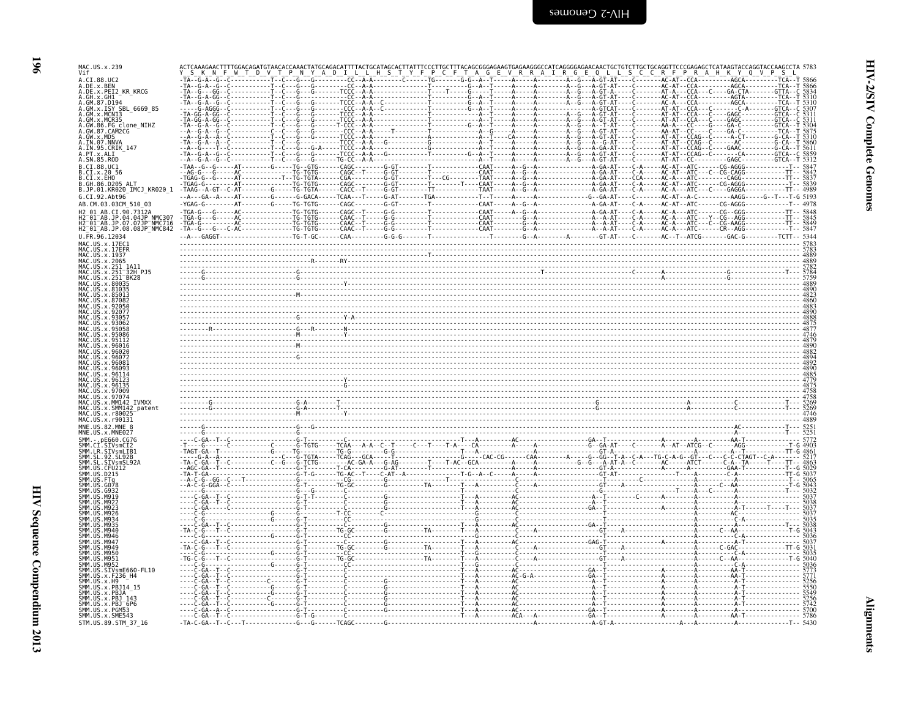```
MAC.US.x.239                    ACTCAAAGAACTTTTGGACAGATGTAACACCAAACTATGCAGACATTTTACTGCATAGCACTTATTTCCCTTGCTTTACAGCGGGAGAAGTGAGAAGGGCCATCAGGGGAGAACAACTGCTGTCTTGCTGCAGGTTCCCGAGAGCTCATAAGTACCAGGTACCAAGCCTA 5783
Vif                             Y  S  K  N  F  W  T  D  V  T  P  N  Y  A  D  I  L  L  H  S  T  Y  F  P  C  F  T  A  G  E  V  R  R  A  I  R  G  E  Q  L  L  S  C  C  R  F  P  R  A  H  K  Y  Q  V  P  S  L
A.CI.88.UC2                     -TA--G-A--G--C-----------T--C---G---G---------CC--A-A--------C------TG-------G-G--A--T-----A-----A--------A--G---A-GT-AT----C-------AC-AT--CCA----------AGCA---------TCA--T 5866
A.DE.x.BEN                      -TA--G-A--G--C-----------T--C---G---G---------CC--A-A----------------T---------G--A--T-----A-----A--------A--G---A-GT-AT----C-------AC-AT--CCA----------AGCA---------TCA--T 5866
A.DE.x.PEI2_KR_KRCG             -TA--G---GG--C-----------T--C---G---G-------TCCC--A-A----------------T-----T---G-----T-----A-----A--------A--G---A-GT-A-----C-------AT-A---CCA---C-----GA-CTA-------GTTA--C 5834
A.GH.x.GH1                      -TA--G-A-GG--C-----------T--C---G-------------CC--A-A----------------T---------G--A--T-----A-----A--------A--G---A-GT-AT----C-------AC-AT--CCA----------AGTA---------TCA--T 5310
A.GM.87.D194                    -TA--G-A--G--C-----------T--C---G---G-------TCCC--A-A--C-------------T---------G--A--T-----A-----A--------A--G---A-GT-AT----C-------AC-A---CCA----------AGCA---------TCA--T 5310
A.GM.x.ISY_SBL_6669_85          -----G-AGGG--C-----------T--C---G---G-------TCCC--A-A--C-------------T---------G--A--T-----A-----A---------------A-GTCAT---C-------AT-AT--CCA---C---------C-A-------GTCA--C 5307
A.GM.x.MCN13                    -TA-GG-A-GG--C-----------T--C---G---G-------TCCC--A-A----------------T------------A--T-----A-----A--------A--G---A-GT-AT----C-------AT-AT--CCA---C----GAGC---------GTCA--C 5311
A.GM.x.MCR35                    -TA-GG-A-GG--C-----------T--C---G---G-------TCCC--A-A----------------T------------A--T-----A-----A--------A--G---A-GT-AT----C-------AT-AT--CCA---C----GAGC---------GTCA--C 5311
A.GW.86.FG_clone_NIHZ           -TA--G-A--G--C-----------T--C---G---G-------T-CCC--A-A---------------T---------G--A--T-----A-----A--------A--G---A--T-AT----C-------AA-A---CC-----G----GA-C---------GTCA--T 5304
A.GW.87.CAM2CG                  --A--G-A--G--C-----------C--C---G---G---------CCC--A-A-----T---------T------------A--G-----A-----A--------A--G---A-GT-AT----C-------AA-AT--CC-----C----GA-C---------TCA--T 5875
A.GW.x.MDS                      --A--G-A--A--C-----------T--C---G---G-------TCCC--A-A----------------A------------A--T---CA-----A--------A--G---A-GT-AT----C-------AT-AT--CCAG--C------A-CT--------G-CA--T 5310
A.IN.07.NNVA                    -TA--G-A--A--C-----------T--C---G---G-------TCCC--A-A---G------------G------------A--T-----A-----A--------A--G---A--G-AT----C-------AT-AT--CCAG--C-------AC---------G-CA--T 5860
A.IN.95.CRIK_147                --A--G----T--C-----------T--C---G---G-A-----TCCC--A-A----------------G------------A--T-----A-----A--------A--G---A-GA-AT----C-------AT-AT--CCAG--C----GAAC---------G-CA--T 5611
A.PT.x.ALI                      -TA--G-A--G--C-----------T--C---G---G-------TCCC--A-A---G------------T---------G--A--T-----A-----A--------A--G---A-GT-AT----C-------AT-AT--CCAG--C-------CA---------GTCA--C 5859
A.SN.85.ROD                     --A--G-A--G--C-----------T--C---G---G-------TG-CC--A-A---------------------------A--T-----A-----A--------A--G---A-GT-AT----C-------AT-AT--CC-----------GAGC---------GTCA--T 5312
B.CI.88.UC1                     -TAA--G--G-----AT--------G-----TG--GTG------CAGC--------G-GT--------T-------------CAAT-----A--G--A------------------A-GA-AT----C-A-----AC-AT--ATC------CG-AGGG-------------T-- 5847
B.CI.x.20_56                    --AG-G---G-----AC-------------TG-TGTG-------CAGC--T-----G-GT--------T-------------CAAT-----A--G--A------------------A-GA-AT----C-A-----AC-AT--ATC---C--CG-CAGG-------------TT- 5842
B.CI.x.EHO                      -TGAG-G--G-----AT---------T--TG-TGTA-------CGA----------G-GT--------T---CG-------TAAT-----A--G--A------------------A-GA-AT----CCA-----AC-A---ATC-------CAGG---------------TT- 5837
B.GH.86.D205_ALT                -TGAG-G--------AT--------------TG-TGTG-------CAGC--------G-GT--------T--------T---CAAT-----A--G--A------------------A-GA-AT----C-A-----AC-AT--ATC------CG-AGGG-------------TT- 5839
B.JP.01.KR020_IMCJ_KR020_1      -TAAG--A-GT--C-AT--------G-----TG-TGTA-------CACC--T-----G-GT--------TT-----------TAAT-----A--G--A------------------A-GA-AT----C-A-----AC-A---ATC---C----GAGGA------------TT- 4989
G.CI.92.Abt96                   --A---GA--A-----AT--------------G-GACA-------TCAA--T-----G-AT--------TGA---------T--T-----A-----A--------------G--A-GA-AT----C-------AC-AT--A-C---------AAGG------G--T----T-G 5193
AB.CM.03.03CM_510_03            -YGAG-G--------AT--------G-----TG-TGTG-------CAGC--------G-GT--------T-------------CAAT-----A--G--A------------------A-GA-AT----C-A-----AC-AT--ATC------CG-AGGG-------------T-- 4978
H2_01_AB.CI.90.7312A            -TGA-G---G-----AC-------------TG-TGTG-------CAGC--T-----G-G---------T-------------CAAT-----A--G--A------------------A-GA-AT----C-A-----AC-A---ATC------CG--GGG-------------TT- 5848
H2_01_AB.JP.04.04JP_NMC307      -TGA-G---G-----AC-------------TG-TGTG-------CAAC--T-----G-G---------T-------------CAAT----------G--A------------------A--A-AT----C-A-----AC-A---ATC---Y--CG--AGG-------------TT- 5845
H2_01_AB.JP.07.07JP_NMC716      -TGA-G---------AC-------------TG-TGTG-------CAAC--T-----G-G---------T-------------CAAT----------G--A------------------A--A-AT----C-A-----AC-A---ATC---C--CG-AAGG-------------TT- 5849
H2_01_AB.JP.08.08JP_NMC842      -TA--G---G---C-AC-------------TG-TGTG-------CAAC--T-----G-G---------T-------------CAAT----------G--A------------------A--A-AT----C-A-----AC-A---ATC-------CR--AGG-------------TT- 5847
U.FR.96.12034                   --A---GAGGT------------------TG-T-GC-------CAA---------G-G-G--------T----------------------T--------G--A--------A--------GT-AT----C-------AC--T--ATCG--------GAC-G---------TCTT-- 5344
MAC.US.x.17EC1                  --------------------------------------------------------------------------------------------------------------------------------------------------------------------------------- 5783
MAC.US.x.17EFR                  --------------------------------------------------------------------------------------------------------------------------------------------------------------------------------- 5783
MAC.US.x.1937                   ------------------------------------------------------------T-------------------------------------------------------------------------------------------------------------------- 4889
MAC.US.x.2065                   ------------------------------------------R------RY------------------------------------------------------------------------------------------------------------------------------ 4889
MAC.US.x.251_1A11               --------------------------------------------------------------------------------------------------------------------------------------------------------------------------------- 5782
MAC.US.x.251_32H_PJ5            ------G----------------------G--------------------------------------------------------------T-----------------------------C----------A------------------G----------------T-- 5784
MAC.US.x.251_BK28               ------G----------------------G-------------------------------------------------------------------------------------------------------A------------------G------------------- 5759
MAC.US.x.80035                  ----------------------------------------------Y------------------------------------------------------------------------------------------------------------------------------- 4889
MAC.US.x.81035                  --------------------------------------------------------------------------------------------------------------------------------------------------------------------------------- 4890
MAC.US.x.85013                  -----------------------------M------------------------------------------------------------------------------------------------------------------------------------------------- 4823
MAC.US.x.87082                  --------------------------------------------------------------------------------------------------------------------------------------------------------------------------------- 4860
MAC.US.x.92050                  --------------------------------------------------------------------------------------------------------------------------------------------------------------------------------- 4883
MAC.US.x.92077                  --------------------------------------------------------------------------------------------------------------------------------------------------------------------------------- 4890
MAC.US.x.93057                  -----------------------------G------------Y-A---------------------------------------------------------------------------------------------------------------------------------- 4888
MAC.US.x.93062                  --------------------------------------------------------------------------------------------------------------------------------------------------------------------------------- 4875
MAC.US.x.95058                  --------R--------------------G---R-------N----------------------------------------------------------------------------------------------------------------------------------- 4877
MAC.US.x.95086                  -----------------------------M-----------Y----------------------------------------------------------------------------------------------------------------------------------- 4746
MAC.US.x.95112                  --------------------------------------------------------------------------------------------------------------------------------------------------------------------------------- 4879
MAC.US.x.96016                  -----------------------------M------------------------------------------------------------------------------------------------------------------------------------------------- 4890
MAC.US.x.96020                  --------------------------------------------------------------------------------------------------------------------------------------------------------------------------------- 4882
MAC.US.x.96072                  -----------------------------G------------------------------------------------------------------------------------------------------------------------------------------------- 4894
MAC.US.x.96081                  --------------------------------------------------------------------------------------------------------------------------------------------------------------------------------- 4892
MAC.US.x.96093                  --------------------------------------------------------------------------------------------------------------------------------------------------------------------------------- 4890
MAC.US.x.96114                  --------------------------------------------------------------------------------------------------------------------------------------------------------------------------------- 4885
MAC.US.x.96123                  ----------------------------------------------Y------------------------------------------------------------------------------------------------------------------------------- 4779
MAC.US.x.96135                  ----------------------------------------------G------------------------------------------------------------------------------------------------------------------------------- 4875
MAC.US.x.97009                  --------------------------------------------------------------------------------------------------------------------------------------------------------------------------------- 4758
MAC.US.x.97074                  --------------------------------------------------------------------------------------------------------------------------------------------------------------------------------- 4758
MAC.US.x.MM142_IVMXX            --------G--------------------G-A--------T-------------------------------------------------------G----------------------------------A------------------C--------------T-- 5269
MAC.US.x.SMM142_patent          --------G--------------------G-A--------T-------------------------------------------------------G----------------------------------A------------------C--------------T-- 5269
MAC.US.x.r80025                 -----------------------------M-------------Y----------------------------------------------------------------------------------------------------------------------------------- 4746
MAC.US.x.r90131                 --------------------------------------------------------------------------------------------------------------------------------------------------------------------------------- 4889
MNE.US.82.MNE_8                 ------G----------------------G---G------------------------------------------------------------------------------------------------------------------AC--------------T--- 5251
MNE.US.x.MNE027                 ------G----------------------G------------------------------------------------------------------------------------------------------------------------A---------------T--- 5251
SMM.-.pE660.CG7G                ----C-GA--T--C---------------G-T--------------C-------------------------T---A----------AC-------------------GA--T--------------------A----------A-------AA-T--------------- 5772
SMM.CI.SIVsmCI2                 -T----C-GA--T--C--------------C-----G-TGTG-----TCAA---A-A--C--T-----C---T-T-A----CA----------A---A-------------G---GA-AT-----C-------A--AT--ATCG--C------AGG-------------T-G 4903
SMM.LR.SIVsmLIB1                -TAGT-GA--T-------------G-----TG--------------TG-G--------G-G-----------------T---A----------------------------------GT-A------------------A-----------A--T----------TT-G 4861
SMM.SL.92.SL92B                 -----G-A--A-------------------C---G-TGTA-----TCAG---GCA------T----------------G------CAC-CG------CAA----------A-----G--GG--T-A--C-A---TG-C-A-G--GT---C---C-C-CTAGT--C-A------ 5217
SMM.SL.SIVsmSL92A               -TA-C-GA--T--C---------------C--G---C-TCTG-------AC-GA-A-----G-AG--------T----T-AC--GCA--------------------------G--GA-AT-A--C------AC------ATCT-----C-A--TA-----T----TT- 4863
SMM.US.CFU212                   --AGC-GA--T---------------------G-T-----------T-CA----------G-AT------------T-------------------A----------------------GT-A--------------------A------GAA-T---------------T-G 5029
SMM.US.D215                     -TA-T-GA-----------------------G-T-G---------TG-AC--T----C-AT--A------------T-G--A--C----A-----A------------------GT-AT-----------------T----------A------C-A-------------TT-G 5037
SMM.US.FTq                      --A-C-G--GG--C---T-------------G-T-------------CG-------------------------T------------A-------------------------A------------------C------------A-------------------T-- 5065
SMM.US.G078                     --A-C-G-GGA--C---------------G-T--------------TG-GC---------G----------TA--------T---A---------C---A------------GT------A--------------------A-------C--AA-------------T-G 5043
SMM.US.G932                     -----------------------------G---G-------------C---------------------------------------------------------G---------------------------T------A----C-------A-------------T-- 5032
SMM.US.M919                     ----C-GA--T--C---------------G-T-T-------------C----------G---------------T---A---------AC--------------------A--T--------------C-------A---------A------A------------- 5037
SMM.US.M922                     ----C-GA--T--C---------------G-T---------------C----------G---------------T---A---------AC--------------------A--T--------------------------------A------A------------- 5038
SMM.US.M923                     ----C-GA-----C---------------G-T---------------C----------G---------------T---A---------AC-------------------GA--T---------------------A-------------A------A-T-------T----T-- 5037
SMM.US.M926                     ----C-G---------------------G-T---------------T-CC---------C--------------------------C----------------------------------------------------A-------------AC--------------- 5037
SMM.US.M934                     ----C-G---------------------G-T----------------C---------------------------------G------------------------T-----------------------------A------------C-A-------------- 5035
SMM.US.M935                     ----C-GA--T--C---------------G-T---------------C----------G---------------T---A---------AC-------------------GA--T---------------------A-------------A-------------T-- 5038
SMM.US.M940                     -TA-C-G---T--C---------------G-T--------------TG-GC---------G--------TA----------T---A----------C---A------------GT-----A--------------------A-------C--AA-------------T-G 5043
SMM.US.M946                     ----C-G---------------------G-T----------------C---------------------------------G------------------------T-----------------------------A------------C-A-------------- 5036
SMM.US.M947                     ----C-GA--T--C---------------G-T---------------C----------G---------------T---A---------AC-------------------GAG-T---------------------A-------------A-T--------------- 5037
SMM.US.M949                     -TA-C-G---T--C---------------G-T--------------TG-GC---------G--------TA----------T---A----------C---A------------GT-----A--------------------A------C-GAC-------------T-G 5031
SMM.US.M950                     ----C-G-----------------G-----G-T----------------C---------------------------------G------------------------T-----------------------------A------------C-A-------------- 5035
SMM.US.M951                     -TG-C-G---T--C---------------G-T--------------TG-GC----------------------TA-------T--G------C---A--------------GT-----A--------------------A------C--AA-------------T-G 5040
SMM.US.M952                     ----C-G---------------------G-T----------------C---------------------------------G------------------------T-----------------------------A------------C-A-------------- 5036
SMM.US.SIVsmE660-FL10           ----C-GA--T--C---------------G-T---------------C--------------------------T---A---------AC------------------GA--T---------------------A-------------AA-T--------------- 5773
SMM.US.x.F236_H4                ----C-GA--T--C---------------G-T---------------C--------------------------T---A---------AC-G-A--------------GA--T---------------------A-------------AA-T--------------- 5771
SMM.US.x.H9                     ----C-GA--T--C----------C---G-T---------------C----------G---------------T---A---------AC-------------------A--T---------------------A-------------A-T--------------- 5256
SMM.US.x.PBJ14_15               ----C-GA--T--C---------G-----G-T---------------C----------G---------------T---A---------AC-------------------A--T---------------------A-------------A-T--------------- 5550
SMM.US.x.PBJA                   ----C-GA--T--C---------G-----G-T---------------C----------G---------------T---A---------AC-------------------A--T---------------------A-------------A-T--------------- 5549
SMM.US.x.PBJ_143                ----C-GA--T--C---------G-----G-T---------------C----------G---------------T---A---------AC-------------------A--T---------------------A-------------A-T--------------- 5256
SMM.US.x.PBJ_6P6                ----C-GA--T--C---------G-----G-T---------------C----------G---------------T---A---------AC-------------------A--T---------------------A-------------A-T--------------- 5742
SMM.US.x.PGM53                  ----C-GA--A--C---------------G-T---------------C----------G---------------T---A---------AC------------------GA--T---------------------A-------------A-T--------------- 5700
SMM.US.x.SME543                 ----C-GA--T--C---------------G-T-G-------------C--------------------------T---A---------ACA---A--------------GA--T---------------------A-------------AA-T--------------- 5786
STM.US.89.STM_37_16             -TA-C-GA--T--C---T-------------G---G------TCAGC--------G-----------------------------------A----------------A-GT-A-----------------A---A----------A---------------T-- 5430
```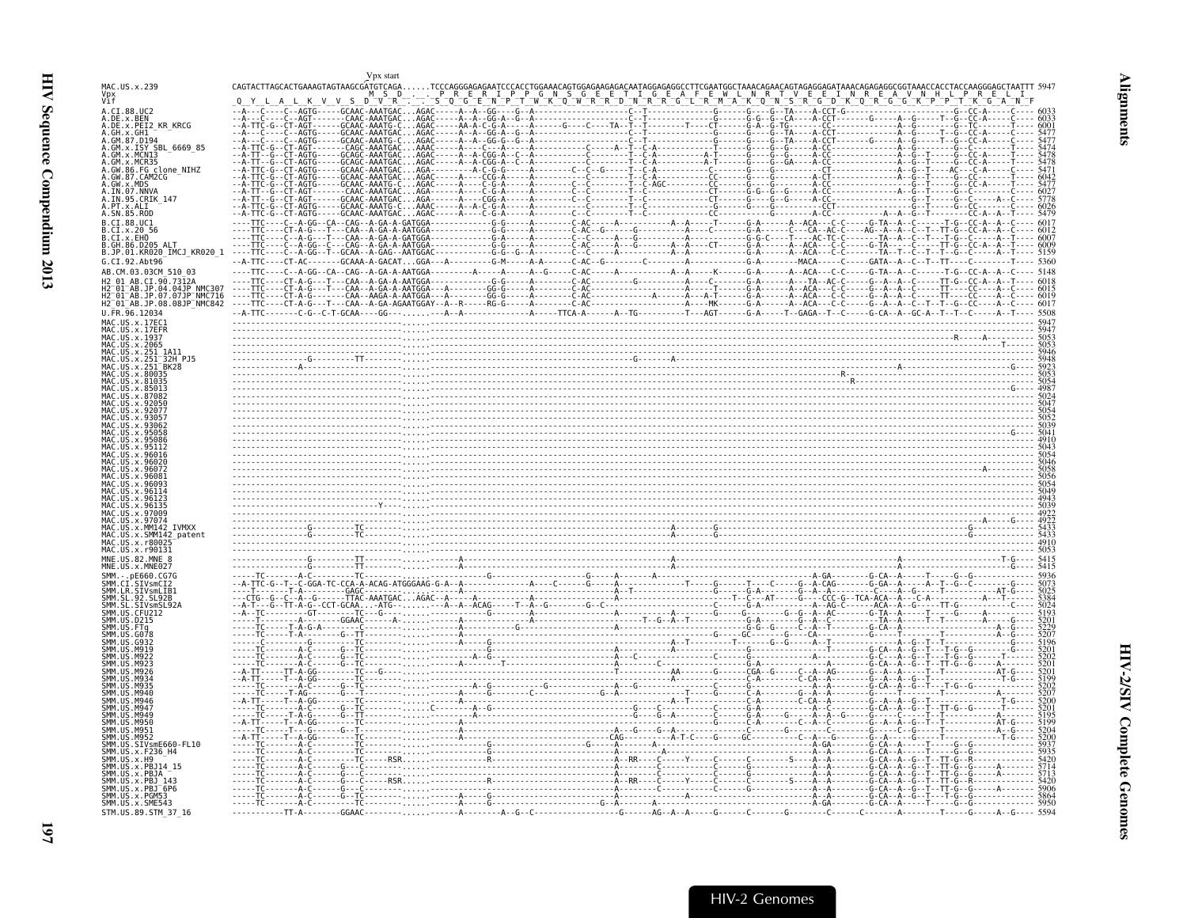```
                                              Vpx start
MAC.US.x.239          CAGTACTTAGCACTGAAAGTAGTAAGCGATGTCAGA......TCCCAGGGAGAGAATCCCACCTGGAAACAGTGGAGAAGAGACAATAGGAGAGGCCTTCGAATGGCTAAACAGAACAGTAGAGGAGATAAACAGAGAGGCGGTAAACCACCTACCAAGGGAGCTAATTT 5947
Vpx                                                 M  S  D  .  .  .  P  R  E  R  I  P  P  G  N  S  G  E  E  T  I  G  E  A  F  E  W  L  N  R  T  V  E  E  I  N  R  E  A  V  N  H  L  P  R  E  L  I
Vif                    Q  Y  L  A  L  K  V  V  S  D  V  R  .     S  Q  G  E  N  P  T  W  K  Q  W  R  R  D  N  R  R  G  L  R  M  A  K  Q  N  S  R  G  D  K  Q  R  G  G  K  P  P  T  K  G  A  N  F
```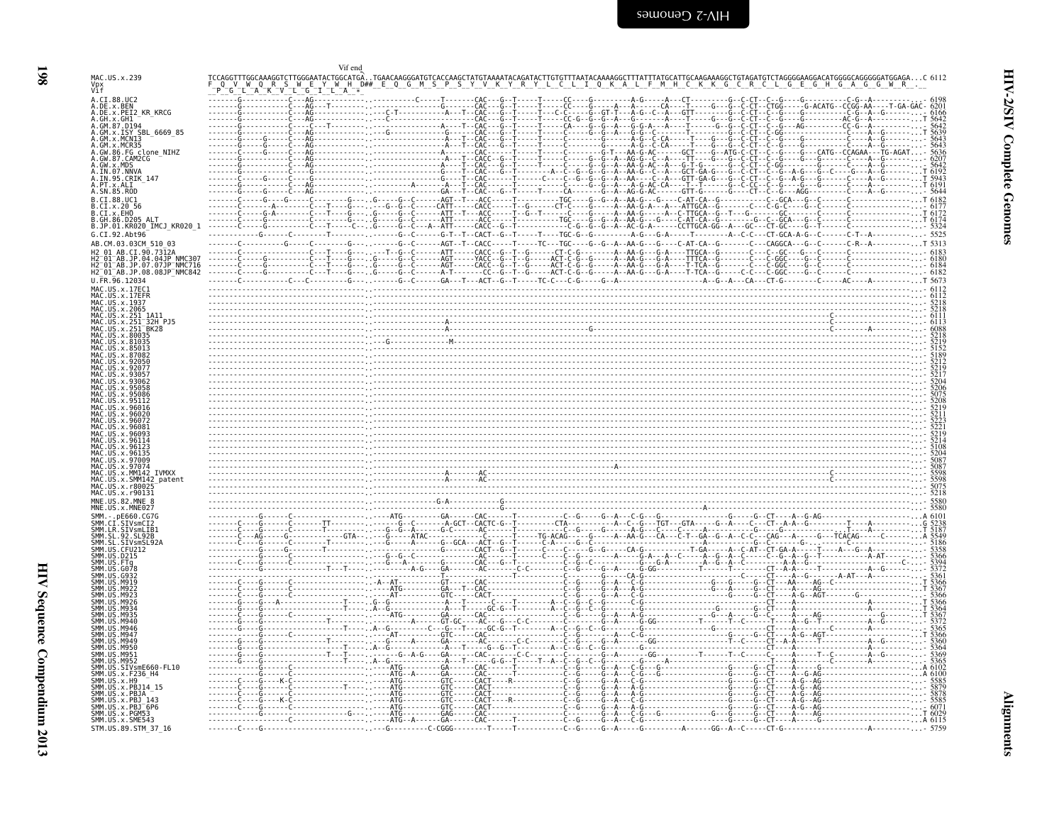```
                                         Vif end
MAC.US.x.239                  TCCAGGTTTGGCAAAGGTCTTGGGAATACTGGCATGA..TGAACAAGGGATGTCACCAAGCTATGTAAAATACAGATACTTGTGTTTAATACAAAAGGCTTTATTTATGCATTGCAAGAAAGGCTGTAGATGTCTAGGGGAAGGACATGGGGCAGGGGGATGGAGA...C 6112
Vpx                           F  Q  V  W  Q  R  S  W  E  Y  W  H  D## E  Q  G  M  S  P  S  Y  V  K  Y  R  Y  L  C  L  I  Q  K  A  L  F  M  H  C  K  K  G  C  R  C  L  G  E  G  H  G  A  G  G  W  R  .
Vif                            P  G  L  A  K  V  L  G  I  L  A  *
```

| Sequence | End position |
|---|---|
| A.CI.88.UC2 | 6198 |
| A.DE.x.BEN | 6201 |
| A.DE.x.PEI2_KR_KRCG | 6166 |
| A.GH.x.GH1 | 5642 |
| A.GM.87.D194 | 5642 |
| A.GM.x.ISY_SBL_6669_85 | 5639 |
| A.GM.x.MCN13 | 5643 |
| A.GM.x.MCR35 | 5643 |
| A.GW.86.FG_clone_NIHZ | 5636 |
| A.GW.87.CAM2CG | 6207 |
| A.GW.x.MDS | 5642 |
| A.IN.07.NNVA | 6192 |
| A.IN.95.CRIK_147 | 5943 |
| A.PT.x.ALI | 6191 |
| A.SN.85.ROD | 5644 |
| B.CI.88.UC1 | 6182 |
| B.CI.x.20_56 | 6177 |
| B.CI.x.EHO | 6172 |
| B.GH.86.D205_ALT | 6174 |
| B.JP.01.KR020_IMCJ_KR020_1 | 5324 |
| G.CI.92.Abt96 | 5525 |
| AB.CM.03.03CM_510_03 | 5313 |
| H2_01_AB.CI.90.7312A | 6183 |
| H2_01_AB.JP.04.04JP_NMC307 | 6180 |
| H2_01_AB.JP.07.07JP_NMC716 | 6184 |
| H2_01_AB.JP.08.08JP_NMC842 | 6182 |
| U.FR.96.12034 | 5673 |
| MAC.US.x.17EC1 | 6112 |
| MAC.US.x.17EFR | 6112 |
| MAC.US.x.1937 | 5218 |
| MAC.US.x.2065 | 5218 |
| MAC.US.x.251_1A11 | 6111 |
| MAC.US.x.251_32H_PJ5 | 6113 |
| MAC.US.x.251_BK28 | 6088 |
| MAC.US.x.80035 | 5218 |
| MAC.US.x.81035 | 5219 |
| MAC.US.x.85013 | 5152 |
| MAC.US.x.87082 | 5189 |
| MAC.US.x.92050 | 5212 |
| MAC.US.x.92077 | 5219 |
| MAC.US.x.93057 | 5217 |
| MAC.US.x.93062 | 5204 |
| MAC.US.x.95058 | 5206 |
| MAC.US.x.95086 | 5075 |
| MAC.US.x.95112 | 5208 |
| MAC.US.x.96016 | 5219 |
| MAC.US.x.96020 | 5211 |
| MAC.US.x.96072 | 5223 |
| MAC.US.x.96081 | 5221 |
| MAC.US.x.96093 | 5219 |
| MAC.US.x.96114 | 5214 |
| MAC.US.x.96123 | 5108 |
| MAC.US.x.96135 | 5204 |
| MAC.US.x.97009 | 5087 |
| MAC.US.x.97074 | 5087 |
| MAC.US.x.MM142_IVMXX | 5598 |
| MAC.US.x.SMM142_patent | 5598 |
| MAC.US.x.r80025 | 5075 |
| MAC.US.x.r90131 | 5218 |
| MNE.US.82.MNE_8 | 5580 |
| MNE.US.x.MNE027 | 5580 |
| SMM.-.pE660.CG7G | 6101 |
| SMM.CI.SIVsmCI2 | 5238 |
| SMM.LR.SIVsmLIB1 | 5187 |
| SMM.SL.92.SL92B | 5549 |
| SMM.SL.SIVsmSL92A | 5186 |
| SMM.US.CFU212 | 5358 |
| SMM.US.D215 | 5366 |
| SMM.US.FTq | 5394 |
| SMM.US.G078 | 5372 |
| SMM.US.G932 | 5361 |
| SMM.US.M919 | 5366 |
| SMM.US.M922 | 5367 |
| SMM.US.M923 | 5366 |
| SMM.US.M926 | 5366 |
| SMM.US.M934 | 5364 |
| SMM.US.M935 | 5367 |
| SMM.US.M940 | 5372 |
| SMM.US.M946 | 5365 |
| SMM.US.M947 | 5366 |
| SMM.US.M949 | 5360 |
| SMM.US.M950 | 5364 |
| SMM.US.M951 | 5369 |
| SMM.US.M952 | 5365 |
| SMM.US.SIVsmE660-FL10 | 6102 |
| SMM.US.x.F236_H4 | 6100 |
| SMM.US.x.H9 | 5585 |
| SMM.US.x.PBJ14_15 | 5879 |
| SMM.US.x.PBJA | 5878 |
| SMM.US.x.PBJ_143 | 5585 |
| SMM.US.x.PBJ_6P6 | 6071 |
| SMM.US.x.PGM53 | 6029 |
| SMM.US.x.SME543 | 6115 |
| STM.US.89.STM_37_16 | 5759 |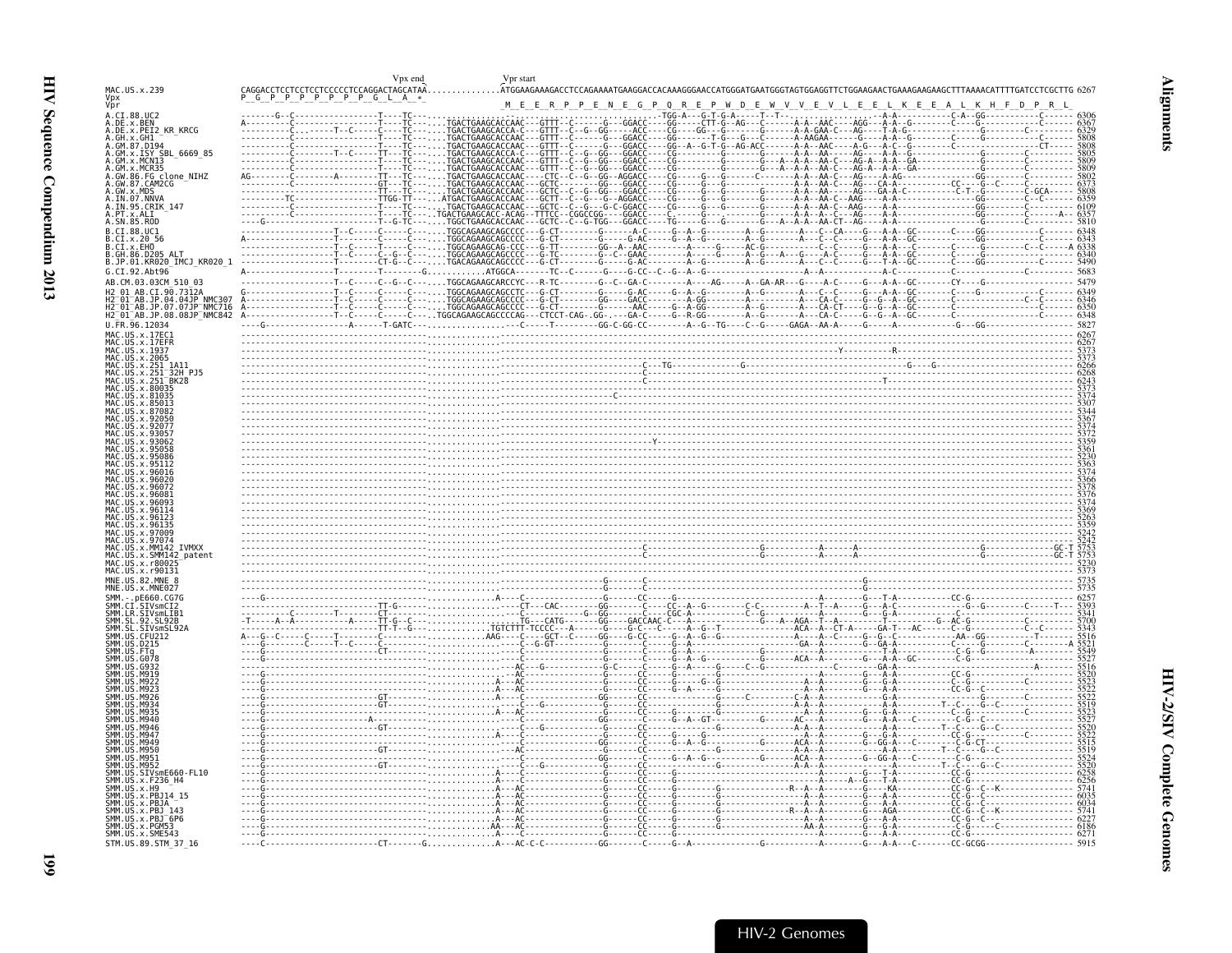# HIV Sequence Compendium 2013

## Alignments — HIV-2/SIV Complete Genomes

```
                                                              Vpx end            Vpr start
MAC.US.x.239                       CAGGACCTCCTCCTCCCCCTCCAGGACTAGCATAA...............ATGGAAGAAAGACCTCCAGAAAATGAAGGACCACAAAGGGAACCATGGGATGAATGGGTAGTGGAGGTTCTGGAAGAACTGAAAGAAGAAGCTTTAAAACATTTTGATCCTCGCTTG 6267
Vpx                                 P  G  P  P  P  P  P  P  P  G  L  A  *
Vpr                                                                                M  E  E  R  P  P  E  N  E  G  P  Q  R  E  P  W  D  E  W  V  V  E  V  L  E  E  L  K  E  E  A  L  K  H  F  D  P  R  L

A.CI.88.UC2                        -------G--C------------------T----TC-----.............................................TGG-A---G-T-G-A-----T--T-------------------A-A-----------C-A--GG-----------C------ 6306
A.DE.x.BEN                         A----------C-----------------T----TC------.TGACTGAAGCACCAAC---GTTT--C-------G---GGACC----GG----CTT-G--AG--C-------A-A--AAC----AGG---A-A--G----------C----G------------C------ 6367
A.DE.x.PEI2_KR_KRCG                ---------C.-------T--C-----C----TC------.TGACTGAAGCACCA-C---GTTT--C--G--GG-----ACC----CG----GG---G------G-------A-A-GAA-C---AG----T-A-G------------------G---------C-------- 6329
A.GH.x.GH1                         ----------C------------------T----TC------.TGACTGAAGCACCAAC---GTTT--C-------G---GGACC----GG-----T-G----G---C-----A-AAGAA------G----A-A--G-----------------G----------C------ 5808
A.GM.87.D194                       ----------C------------------T----TC------.TGACTGAAGCACCAAC---GTTT--C-------G---GGACC----GG--A--G-T-G--AG-AC------A-A--AAC----A-G----A-C---G-----------C---------------CT---- 5808
A.GM.x.ISY_SBL_6669_85             ----------C--------T--C-----TT---TC------.TGACTGAAGCACCA-C---GTTT--C--G--GG---GGACC----CG-------------G-------G-----A-A--AA-----AG----A-A--G------------------G---------C------ 5805
A.GM.x.MCN13                       ----------C------------------T----TC------.TGACTGAAGCACCAAC---GTTT--C--G--GG---GGACC----CG-------------G-----G---A-A--AA-C---AG-A--A-A--GA-----------------------------C------ 5809
A.GM.x.MCR35                       ----------C------------------T----TC------.TGACTGAAGCACCAAC---GTTT--C--G--GG---GGACC----CG-------------G-----G---A-A--AA-C---AG-A--A-A--GA-----------------------------C------ 5809
A.GW.86.FG_clone_NIHZ              AG---------C--------A---------TT---TC------.TGACTGAAGCACCAAC---CTC--C--G--GG--AGGACC----CG-------G---G-------C-------A-A--AA-C---AG----A-AG-----------------GG--------C------ 5802
A.GW.87.CAM2CG                     ----------C------------------GT---TC------.TGACTGAAGCACCAAC---GCTC--------G---GGACC----CG-------G---G-------G-----A-A--AA-C---AG----CA-A------------CC---G--C------C------ 6373
A.GW.x.MDS                         ----------C------------------T----TC------.TGACTGAAGCACCAAC---GCTC--C--G--GG---GGACC----CG-------G---G-------G-----A-A--AA----AG---GA-A-C---------C-T--G------C-GCA----- 5808
A.IN.07.NNVA                       ----------TC-----------------TTGG-TT------.ATGACTGAAGCACCAAC---GCTT--C--G---G--AGGACC----CG-------G---G-------G-----A-A--AA-C--AAG----A-A------------------GG-------C--C------ 6359
A.IN.95.CRIK_147                   ----------C------------------T----TC------.TGACTGAAGCACCAAC---GCTC--C--G---G-C-GGACC----CG-------G---G-------G-----A-A--AA-C--AAG----A-A------------------GG--------C------ 6109
A.PT.x.ALI                         ----------C------------------T----TC------.TGACTGAAGCACC-ACAG--TTTCC--CGGCCGG---GGACC----C------G---------G-----A-A--A--C----AG----A-A------------------GG--------C-----A-- 6357
A.SN.85.ROD                        ----G-----------------------T--G-TC------.TGGCTGAAGCACCAAC---GCTC--C--G-TGG---GGACC----TG-------G---G-------G---A--A-A--AA-CT--AG----A-A------------------G--------C------ 5810
B.CI.88.UC1                        -----------------T--C-----C-----C------.TGGCAGAAGCAGCCCC---G-CT--------G------A-C-------G--A--G-------A-G------A---C--CA----G---A-A--GC-------C----GG----------C------ 6348
B.CI.x.20_56                       A-----------------T--C-----C-----C------.TGGCAGAAGCAGCCCC---G-CT--------G------G-AC-------G--A--G-------A-G------A---C--C-----G---A-A--GC-------C----GG----------C------ 6343
B.CI.x.EHO                         -----------------T--C-----T-----C------.TGGCAGAAGCAG-CCC---G-TT--------GG--A--AAC-------A-----G------AC-G-------------C--C-----G---A-A--C-------C--------G---------C--C-----A 6338
B.GH.86.D205_ALT                   -----------------T--C-----C--G--C------.TGGCAGAAGCAGCCCC---G-TC--------G--C--GAAC-------A-----G------A-G-------A--C-----G---A-A--GC-------C-----G-------------C------ 6340
B.JP.01.KR020_IMCJ_KR020_1         -----------------TT-G--C-----C------.TGACAGAAGCAGCCCC---G-CT--------G------G-AC-------A--G-------G-------A-----A-----C--C-----T-A--GC-------C----GG----------C------ 5490
G.CI.92.Abt96                      A------------------T--------T-------G-------.ATGGCA-------TC--C-------G---G-CC--C--G--A--G---------------------A--A-------------------A-C-----------C-----------C------ 5683
AB.CM.03.03CM_510_03               -----------------T--C-----C--G--C------.TGGCAGAAGCARCCYC---R-TC---------G--C--GA-C-------A----AG-----A--GA-AR---G-----A-C-----G---A-A--GC-------CY---G------------------ 5479
H2_01_AB.CI.90.7312A               G-----------------T--C-----C-----C------.TGGCAGAAGCAGCCTC---G-CT--------G------G-AC-------G--A--G-------A-G------A---C--C-----G---A-A--GC-------C-----G----------C------ 6349
H2_01_AB.JP.04.04JP_NMC307         A-----------------T--C-----C-----C------.TGGCAGAAGCAGCCCC---G-CT--------GG-----GACC-------A-GG-------A-G------A-----CA-C-----G-G--A--GC-------C-----------------C-C------ 6346
H2_01_AB.JP.07.07JP_NMC716         A-----------------T--C-----C-----C------.TGGCAGAAGCAGCCCC---G-CT--------G------AAC-------A-G-GG-------A-G------A----CA-CT-----G-G--A--GC-------C-----------------C------ 6350
H2_01_AB.JP.08.08JP_NMC842         A-----------------T--C-----C-----C------.TGGCAGAAGCAGCCCCAG---CTCCT-CAG-.GG-.---GA-C------G--R-GG-------A-G------A---CA-C-----G--G--A--GC-------C------------------C------ 6348
U.FR.96.12034                      ----G----------------A------T-GATC--------------------------C------T----------GG-C-GG-CC---------A--G--TG-----C--G-----GAGA--AA-A------G------A--------------G---GG----------------- 5827
MAC.US.x.17EC1                     ---------------------------------------------------------------------------------------------------------------------------------------------------------------------------------------- 6267
MAC.US.x.17EFR                     ---------------------------------------------------------------------------------------------------------------------------------------------------------------------------------------- 6267
MAC.US.x.1937                      ----------------------------------------------------------------------------------------------------------------Y-----------R----------------------------------------------------- 5373
MAC.US.x.2065                      ---------------------------------------------------------------------------------------------------------------------------------------------------------------------------------------- 5373
MAC.US.x.251_1A11                  ---------------------------------------------------------------------C---TG------------------G-------------------------------G------G------------------------------------- 6266
MAC.US.x.251_32H_PJ5               ---------------------------------------------------------------------C------------------------------------------------------------------------------------------------------------- 6268
MAC.US.x.251_BK28                  ---------------------------------------------------------------------C---------------------------------------------T------------------------------------------------------------ 6243
MAC.US.x.80035                     ---------------------------------------------------------------------------------------------------------------------------------------------------------------------------------------- 5373
MAC.US.x.81035                     ---------------------------------------------------C---------------------------------------------------------------------------------------------------------------------------------- 5374
MAC.US.x.85013                     ---------------------------------------------------------------------------------------------------------------------------------------------------------------------------------------- 5307
MAC.US.x.87082                     ---------------------------------------------------------------------------------------------------------------------------------------------------------------------------------------- 5344
MAC.US.x.92050                     ---------------------------------------------------------------------------------------------------------------------------------------------------------------------------------------- 5367
MAC.US.x.92077                     ---------------------------------------------------------------------------------------------------------------------------------------------------------------------------------------- 5374
MAC.US.x.93057                     ---------------------------------------------------------------------------------------------------------------------------------------------------------------------------------------- 5372
MAC.US.x.93062                     ---------------------------------------------------------------Y----------------------------------------------------------------------------------------------------------------------- 5359
MAC.US.x.95058                     ---------------------------------------------------------------------------------------------------------------------------------------------------------------------------------------- 5361
MAC.US.x.95086                     ---------------------------------------------------------------------------------------------------------------------------------------------------------------------------------------- 5230
MAC.US.x.95112                     ---------------------------------------------------------------------------------------------------------------------------------------------------------------------------------------- 5363
MAC.US.x.96016                     ---------------------------------------------------------------------------------------------------------------------------------------------------------------------------------------- 5374
MAC.US.x.96020                     ---------------------------------------------------------------------------------------------------------------------------------------------------------------------------------------- 5366
MAC.US.x.96072                     ---------------------------------------------------------------------------------------------------------------------------------------------------------------------------------------- 5378
MAC.US.x.96081                     ---------------------------------------------------------------------------------------------------------------------------------------------------------------------------------------- 5376
MAC.US.x.96093                     ---------------------------------------------------------------------------------------------------------------------------------------------------------------------------------------- 5374
MAC.US.x.96114                     ---------------------------------------------------------------------------------------------------------------------------------------------------------------------------------------- 5369
MAC.US.x.96123                     ---------------------------------------------------------------------------------------------------------------------------------------------------------------------------------------- 5263
MAC.US.x.96135                     ---------------------------------------------------------------------------------------------------------------------------------------------------------------------------------------- 5359
MAC.US.x.97009                     ---------------------------------------------------------------------------------------------------------------------------------------------------------------------------------------- 5242
MAC.US.x.97074                     ---------------------------------------------------------------------------------------------------------------------------------------------------------------------------------------- 5242
MAC.US.x.MM142_IVMXX               ---------------------------------------------------------------------C------------------------G----------A-------A----------------------------------G---------------GC-T 5753
MAC.US.x.SMM142_patent             ---------------------------------------------------------------------C------------------------G----------A-------A----------------------------------G---------------GC-T 5753
MAC.US.x.r80025                    ---------------------------------------------------------------------------------------------------------------------------------------------------------------------------------------- 5230
MAC.US.x.r90131                    ---------------------------------------------------------------------------------------------------------------------------------------------------------------------------------------- 5373
MNE.US.82.MNE_8                    -----------------------------------------------------G-------C--------------------------------------------G-------------------------------------------------------------------- 5735
MNE.US.x.MNE027                    -----------------------------------------------------G-------C--------------------------------------------G-------------------------------------------------------------------- 5735
SMM.-.pE660.CG7G                   ----G--------------------------------------A---C--------------G------CC-----G--------------------------A-----------G---T-A-----------CC-G------------------------------------ 6257
SMM.CI.SIVsmCI2                    -----------------------TT-G-----------------------CT---CAC---------GG------C----CC--A--G--------C-C----------A--T--A-----G---A-C----------------G--G---------C------T--- 5393
SMM.LR.SIVsmLIB1                   --------C-------T-------CT-------------------------------G--GG------C----CGC-A---------C-G------------------G---G-A-------------C-------------------------------- 5341
SMM.SL.92.SL92B                    -T------A--A---------A----TT-G-C-----------------------TG----CATG-----GG----GACCAAC-C----A------------G---A-AGA--T--A------T-----------G-AC-G----------C-------- 5700
SMM.SL.SIVsmSL92A                  -----------------------TT-T--G-----------TGTCTTT-TCCCC---A---------G--C----C---A--G-T-------------ACA--A--CT-A-----GA-T---AC-----C--G------------C--C------ 5343
SMM.US.CFU212                      A---G--C------C-----T--------C------------------AAG-----C----GCT--C-----GG----G-CC----G--A--G--G---------------A--A--C--G-----G--C-----------AA--GG---------T------- 5516
SMM.US.D215                        ----G-------C---T--C-----C--------------------------G-GT------------G-----CC---G--A--------------------GA--A--------G-GA--A---------C-----G-----------C-----A 5521
SMM.US.FTq                         ----G-----------------------CT-----------------------------------G-----CC---G--A-------------G------A--------------------T-A-----------C-G--------------A------- 5549
SMM.US.G078                        ----G--------------------------------------------------------------G-----C-----G--A--G-----------G--------ACA--A---------G---A-A--GC-------C-G--------------------- 5527
SMM.US.G932                        --------------------------------------------------AC---G---------G-C-----CC---G--A------G-----C--G-----------C-----------G---A-A-------------------------A------ 5516
SMM.US.M919                        ----G--------------------------------------------AC----------------G-----CC-----G-------------G--------------A--A-------------G---A-A--------CC-G----------------------- 5520
SMM.US.M922                        ----G--------------------------------------------A---AC-----------G-----CC-----G-------G--G---------------A--A-------------G---A-A--------C-G-------C-------------- 5523
SMM.US.M923                        ----G--------------------------------------------A---AC-----------G-----CC-----G--A-------G--------------A--A-------------G---A-A--------CC-G--------C------------ 5522
SMM.US.M926                        ----G-----------------------GT--------------------A-----C----------GG-----CC------------------G-----C------C-A--A------------A-------------------G--------C---------- 5522
SMM.US.M934                        ----G-----------------------GT----------------------------C---G---------G-----CC-----G-------------------A-A--A-------------A-A---------T--C-----G---C------------- 5519
SMM.US.M935                        ----G--------------------------------------------A---AC-----------G-----CC-----G-------------------------A-A--A-------------A-A---------C-G-----------C----------- 5523
SMM.US.M940                        ----G-----------------A--------------------------------------------GG-----C------G--A--GT----------G------AC---A--------G--A-A--C--------C-G--C-------------------- 5527
SMM.US.M946                        ----G-----------------------GT----------------------------C---G---------G-----CC-------G------------------A-A--A-------------A-A---------T--C-----G---C------------- 5520
SMM.US.M947                        ----G--------------------------------------------A---AC-----------G-----CC-----G-------------------------A-A--A-------------G---A-A---------CC-G----------C-------- 5522
SMM.US.M949                        ----G-----------------------------------------------C-------------GG-----C------G--A--G-----------G------ACA--A--------G--GG-A--C-------C-G-CT------------------ 5515
SMM.US.M950                        ----G-----------------------GT--------------------AC-----------------G-----CC-----G-------------------A-A--A-------------A-A---------T--C-----G---C------------- 5519
SMM.US.M951                        ----G-----------------------------------------------C-------------GG-----C------G--A--G-----------G------ACA--A--------G--GG-A--C-------C-G-------------------- 5524
SMM.US.M952                        ----G-----------------------GT-------------------------C---G---------G-----CC-----G-------------------A-A--A-------------A-A---------T--C-----G---C------------- 5520
SMM.US.SIVsmE660-FL10              ----G-------------------------------------------A---C-------------G-----CC-----G-------------------------A---------------G---T-A--------CC-G----------------------- 6258
SMM.US.x.F236_H4                   ----G-------------------------------------------A---C-------------G-----CC-----G-------------------------A---------A---G---T-A--------CC-G----------------------- 6256
SMM.US.x.H9                        ----G-------------------------------------------A---AC-----------G-----CC-----G------------G----------R--A--A---------G----KA-----------CC-G--C--K------------- 5741
SMM.US.x.PBJ14_15                  ----G-------------------------------------------A---AC-----------G-----CC-----G------------G-------------A--A---------G---A-A-----------CC-G--C----------------- 6035
SMM.US.x.PBJA                      ----G-------------------------------------------A---AC-----------G-----CC-----G------------G-------------A--A---------G---A-A-----------CC-G--C----------------- 6034
SMM.US.x.PBJ_143                   ----G-------------------------------------------A---AC-----------G-----CC-----G------------G----------R--A--A---------G---AGA-----------CC-G--C--K------------- 5741
SMM.US.x.PBJ_6P6                   ----G-------------------------------------------A---AC-----------G-----CC-----G------------G-------------A--A---------G---A-A-----------CC-G--C----------------- 6227
SMM.US.x.PGM53                     ----G-------------------------------------------AA--AC-----------G-----CC-----G------------G-------------AA-A---------G---A-A-----------CC-G--C--------C------- 6186
SMM.US.x.SME543                    ----G-------------------------------------------A---C-------------G-----CC-----G--------------------------A-----------G---A-A-----------CC-G----------------------- 6271
STM.US.89.STM_37_16                ----C--------------------CT--------G.............A---AC-C-C-----------GG-------C-----G--A--------------G-----------A-----------G---A-A---C---------CC-GCGG-------------------- 5915
```

HIV-2 Genomes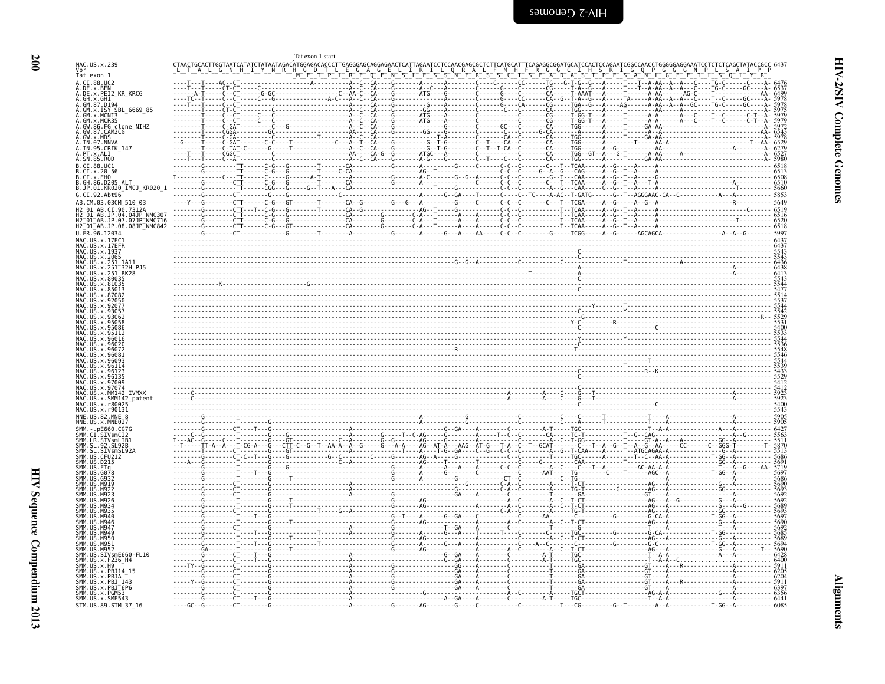Tat exon 1 start

```
MAC.US.x.239                 CTAACTGCACTTGGTAATCATATCTATAATAGACATGGAGACACCCTTGAGGGAGCAGGAGAACTCATTAGAATCCTCCAACGAGCGCTCTTCATGCATTTCAGAGGCGGATGCATCCACTCAGAATCGGCCAACCTGGGGGAGGAAATCCTCTCTCAGCTATACCGCC 6437
Vpr                           L  T  A  L  G  N  H  I  Y  N  R  H  G  D  T  L  E  G  A  G  E  L  I  R  I  L  Q  R  A  L  F  M  H  F  R  G  G  C  I  H  S  R  I  G  Q  P  G  G  G  N  P  L  S  A  I  P  P
Tat exon 1                                                    M  E  T  P  L  R  E  Q  E  N  S  L  E  S  S  N  E  R  S  S  C  I  S  E  A  D  A  S  T  P  E  S  A  N  L  G  E  E  I  L  S  Q  L  Y  R

A.CI.88.UC2                  6476
A.DE.x.BEN                   6537
A.DE.x.PEI2_KR_KRCG          6499
A.GH.x.GH1                   5978
A.GM.87.D194                 5978
A.GM.x.ISY_SBL_6669_85       5975
A.GM.x.MCN13                 5979
A.GM.x.MCR35                 5979
A.GW.86.FG_clone_NIHZ        5972
A.GW.87.CAM2CG               6543
A.GW.x.MDS                   5978
A.IN.07.NNVA                 6529
A.IN.95.CRIK_147             6279
A.PT.x.ALI                   6527
A.SN.85.ROD                  5980
B.CI.88.UC1                  6518
B.CI.x.20_56                 6513
B.CI.x.EHO                   6508
B.GH.86.D205_ALT             6510
B.JP.01.KR020_IMCJ_KR020_1   5660
G.CI.92.Abt96                5853
AB.CM.03.03CM_510_03         5649
H2_01_AB.CI.90.7312A         6519
H2_01_AB.JP.04.04JP_NMC307   6516
H2_01_AB.JP.07.07JP_NMC716   6520
H2_01_AB.JP.08.08JP_NMC842   6518
U.FR.96.12034                5997
MAC.US.x.17EC1               6437
MAC.US.x.17EFR               6437
MAC.US.x.1937                5543
MAC.US.x.2065                5543
MAC.US.x.251_1A11            6436
MAC.US.x.251_32H_PJ5         6438
MAC.US.x.251_BK28            6413
MAC.US.x.80035               5543
MAC.US.x.81035               5544
MAC.US.x.85013               5477
MAC.US.x.87082               5514
MAC.US.x.92050               5537
MAC.US.x.92077               5544
MAC.US.x.93057               5542
MAC.US.x.93062               5529
MAC.US.x.95058               5531
MAC.US.x.95086               5400
MAC.US.x.95112               5533
MAC.US.x.96016               5544
MAC.US.x.96020               5536
MAC.US.x.96072               5548
MAC.US.x.96081               5546
MAC.US.x.96093               5544
MAC.US.x.96114               5539
MAC.US.x.96123               5433
MAC.US.x.96135               5529
MAC.US.x.97009               5412
MAC.US.x.97074               5412
MAC.US.x.MM142_IVMXX         5923
MAC.US.x.SMM142_patent       5923
MAC.US.x.r80025              5400
MAC.US.x.r90131              5543
MNE.US.82.MNE_8              5905
MNE.US.x.MNE027              5905
SMM.-.pE660.CG7G             6427
SMM.CI.SIVsmCI2              5563
SMM.LR.SIVsmLIB1             5511
SMM.SL.92.SL92B              5870
SMM.SL.SIVsmSL92A            5513
SMM.US.CFU212                5686
SMM.US.D215                  5691
SMM.US.FTq                   5719
SMM.US.G078                  5697
SMM.US.G932                  5686
SMM.US.M919                  5690
SMM.US.M922                  5693
SMM.US.M923                  5692
SMM.US.M926                  5692
SMM.US.M934                  5689
SMM.US.M935                  5693
SMM.US.M940                  5697
SMM.US.M946                  5690
SMM.US.M947                  5692
SMM.US.M949                  5685
SMM.US.M950                  5689
SMM.US.M951                  5694
SMM.US.M952                  5690
SMM.US.SIVsmE660-FL10        6428
SMM.US.x.F236_H4             6400
SMM.US.x.H9                  5911
SMM.US.x.PBJ14_15            6205
SMM.US.x.PBJA                6204
SMM.US.x.PBJ_143             5911
SMM.US.x.PBJ_6P6             6397
SMM.US.x.PGM53               6356
SMM.US.x.SME543              6441
STM.US.89.STM_37_16          6085
```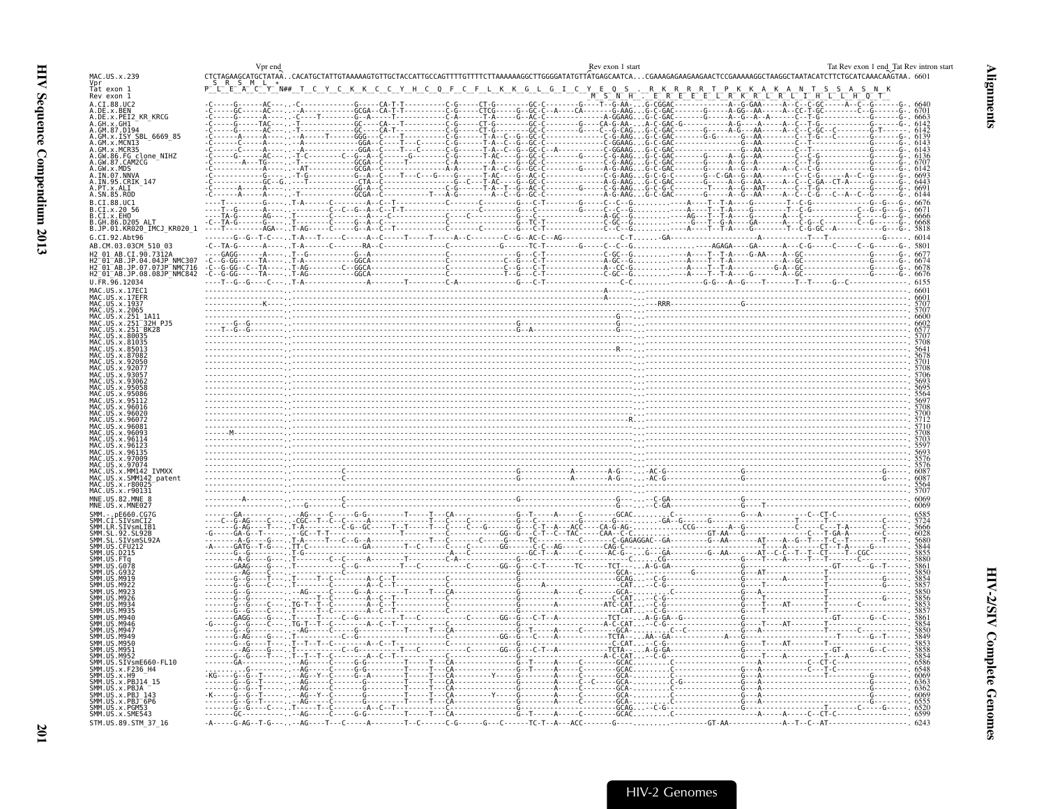Vpr end | Rev exon 1 start | Tat Rev exon 1 end_Tat Rev intron start

```
MAC.US.x.239        CTCTAGAAGCATGCTATAA..CACATGCTATTGTAAAAAGTGTTGCTACCATTGCCAGTTTTGTTTTCTTAAAAAAGGCTTGGGGATATGTTATGAGCAATCA..CGAAAGAGAAGAAGAACTCCGAAAAAGGCTAAGGCTAATACATCTTCTGCATCAAACAAGTAA. 6601
Vpr                  S  R  S  M  L  *
Tat exon 1          P  L  E  A  C  Y  N##  T  C  Y  C  K  K  C  C  Y  H  C  Q  F  C  F  L  K  K  G  L  G  I  C  Y  E  Q  S  .  R  K  R  R  R  T  P  K  K  A  K  A  N  T  S  S  A  S  N  K
Rev exon 1                                                                                   M  S  N  H  .  E  R  E  E  E  L  R  K  R  L  R  L  I  H  L  L  H  Q  T
A.CI.88.UC2                  6640
A.DE.x.BEN                   6701
A.DE.x.PEI2_KR_KRCG          6663
A.GH.x.GH1                   6142
A.GM.87.D194                 6142
A.GM.x.ISY_SBL_6669_85       6139
A.GM.x.MCN13                 6143
A.GM.x.MCR35                 6143
A.GW.86.FG_clone_NIHZ        6136
A.GW.87.CAM2CG               6707
A.GW.x.MDS                   6142
A.IN.07.NNVA                 6693
A.IN.95.CRIK_147             6443
A.PT.x.ALI                   6691
A.SN.85.ROD                  6144
B.CI.88.UC1                  6676
B.CI.x.20_56                 6671
B.CI.x.EHO                   6666
B.GH.86.D205_ALT             6668
B.JP.01.KR020_IMCJ_KR020_1   5818
G.CI.92.Abt96                6014
AB.CM.03.03CM_510_03         5801
H2_01_AB.CI.90.7312A         6677
H2_01_AB.JP.04.04JP_NMC307   6674
H2_01_AB.JP.07.07JP_NMC716   6678
H2_01_AB.JP.08.08JP_NMC842   6676
U.FR.96.12034                6155
MAC.US.x.17EC1               6601
MAC.US.x.17EFR               6601
MAC.US.x.1937                5707
MAC.US.x.2065                5707
MAC.US.x.251_1A11            6600
MAC.US.x.251_32H_PJ5         6602
MAC.US.x.251_BK28            6577
MAC.US.x.80035               5707
MAC.US.x.81035               5708
MAC.US.x.85013               5641
MAC.US.x.87082               5678
MAC.US.x.92050               5701
MAC.US.x.92077               5708
MAC.US.x.93057               5706
MAC.US.x.93062               5693
MAC.US.x.95058               5695
MAC.US.x.95086               5564
MAC.US.x.95112               5697
MAC.US.x.96016               5708
MAC.US.x.96020               5700
MAC.US.x.96072               5712
MAC.US.x.96081               5710
MAC.US.x.96093               5708
MAC.US.x.96114               5703
MAC.US.x.96123               5597
MAC.US.x.96135               5693
MAC.US.x.97009               5576
MAC.US.x.97074               5576
MAC.US.x.MM142_IVMXX         6087
MAC.US.x.SMM142_patent       6087
MAC.US.x.r80025              5564
MAC.US.x.r90131              5707
MNE.US.82.MNE_8              6069
MNE.US.x.MNE027              6069
SMM.-.pE660.CG7G             6585
SMM.CI.SIVsmCI2              5724
SMM.LR.SIVsmLIB1             5666
SMM.SL.92.SL92B              6028
SMM.SL.SIVsmSL92A            5680
SMM.US.CFU212                5844
SMM.US.D215                  5855
SMM.US.FTq                   5880
SMM.US.G078                  5861
SMM.US.G932                  5850
SMM.US.M919                  5854
SMM.US.M922                  5857
SMM.US.M923                  5850
SMM.US.M926                  5856
SMM.US.M934                  5853
SMM.US.M935                  5857
SMM.US.M940                  5861
SMM.US.M946                  5854
SMM.US.M947                  5850
SMM.US.M949                  5849
SMM.US.M950                  5853
SMM.US.M951                  5858
SMM.US.M952                  5854
SMM.US.SIVsmE660-FL10        6586
SMM.US.x.F236_H4             6548
SMM.US.x.H9                  6069
SMM.US.x.PBJ14_15            6363
SMM.US.x.PBJA                6362
SMM.US.x.PBJ_143             6069
SMM.US.x.PBJ_6P6             6555
SMM.US.x.PGM53               6520
SMM.US.x.SME543              6599
STM.US.89.STM_37_16          6243
```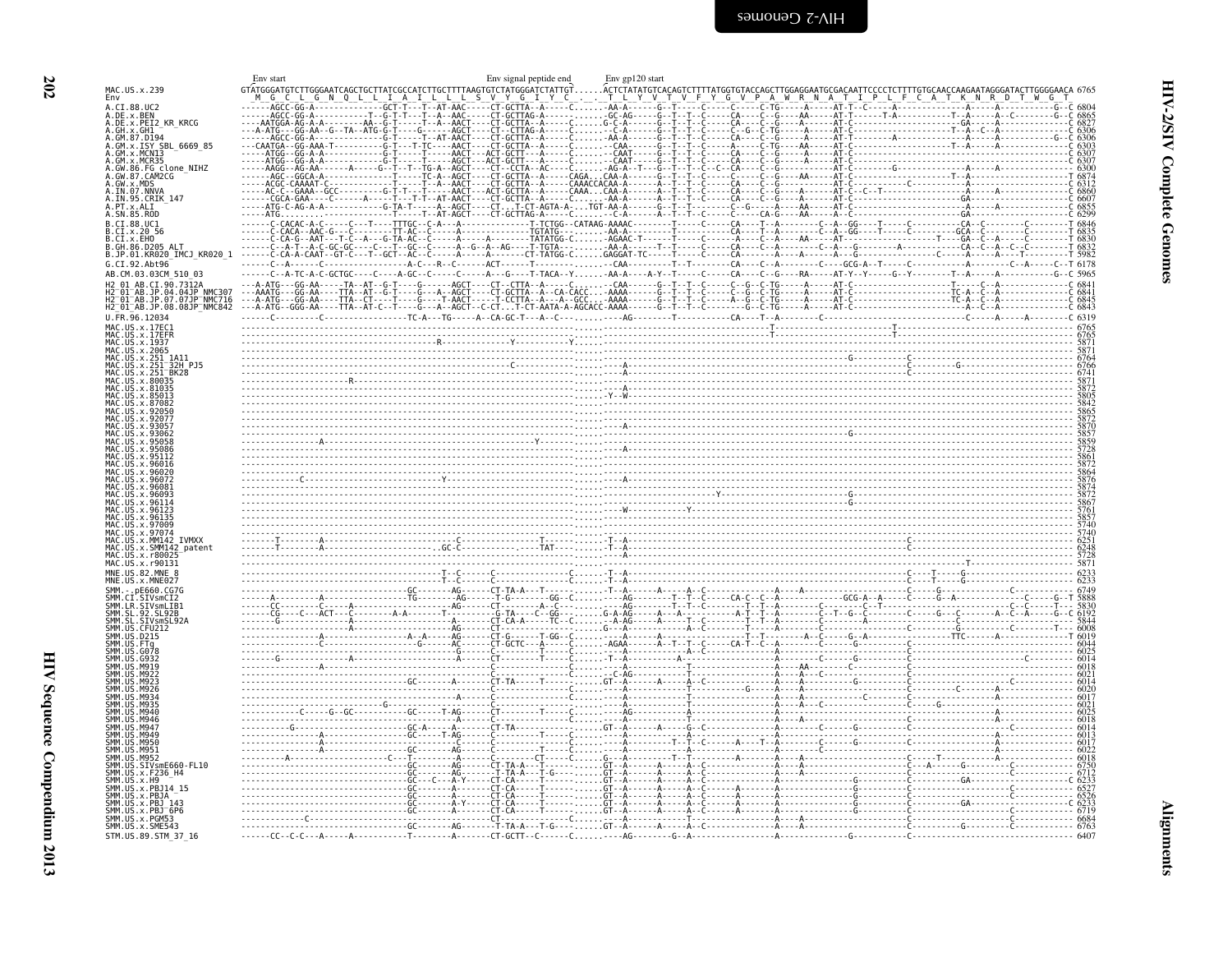```
                         Env start                                                         Env signal peptide end        Env gp120 start
MAC.US.x.239             GTATGGGATGTCTTGGGAATCAGCTGCTTATCGCCATCTTGCTTTTAAGTGTCTATGGGATCTATTGT......ACTCTATATGTCACAGTCTTTTATGGTGTACCAGCTTGGAGGAATGCGACAATTCCCCTCTTTTGTGCAACCAAGAATAGGGATACTTGGGGAACA 6765
Env                       M  G  C  L  G  N  Q  L  L  I  A  I  L  L  L  S  V  Y  G  I  Y  C  .  .  T  L  Y  V  T  V  F  Y  G  V  P  A  W  R  N  A  T  I  P  L  F  C  A  T  K  N  R  D  T  W  G  T
A.CI.88.UC2              ------AGCC-GG-A---------------GCT-T---T--AT-AAC-----CT-GCTTA--A-----C......-AA-A------G--T-----C-----C-----C-TG-----A-----AT-T--C-----A-----------------A-----A-----------G--C 6804
A.DE.x.BEN               ------AGCC-GG-A-----------T--G-T-T---T--A--AAC-----CT-GCTTAG-A------C......-GC-AG-----G--T--T--C-----CA----C--G----AA-----AT-T------T-A---------T--A-----A--C--------G--C 6865
A.DE.x.PEI2_KR_KRCG      ---AATGGA-AG-A-A-------AA--G-T-----T--A--AACT----CT-GCTTA--A-----C......G-C-A------G--T--T--C-----CA----C--G----A-----AT-C-----------------GA-----A----------------C 6827
A.GH.x.GH1               ---A-ATG---GG-AA--G--TA--ATG-G-T-----G-----AGCT----CT--CTTAG-A-----C......--C-A------G--T--T--C-----C--G--C-TG-----A-----AT-C-----------------T--A--C--A-------------C 6306
A.GM.87.D194             ------AGCC-GG-A--------------T------T--AT-AACT----CT-GCTTA--A-----C......-AA-A------G--T--T--C-----CA----C--G-----A-----AT-T------------A---------A-----A-----------G--C 6306
A.GM.x.ISY_SBL_6669_85   ---CAATGA---GG-AAA-T----------G-T----T-TC---AACT----CT-GCTTA--A-----C......--CAA------G--T--T--C-----A-----C-TG----AA-----AT-C-----------------T--A-----A-------------C 6303
A.GM.x.MCN13             -----ATGG--GG-A-A-----------G-T-----T-----AACT---ACT-GCTT---A-----C......--CAAT------G--T--T--C-----CA----C--G-----A-----AT-C----------------------------------------C 6307
A.GM.x.MCR35             -----ATGG--GG-A-A-----------G-T-----T-----AACT---ACT-GCTT---A-----C......--CAAT------G--T--T--C-----CA----C--G-----A-----AT-C----------------------------------------C 6307
A.GW.86.FG_clone_NIHZ    -----AAGG--AG-AA------A-----G--T--T--TG-A--AGCT----CT--CCTA--AC-----C......-AG-A--T---G--T--T--C--C--CA----C--G-----A-----AT-C-----G-----------A-----A--------------- 6300
A.GW.87.CAM2CG           ------AGC--GGCA-A-----------T-----TC-A--AGCT----CT-GCTTA--A-----CAGA....CAA-A------G--T--T--C-----C-----C--G----AA-----AT-C-----------------T--A-------------------C 6874
A.GW.x.MDS               -----ACGC-CAAAAT-C-----------T-----T--A--AACT----CT-GCTTA--A-----CAAACCACAA-A------A--T--T--C-----CA----C--G-----A-----AT-C-------------C-------------------------C 6312
A.IN.07.NNVA             -----AC-C--GAAA--GCC--------G-T-T---T--A--AACT---ACT-GCTTA--A-----CAAA....CAA-A------A--T--T--C-----CA----C--G-----A-----AT-C--C--T------------A-----A-------------C 6860
A.IN.95.CRIK_147         ------CGCA-GAA-----C------A-----T--T-T--AT-AACT----CT-GCTTA--A-----C......-AA-A------G--T--T--C-----CA----C--G-----A-----AT-C-----------------GA---------------------C 6607
A.PT.x.ALI               ------ATG-C-AG-A-A------------G-TA-T----A--AGCT----CT...T-CT-AGTA-A...TGT-AA-A------G--T--T--C-----C--G----A----AA-----AT-C-----------------A-----A-------------C 6855
A.SN.85.ROD              ------ATG.....................T----T--AT-AGCT----CT-GCTTAG-A-----C......--C-A------A--T--T--C-----C----CA-G----AA-----A--C-----------------GA---------------------C 6299
B.CI.88.UC1              ------C-CACAC-A-C-----C---T----TTTGC--C-A---A-------------T-TCTGG--CATAAG-AAAAC--------T-----C-----CA----T--A---------C--A--GG----T-----C----------CA--C---------C--------T 6846
B.CI.x.20_56             ------C-CACA--AAC-G---C-------TT-AC--C-----A-------------TGTATG--------AA-A-----------T-----C-----CA----T--A---------C--A--GG----T-----C----------GCA--C---------C--------T 6835
B.CI.x.EHO               ------C-CA-G--AAT---T-C--A--G-TA-AC--C-----A-----A-------TATATGG-C......-AGAAC-T-----T-----C-----A-----C--A----AA-----AT-----------------T---GA--C--A-----C--------T 6830
B.GH.86.D205_ALT         ------C--A-T--A-C-GC-GC----C---T--GC--C-----A--G--A--AG---T-TGTA--.......-AA-A------T-----C-----CA----C--A---------C--A----G---------A-----------CA--C--A--C--C---------T 6832
B.JP.01.KR020_IMCJ_KR020_1 ------C-CA-A-CAAT--GT-C---T-GCT--AC--C-----A-----A-------CT-TATGG-C......GAGGAT-TC------T-----C-----CA----A------A----A---G-------------C------A-----A---T----------T 5982
G.CI.92.Abt96            ------C--A----C--------------A-C---R--C-----ACT---------T-----------C......-CAA-------T--T--C-----CA----C--C--------C--GCG-A--T-----C----------A-----A---------C--A-----C--T 6178
AB.CM.03.03CM_510_03     ------C--A-TC-A-C-GCTGC----C----A-GC--C-----C-----A---G----T-TACA--Y......-AA-A----A-Y--T-----C-----CA----C--G----RA-----AT-Y--Y-----G--Y----------T--A-----A----------G--C 5965
H2_01_AB.CI.90.7312A     ---A-ATG---GG-AA-----TA--AT-G-T----G------AGCT----CT--CTTA--A-----C......--CAA------G--T--T--C-----C--G--C-TG-----A-----AT-C---------------------T-----C--A-------------C 6841
H2_01_AB.JP.04.04JP_NMC307 ---AAATG---GG-AA----TTA--AT--G-T----G----A--AGCT----CT-GCTTA--A--CA-CACC...-AAAA------G--T--T--C-----C--G--C-TG-----A-----AT-C---------------------TC-A--C--A-------------C 6841
H2_01_AB.JP.07.07JP_NMC716 ---A-ATG---GG-AA-----TTA--AT-C--T-----G-----T-AACT----T-CCTTA--A---A--GCC...-AAAA------G--T--T--C-----A--G--C-TG-----A-----AT-C---------------------TC-A--C--A-------------C 6845
H2_01_AB.JP.08.08JP_NMC842 ---A-ATG--GGG-AA----TTA--AT-C--T-----G----A--AGCT--C-CT...T-CT-AATA-A-AGCACC-AAAA------G--T--T--C-----C--G--C-TG-----A-----AT-C----------------------------------------C 6843
U.FR.96.12034            ------C-----------C-----------------TC-A---TG-----A--CA-GC-T---A--C---------AG---------T--------CA----T--A-------C--------------------------C-----A-----A--------C 6319
MAC.US.x.17EC1           ---------------------------------------------------------------------------------------------------------T-----------------T--------------------------------- 6765
MAC.US.x.17EFR           ---------------------------------------------------------------------------------------------------------T-----------------T--------------------------------- 6765
MAC.US.x.1937            -------------------------R-----------------Y------------Y......---------------------------------------------------------------------------------------------- 5871
MAC.US.x.2065            ------------------------------------------------------------......---------------------------------------------------------------------------------------------- 5871
MAC.US.x.251_1A11        ------------------------------------------------------------......--------------------------------------------------G-------C------------------------------------ 6764
MAC.US.x.251_32H_PJ5     ----------------------------------C-----------------------......---A-------------------------------------------------------C----------G----------------------- 6766
MAC.US.x.251_BK28        ------------------------------------------------------------......---A-------------------------------------------------------C------------------------------------ 6741
MAC.US.x.80035           -------------R----------------------------------------------......---------------------------------------------------------------------------------------------- 5871
MAC.US.x.81035           ------------------------------------------------------------......---A----------------------------------------------------------------------------------------- 5872
MAC.US.x.85013           ------------------------------------------------------------......-Y--W----------------------------------------------------------------------------------------- 5805
MAC.US.x.87082           ------------------------------------------------------------......---------------------------------------------------------------------------------------------- 5842
MAC.US.x.92050           ------------------------------------------------------------......---------------------------------------------------------------------------------------------- 5865
MAC.US.x.92077           ------------------------------------------------------------......---------------------------------------------------------------------------------------------- 5872
MAC.US.x.93057           ------------------------------------------------------------......----A---------------------------------------------------------------------------------------- 5870
MAC.US.x.93062           ------------------------------------------------------------......--------------------------------------------------G------------------------------------------- 5857
MAC.US.x.95058           -----------A------------------------------------Y-----------......---------------------------------------------------------------------------------------------- 5859
MAC.US.x.95086           ------------------------------------------------------------......----A---------------------------------------------------------------------------------------- 5728
MAC.US.x.95112           ------------------------------------------------------------......---------------------------------------------------------------------------------------------- 5861
MAC.US.x.96016           ------------------------------------------------------------......---------------------------------------------------------------------------------------------- 5872
MAC.US.x.96020           ------------------------------------------------------------......---------------------------------------------------------------------------------------------- 5864
MAC.US.x.96072           ------C-----------------------Y-----------------------------......----A---------------------------------------------------------------------------------------- 5876
MAC.US.x.96081           ------------------------------------------------------------......---------------------------------------------------------------------------------------------- 5874
MAC.US.x.96093           ------------------------------------------------------------......------------------------------Y-------------------G------------------------------------------- 5872
MAC.US.x.96114           ------------------------------------------------------------......--------------------------------------------------G------------------------------------------- 5867
MAC.US.x.96123           ------------------------------------------------------------......---W------------------Y------------------------------------------------------------------------ 5761
MAC.US.x.96135           ------------------------------------------------------------......---------------------------------------------------------------------------------------------- 5857
MAC.US.x.97009           ------------------------------------------------------------......---------------------------------------------------------------------------------------------- 5740
MAC.US.x.97074           ------------------------------------------------------------......---------------------------------------------------------------------------------------------- 5740
MAC.US.x.MM142_IVMXX     -------T--------A--------------------C----------------------......-T--A-------------------------------------------------------C------------------------------------ 6251
MAC.US.x.SMM142_patent   -------T--------A-----------------.GC-C-----------.----TAT----......-T--A-------------------------------------------------------C------------------------------------ 6248
MAC.US.x.r80025          ------------------------------------------------------------......---------------------------------------------------------------------------------------------- 5728
MAC.US.x.r90131          ------------------------------------------------------------......--------------------------------------------------------------------------T--------------------- 5871
MNE.US.82.MNE_8          --------------------------------T--C------C--------------C......-T--A-------------------------------------------------------C-----T------G------------------------ 6233
MNE.US.x.MNE027          --------------------------------T--C------C--------------C......-T--A-------------------------------------------------------C-----T------G------------------------ 6233
SMM.-.pE660.CG7G         ---------------------------GC-------AG------CT-TA-A---T--------......-T--A------A-----A--C----------------A----A---------------------C-------G--------------C------------ 6749
SMM.CI.SIVsmCI2          -------A----------A---------TG-------AG----T-G-------GG-C......---AG-------T--T--C-----CA-C--C--A-----------GCG-A--A-----C-----G--A------------C-------G--T 5888
SMM.LR.SIVsmLIB1         ------CC--------C-----A-------------AG-------CT----------C......---AG-------T--T--C--------T--T--A-----------C---------C--T----------C------------------C--------T 5830
SMM.SL.92.SL92B          ------CG----C---ACT---C----------A-A------T----------G-TA----C--GG-----...G-A-AG------A---A-----------A-T--T--A-----------C--T--G--C--------C------G---C-------A--C--A-----G--C 6192
SMM.SL.x.SIVsmSL92A      -------G-----------A-------------------A-------CT-CA-A-------TC--C.......-A-AG------A-----T---C-------T--T--A---------------C-------------------C------------C-------- 5844
SMM.US.CFU212            --------------------A-------------------AG------CT-----------C......----A-------A--A--C-----------T-----A-----------------------------C------------------C----------T---- 6008
SMM.US.D215              ----------------A------------------A--A-----AG------CT-G------T-GG--C......----A------A---A--C-----------T--T-----A--C------G--A----------------TTC------A---------------T 6019
SMM.US.FTq               ----------------C------------------G------AC------CT-GCTC---A-----C......-AGAA------A--T--T--C-----CA-T--C--A------------------G-----------------C---------C------------- 6044
SMM.US.G078              -----------------------------------------C-------------T-----C......----A----------A--C-----------A----------------------C------------------------------------------- 6025
SMM.US.G932              -------G-----------------A----------------A-------CT--------T-----C......-T--A-------------A-------------------A-------------------------C-------------------------C-------- 6014
SMM.US.M919              ----------------A------------------------------------------------C......---------------T---------------------------AA-------C-------------------------------------------- 6018
SMM.US.M922              ------------------------------------------------C----------------C......--C-AG------------T-------------------A-------C------------------C------------------------------ 6021
SMM.US.M923              ------------------------------GC-------A-------CT-TA-----T-----------......GT--A------A-----A--C-----------T----------A-----A------------G---------C----------------C--------- 6014
SMM.US.M926              ------------------------------------------A-------C---------------C......----A-----------A-----------T------------G----A-----A----------------------C----------C------------- 6020
SMM.US.M934              ------------------------------------------A-------C---------------C......----A-------------------------T---------------A-----A-----------------C----------------A----------- 6017
SMM.US.M935              ---------------------G-------------------------C-------------C......----A-------------------------T---------------A---A--C--------------------C-------G------------------ 6021
SMM.US.M940              -------C------G---GC-----------T-AG-------CT-----------T-----C......----AG------------------------T----------------A---------------------C------------------------------ 6025
SMM.US.M946              --------------------------------------A-------C------------C......----A---------------------------T--------------A-----A--------------------C-------------A-------------- 6018
SMM.US.M947              ----------G------------------GC-A-----A-----CT-TA------------------......GT--A------A-----G--C-----------T----------A--------C------G--------C---------------C------------- 6014
SMM.US.M949              ----------------A-----------GC----T-AG--------C----------------C......----A-----------------T------------------A-------C--------------------C------------------------------ 6013
SMM.US.M950              ----------------A--------------------C-------C-----------T----C......---A--------------T--T--C------A--T--A-----------C-----G---------------C------------------------------ 6017
SMM.US.M951              ----------------A-----------GC-------AG-------C-----------T-----C......----A--------------T-----------------A--------C--------------------------C----------------A----------- 6022
SMM.US.M952              -----------A----------------C--T-------------C-----CT--------C......----A--------T--T----------------A-----A--------------C---------T-----------------A---------------- 6018
SMM.US.SIVsmE660-FL10    ------------------------------GC-------AG-------CT-TA-A---T--------......GT--A------A-----A--C-----------A-----A-----------------------------C--A------G------------C------------- 6750
SMM.US.x.F236_H4         ------------------------------GC-------AG-------T-TA-A---T-G--------......GT--A------A-----A--C-----------A-----A-----------------------------C-------------------------C------------- 6712
SMM.US.x.H9              ------------------------------GC----C--A-Y------CT-CA------------C......GT--A------A-----A--C-----------A---------------------------G----------C-----------GA------------------C 6233
SMM.US.x.PBJ14_15        ------------------------------GC-------A-------CT-CA-----T--------......GT--A------A-----A--C-----------A-----A--------------------------G----------C------------------C------------ 6527
SMM.US.x.PBJA            ------------------------------GC-------A-------CT-CA-----T--------......GT--A------A-----A--C-----------A-----A--------------------------G----------C------------------C------------ 6526
SMM.US.x.PBJ_143         ------------------------------GC-------A-Y------CT-CA-----T--------......GT--A------A-----A--C-----------A-----A--------------------------G----------C-----------GA------------------C 6233
SMM.US.x.PBJ_6P6         ------------------------------GC-------A-------CT-CA-----T--------......GT--A------A-----A--C-----------A-----A--------------------------G----------C------------------C------------ 6719
SMM.US.x.PGM53           -----------C-----------------------------CT-----------C......----A----------T----------------A---A------------------------------C------------------------------------ 6684
SMM.US.x.SME543          ------------------------------GC-------AG-------T-TA-A---T-G--------C......GT--A------A-----A--C-----------A-----A------------------------------C--------------G-------C------------- 6763
STM.US.89.STM_37_16      ------CC--C-C---A-----A-----------T---------A-------CT-GCTT--C------C......---AG---------G--A-----------------A------------G-------------C---------------------------------------- 6407
```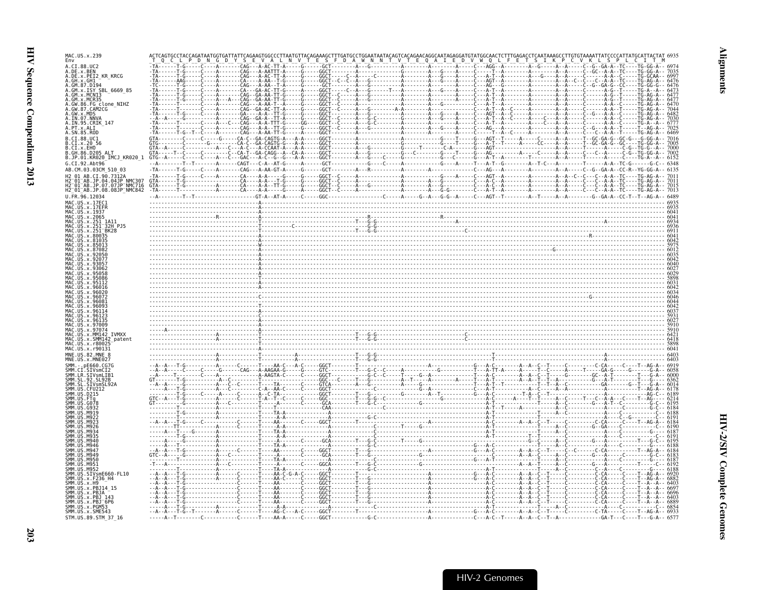```
MAC.US.x.239                  ACTCAGTGCCTACCAGATAATGGTGATTATTCAGAAGTGGCCCTTAATGTTACAGAAAGCTTTGATGCCTGGAATAATACAGTCACAGAACAGGCAATAGAGGATGTATGGCAACTCTTTGAGACCTCAATAAAGCCTTGTGTAAAATTATCCCCATTATGCATTACTAT 6935
Env                            T  Q  C  L  P  D  N  G  D  Y  S  E  V  A  L  N  V  T  E  S  F  D  A  W  N  N  T  V  T  E  Q  A  I  E  D  V  W  Q  L  F  E  T  S  I  K  P  C  V  K  L  S  P  L  C  I  T  M
A.CI.88.UC2                                                                                                                                                                                 6974
A.DE.x.BEN                                                                                                                                                                                  7035
A.DE.x.PEI2_KR_KRCG                                                                                                                                                                         6997
A.GH.x.GH1                                                                                                                                                                                  6476
A.GM.87.D194                                                                                                                                                                                6476
A.GM.x.ISY_SBL_6669_85                                                                                                                                                                      6473
A.GM.x.MCN13                                                                                                                                                                                6477
A.GM.x.MCR35                                                                                                                                                                                6477
A.GW.86.FG_clone_NIHZ                                                                                                                                                                       6470
A.GW.87.CAM2CG                                                                                                                                                                              7044
A.GW.x.MDS                                                                                                                                                                                  6482
A.IN.07.NNVA                                                                                                                                                                                7030
A.IN.95.CRIK_147                                                                                                                                                                            6777
A.PT.x.ALI                                                                                                                                                                                  7025
A.SN.85.ROD                                                                                                                                                                                 6469
B.CI.88.UC1                                                                                                                                                                                 7016
B.CI.x.20_56                                                                                                                                                                                7005
B.CI.x.EHO                                                                                                                                                                                  7000
B.GH.86.D205_ALT                                                                                                                                                                            7002
B.JP.01.KR020_IMCJ_KR020_1                                                                                                                                                                  6152
G.CI.92.Abt96                                                                                                                                                                               6348
AB.CM.03.03CM_510_03                                                                                                                                                                        6135
H2_01_AB.CI.90.7312A                                                                                                                                                                        7011
H2_01_AB.JP.04.04JP_NMC307                                                                                                                                                                  7011
H2_01_AB.JP.07.07JP_NMC716                                                                                                                                                                  7015
H2_01_AB.JP.08.08JP_NMC842                                                                                                                                                                  7013
U.FR.96.12034                                                                                                                                                                               6489
MAC.US.x.17EC1                                                                                                                                                                              6935
MAC.US.x.17EFR                                                                                                                                                                              6935
MAC.US.x.1937                                                                                                                                                                               6041
MAC.US.x.2065                                                                                                                                                                               6041
MAC.US.x.251_1A11                                                                                                                                                                           6934
MAC.US.x.251_32H_PJ5                                                                                                                                                                        6936
MAC.US.x.251_BK28                                                                                                                                                                           6911
MAC.US.x.80035                                                                                                                                                                              6041
MAC.US.x.81035                                                                                                                                                                              6042
MAC.US.x.85013                                                                                                                                                                              5975
MAC.US.x.87082                                                                                                                                                                              6012
MAC.US.x.92050                                                                                                                                                                              6035
MAC.US.x.92077                                                                                                                                                                              6042
MAC.US.x.93057                                                                                                                                                                              6040
MAC.US.x.93062                                                                                                                                                                              6027
MAC.US.x.95058                                                                                                                                                                              6029
MAC.US.x.95086                                                                                                                                                                              5898
MAC.US.x.95112                                                                                                                                                                              6031
MAC.US.x.96016                                                                                                                                                                              6042
MAC.US.x.96020                                                                                                                                                                              6034
MAC.US.x.96072                                                                                                                                                                              6046
MAC.US.x.96081                                                                                                                                                                              6044
MAC.US.x.96093                                                                                                                                                                              6042
MAC.US.x.96114                                                                                                                                                                              6037
MAC.US.x.96123                                                                                                                                                                              5931
MAC.US.x.96135                                                                                                                                                                              6027
MAC.US.x.97009                                                                                                                                                                              5910
MAC.US.x.97074                                                                                                                                                                              5910
MAC.US.x.MM142_IVMXX                                                                                                                                                                        6421
MAC.US.x.SMM142_patent                                                                                                                                                                      6418
MAC.US.x.r80025                                                                                                                                                                             5898
MAC.US.x.r90131                                                                                                                                                                             6041
MNE.US.82.MNE_8                                                                                                                                                                             6403
MNE.US.x.MNE027                                                                                                                                                                             6403
SMM.-.pE660.CG7G                                                                                                                                                                            6919
SMM.CI.SIVsmCI2                                                                                                                                                                             6058
SMM.LR.SIVsmLIB1                                                                                                                                                                            6000
SMM.SL.92.SL92B                                                                                                                                                                             6362
SMM.SL.SIVsmSL92A                                                                                                                                                                           6014
SMM.US.CFU212                                                                                                                                                                               6178
SMM.US.D215                                                                                                                                                                                 6189
SMM.US.FTq                                                                                                                                                                                  6214
SMM.US.G078                                                                                                                                                                                 6195
SMM.US.G932                                                                                                                                                                                 6184
SMM.US.M919                                                                                                                                                                                 6188
SMM.US.M922                                                                                                                                                                                 6191
SMM.US.M923                                                                                                                                                                                 6184
SMM.US.M926                                                                                                                                                                                 6190
SMM.US.M934                                                                                                                                                                                 6187
SMM.US.M935                                                                                                                                                                                 6191
SMM.US.M940                                                                                                                                                                                 6195
SMM.US.M946                                                                                                                                                                                 6188
SMM.US.M947                                                                                                                                                                                 6184
SMM.US.M949                                                                                                                                                                                 6183
SMM.US.M950                                                                                                                                                                                 6187
SMM.US.M951                                                                                                                                                                                 6192
SMM.US.M952                                                                                                                                                                                 6188
SMM.US.SIVsmE660-FL10                                                                                                                                                                       6920
SMM.US.x.F236_H4                                                                                                                                                                            6882
SMM.US.x.H9                                                                                                                                                                                 6403
SMM.US.x.PBJ14_15                                                                                                                                                                           6697
SMM.US.x.PBJA                                                                                                                                                                               6696
SMM.US.x.PBJ_143                                                                                                                                                                            6403
SMM.US.x.PBJ_6P6                                                                                                                                                                            6889
SMM.US.x.PGM53                                                                                                                                                                              6854
SMM.US.x.SME543                                                                                                                                                                             6933
STM.US.89.STM_37_16                                                                                                                                                                         6577
```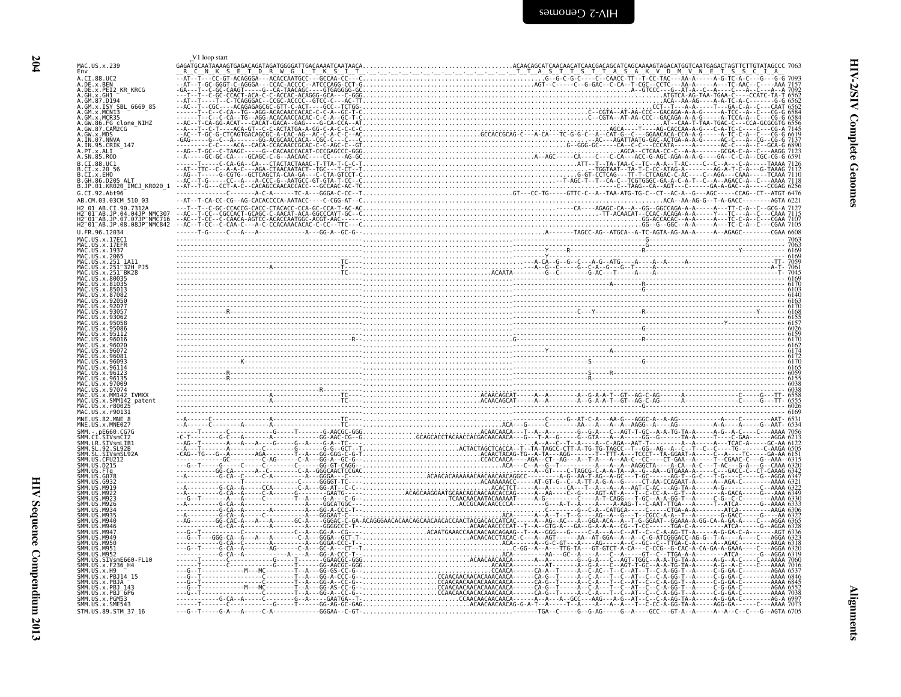```
                              V1 loop start
MAC.US.x.239                  GAGATGCAATAAAAGTGAGACAGATAGATGGGGATTGACAAAATCAATAACA.........................................ACAACAGCATCAACAACATCAACGACAGCATCAGCAAAAGTAGACATGGTCAATGAGACTAGTTCTTGTATAGCCC 7063
Env                            R  C  N  K  S  E  T  D  R  W  G  L  T  K  S  I  T                                             T  T  A  S  T  T  S  T  T  A  S  A  K  V  D  M  V  N  E  T  S  S  C  I  A
A.CI.88.UC2                   --AT--T---CC-GT-ACAGGGA---ACACCAATGCC---GCCAA-CC---C...........................................G--G-C-G-C----C--CAACC-TT--T-CC-TAC---AA-A-----A-G-TC-A-C---G---G-G 7093
A.DE.x.BEN                    --AT--T-GC-GGGT-C-AGGGA---CCAC-ACCCC--ATCCCAGG-CCT-G.........................................AGT--C-----C--G-GAC--C-CA--T-CGC--CCTC---AA-A-----A---TC-AAC--C----AAA 7157
A.DE.x.PEI2_KR_KRCG           -GA---T--C-GC-CAAGT-----G--CA-TAACAGC----GTGAGGGG-GC.........................................A--GTCCC---G--AT-A--C--A----C---A---C---A--A 7092
A.GH.x.GH1                    ---T--T--C-GC-CCACT-ACA-C-C-ACCAC-ACAGGG-GCA---C-GGG...........................................ATGTCA-AG-TAA-TGAA-C----CCATC-TA-T 6562
A.GM.87.D194                  --AT--T----T--C-TCAGGGAC--CCGC-ACCCC--GTCC-C----AC-TT...........................................ACA--AA-AG----A-A-TC-A-C----G-G 6562
A.GM.x.ISY_SBL_6669_85        --AC--T--CGC----ACAGAGAGCGC-GTT-C-ACT----GCC--TCTGG-...........................................CCT--T---A-A-----T---GA-C-A--C---CAAT 6562
A.GM.x.MCN13                  ------T--C--C-CA--TG--AGG-ACACAACCACAC-C-C-A--GC-T-C...........................................C--CGTA--AT-AA-CCC--GACAGA-A-A-G-----A-TCC--A--C---CG-G 6584
A.GM.x.MCR35                  ------T--C--C-CA--TG--AGG-ACACAACCACAC-C-C-A--GC-T-C...........................................C--CGTA--AT-AA-CCC--GACAGA-A-A-G-----A-TCCA-A--C---CG-G 6584
A.GW.86.FG_clone_NIHZ         --AC--T-CA-GG-ACAT---CACAT-GACA--GAG---G-CA-CCA--AT..........................................AT--CAA-T-TAA-TGAC-C---CCA-GCGCGTG 6556
A.GW.87.CAM2CG                --A---T--C-T----ACA-GT--C-C-ACTATGA-A-GG-C-A-C-C-C-C.........................................AGCA----T----AG-CACCAA-A-G---C-A-TC-C-----C---CG-A 7145
A.GW.x.MDS                    --AC--T-GC-G-CTCAGTGACAGCGC-A-CAC-AG--AC-C-A-C-C-AC.........GCCACCGCAG-C---A-CA---TC-G-G-C--A--CAT-G--C---GGAACACA-CCA-A-G-----A-TC-C-A---C---CG-G 6619
A.IN.07.NNVA                  -GAG-----G--C--A------GG-ACGCAACCACA--CGC-C---C---C-...........................................AC---AGATTAATG-GAC-ACTGA-A-A-G-----AC-C---A--CG--CG-G 7137
A.IN.95.CRIK_147              ---------C-C----ACA--CACA-CCACAACCGCAC-C-C-AGC-C--GT...........................................G--GGG-GC-----CA--C-C---CCCATA-----A-------AC-C---A--C--GCA-G 6890
A.PT.x.ALI                    --AG--T-GC--C-TAAGC-----G--CACAACCACAT-CCCGAGCCC-GGG...........................................AGCA--CTCAA-CC-C--A-A----GCGA-C-A---C---AAGG 7123
A.SN.85.ROD                   --A-----GC-GC-CA----GCAGC-C-G--AACAAC----CC----AG-GC...........................................A--AGC----CA----C---C-CA---ACC-G-AGC-AGA-A-A-G----GA--C-C-A--CGC-CG-G 6591
B.CI.88.UC1                   ------T-----C-CA-GA--CA---CTACTACTAAAC-T-TTA-T-C-C-T...........................................ATT--T--TA-TAA-C--TC--A-A--T-AC----C--C--A---C-A-----TAAAA 7126
B.CI.x.20_56                  --AT--TTC--C--A-A-C---AGA-CTAACAATACT--TGC---T-CT--T...........................................TGGTAAT--TA-T-C-CC-ATAG-A-------AG-A-T-C-A---G-TAAAG 7112
B.CI.x.EHO                    --AG--T-----G-CGTG--GCTCAGCTA-CAA-GA---C-CTA-GTCCT-C...........................................G-GT-CCTCAG--TT-T-CTCAGAC-C-AC---C--AGA---CAAA-----TCAAA 7110
B.GH.86.D205_ALT              --AC--T-G-----CC--A---A-CCC-G--AATGCC-GT-GTA-T-CC--C.........................................T-AGC-T--T--CA-C--TCGTGGGC-GA-A-C-A-T--C--A--AGACC-A--C---AAAA 7118
B.JP.01.KR020_IMCJ_KR020_1    --AT--T-G---CCT-A-C--CACAGCCAACACCACC--GCCAAC-AC-TC.............................................C-TAAG--CA--AGT---C-----GA-A-GAC--A-------CCGAG 6256
G.CI.92.Abt96                 ------------C-------A--A------TC-A---GGGA-C-CC--T.......................................GT---CC-TG-----GTTC-C--A--TAA-ATG-TG-C--CT--AC-A--G---AGC-----CCAG--CT--ATGT 6476
AB.CM.03.03CM_510_03          --AT--T-CA-CC-CG--AG-CACACCCCA-AATACC----C-CGG-AT--C...........................................ACA--AA-AG-G--T-A-GACC-------AGTA 6221
H2_01_AB.CI.90.7312A          ---T--T--C-GC-CCACCG-CACC-CTACACC-CCA-GC-CCA-T-AC-AC...........................................CA----AGAGC-CA--A--GG--GGCCAGA-A-A-----A---TT-C-A--C--GCG-A 7127
H2_01_AB.JP.04.04JP_NMC307    --AC--T-CC--CGCCACT-GCAGC-C-AACAT-ACA-GGCCCAYT-GC--C...........................................TT-ACAACAT--CCAC-ACAGA-A-A-----Y---TC---A--C---CAAA 7115
H2_01_AB.JP.07.07JP_NMC716    --AC--T-CC--C-CAACA-AGTCC-ACACCAATGGC-ACGT-AAC--C...........................................GG-ACCACAC--A-A-----A---TC-C-A--C---CAAA 7107
H2_01_AB.JP.08.08JP_NMC842    --AC--T-CC--C-CAA-C---A-C-CCACAAACACAC-C-CC--TTC---C...........................................GG--G--GGC--A-A-----A---TC-C-A--C---CAAA 7105
U.FR.96.12034                 ------T-G-----C---A---A----------AA---GG-A--GC-G-.......................................A-------TAGCC-AG--ATGCA--A-TC-AGTA-AG-AA-A-----A--AGAGC-------CGAA 6608
MAC.US.x.17EC1                ----------------------------------------------------.........................................................................G-------------------------------- 7063
MAC.US.x.17EFR                ----------------------------------------------------.........................................................................G-------------------------------- 7063
MAC.US.x.1937                 ----------------------------------------------------....................................................Y-------R--------------------------------Y----------- 6169
MAC.US.x.2065                 ----------------------------------------------------....................................................Y------------------------------------------------------ 6169
MAC.US.x.251_1A11             ----------------------------------TC----------------.......................................A-CA--G--G--C---A-G--ATG----A----A---A-----A-------------------TT- 7059
MAC.US.x.251_32H_PJ5          ------------------A---------------TC----------------.......................................A--G--C-----G--C-A--G--G--T-----A-----------------------------A-T- 7061
MAC.US.x.251_BK28             ----------------------------------TC----------------.............ACAATA--------G--C-------G-AC---T----A---A-------------------------------------------T- 7045
MAC.US.x.80035                ----------------------------------------------------...................................................................................................... 6169
MAC.US.x.81035                ----------------------------------------------------...............................................................A--------R------------------------------ 6170
MAC.US.x.85013                ----------------------------------------------------.........................................................................G-------------------------------- 6103
MAC.US.x.87082                ----------------------------------------------------...................................................................................................... 6140
MAC.US.x.92050                ----------------------------------------------------...................................................................................................... 6163
MAC.US.x.92077                ----------------------------------------------------...................................................................................................... 6170
MAC.US.x.93057                -----------R----------------------------------------.......................................C---Y-----------R------------------------------------Y------- 6168
MAC.US.x.93062                ----------------------------------------------------...................................................................................................... 6155
MAC.US.x.95058                ----------------------------------------------------........................................................................................Y------------ 6157
MAC.US.x.95086                ----------------------------------------------------.........................................................................G-------------------------------- 6026
MAC.US.x.95112                ----------------------------------------------------...................................................................................................... 6159
MAC.US.x.96016                -----------------------------R----------------------.......G................................................R------------------------------------------- 6170
MAC.US.x.96020                ----------------------------------------------------...................................................................................................... 6162
MAC.US.x.96072                ----------------------------------------------------....................................................Y------------------------------------------------------ 6174
MAC.US.x.96081                ----------------------------------------------------...................................................................................................... 6172
MAC.US.x.96093                ---------K------------------------------------------.........................................S---------------------------------------------------------- 6170
MAC.US.x.96114                ----------------------------------------------------...................................................................................................... 6165
MAC.US.x.96123                -----------R----------------------------------------.........................................S-----R---------------------------------------------------- 6059
MAC.US.x.96135                -----------R----------------------------------------.........................................R------------------------------------------------------------ 6155
MAC.US.x.97009                ----------------------------------------------------...................................................................................................... 6038
MAC.US.x.97074                ---------------------------R------------------------...................................................................................................... 6038
MAC.US.x.MM142_IVMXX          ------------------A---------------TC----------------.............ACAACAGCAT------A--A--------A--G-A-A-T--GT--AG-C-AG------A-------------------C-----G---TT- 6558
MAC.US.x.SMM142_patent        ------------------A---------------TC----------------.............ACAACAGCAT------A--A--------A--G-A-A-T--GT--AG-C-AG------A-------------------C-----G---TT- 6555
MAC.US.x.r80025               ----------------------------------------------------.........................................................................G-------------------------------- 6026
MAC.US.x.r90131               ----------------------------------------------------...................................................................................................... 6169
MNE.US.82.MNE_8               --A------C-------------A----------------TC----------.......................................C-----G--AT-C-A---AA-G---AGGC-A--A-AG-----------A----C--------AAT- 6531
MNE.US.x.MNE027               --A------C-------A-----A----------------TC----------.............ACA--G------C----------AA---A---A--A-AAGG--A----AG----------A-A-----A-----G--AAT- 6534
SMM.-.pE660.CG7G              ------T-------C-----------G-----T-------G-AACGC-GGG.............ACAACAACA---T--A--A-------G--G-A---C--AGT-T-GC--A-A-TG-TA-A------A-G--A-C---C---AAAA 7056
SMM.CI.SIVsmCI2               -C-T------G-C---A-------A--------GG-AAC-CG--G.........GCAGCACCTACAACCACGACAACAACA---G---T-A--G-----G--GTA---A--A-CAG--G------TA-A-----T----C-GAA-----AGGA 6213
SMM.LR.SIVsmLIB1              --AG--T-----A--A--A----G-----G--A-----G-A--TC---..............A--A--C--T--A---A--C-AGAA--AAT-T------------A--A-----A----TCAC-A----GC-AA 6122
SMM.SL.92.SL92B               --A---T-----A------------C--------G------G-G-GCT--T...........ACTACTAGCTCACCA--T--TA-TAGCC-CTT-A-TG-TG-TAGCC--T--GG--AG--A--C--T--C--C----TG-------C-AAGA 6505
SMM.SL.x.SIVsmSL92A           -CAG--TG----G--A------AGA-------T---A---GG-GGG-C-G-T...........ACAACTACAG-TG--A-TA----AGG------T--TTT-A---TCCCT--TA-GGAAT-A------C--A-----TC----GA-AA 6151
SMM.US.CFU212                 ------------GC---------C-AG------C-A---GG-A--GC-G-..............CCACCAACA----AGA--CT--AG---A--T-A---A-AA-C-CC-----CT-GAA--A-----T--CGAAC-C---G--AAA- 6315
SMM.US.D215                   ---G--T-----G-----C-----C----------C----GG-GT-CAGG-.....................ACA---C--A--G--T-------A---A--A-AAGGCTA----A-CA--A-C---T-AC---G-A---G-CAAA 6320
SMM.US.FTq                    ------------GG-CA--------A--C-------C-A--GGGCAACTCCGAC.........................A--GT----C-TAGCG-C-A-A--TA--A-A-C--AA--GTGAAA-A---C----GACC-C--CT-CAGG 6342
SMM.US.G078                   --A---------G-CA--C-----C-A-------A---GGGA--C--C-......ACAACAACAAAAACAACAACAGGCC-------A-G--AA-T-AG--A-GC---T-GC-------AG-T--G-C---T-G----C-----G--AGGA 6347
SMM.US.G932                   ------------------T------------C----GGGGT-TC---..........................ACAAAAAACC-----AT-GT-G--C--A-TT-A-G--A--G-----CT-AA-CCAGAAT-A-----A--AGA-C---------AAAA 6321
SMM.US.M919                   --A---------G-CA--A-----CCA-------C-A---GG-AT--C-C-.....................ACACTCT-------A--A----CA---T--A---A--AAT-C-AC---AG-TA-A-----A-G--------C--AAA 6322
SMM.US.M922                   --A---------G-CA--A-----C-A-----G-------GAATG---........ACAGCAAGGAATGCAACAGCAACAACACCAG----A--AA---C--G---AGT-AT-A---T--C-C-A--G-T--A------A-GACA----G--AAA 6349
SMM.US.M923                   ---G--T-----A---A--A----C------T---A---G-A---C-G-..................TCAACAACAATACAAAAAT-----A-G-------C----A-T-CAGG--T--A-A-GG-T-A------C-G--C-C-------AAAA 6330
SMM.US.M926                   --A---------G-CA--A-----C---------------GGCATGCC-...................ACCGCAACAACCCCA--------G---A-T--A---A-AAG-T--C-AAT-TTGA----A----T--ATCA------G-AAAA 6333
SMM.US.M934                   ------------G-CA--A-----A--------A-----GG-A-CCC-T-......................................C--G-C-A-CATGCA------C------CTGA-A-A---------ATCA--------AAGA 6306
SMM.US.M935                   --A---------G-CA--A-----C--------A-----GGGAAT-C-......................ACA-------A--A--T--T--G-----AG--A--G---T--CGCC-A-A--T--A-------G-GACC-----G-----AA 6322
SMM.US.M940                   --AG--------G-CAC-AC---A-----GC-A------GGGAC-C-GA-ACAGGGAACACAACAGCAACAACACCAACTACGACACCATCAC-----A--AG--AC---A--GGA-ACA--A--T-G-GGAAT--GGAAA-A-GG-CA-A-GA-A------C---AGGA 6365
SMM.US.M946                   ------------G-CA--A-----A--------A-----GGGGCCC-T-.........................ACAACAACCCCAT--T--A--GTG-A---GA--G-A-A-A--CG--T-CC------TGA-C-A--------ATCA-----G--AGGA 6328
SMM.US.M947                   ---G--T-----------C-----------C--A---GG-A--CG---...............ACAATGAAACCAACAACAACAGAAG--T--A--GGG---G-----C-A---A--C--AT--C--C-A-AG-TT-A-----A-G-GA-C-A-------AGT 6336
SMM.US.M949                   ------T--GGG-CA---A--A---A----C--A---GGGA--GCT-T-.................ACAACACCTACAC-C---A--AGT------AA--AT-GGA--A--A--C-G-ATCGGGACC-AG-G--T-A----A----C---AGGA 6323
SMM.US.M950                   ------------G-CA--C------A------A---GGGA-CCC-T-.........................ACA-------A--G-C-GT---A-----AG----A--C--GC--C--TTGA-C-A----A--AGAC--------AAGA 6318
SMM.US.M951                   ---G--T-----G-CA--A------AG-----A---GC-A---CT--T-.................................C-GG--A--A---TTG-TA---GT-GTCT-A-CA---C-CCG--G-CAC-A-CA-GA-A-GAAA-----C---AGGA 6320
SMM.US.M952                   ------------G-CA--A---------------A---GG-A-CCC-T-..........................ACA----------AA---GC--A---A---C--A------GT--C--TTGA-A-C-A---------ATCA----G---AGGA 6319
SMM.US.SIVsmE660-FL10         ------T-------C-------------G-----T-----GGAACGC-GGG...........ACAACAACAACA------A---------G--G-A---C--AGT-TGGC--A-A-TG-TA-A-----A-G--A-C---C---AAAA 7060
SMM.US.x.F236_H4              ------T-------C-------------G-----T-----GG-AACGC-GGG..............ACAACA-----------AT-------A--G-A---C--AGT-T-GC--A-A-TG-TA-A-----A-G--A-C---C---AAAA 7016
SMM.US.x.H9                   ---G--T---------M---MC--------T--A---GG-GS-CC-G-.................CCAACA--------CA-A--T------A--C-AC--T--C-AT--T--C-A-GG-T--A-----C-G-GA-C--------AGAA 6537
SMM.US.x.PBJ14_15             ---G--T-------------C-------T--A---GG-A--CCC-G-.........CCAACAACAACACAAACAACA------CA-G---T----A--C-A---T--C--AT--C--C-A-GG-T--A-----C-G-GA-C--------AAAA 6846
SMM.US.x.PBJA                 ---G--T-------------C-------T--A---GG-A--CC-G-.........CCAACAACAACACAAACAACA------CA-G---T----A--C-A---T--C--AT--C--C-A-GG-T--A-----C-G-GA-C--------AAAA 6845
SMM.US.x.PBJ_143              ---G--T-----------M---MC--------T--A---GG-AS-CC-G-.........CCAACAACAACACAAACAACA------CA-G---T----A--C-A---T--C--AT--C--C-A-GG-T--A-----C-G-GA-C--------AGAA 6552
SMM.US.x.PBJ_6P6              ---G--T-------------C-------T--A---GG-A--CC-G-.........CCAACAACAACACAAACAACA------CA-G---T----A--C-A---T--C--AT--C--C-A-GG-T--A-----C-G-GA-C--------AAAA 7038
SMM.US.x.PGM53                ------------G-CA--A-----C------G--A-----GAATGA--T-.................CCAACAACAACACA------A--A---A--GCC---AAG---A-G--AT--C--C-A-AG-TA-A-----A-G-GA-C--------AG-A 6997
SMM.US.x.SME543               ------T-------C-------------G-----T-----GG-AG-GC-GAG................ACAACAACAACAG-G-A-T-----T--A----A--C--A---T--C-CC-A-GG-TA-A-----AGG-GA-----C-----C---AAAA 7073
STM.US.89.STM_37_16           ---G--T-----G-A---A-----C-A-----------GGGAA--C-GT-..............................TGA--C-----G--G-AG-----G--A----GCC---GT-A--A-----A--A--C--C---G--AGTA 6705
```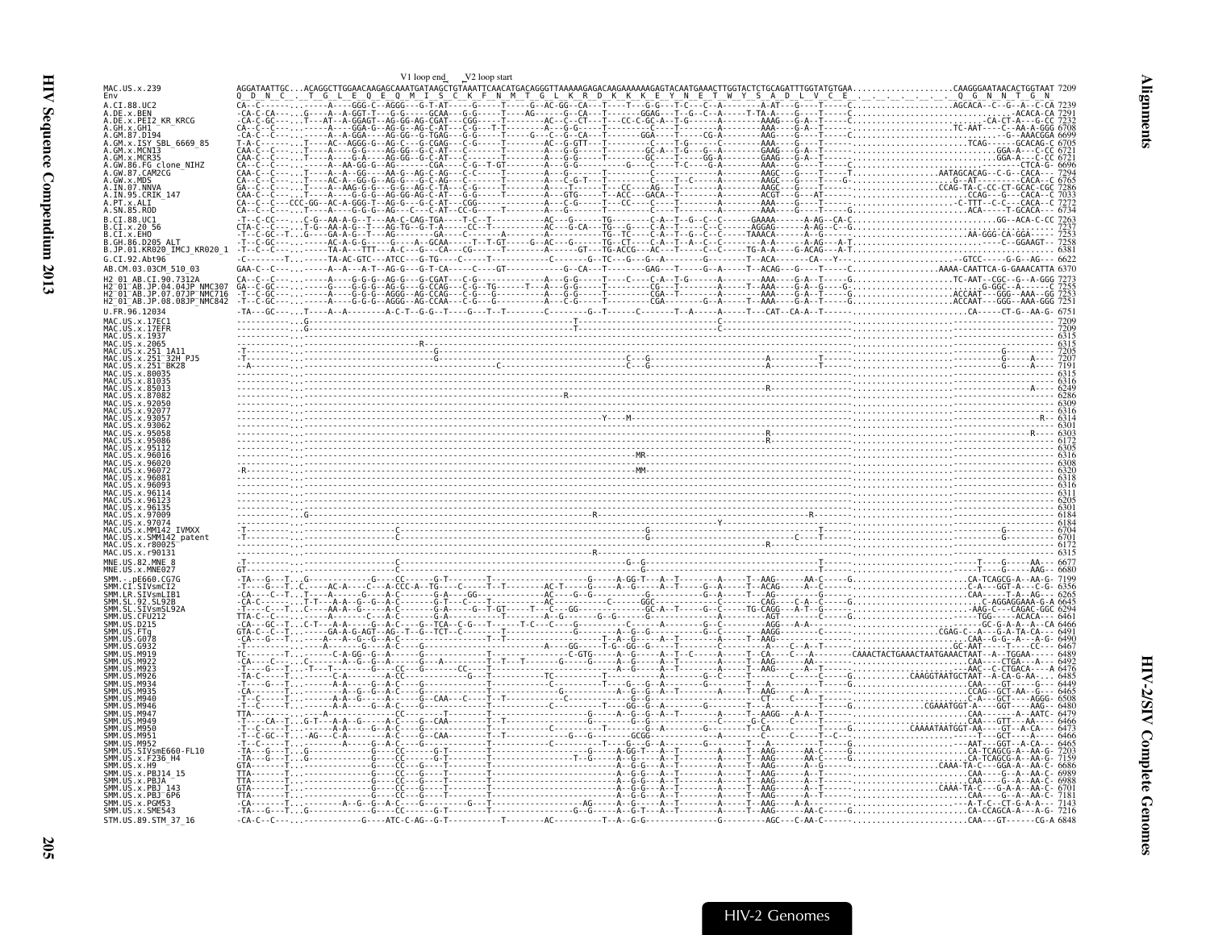V1 loop end   V2 loop start

```
MAC.US.x.239               AGGATAATTGC...ACAGGCTTGGAACAAGAGCAAATGATAAGCTGTAAATTCAACATGACAGGGTTAAAAAGAGACAAGAAAAAAGAGTACAATGAAACTTGGTACTCTGCAGATTTGGTATGTGAA....................CAAGGGAATAACACTGGTAAT 7209
Env                        Q  D  N  C  .  T  G  L  E  Q  E  Q  M  I  S  C  K  F  N  M  T  G  L  K  R  D  K  K  K  E  Y  N  E  T  W  Y  S  A  D  L  V  C  E  .  .  .  .  .  .  Q  G  N  N  T  G  N
A.CI.88.UC2                                                                                                                                                      7239
A.DE.x.BEN                                                                                                                                                       7291
A.DE.x.PEI2_KR_KRCG                                                                                                                                              7232
A.GH.x.GH1                                                                                                                                                       6708
A.GM.87.D194                                                                                                                                                     6699
A.GM.x.ISY_SBL_6669_85                                                                                                                                           6705
A.GM.x.MCN13                                                                                                                                                     6721
A.GM.x.MCR35                                                                                                                                                     6721
A.GW.86.FG_clone_NIHZ                                                                                                                                            6696
A.GW.87.CAM2CG                                                                                                                                                   7294
A.GW.x.MDS                                                                                                                                                       6765
A.IN.07.NNVA                                                                                                                                                     7286
A.IN.95.CRIK_147                                                                                                                                                 7033
A.PT.x.ALI                                                                                                                                                       7272
A.SN.85.ROD                                                                                                                                                      6734
B.CI.88.UC1                                                                                                                                                      7263
B.CI.x.20_56                                                                                                                                                     7237
B.CI.x.EHO                                                                                                                                                       7253
B.GH.86.D205_ALT                                                                                                                                                 7258
B.JP.01.KR020_IMCJ_KR020_1                                                                                                                                       6381
G.CI.92.Abt96                                                                                                                                                    6622
AB.CM.03.03CM_510_03                                                                                                                                             6370
H2_01_AB.CI.90.7312A                                                                                                                                             7273
H2_01_AB.JP.04.04JP_NMC307                                                                                                                                       7255
H2_01_AB.JP.07.07JP_NMC716                                                                                                                                       7253
H2_01_AB.JP.08.08JP_NMC842                                                                                                                                       7251
U.FR.96.12034                                                                                                                                                    6751
MAC.US.x.17EC1                                                                                                                                                   7209
MAC.US.x.17EFR                                                                                                                                                   7209
MAC.US.x.1937                                                                                                                                                    6315
MAC.US.x.2065                                                                                                                                                    6315
MAC.US.x.251_1A11                                                                                                                                                7205
MAC.US.x.251_32H_PJ5                                                                                                                                             7207
MAC.US.x.251_BK28                                                                                                                                                7191
MAC.US.x.80035                                                                                                                                                   6315
MAC.US.x.81035                                                                                                                                                   6316
MAC.US.x.85013                                                                                                                                                   6249
MAC.US.x.87082                                                                                                                                                   6286
MAC.US.x.92050                                                                                                                                                   6309
MAC.US.x.92077                                                                                                                                                   6316
MAC.US.x.93057                                                                                                                                                   6314
MAC.US.x.93062                                                                                                                                                   6301
MAC.US.x.95058                                                                                                                                                   6303
MAC.US.x.95086                                                                                                                                                   6172
MAC.US.x.95112                                                                                                                                                   6305
MAC.US.x.96016                                                                                                                                                   6316
MAC.US.x.96020                                                                                                                                                   6308
MAC.US.x.96072                                                                                                                                                   6320
MAC.US.x.96081                                                                                                                                                   6318
MAC.US.x.96093                                                                                                                                                   6316
MAC.US.x.96114                                                                                                                                                   6311
MAC.US.x.96123                                                                                                                                                   6205
MAC.US.x.96135                                                                                                                                                   6301
MAC.US.x.97009                                                                                                                                                   6184
MAC.US.x.97074                                                                                                                                                   6184
MAC.US.x.MM142_IVMXX                                                                                                                                             6704
MAC.US.x.SMM142_patent                                                                                                                                           6701
MAC.US.x.r80025                                                                                                                                                  6172
MAC.US.x.r90131                                                                                                                                                  6315
MNE.US.82.MNE_8                                                                                                                                                  6677
MNE.US.x.MNE027                                                                                                                                                  6680
SMM.-.pE660.CG7G                                                                                                                                                 7199
SMM.CI.SIVsmCI2                                                                                                                                                  6356
SMM.LR.SIVsmLIB1                                                                                                                                                 6265
SMM.SL.92.SL92B                                                                                                                                                  6645
SMM.SL.SIVsmSL92A                                                                                                                                                6702
SMM.US.CFU212                                                                                                                                                    6461
SMM.US.D215                                                                                                                                                      6466
SMM.US.FTq                                                                                                                                                       6491
SMM.US.G078                                                                                                                                                      6490
SMM.US.G932                                                                                                                                                      6467
SMM.US.M919                                                                                                                                                      6489
SMM.US.M922                                                                                                                                                      6492
SMM.US.M923                                                                                                                                                      6476
SMM.US.M926                                                                                                                                                      6485
SMM.US.M934                                                                                                                                                      6449
SMM.US.M935                                                                                                                                                      6465
SMM.US.M940                                                                                                                                                      6508
SMM.US.M946                                                                                                                                                      6480
SMM.US.M947                                                                                                                                                      6479
SMM.US.M949                                                                                                                                                      6466
SMM.US.M950                                                                                                                                                      6473
SMM.US.M951                                                                                                                                                      6466
SMM.US.M952                                                                                                                                                      6465
SMM.US.SIVsmE660-FL10                                                                                                                                            7203
SMM.US.x.F236_H4                                                                                                                                                 7159
SMM.US.x.H9                                                                                                                                                      6686
SMM.US.x.PBJ14_15                                                                                                                                                6989
SMM.US.x.PBJA                                                                                                                                                    6988
SMM.US.x.PBJ_143                                                                                                                                                 6701
SMM.US.x.PBJ_6P6                                                                                                                                                 7181
SMM.US.x.PGM53                                                                                                                                                   7143
SMM.US.x.SME543                                                                                                                                                  7216
STM.US.89.STM_37_16                                                                                                                                              6848
```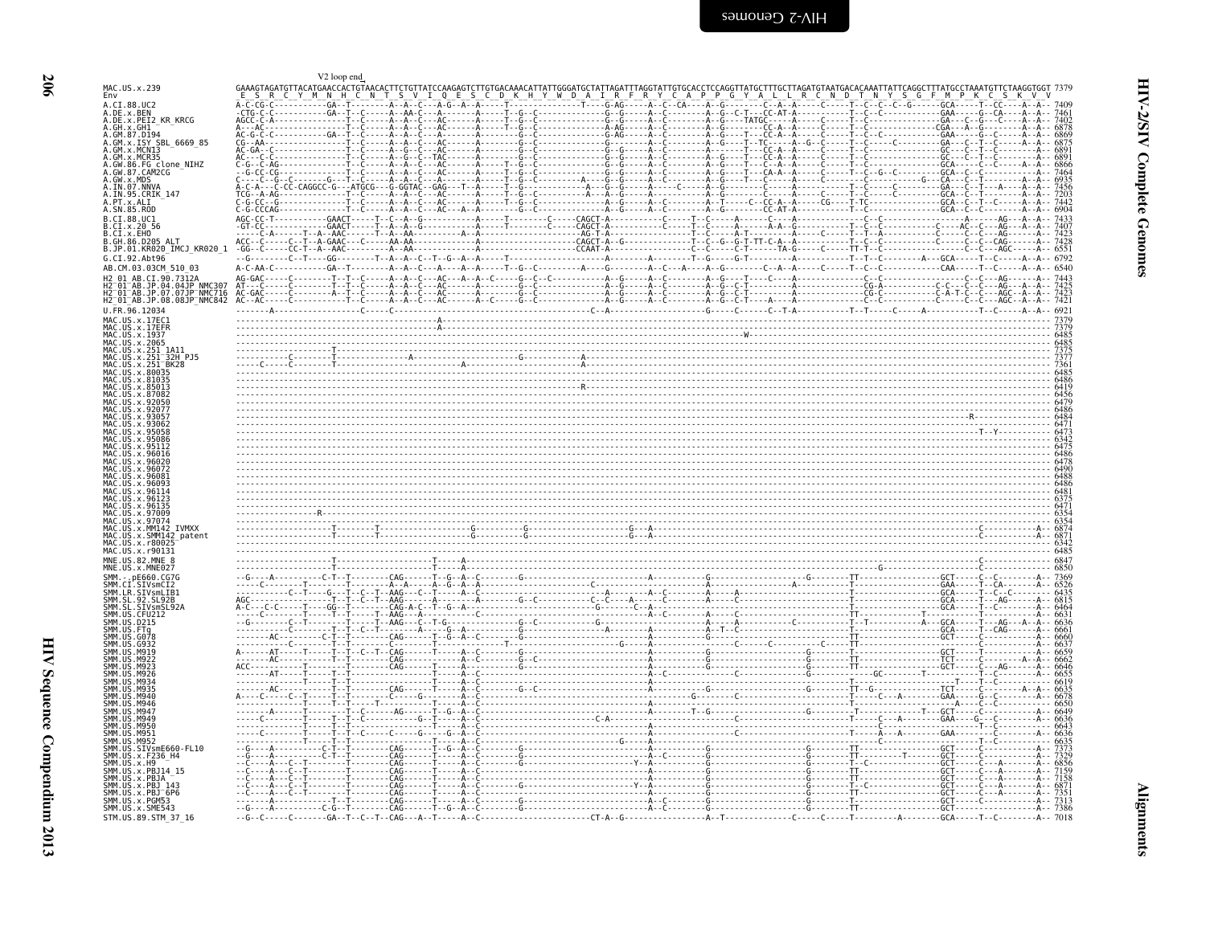V2 loop end

```
MAC.US.x.239                GAAAGTAGATGTTACATGAACCACTGTAACACTTCTGTTATCCAAGAGTCTTGTGACAAACATTATTGGGATGCTATTAGATTTAGGTATTGTGCACCTCCAGGTTATGCTTTGCTTAGATGTAATGACACAAATTATTCAGGCTTTATGCCTAAATGTTCTAAGGTGGT 7379
Env                          E  S  R  C  Y  M  N  H  C  N  T  S  V  I  Q  E  S  C  D  K  H  Y  W  D  A  I  R  F  R  Y  C  A  P  P  G  Y  A  L  L  R  C  N  D  T  N  Y  S  G  F  M  P  K  C  S  K  V  V
A.CI.88.UC2                                                                                                                                     7409
A.DE.x.BEN                                                                                                                                      7461
A.DE.x.PEI2_KR_KRCG                                                                                                                             7402
A.GH.x.GH1                                                                                                                                      6878
A.GM.87.D194                                                                                                                                    6869
A.GM.x.ISY_SBL_6669_85                                                                                                                          6875
A.GM.x.MCN13                                                                                                                                    6891
A.GM.x.MCR35                                                                                                                                    6891
A.GW.86.FG_clone_NIHZ                                                                                                                           6866
A.GW.87.CAM2CG                                                                                                                                  7464
A.GW.x.MDS                                                                                                                                      6935
A.IN.07.NNVA                                                                                                                                    7456
A.IN.95.CRIK_147                                                                                                                                7203
A.PT.x.ALI                                                                                                                                      7442
A.SN.85.ROD                                                                                                                                     6904
B.CI.88.UC1                                                                                                                                     7433
B.CI.x.20_56                                                                                                                                    7407
B.CI.x.EHO                                                                                                                                      7423
B.GH.86.D205_ALT                                                                                                                                7428
B.JP.01.KR020_IMCJ_KR020_1                                                                                                                      6551
G.CI.92.Abt96                                                                                                                                   6792
AB.CM.03.03CM_510_03                                                                                                                            6540
H2_01_AB.CI.90.7312A                                                                                                                            7443
H2_01_AB.JP.04.04JP_NMC307                                                                                                                      7425
H2_01_AB.JP.07.07JP_NMC716                                                                                                                      7423
H2_01_AB.JP.08.08JP_NMC842                                                                                                                      7421
U.FR.96.12034                                                                                                                                   6921
MAC.US.x.17EC1                                                                                                                                  7379
MAC.US.x.17EFR                                                                                                                                  7379
MAC.US.x.1937                                                                                                                                   6485
MAC.US.x.2065                                                                                                                                   6485
MAC.US.x.251_1A11                                                                                                                               7375
MAC.US.x.251_32H_PJ5                                                                                                                            7377
MAC.US.x.251_BK28                                                                                                                               7361
MAC.US.x.80035                                                                                                                                  6485
MAC.US.x.81035                                                                                                                                  6486
MAC.US.x.85013                                                                                                                                  6419
MAC.US.x.87082                                                                                                                                  6456
MAC.US.x.92050                                                                                                                                  6479
MAC.US.x.92077                                                                                                                                  6486
MAC.US.x.93057                                                                                                                                  6484
MAC.US.x.93062                                                                                                                                  6471
MAC.US.x.95058                                                                                                                                  6473
MAC.US.x.95086                                                                                                                                  6342
MAC.US.x.95112                                                                                                                                  6475
MAC.US.x.96016                                                                                                                                  6486
MAC.US.x.96020                                                                                                                                  6478
MAC.US.x.96072                                                                                                                                  6490
MAC.US.x.96081                                                                                                                                  6488
MAC.US.x.96093                                                                                                                                  6486
MAC.US.x.96114                                                                                                                                  6481
MAC.US.x.96123                                                                                                                                  6375
MAC.US.x.96135                                                                                                                                  6471
MAC.US.x.97009                                                                                                                                  6354
MAC.US.x.97074                                                                                                                                  6354
MAC.US.x.MM142_IVMXX                                                                                                                            6874
MAC.US.x.SMM142_patent                                                                                                                          6871
MAC.US.x.r80025                                                                                                                                 6342
MAC.US.x.r90131                                                                                                                                 6485
MNE.US.82.MNE_8                                                                                                                                 6847
MNE.US.x.MNE027                                                                                                                                 6850
SMM.-.pE660.CG7G                                                                                                                                7369
SMM.CI.SIVsmCI2                                                                                                                                 6526
SMM.LR.SIVsmLIB1                                                                                                                                6435
SMM.SL.92.SL92B                                                                                                                                 6815
SMM.SL.x.SIVsmSL92A                                                                                                                             6464
SMM.US.CFU212                                                                                                                                   6631
SMM.US.D215                                                                                                                                     6636
SMM.US.FTq                                                                                                                                      6661
SMM.US.G078                                                                                                                                     6660
SMM.US.G932                                                                                                                                     6637
SMM.US.M919                                                                                                                                     6659
SMM.US.M922                                                                                                                                     6662
SMM.US.M923                                                                                                                                     6646
SMM.US.M926                                                                                                                                     6655
SMM.US.M934                                                                                                                                     6619
SMM.US.M935                                                                                                                                     6635
SMM.US.M940                                                                                                                                     6678
SMM.US.M946                                                                                                                                     6650
SMM.US.M947                                                                                                                                     6649
SMM.US.M949                                                                                                                                     6636
SMM.US.M950                                                                                                                                     6643
SMM.US.M951                                                                                                                                     6636
SMM.US.M952                                                                                                                                     6635
SMM.US.SIVsmE660-FL10                                                                                                                           7373
SMM.US.x.F236_H4                                                                                                                                7329
SMM.US.x.H9                                                                                                                                     6856
SMM.US.x.PBJ14_15                                                                                                                               7159
SMM.US.x.PBJA                                                                                                                                   7158
SMM.US.x.PBJ_143                                                                                                                                6871
SMM.US.x.PBJ_6P6                                                                                                                                7351
SMM.US.x.PGM53                                                                                                                                  7313
SMM.US.x.SME543                                                                                                                                 7386
STM.US.89.STM_37_16                                                                                                                             7018
```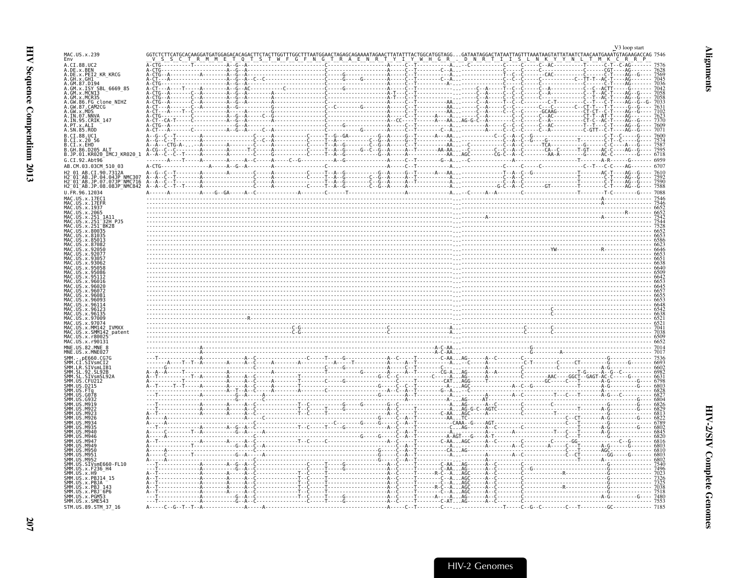# HIV-2/SIV Complete Genomes

```
                                                                                                          V3 loop start
MAC.US.x.239   GGTCTCTTCATGCACAAGGATGATGGAGACACAGACTTCTACTTGGTTTGGCTTTAATGGAACTAGAGCAGAAAATAGAACTTATATTTACTGGCATGGTAGG...GATAATAGGACTATAATTAGTTTAAATAAGTATTATAATCTAACAATGAAATGTAGAAGACCAG 7546
Env             V  S  S  C  T  R  M  M  E  T  Q  T  S  T  W  F  G  F  N  G  T  R  A  E  N  R  T  Y  I  Y  W  H  G  R  .  D  N  R  T  I  I  S  L  N  K  Y  Y  N  L  T  M  K  C  R  R  P
```

| Sequence | Position |
|---|---|
| A.CI.88.UC2 | 7576 |
| A.DE.x.BEN | 7628 |
| A.DE.x.PEI2_KR_KRCG | 7569 |
| A.GH.x.GH1 | 7045 |
| A.GM.87.D194 | 7036 |
| A.GM.x.ISY_SBL_6669_85 | 7042 |
| A.GM.x.MCN13 | 7058 |
| A.GM.x.MCR35 | 7058 |
| A.GW.86.FG_clone_NIHZ | 7033 |
| A.GW.87.CAM2CG | 7631 |
| A.GW.x.MDS | 7102 |
| A.IN.07.NNVA | 7623 |
| A.IN.95.CRIK_147 | 7370 |
| A.PT.x.ALI | 7609 |
| A.SN.85.ROD | 7071 |
| B.CI.88.UC1 | 7600 |
| B.CI.x.20_56 | 7574 |
| B.CI.x.EHO | 7587 |
| B.GH.86.D205_ALT | 7595 |
| B.JP.01.KR020_IMCJ_KR020_1 | 6718 |
| G.CI.92.Abt96 | 6959 |
| AB.CM.03.03CM_510_03 | 6707 |
| H2_01_AB.CI.90.7312A | 7610 |
| H2_01_AB.JP.04.04JP_NMC307 | 7592 |
| H2_01_AB.JP.07.07JP_NMC716 | 7590 |
| H2_01_AB.JP.08.08JP_NMC842 | 7588 |
| U.FR.96.12034 | 7088 |
| MAC.US.x.17EC1 | 7546 |
| MAC.US.x.17EFR | 7546 |
| MAC.US.x.1937 | 6652 |
| MAC.US.x.2065 | 6652 |
| MAC.US.x.251_1A11 | 7542 |
| MAC.US.x.251_32H_PJ5 | 7544 |
| MAC.US.x.251_BK28 | 7528 |
| MAC.US.x.80035 | 6652 |
| MAC.US.x.81035 | 6653 |
| MAC.US.x.85013 | 6586 |
| MAC.US.x.87082 | 6623 |
| MAC.US.x.92050 | 6646 |
| MAC.US.x.92077 | 6653 |
| MAC.US.x.93057 | 6651 |
| MAC.US.x.93062 | 6638 |
| MAC.US.x.95058 | 6640 |
| MAC.US.x.95086 | 6509 |
| MAC.US.x.95112 | 6642 |
| MAC.US.x.96016 | 6653 |
| MAC.US.x.96020 | 6645 |
| MAC.US.x.96072 | 6657 |
| MAC.US.x.96081 | 6655 |
| MAC.US.x.96093 | 6653 |
| MAC.US.x.96114 | 6648 |
| MAC.US.x.96123 | 6542 |
| MAC.US.x.96135 | 6638 |
| MAC.US.x.97009 | 6521 |
| MAC.US.x.97074 | 6521 |
| MAC.US.x.MM142_IVMXX | 7041 |
| MAC.US.x.SMM142_patent | 7038 |
| MAC.US.x.r80025 | 6509 |
| MAC.US.x.r90131 | 6652 |
| MNE.US.82.MNE_8 | 7014 |
| MNE.US.x.MNE027 | 7017 |
| SMM.-.pE660.CG7G | 7536 |
| SMM.CI.SIVsmCI2 | 6693 |
| SMM.LR.SIVsmLIB1 | 6602 |
| SMM.SL.92.SL92B | 6982 |
| SMM.SL.SIVsmSL92A | 6631 |
| SMM.US.CFU212 | 6798 |
| SMM.US.D215 | 6803 |
| SMM.US.FTq | 6828 |
| SMM.US.G078 | 6827 |
| SMM.US.G932 | 6804 |
| SMM.US.M919 | 6826 |
| SMM.US.M922 | 6829 |
| SMM.US.M923 | 6813 |
| SMM.US.M926 | 6822 |
| SMM.US.M934 | 6789 |
| SMM.US.M935 | 6802 |
| SMM.US.M940 | 6845 |
| SMM.US.M946 | 6820 |
| SMM.US.M947 | 6816 |
| SMM.US.M949 | 6803 |
| SMM.US.M950 | 6810 |
| SMM.US.M951 | 6803 |
| SMM.US.M952 | 6802 |
| SMM.US.SIVsmE660-FL10 | 7540 |
| SMM.US.x.F236_H4 | 7496 |
| SMM.US.x.H9 | 7023 |
| SMM.US.x.PBJ14_15 | 7326 |
| SMM.US.x.PBJA | 7325 |
| SMM.US.x.PBJ_143 | 7038 |
| SMM.US.x.PBJ_6P6 | 7518 |
| SMM.US.x.PGM53 | 7480 |
| SMM.US.x.SME543 | 7553 |
| STM.US.89.STM_37_16 | 7185 |

HIV-2 Genomes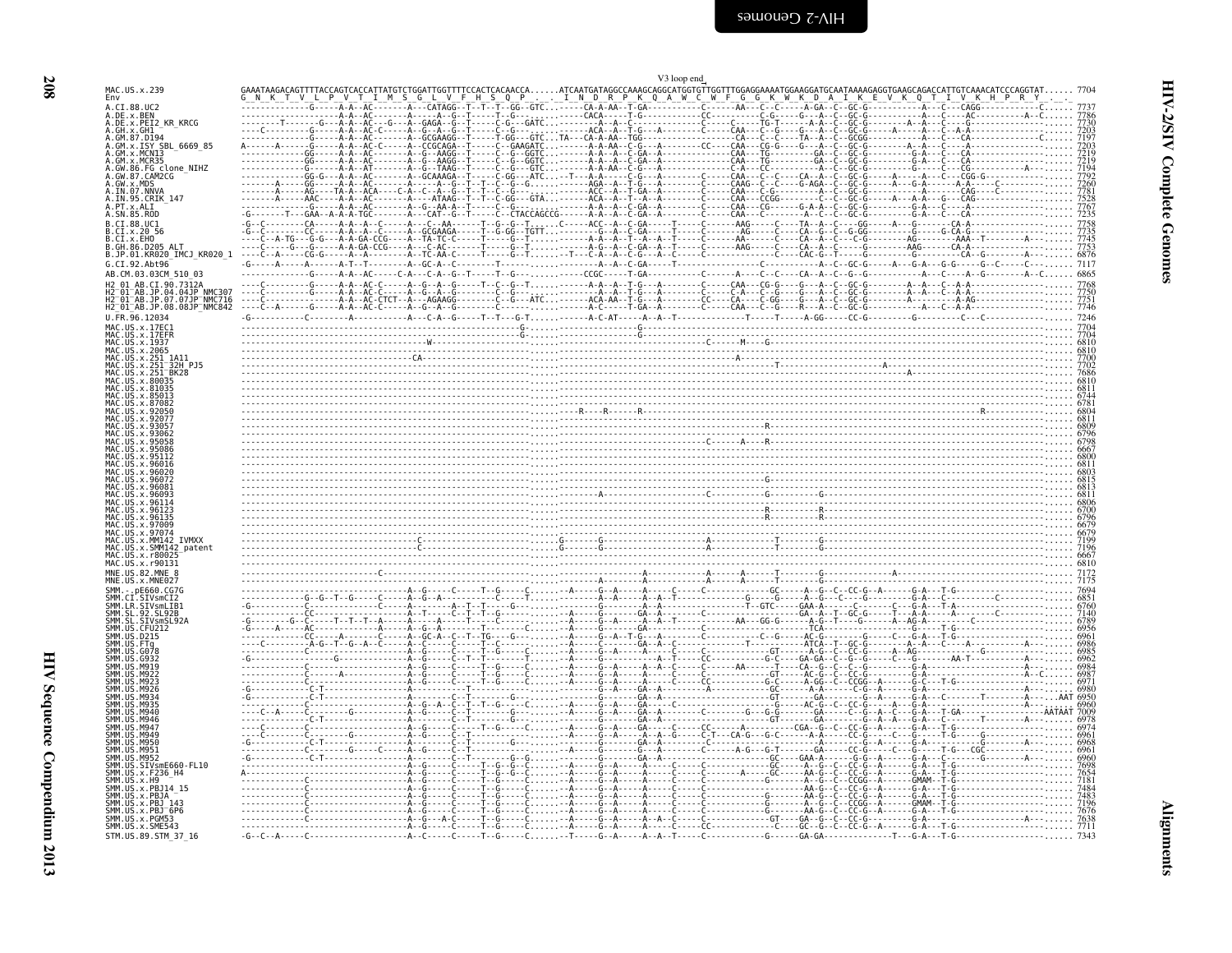V3 loop end

```
MAC.US.x.239           GAAATAAGACAGTTTTTACCAGTCACCATTATGTCTGGATTGGTTTTCCACTCACAACCA......ATCAATGATAGGCCAAAGCAGGCATGGTGTTGGTTTGGAGGAAAATGGAAGGATGCAATAAAAGAGGTGAAGCAGACCATTGTCAAACATCCCAGGTAT...... 7704
Env                    G  N  K  T  V  L  P  V  T  I  M  S  G  L  V  F  H  S  Q  P  .  .  I  N  D  R  P  K  Q  A  W  C  W  F  G  G  K  W  K  D  A  I  K  E  V  K  Q  T  I  V  K  H  P  R  Y  .  .
```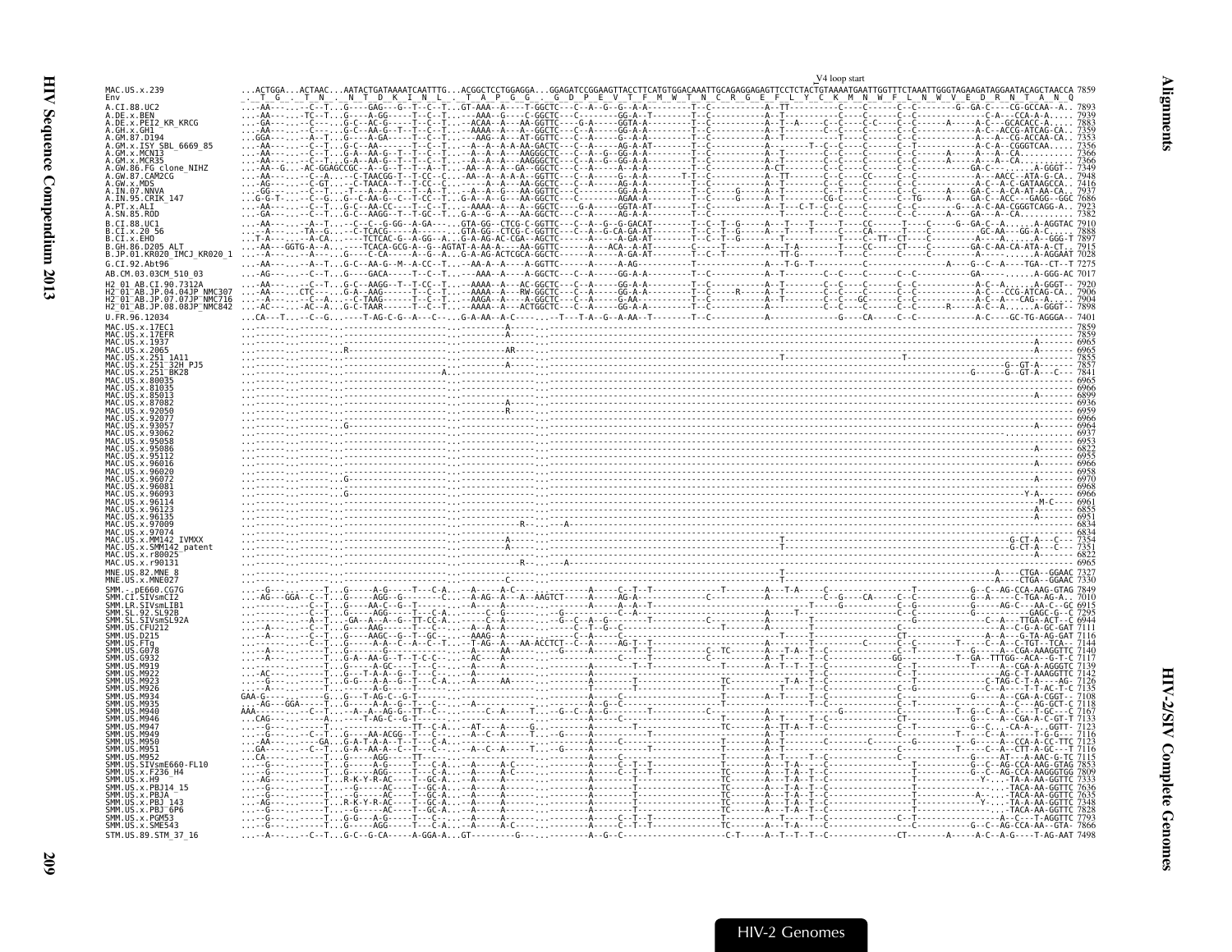```
                                                                                                         V4 loop start
MAC.US.x.239                    ...ACTGGA...ACTAAC...AATACTGATAAAATCAATTTG...ACGGCTCCTGGAGGA...GGAGATCCGGAAGTTACCTTCATGTGGACAAATTGCAGAGGAGAGTTCCTCTACTGTAAAATGAATTGGTTTCTAAATTGGGTAGAAGATAGGAATACAGCTAACCA 7859
Env                             _.__T__G__.__T__N__.__N__T__D__K__I__N__L__.__T__A__P__G__G__G__.__G__D__P__E__V__T__F__M__W__T__N__C__R__G__E__F__L__Y__C__K__M__N__W__F__L__N__W__V__E__D__R__N__T__A__N__Q

A.CI.88.UC2                     ...-AA-----.--C--T...G----GAG---G--T--C--T...GT-AAA--A----T-GGCTC---C--A--G--G--A-A---------T--C------------A---TT----------C-----C-------C--C---------G--GA-C-----CG-GCCAA--A.. 7893
A.DE.x.BEN                      ...-AA-----.TC--T...G----A-GG-----T--C--T......-AAA--G----C-GGCTC---C--------GG-A--T---------T--C------------A---T-----------C-----C-------C--C---------------C-A----CCA-A-A..... 7939
A.DE.x.PEI2_KR_KRCG             ...-GA-----.--C----...G-C--AC-G-----T--C--T...-ACAA--A----AA-GGTTC---G-A------GGTA-A---------T--C------------A---T--A-----C--C-----C--C---C--C---------A----A-C---GCACACC-A..... 7883
A.GH.x.GH1                      ...-AA-----.--C----...G-C--AA-G--T--T--C--T...-AAAA--A----A---GGCTC---C--A------GG-A-A---------T--C------------A---T-----------C--C-----C-------C--C---------------A-C---ACCG-ATCAG-CA.. 7359
A.GM.87.D194                    ...GGA-----.--A--T...G----A-GA-----T--C--T.....-AAG--A----AT-GGTTC---C--A------G--A-A---------T--C------------A---------T-----C--C-----C-------C--C---------------A-C---CG-ACCAA-CA.. 7353
A.GM.x.ISY_SBL_6669_85          ...-AA-----.--C--T...G-C--AA-------T--C--T...-A--A--A-A-AA-GACTC---C--A------AG-A-AT---------T--C---------------------T--C--C-----C-------C--T---------------A-C-A---CGGGTCAA..... 7356
A.GM.x.MCN13                    ...-AA-----.--C--T...G-A--AA-G--T--T--C--T...-A--A--A----AAGGGCTC---C--A--G--GG-A-A---------T--C------------A---T-----------C--C-----C-------C--C---------A-----A---A---CA......... 7366
A.GM.x.MCR35                    ...-AA-----.--C--T...G-A--AA-G--T--T--C--T...-A--A--A----AAGGGCTC---C--A--G--GG-A-A---------T--C------------A---T-----------C--C-----C-------C--C---------A-----A---A---CA......... 7366
A.GM.x.FG_clone_NIHZ            ...-AA--G....AC-GGAGCCGC--A--G--T--T--A--T...-AA--A--A----GA--GGCTC---C--A------A---A-A---------T--C------------A-CT----------C--C-----C-------C--C---------GA-C-----.--A-GGGT-- 7349
A.GW.87.CAM2CG                  ...-AA-----.--C-A.....C-TAACGG-T--T-CC--C....AA--A--A-A-A--GGTTC---C--A------G--A-A-A-------T-T--C------------A---TT----------C--C-----CC------C--C---------------A---AACC--ATA-G-CA.. 7948
A.GW.x.MDS                      ...-AG-----.--C-GT.....C-TAACA--T--T-CC--C....--A--A--A----AA-GGCTC---C--A------AG-A-A---------T--C------------A---T-----------C--C-----C-------C--C---------------A-C--A-C-GATAAGCCA.. 7416
A.IN.07.NNVA                    ...-GG-----.--C--T...T---A--A-------T--A--T...-A--A--G----AA-GGTTC---C--A------GG-A-A---------T--C------G----A---T-----------C--T-----C-------C--C-------A----GA-C--A-CA-AT-AA-CA.. 7937
A.IN.95.CRIK_147                ...G-G-T-----C--G...G--C-AA-G--C--T-CC--T...G-A--A--G----AA-GGCTC---C------AGAA-A---------T--C------------A---T-----------CG-C-----C-------C--TG------A----GA-C--ACC---GAGG--GGC 7686
A.PT.x.ALI                      ...-AA-----.--C--T...G-C--AA-CC---T--C--T...-AAAA--A----A--GGCTC----G-A------GGTA-AT---------T--C------------A---T--C-T--C--C-----C-------C--C---------G----A-C-AA-CGGGTCAGG-A.. 7923
A.SN.85.ROD                     ...-GA-----.--C--T...G-C--AAGG--T--T-GC--T...G-A--G--A----AA-GGCTC---C--A------AG-A-A---------T--C------------A---T-----------C--C-----C-------C--C---------A----GA---A---CA......... 7382

B.CI.88.UC1                     ...-AA-----.--A--T......C--C--G-GG--A-GA-.....GTA-GG--CTCG-C-GGTTC---C--A--G--G-GACAT---------T--C--T--G------A---T-----T-----T----CC-------T-----C------G--GA-C--A......A-AGGTAC 7910
B.CI.x.20_56                    ...-A-----.-TA--G......C-TCACG-----A----C.....GTA-GG--CTCG-C-GGTTC---C--A--G-CA-GA-AT---------T--C--T--G------A---T-----T-----C----CA------T-----C-----------GC-AA---GG-A-C......... 7888
B.CI.x.EHO                      ...T-A-----.--A-CA......TCTCAC-G--A-GG--A.....G-A-AG-AC-CGA--AGCTC---C--A------A-GA-AT---------T--C--T--G------T---------T-----C--TT--CT----C-----------A-----A----A.--GGG-T 7897
B.GH.86.D205_ALT                ...-AA---GGTG-A--A......TCACA-GCG-A--G--AGTAT-A-AA-A----AA-GGTTC------A----ACA--A-AT---------C-----T------------A---T-A-------T-----CC------CT-----C---------GA-C-AA-CA-ATA-A-CT.. 7915
B.JP.01.KR020_IMCJ_KR020_1      ...-AA-----.--A--------.G----C-CA------A--G--A....G-A-AG-ACTCGCA-GGCTC-----A------A-GA-AT---------T--C--T--------------TT-G---------T-----C----------C-----------A--------A-AGGAAT 7028

G.CI.92.Abt96                   ...-AA-----.--A--T...G-C--AA-G--M--A-CC--T.....-AA--A--A----A-GGTTC------A---AG---------------T--C--------------A---T-G-T----------C-----------------------A-----G--C--A----TGA--CT--T 7275

AB.CM.03.03CM_510_03            ...-AG-----.--C--T...G----GACA-----T--C--T.....-AA--A--A----A-GGCTC---C--A------GG-A-A---------T--C------------A---T-----------C--C-----C-------C--C-----------GA------.--A-GGG-AC 7017

H2_01_AB.CI.90.7312A            ...-AA-----.--C--T...G-C--AAGG--T--T-CC--T.....AAAA--A----AC-GGCTC---C--A------GG-A-A---------T--C------------A---T-----------C--C-----C-------C--C---------------A-C--A......A-GGGT-- 7920
H2_01_AB.JP.04.04JP_NMC307      ...-AA-----CTC-----...G-A--AAG-----T--C--T.....AAAA--A----RW-GGCTC---C--A------GG-A-A---------T--C-----R------A---T-----------C--C-----C-------C--C---------------A-C---CCG-ATCAG-CA.. 7906
H2_01_AB.JP.07.07JP_NMC716      ...--A-----.--C--A...--C-TAAG------T--C--T.....AAGA--A----A-GGCTC---C--A------GA-AA-------------T--C------------A---T-----------C--C---GC------C--C---------------A-C--A---CAG--A..... 7904
H2_01_AB.JP.08.08JP_NMC842      ...-AC-----.--AC--A...G-C-TAAR-----T--C--T.....AAAA--A----ACTGGCTC---C--A------GG-A-A---------T--C------------A---T-----------C--C-----C-------C--C-----R----A-C--A......A-GGGT-- 7898

U.FR.96.12034                   ...CA---T.....--C--G.......T-AG-C-G--A---C-----.G-A-AA--A-C------.--T---T-A--G--A-AA--T---------T--C------------A-------------------G-----CA-----C--C---------------A-C-----GC-TG-AGGGA-- 7401

MAC.US.x.17EC1                  ...-------.------.....................................A------.................................................................................................................... 7859
MAC.US.x.17EFR                  ...-------.------.....................................A------.................................................................................................................... 7859
MAC.US.x.1937                   ...-------.------.................................................................................................................................................................A------- 6965
MAC.US.x.2065                   ...-------.------....R................................AR-----.................................................................................................................A------- 6965
MAC.US.x.251_1A11               ...-------.------...............................................................................................T--------------------------------T.................................. 7855
MAC.US.x.251_32H_PJ5            ...-------.------.....................................A------.........................................................................................................-G--GT-A----- 7857
MAC.US.x.251_BK28               ...-------.------..............................A...............................................................................................................G------G--GT-A---C-- 7841
MAC.US.x.80035                  ...-------.------.................................................................................................................................................................................. 6965
MAC.US.x.81035                  ...-------.------.................................................................................................................................................................................. 6966
MAC.US.x.85013                  ...-------.------.................................................................................................................................................................A------- 6899
MAC.US.x.87082                  ...-------.------.....................................A------.................................................................................................................... 6936
MAC.US.x.92050                  ...-------.------.....................................R------.................................................................................................................... 6959
MAC.US.x.92077                  ...-------.------.................................................................................................................................................................................. 6966
MAC.US.x.93057                  ...-------.------...G.............................................................................................................................................................A------- 6964
MAC.US.x.93062                  ...-------.------.................................................................................................................................................................................. 6937
MAC.US.x.95058                  ...-------.------.................................................................................................................................................................................. 6953
MAC.US.x.95086                  ...-------.------.................................................................................................................................................................A------- 6822
MAC.US.x.95112                  ...-------.------.................................................................................................................................................................................. 6955
MAC.US.x.96016                  ...-------.------.................................................................................................................................................................................. 6966
MAC.US.x.96020                  ...-------.------.................................................................................................................................................................................. 6958
MAC.US.x.96072                  ...-------.------...G.............................................................................................................................................................A------- 6970
MAC.US.x.96081                  ...-------.------.................................................................................................................................................................................. 6968
MAC.US.x.96093                  ...-------.------...G.............................................................................................................................................................Y-A------ 6966
MAC.US.x.96114                  ...-------.------.................................................................................................................................................................-M-C---- 6961
MAC.US.x.96123                  ...-------.------.................................................................................................................................................................A------- 6855
MAC.US.x.96135                  ...-------.------.................................................................................................................................................................A------- 6951
MAC.US.x.97009                  ...-------.------.................................................R---.------A-...................................................................................................... 6834
MAC.US.x.97074                  ...-------.------.................................................................................................................................................................................. 6834
MAC.US.x.MM142_IVMXX            ...-------.------.....................................A------............................................T.....................................................-G-CT-A---C-- 7354
MAC.US.x.SMM142_patent          ...-------.------.....................................A------............................................T.....................................................-G-CT-A---C-- 7351
MAC.US.x.r80025                 ...-------.------.................................................................................................................................................................................. 6822
MAC.US.x.r90131                 ...-------.------.................................................R---.------A-...................................................................................................... 6965

MNE.US.82.MNE_8                 ...-------.------..............................................................................................T.........................................A-----CTGA--GGAAC 7327
MNE.US.x.MNE027                 ...-------.------..............................................................................................T.........................................A-----CTGA--GGAAC 7330

SMM.-.pE660.CG7G                ...-G-----.------T...G-----A-G-----T---C-A.....A-----A-C-...-------------A------C--T--T-----------T--------A---T-A-----C-------------T-----------G--C--AG-CCA-AAG-GTAG 7849
SMM.CI.SIVsmCI2                 ...-AG----GGA--C---T...G----AGG--G------T---C.....A-AG---A---A-AAGTCT------A------AG-A---------C------------A-------------C--G-----CA-----C--C---------G--A------C-TGA-AG-A.. 7010
SMM.LR.SIVsmLIB1                ...-------.--C--T...G----AA-C--G--T------C.....A-----A-----.-.-------A------A--A--T-----------T--------------------------T-----------C--G---------AG-C---AA-C--GC 6915
SMM.SL.92.SL92B                 ...-------.--C--T...G----AGG-----T---C-A.......C--G-----.-G----------C--A--------------------A-----T-----------C-----------C----------G-----------GAGC-G---C 7295
SMM.SL.x.SIVsmSL92A             ...-------.--A--T...GA--A--A--G--TT-CC-A.......A-----.----G-C--A--G------T---------C------------A---------T--------C------------C-----------C-A---TTGA-ACT--C 6944
SMM.US.x.CFU212                 ...--A----.--C--T...G----AAG-----T---C-C.....A--A--A-----.--T--G--C------------------T----------T--------------------------C-----------A--C-G-A-GC-GAT 7111
SMM.US.x.D215                   ...--A----.--C--T...G----AAGC--G--T--GC.......AAAG--A-----.-------C--A-------------------T------T---------------------CT-------------A--A---G-TA-AG-GAT 7116
SMM.US.x.FTq                    ...--A----.--C--T...G----A-A--C--A--C--T.....T-AG--A---AA-ACCTCT--C--A------AG-T--T-----------T--------A---------T--------C-------T-----C--C-TGT--TCA-- 7144
SMM.US.x.G078                   ...--A----.------T...G-------------T---------.......AA------.-------G--A-----------------------T--------------------------------T---------G-----A--CGA-AAAGGTTC 7140
SMM.US.x.G932                   ...--A----.------T...G-A--AA-G--T--T-C-C-.......AC-----A-----.---------C-----T-----------A---T--A-----T---C-----------GG----------T--GA--TTTGG--ACA--G-T-C 7117
SMM.US.x.M919                   ...-------.------T...G----A-GC-----T--C--.......A-----A-----.---------T--T-----------A---T--T-T---C-----------------T------T-----A--CGA-A-AGGGTC 7139
SMM.US.x.M922                   ...-AC----.------T...G--T-A-A--G--T--C--.......A-----.-------------T----------T--C-----------------------C--T-----------AG-C-T-AAAGGTTC 7142
SMM.US.x.M923                   ...--G----.------T...G-G---A-A--G--T--C-A.....A-----AA-----.---------A------T---------TC----------T-A--T--C--------------------C-TAG-C-T-A----AG- 7126
SMM.US.x.M926                   ...--G----.------T...G----A-GG--G--T--C--.......A-----A-----.---------A------T---------T------------T--C------------------------G-----------C--A------T-T-AC-T-C 7135
SMM.US.x.M934                   GAA-G-----.------G...G---T-AG-C--G-T----------------.-----A-----C------------T----------A---T-----T--C--------------------------A--CGA-A-CGGT-- 7108
SMM.US.x.M935                   ...-AG---GGA-----T...G----A-A--G--T--C-----.......A-----.-------A--G--C---------T-------------T--C--------------------------A--C---AG-GCT-C 7118
SMM.US.x.M940                   AAA-------.--C--T...---A--A--AG-G--TT--C--.......C--A-----T.--G--C--A--G------T----------G-------T------T--C------------G--C--C-T-GC---C 7167
SMM.US.x.M946                   ...CAG----.------A......T-AG-C--G-T---------------.-----A-----T.-------------T---------------A---T-----T--C-----------CT----------G-----A--CGA-A-C-GT-T 7133
SMM.US.x.M947                   ...-G-----.------T...........TT-C-A.....AT----A----G...-----------A------T-----------TC-------A---TT-A--T--C----------------T-----G--C...-CA-A-..GGTT- 7123
SMM.US.x.M949                   ...-G-----.--C--T...G----AA-ACGG--T--C--......A-C--A-----T...-G-----A-------------T---------T--------A---T--------------T-----C--C-----T-G-G--- 7116
SMM.US.x.M950                   ...-AA----.--GA...G-A-T-A-A--T--T--C-A.......A-----.---------C---------T------------A---T---------C-----------G-----A--CCA-A-CC-TTC 7123
SMM.US.x.M951                   ...GA-----.--C--T...G-A--AA-A--C--T---C-.......A--C--A-----T...-G-----A------T-------------T------------A---T-------------T-----------C--A--CTT-A-GC---T 7116
SMM.US.x.M952                   ...CA-----.------T...G----AGG-----TT-.........A-----.------------C---------T-----------A---T---------------------------A--AT---A-AAC-G-TC 7115
SMM.US.x.SIVsmE660-FL10         ...-G-----.------T...G----A-G-----T---C-A.....A-----A-C-...-------------A------C--T--T-----------T--------A---T-A-----C-------------T-----------G--C--AG-CCA-AAG-GTAG 7853
SMM.US.x.F236_H4                ...-G-----.------T...G----AGG-----T---C-A.....A-----A-C-...-------------A------C--T--T-----------TC-------A---T-A--T--C-------------T-----------G--C--AG-CCA-AAGGGTGG 7809
SMM.US.x.H9                     ...-AG----.------T...R-K-Y-R-AC----T--GC-A.....A-----A-----.----------A-----------T------------TC-------A---T-A--T--C------------T-------------Y---.-TA-A-AA-GGTTC 7333
SMM.US.x.PBJ14_15               ...-G-----.------T......G----AC----T--GC-A.....A-----A-----.----------A-----------T------------TC-------A---T-A--T--C-------------T----------------.-TACA-AA-GGTTC 7636
SMM.US.x.PBJA                   ...-G-----.------T......G----AC----T--GC-A.....A-----A-----.----------A-----------T------------TC-------A---T-A--T--C-------------T------------A-----.-TACA-AA-GGTTC 7635
SMM.US.x.PBJ_143                ...-G-----.------T...R-K-Y-R-AC----T--GC-A.....A-----A-----.----------A-----------T------------TC-------A---T-A--T--C-------------T-------------Y---.-TA-A-AA-GGTTC 7348
SMM.US.x.PBJ_6P6                ...-G-----.------T......G----AC----T--GC-A.....A-----A-----.----------A-----------T------------TC-------A---T-A--T--C-------------T----------------.-TACA-AA-GGTTC 7828
SMM.US.x.PGM53                  ...-G-----.------T...G-G----A-G-----T---C-.....A-----A-----.-----------A------C--T--T-----------T--------T---T--T--C-----------C--T-----------A--C---T-AGGTTC 7793
SMM.US.x.SME543                 ...-G-----.------T...G----AGG-----T---C-A.....A-----A-C-...-------------A------C--T--T-----------TC-------A---T-A--T--C-------------T-----------G--C--AG-CCA-AA--GTA- 7866

STM.US.89.STM_37_16             ...--A----.--C--T...G-C--G-CA------A-GGA-A...GT---------G---.------------A--G--C---------------------C-T------A---T--T--T--C-----------CT-------A------A-C--A-G----T-AG-AAT 7498
```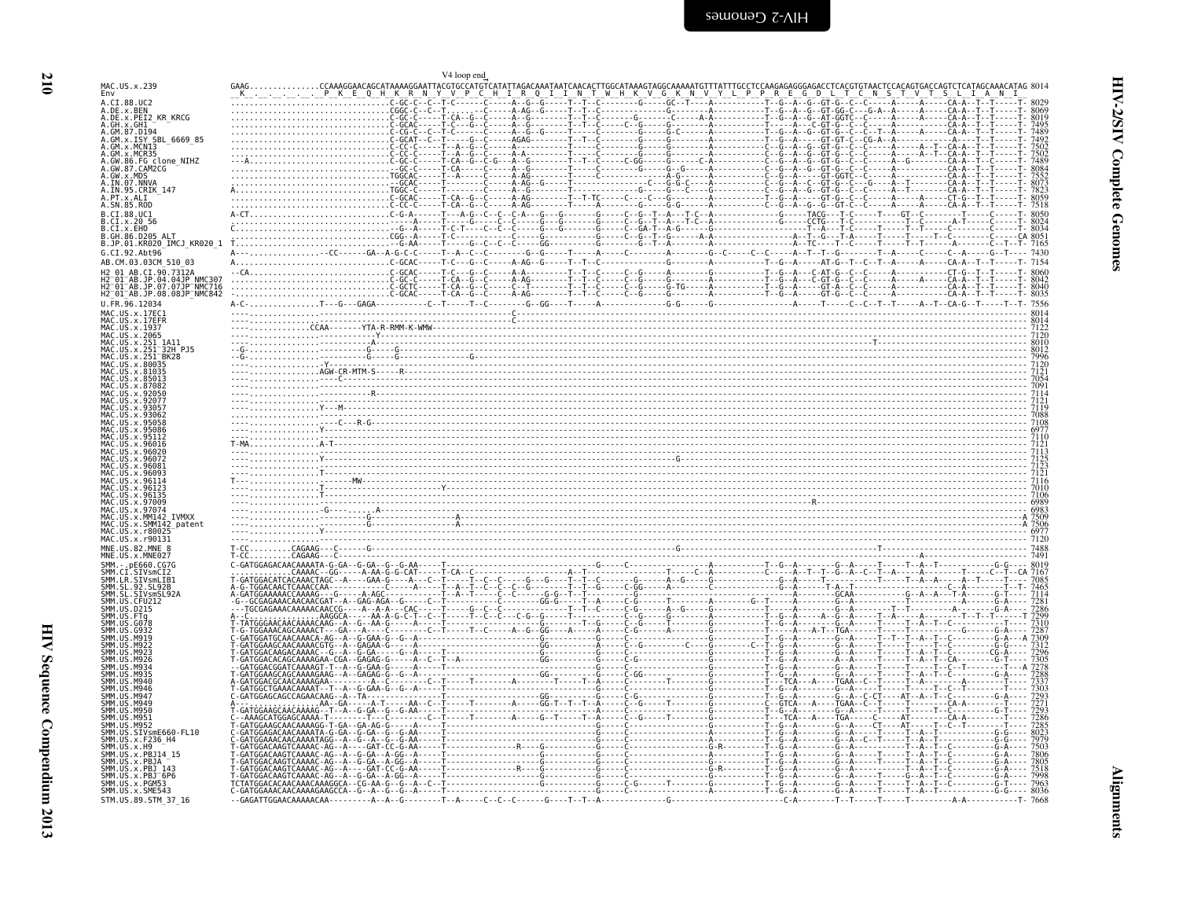V4 loop end

```
MAC.US.x.239                GAAG..............CCAAAGGAACAGCATAAAAGGAATTACGTGCCATGTCATATTAGACAAATAATCAACACTTGGCATAAAGTAGGCAAAAATGTTTATTTGCCTCCAAGAGAGGGAGACCTCACGTGTAACTCCACAGTGACCAGTCTCATAGCAAACATAG 8014
Env                          K   .   .   .   .   P  K  E  Q  H  K  R  N  Y  V  P  C  H  I  R  Q  I  I  N  T  W  H  K  V  G  K  N  V  Y  L  P  P  R  E  G  D  L  T  C  N  S  T  V  T  S  L  I  A  N  I
A.CI.88.UC2                 8029
A.DE.x.BEN                  8069
A.DE.x.PEI2_KR_KRCG         8019
A.GH.x.GH1                  7495
A.GM.87.D194                7489
A.GM.x.ISY_SBL_6669_85      7492
A.GM.x.MCN13                7502
A.GM.x.MCR35                7502
A.GW.86.FG_clone_NIHZ       7489
A.GW.87.CAM2CG              8084
A.GW.x.MDS                  7552
A.IN.07.NNVA                8073
A.IN.95.CRIK_147            7823
A.PT.x.ALI                  8059
A.SN.85.ROD                 7518
B.CI.88.UC1                 8050
B.CI.x.20_56                8024
B.CI.x.EHO                  8034
B.GH.86.D205_ALT            8051
B.JP.01.KR020_IMCJ_KR020_1  7165
G.CI.92.Abt96               7430
AB.CM.03.03CM_510_03        7154
H2_01_AB.CI.90.7312A        8060
H2_01_AB.JP.04.04JP_NMC307  8042
H2_01_AB.JP.07.07JP_NMC716  8040
H2_01_AB.JP.08.08JP_NMC842  8035
U.FR.96.12034               7556
MAC.US.x.17EC1              8014
MAC.US.x.17EFR              8014
MAC.US.x.1937               7122
MAC.US.x.2065               7120
MAC.US.x.251_1A11           8010
MAC.US.x.251_32H_PJ5        8012
MAC.US.x.251_BK28           7996
MAC.US.x.80035              7120
MAC.US.x.81035              7121
MAC.US.x.85013              7054
MAC.US.x.87082              7091
MAC.US.x.92050              7114
MAC.US.x.92077              7121
MAC.US.x.93057              7119
MAC.US.x.93062              7088
MAC.US.x.95058              7108
MAC.US.x.95086              6977
MAC.US.x.95112              7110
MAC.US.x.96016              7121
MAC.US.x.96020              7113
MAC.US.x.96072              7125
MAC.US.x.96081              7123
MAC.US.x.96093              7121
MAC.US.x.96114              7116
MAC.US.x.96123              7010
MAC.US.x.96135              7106
MAC.US.x.97009              6989
MAC.US.x.97074              6983
MAC.US.x.MM142_IVMXX        7509
MAC.US.x.SMM142_patent      7506
MAC.US.x.r80025             6977
MAC.US.x.r90131             7120
MNE.US.82.MNE_8             7488
MNE.US.x.MNE027             7491
SMM.-.pE660.CG7G            8019
SMM.CI.SIVsmCI2             7167
SMM.LR.SIVsmLIB1            7085
SMM.SL.92.SL92B             7465
SMM.SL.SIVsmSL92A           7114
SMM.US.CFU212               7281
SMM.US.D215                 7286
SMM.US.FTq                  7299
SMM.US.G078                 7310
SMM.US.G932                 7287
SMM.US.M919                 7309
SMM.US.M922                 7312
SMM.US.M923                 7296
SMM.US.M926                 7305
SMM.US.M934                 7278
SMM.US.M935                 7288
SMM.US.M940                 7337
SMM.US.M946                 7303
SMM.US.M947                 7293
SMM.US.M949                 7271
SMM.US.M950                 7293
SMM.US.M951                 7286
SMM.US.M952                 7285
SMM.US.SIVsmE660-FL10       8023
SMM.US.x.F236_H4            7979
SMM.US.x.H9                 7503
SMM.US.x.PBJ14_15           7806
SMM.US.x.PBJA               7805
SMM.US.x.PBJ_143            7518
SMM.US.x.PBJ_6P6            7998
SMM.US.x.PGM53              7963
SMM.US.x.SME543             8036
STM.US.89.STM_37_16         7668
```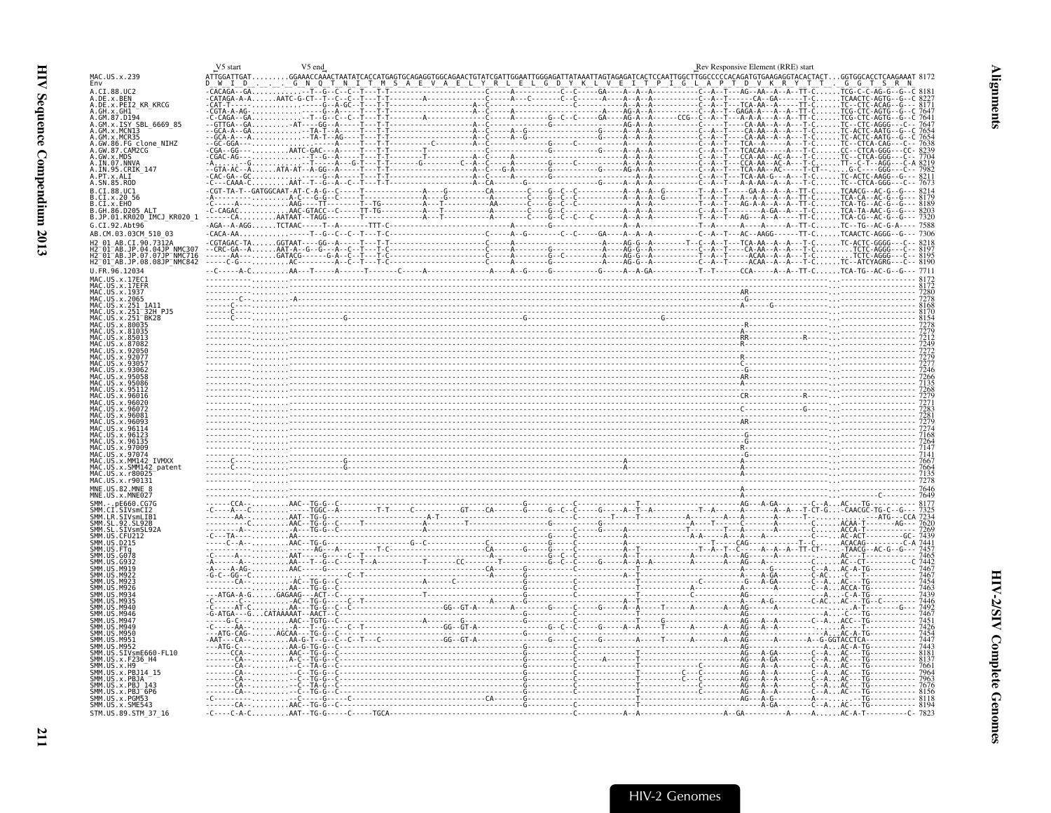```
                V5 start          V5 end                                                                                    Rev Responsive Element (RRE) start
MAC.US.x.239          ATTGGATTGAT.........GGAAACCAAACTAATATCACCATGAGTGCAGAGGTGGCAGAACTGTATCGATTGGAATTGGGAGATTATAAATTAGTAGAGATCACTCCAATTGGCTTGGCCCCCACAGATGTGAAGAGGTACACTACT...GGTGGCACCTCAAGAAAT 8172
Env                   D  W  I  D  .  .  .  G  N  Q  T  N  I  T  M  S  A  E  V  A  E  L  Y  R  L  E  L  G  D  Y  K  L  V  E  I  T  P  I  G  L  A  P  T  D  V  K  R  Y  T  T  .  G  G  T  S  R  N
A.CI.88.UC2           -CACAGA--GA...........-T--G--C--C--T--T-T------------------------C-----A-----------C--C-----GA----A--A--A----------C--A--T---AG--AA--A--A--TT-C......TCG-C-C-AG-G--G--C 8181
A.DE.x.BEN            -CATAGA-A-A......AATC-G-CT--T--C--C--T--T-T--------A-----------------C------A---C-------C--C-----A----A--A--A----------C--A--T------CA--GA-----T-C......TCAACTC-AGTG--G--C 8227
A.DE.x.PEI2_KR_KRCG   -CAT-T-.........-----G--A-GC--T--T-T------------------A--C-------------------C------------A--A--A----------C--A--T---TCA-AA--A-----TT-C......TC--CTC-ACAG--G--- 8171
A.GH.x.GH1            -CGTA-A-AG-.........-----G--A-----T--T-T------------------A--C-------------------------A----AG-A--A----------C--A--T--GAGA-A---A--A--TT-C......TCG-CTC-AGTG--G--C 7647
A.GM.87.D194          -C-CAGA--GA.........--T--G--C--C--T--T-T--------A-----------------C------A-----------G--C--C-----GA----AG-A--A-------CCG--C--A--T---A-A-A---A--A--TT-C......TCG-CTC-AGTG--G--C 7641
A.GM.x.ISY_SBL_6669_85 --GTTGA---GA.........-AT---GG--A-----T--T-T------------------A--C--------------------------AG-A--A----------C-----T-----CA-AA--A--A---T-C......TC--CTC-AGGG---C-- 7647
A.GM.x.MCN13          --GCA-A--GA...........-TA-T--A-----T--T-T------------------A--C-----A--G-------------G-----A--A--A----------C--A--T-----CA-AA--A--A---T-C......TC-ACTC-AATG--G--C 7654
A.GM.x.MCR35          --GCA-A---A...........-TA-T--AG-----T--T-T------------------A--C-----A--G-------------G-----A--A--A----------C--A--T-----CA-AA--A--A---T-C......TC-ACTC-AATG--G--C 7654
A.GW.86.FG_clone_NIHZ --GC-GGA-............A-----T--T-T-------C--------A--------------G-----C------------A---A----A----------C--A--T---TCA--A-----A-----T-C......TC--CTCA-CAG---C-- 7638
A.GW.87.CAM2CG        -CGA--GG--.........AATC-GAC---A-----T--T-T---------T-----------C-----------G---------G-----A--A--A----------C--A--T---TCACAA-----A---T-C......CC--CTCA-GGG---CC- 8239
A.GW.x.MDS            -CGAC-AG--...........-T--G--A-----T--T-T--------------------A--C--------------------------A--A--A----------C--A--T---CCA-AA--AC-A---T-C......TC--CTCA-GGG---C-- 7704
A.IN.07.NNVA          -A-.....-G-..........-T---A---G-T--T-T-------G-------C--A--C-----A-----------G-----------A--A--A----------C--A--T---CCA-AA--AC-A---T-C......TT--C-T--AGG---C-A 8219
A.IN.95.CRIK_147      --GTA-AC--A......ATA-AT--A-GG--A-----T--T-T------------------A--C---G-A------------G-----AG-A--A----------C--A--T---TCA-AA--AC-----T-CT-.....G-C----GGG---C-- 7982
A.PT.x.ALI            -CAC-GA--GC..........-G--A-----T--T-T------------------A--C-----A-----------G----------A--A--A----------C--A--T---TCA-AA-G---A---T-C......TC-ACTC-AAGG--G--- 8211
A.SN.85.ROD           -C---CAAA-C.......AAT--T--G--A--C--T--T-T-----------------A--CA-------G----------G-----A--A--A----------C--A--T---A-A-AA---A--A--T-C......TC--CTCA-GGG---C-- 7673
B.CI.88.UC1           -CGT-TA-T--GATGGCAAT-AT-C-A-G--C-----T-----------A----G--------CA-------C----G--C--C-------A--A--A--G---------T--A--T-----GA-A--A--A--TT-C......TCAACG--AC-G--G--- 8214
B.CI.x.20_56          -A---------.........A-C---G-G--C-----T-----------A----G-----------A--------G--C--C-------A--A--A--G---------T--A--T---A--A-A--A--A--TT-C......TCA-CA--AC-G--G--- 8179
B.CI.x.EHO            -C----A----.........AAG----TT--------T--TG-------A---T-----------AA-------C----G--C--C-------A--A--A----------T--A--T---AG-A-A--A--A--TT-C......TCA-TG--AC-G--G--- 8189
B.GH.86.D205_ALT      -C-CAGAC---.........AAC-GTACC--C-----TT-TG-------A---T-----------A--------C----G--C-------A--A--A----------C--A--T----------A-GA--A---T-C......TCA-TA-AAC-G--G--- 8203
B.JP.01.KR020_IMCJ_KR020_1 ----CA-----.......AATAAT--TAGG------T-----------A---T-----------A-------C----G--C--C-------A--A--A----------T--A--T---AG---A--A--A---TT-C......TCA-CG--AC-G--G--- 7320
G.CI.92.Abt96         -AGA--A-AGG.......TCTAAC-----T--A-----TTT-C-----------------------A-----C-----------------A----A----------T--A--T--A---A-A-----A--A--TT-C......TC--TG--ACC-G-A--- 7588
AB.CM.03.03CM_510_03  -CACA-AA----.........-T--G--C--C--T--T-C------------------C-----A--G--------C--C-----GA----A--A--A----------C--A--T---AC--AAGG------TT-C......TCAACTC-AGGG--G--- 7306
H2_01_AB.CI.90.7312A  -CGTAGAC-TA......GGTAAT----GG--A-----T--T-T----------------C-----A-------------A----AG-G--A---------T--C--A--T---TCA-AA--A--A---T-C......TC-ACTC-GGGG---C-- 8218
H2_01_AB.JP.04.04JP_NMC307 --CRC-GA--A......AAT-A--G--G---A--C--T--T-C-----------------C-----A--------G-----------A----AG-G--A----------C--A--T-----CA-AA--A--A---T-C..........TCTC-AGGG---C-- 8197
H2_01_AB.JP.07.07JP_NMC716 -----AA----.......GATACG-----G-A--C--T--T-C-----------------C-----A--------G--C-----------A----AG-G--A----------T--A--T-----ACAA--A--A---T-C..........TCTC-AGGG---C-- 8195
H2_01_AB.JP.08.08JP_NMC842 ----C-G----.........AC-----A-----C--T--T-C-----------------C-----A--------G--C-----------A----AG-G--A----------C--A--T-----ACAA--A--A---T-C......TC--ATCYAGRG---C-- 8190
U.FR.96.12034         --C-----A-C.........AA---T-----A-----T-------C-----A-----------------A----A--G-----G---------G-----A--A-GA----------T--T-----CCA-----A--A--TT-C......TCA-TG--AC-G--G--- 7711
MAC.US.x.17EC1        -----------.........--------------------------------------------------------------------------------------------------------------------------------------------...------------------ 8172
MAC.US.x.17EFR        -----------.........--------------------------------------------------------------------------------------------------------------------------------------------...------------------ 8172
MAC.US.x.1937         -----------.........--------------------------------------------------------------------------------------------------------AR------------------------------...------------------ 7280
MAC.US.x.2065         --------C--.........A-------------------------------------------------------------------------------------------------------G-------------------------------...------------------ 7278
MAC.US.x.251_1A11     -----C-----.........--------------------------------------------------------------------------------------------------------A---------G-------------------...------------------ 8168
MAC.US.x.251_32H_PJ5  -----C-----.........--------------------------------------------------------------------------------------------------------A-------------------------------...------------------ 8170
MAC.US.x.251_BK28     -----C-----.........--------------G-------------------------------G--------------------------G--------------------------------A-------------------------------...------------------ 8154
MAC.US.x.80035        -----------.........------------------------------------------------------------------------------------------------------------R-----------------------------...------------------ 7278
MAC.US.x.81035        -----------.........------------------------------------------------------------------------------------------------------A-------------------------------...------------------ 7279
MAC.US.x.85013        -----------.........------------------------------------------------------------------------------------------------------RR--------------R---------------...------------------ 7212
MAC.US.x.87082        -----------.........------------------------------------------------------------------------------------------------------R-------------------------------...------------------ 7249
MAC.US.x.92050        -----------.........--------------------------------------------------------------------------------------------------------------------------------------------...------------------ 7272
MAC.US.x.92077        -----------.........------------------------------------------------------------------------------------------------------R-------------------------------...------------------ 7279
MAC.US.x.93057        -----------.........------------------------------------------------------------------------------------------------------G-------------------------------...------------------ 7277
MAC.US.x.93062        -----------.........--------------------------------------------------------------------------------------------------------G-----------------------------...------------------ 7246
MAC.US.x.95058        -----------.........------------------------------------------------------------------------------------------------------AR------------------------------...------------------ 7266
MAC.US.x.95086        -----------.........------------------------------------------------------------------------------------------------------A-------------------------------...------------------ 7135
MAC.US.x.95112        -----------.........--------------------------------------------------------------------------------------------------------------------------------------------...------------------ 7268
MAC.US.x.96016        -----------.........------------------------------------------------------------------------------------------------------CR--------------R---------------...------------------ 7279
MAC.US.x.96020        -----------.........--------------------------------------------------------------------------------------------------------------------------------------------...------------------ 7271
MAC.US.x.96072        -----------.........------------------------------------------------------------------------------------------------------C-----------------G-------------...------------------ 7283
MAC.US.x.96081        -----------.........--------------------------------------------------------------------------------------------------------------------------------------------...------------------ 7281
MAC.US.x.96093        -----------.........------------------------------------------------------------------------------------------------------AR------------------------------...------------------ 7279
MAC.US.x.96114        -----------.........--------------------------------------------------------------------------------------------------------------------------------------------...------------------ 7274
MAC.US.x.96123        -----------.........------------------------------------------------------------------------------------------------------G-------------------------------...------------------ 7168
MAC.US.x.96135        -----------.........------------------------------------------------------------------------------------------------------G-------------------------------...------------------ 7264
MAC.US.x.97009        -----------.........------------------------------------------------------------------------------------------------------R-------------------------------...------------------ 7147
MAC.US.x.97074        -----------.........------------------------------------------------------------------------------------------------------G-------------------------------...------------------ 7141
MAC.US.x.MM142_IVMXX  -----C-----.........------------G---------------------------------------------------------A------------------------------A-------------------------------...------------------ 7667
MAC.US.x.SMM142_patent -----C-----.........------------G---------------------------------------------------------A------------------------------A-------------------------------...------------------ 7664
MAC.US.x.r80025       -----------.........------------------------------------------------------------------------------------------------------A-------------------------------...------------------ 7135
MAC.US.x.r90131       -----------.........------------------------------------------------------------------------------------------------------A-------------------------------...------------------ 7278
MNE.US.82.MNE_8       -----------.........--------------------------------------------------------------------------------------------------------------------------------------------...------------------ 7646
MNE.US.x.MNE027       -----------.........--------------------------------------------------------------------------------------------------------------------------------------------...---------C------- 7649
SMM.-.pE660.CG7G      -----CCA---.........AAC--TG-G--C-------------------------------G------------C--------------T-------------------------AG---A-GA---------C--A...AC---TG--------- 8177
SMM.CI.SIVsmCI2       -C-----A---.........-TGGC--A-------------T-T-----C----------GT---CA-------G-----G--C--C-----G-----A---T--A--------T--A---------A---A---CT-G...-CAACGC-TG-C--G--- 7325
SMM.LR.SIVsmLIB1      -CAT--AA---.........AAT--TG-G--C-------------------A-T--------------A--C------------------C-------T--T------------A------A---A----------A---...-------------ATG--CCA 7234
SMM.SL.92.SL92B       --------C--.........AAC--TG-G--C-----T--------------A--------T------------------G-----------C-----A-------------A----T--------C-------A-------C...ACAA-T-------AG--- 7620
SMM.SL.x.SIVsmSL92A   ---------A-.........AA---TG-G--C-------------------------------------G-----C-----G-----A------------T--------C------A-------A--------C...ACCA-T------------- 7269
SMM.US.CFU212         -C---TA----.........AA-----------------------------------------------G------------C-----------------A-A-----A---A--A------------C...AC-ACT---------GC- 7439
SMM.US.D215           -----C--A--.........AAC--TG-G-------------------G--C-----------------C-----------G-----C----------A--------------T-----CAG-----------T--C......ACACAG---------C-A 7441
SMM.US.FTq            --------A--.........-----AG----A---------T-C-------------------------CA-------G-----G-----C-----A---T-------------T--A--T--C--A--A--A--TT-CT-...TAACG--AC-G--G--- 7457
SMM.US.G078           -C-----A---.........AAT--G----C--T-----------------------------------A-----------G--C--C----------A--T----------A-------A---A---------A--...AC--T--------------- 7465
SMM.US.G932           -A-----A---.........AA---T--G--C-----T--A---------T-------CC-------T-----------G--C--C-----G-----A---A--A--A----------A-----AG---A-------A--...AC--CT----------C 7442
SMM.US.M919           -A----A-AG-.........AAC-----G----------------------------------CA-------------G-----------C-----------------------------A-----G---------C--A...AC-A-TG---------- 7467
SMM.US.M922           -G-C--GG--C.........-------------C--T---------------------------------A--------G-----------C-----------A--T-----------------A--A-GA-------C-AC...-C---T------------ 7467
SMM.US.M923           --------CA-.........-AC--TG-G--C-------------A---------C-------------------------------------------------------C---------G--A-GA--------A---...AC---TG----------- 7454
SMM.US.M926           --------AA-.........AA---TG-G--C-------------------------------------G-----------------------------T----------A-----------AG-----A---------A--...ACCA-TG----------- 7463
SMM.US.M934           ---ATGA-A-G.......GAGAAG---ACT--C-----------------T-------------------G-----C--------------------------------C--------AG-----------------A--...-C-A-TG---------- 7439
SMM.US.M935           -------C---.........-AC--TG-G--C-----C--T----------------------A-------G-----------C--------A--T----------------------AG------A-G-------C-AC...AC---TG--C--------- 7446
SMM.US.M940           -C-----AT-C.........AA---TG-G--C--C-----------------GG--GT-A-----A-------G-----C--------G-----A-----T-----A--A-----AG-----A-----------A---...-A-T----------G---- 7492
SMM.US.M946           -G-ATGA---G...CATAAAAAT--AACT--C-----------------------------G-------------------------------------------------------AG-------------------A---...-C---TG----------- 7467
SMM.US.M947           -----G-C---.........AAC--TGTG--C-------------------G-----------------G---------------T-----G----------------------AG---A--A--------C--A...ACC--TG----------- 7451
SMM.US.M949           -C-----AA--.........-A---T--G--C--C--T-----------------GG--GT-A----------G--C--C-----G-----A--A--A----T-----A--A--AG--A--A-----------A---...A---T-------------- 7426
SMM.US.M950           ---ATG-CAG-.......AGCAA---TG-G--C---------------------------------G-----------------------------------A----------AG---A--A----------A--...AC-A-TG----------- 7454
SMM.US.M951           -AAT---CA--.........AA-G-T--G--C--C--T--C-----------GG--GT-A---------G-----C-----G------A-----T------A-----A---AG------A-------A--G-GGTACCTCA---------- 7447
SMM.US.M952           ---ATG-C---.........AA-G-TG-G--C-------------------------------G-------------------------------------------AG-------------------A--...AC-A-TG---------- 7443
SMM.US.SIVsmE660-FL10 -----CCA---.........AAC--TG-G--C-------------------------------G------------C--------------T-------------------------AG---A-GA---------C--A...AC---TG--------- 8181
SMM.US.x.F236_H4      -------CA--.........A-C--TG-G--C-------------------------------G------------C-----A-----------T-------------------------AG---A-GA---------C--A...AC---TG--------- 8137
SMM.US.x.H9           -------CA--.........--C--TA-G--C-------------------------------G------------C--------------T-------------------------AG---A--A---------C--A...AC---TG--------- 7661
SMM.US.x.PBJ14_15     -------CA--.........--C--TG-G--C-------------------------------G------------C--------------T------C---C-------------AG---A--A---------C--A...AC---TG--------- 7964
SMM.US.x.PBJA         -------CA--.........--C--TG-G--C-------------------------------G------------C--------------T------C---C-------------AG---A--A---------C--A...AC---TG--------- 7963
SMM.US.x.PBJ_143      -------CA--.........--C--TA-G--C-------------------------------G------------C--------------T------C------------------AG---A--A---------C--A...AC---TG--------- 7676
SMM.US.x.PBJ_6P6      -------CA--.........--C--TG-G--C-------------------------------G------------C--------------T------C------------------AG---A--A---------C--A...AC---TG--------- 8156
SMM.US.x.PGM53        -C---------.........-C---G--C-----C---------------------CA-------G------------C--------------T-------------------------AG---A-G---------A--...-----TG--------- 8118
SMM.US.x.SME543       -------CA--.........AAC--TG-G--C-------------------------------G------------C--------------T-------------------------AG---A-GA---------C--A...AC---TG--------- 8194
STM.US.89.STM_37_16   -C----C-A-C.........AAT--TG-G-----C-----TGCA-------------------------------C-----------A--A-----------------A--GA---------A-----A......AC-A-T----------C- 7823
```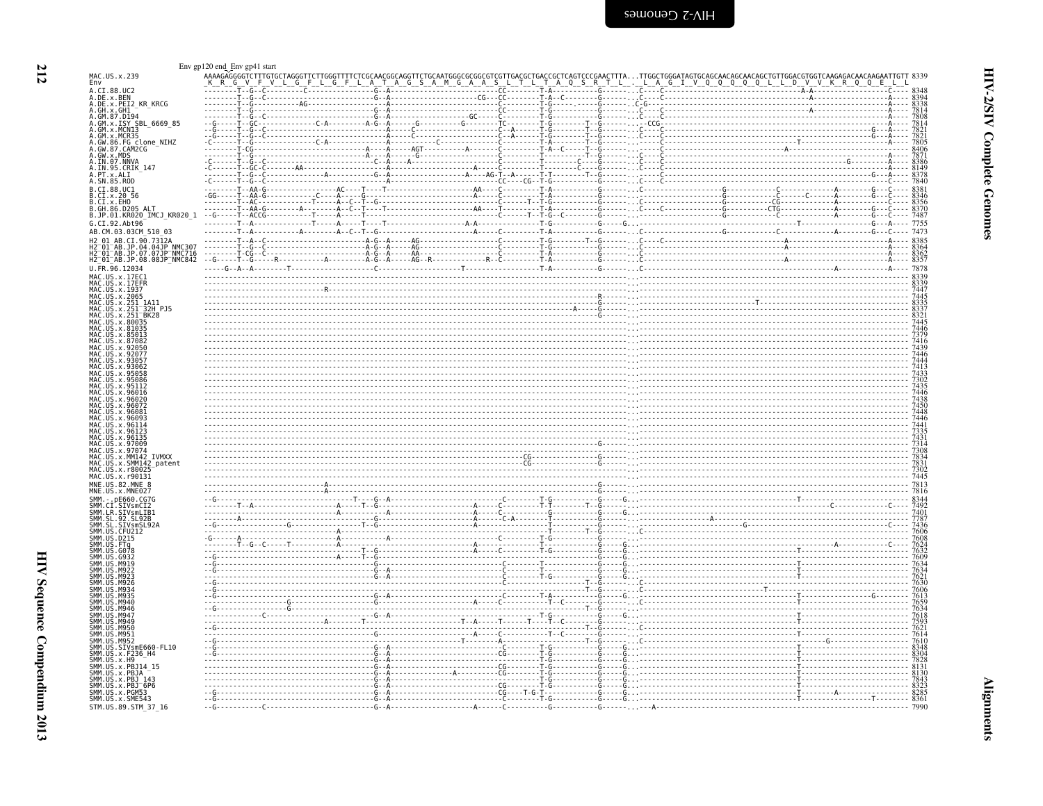Env gp120 end_Env gp41 start

```
MAC.US.x.239                 AAAAGAGGGGTCTTTGTGCTAGGGTTCTTGGGTTTTCTCGCAACGGCAGGTTCTGCAATGGGCGCGGCGTCGTTGACGCTGACCGCTCAGTCCCGAACTTTA...TTGGCTGGGATAGTGCAGCAACAGCAACAGCTGTTGGACGTGGTCAAGAGACAACAAGAATTGTT 8339
Env                           K  R  G  V  F  V  L  G  F  L  G  F  L  A  T  A  G  S  A  M  G  A  A  S  L  T  L  T  A  Q  S  R  T  L  .  L  A  G  I  V  Q  Q  Q  Q  Q  L  L  D  V  V  K  R  Q  Q  E  L  L
A.CI.88.UC2                  8348
A.DE.x.BEN                   8394
A.DE.x.PEI2_KR_KRCG          8338
A.GH.x.GH1                   7814
A.GM.87.D194                 7808
A.GM.x.ISY_SBL_6669_85       7814
A.GM.x.MCN13                 7821
A.GM.x.MCR35                 7821
A.GW.86.FG_clone_NIHZ        7805
A.GW.87.CAM2CG               8406
A.GW.x.MDS                   7871
A.IN.07.NNVA                 8386
A.IN.95.CRIK_147             8149
A.PT.x.ALI                   8378
A.SN.85.ROD                  7840
B.CI.88.UC1                  8381
B.CI.x.20_56                 8346
B.CI.x.EHO                   8356
B.GH.86.D205_ALT             8370
B.JP.01.KR020_IMCJ_KR020_1   7487
G.CI.92.Abt96                7755
AB.CM.03.03CM_510_03         7473
H2_01_AB.CI.90.7312A         8385
H2_01_AB.JP.04.04JP_NMC307   8364
H2_01_AB.JP.07.07JP_NMC716   8362
H2_01_AB.JP.08.08JP_NMC842   8357
U.FR.96.12034                7878
MAC.US.x.17EC1               8339
MAC.US.x.17EFR               8339
MAC.US.x.1937                7447
MAC.US.x.2065                7445
MAC.US.x.251_1A11            8335
MAC.US.x.251_32H_PJ5         8337
MAC.US.x.251_BK28            8321
MAC.US.x.80035               7445
MAC.US.x.81035               7446
MAC.US.x.85013               7379
MAC.US.x.87082               7416
MAC.US.x.92050               7439
MAC.US.x.92077               7446
MAC.US.x.93057               7444
MAC.US.x.93062               7413
MAC.US.x.95058               7433
MAC.US.x.95086               7302
MAC.US.x.95112               7435
MAC.US.x.96016               7446
MAC.US.x.96020               7438
MAC.US.x.96072               7450
MAC.US.x.96081               7448
MAC.US.x.96093               7446
MAC.US.x.96114               7441
MAC.US.x.96123               7335
MAC.US.x.96135               7431
MAC.US.x.97009               7314
MAC.US.x.97074               7308
MAC.US.x.MM142_IVMXX         7834
MAC.US.x.SMM142_patent       7831
MAC.US.x.r80025              7302
MAC.US.x.r90131              7445
MNE.US.82.MNE_8              7813
MNE.US.x.MNE027              7816
SMM.-.pE660.CG7G             8344
SMM.CI.SIVsmCI2              7492
SMM.LR.SIVsmLIB1             7401
SMM.SL.92.SL92B              7787
SMM.SL.x.SIVsmSL92A          7436
SMM.US.CFU212                7606
SMM.US.D215                  7608
SMM.US.FTq                   7624
SMM.US.G078                  7632
SMM.US.G932                  7609
SMM.US.M919                  7634
SMM.US.M922                  7634
SMM.US.M923                  7621
SMM.US.M926                  7630
SMM.US.M934                  7606
SMM.US.M935                  7613
SMM.US.M940                  7659
SMM.US.M946                  7634
SMM.US.M947                  7618
SMM.US.M949                  7593
SMM.US.M950                  7621
SMM.US.M951                  7614
SMM.US.M952                  7610
SMM.US.SIVsmE660-FL10        8348
SMM.US.x.F236_H4             8304
SMM.US.x.H9                  7828
SMM.US.x.PBJ14_15            8131
SMM.US.x.PBJA                8130
SMM.US.x.PBJ_143             7843
SMM.US.x.PBJ_6P6             8323
SMM.US.x.PGM53               8285
SMM.US.x.SME543              8361
STM.US.89.STM_37_16          7990
```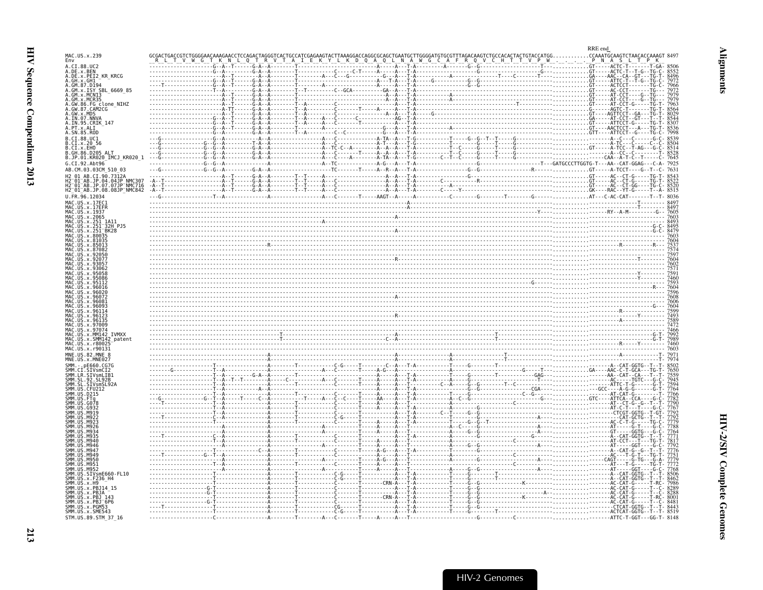```
                                                                                                                                                                                        RRE end
MAC.US.x.239                GCGACTGACCGTCTGGGGAACAAAGAACCTCCAGACTAGGGTCACTGCCATCGAGAAGTACTTAAAGGACCAGGCGCAGCTGAATGCTTGGGGATGTGCGTTTAGACAAGTCTGCCACACTACTGTACCATGG...........CCAAATGCAAGTCTAACACCAAAGT 8497
Env                          R  L  T  V  W  G  T  K  N  L  Q  T  R  V  T  A  I  E  K  Y  L  K  D  Q  A  Q  L  N  A  W  G  C  A  F  R  Q  V  C  H  T  T  V  P  W  .  .  .  .  P  N  A  S  L  T  P  K
A.CI.88.UC2                 --------------------G--A--T------G-A--A--------T---------------------------A------A---T-A---------A-------G--G---------------------T---..........GT-----ACTC-T-------T-GA- 8506
A.DE.x.BEN                  --------------------G--A---------G-A--A--------T---------------------------A------A---T-A---------------------------------------G---..........GT-----ACTC-T--T-G--TG-C- 8552
A.DE.x.PEI2_KR_KRCG         ---------------------A--T-------A--A-----------T---------A---C---G------------G---A---T-A---------A---------------T---C--------T---..........GA-----AAC--CA--GT----TG-T- 8496
A.GH.x.GH1                  --------------------G--A--T------G-A--A--------T---------------------------A---T-A---T-A------G-----------G--G----------------------..........GT-----ATTC-T--T-G--TG-C- 7972
A.GM.87.D194                ----T---------------G--A--T------G-A--A--------T-------A-------------------A------A---T-A----------------G--G----------------------..........GT-----ACTCCT-------TG-T- 7966
A.GM.x.ISY_SBL_6669_85      --------------------T--A---------G-A--A--------T--T-------C--GCA---------GA---A---T-A---------------------------------------------..........GT-----AC-CCT-------TG--- 7972
A.GM.x.MCN13                ---------------------A--T-------G-A--A--------T---------------------------A---A---T-A---------A-----------------------------------..........GT-----AT-CCT-----G--TG-- 7979
A.GM.x.MCR35                ---------------------A--T-------G-A--A--------T---------------------------A---A---T-A---------A-----------------------------------..........GT-----AT-CCT-----G--TG-- 7979
A.GW.86.FG_clone_NIHZ       ---------------------A--T-------G-A--A--------T--A---------------------------A---T-A-----------------------------T-----------------..........GT-----AT-CCT-G-----TG-T- 7963
A.GW.87.CAM2CG              ---------------------A-TT-------G-A--A--------T--A---------C-------T-----A------A---T-A-------------------------------------------..........G------AGTC-T-------TG-T- 8564
A.GW.x.MDS                  ---------------------A--T-------G-A--A--------T--A---------C---------------A---A---T-A---G--------------------------------------..........GT-----AGTTCCT---GA----TG-T- 8029
A.IN.07.NNVA                --------------------G--A--T------G-A--A--------T--A-----A---C-------C---------AG--T-A-------------------------------------------..........GA-----AT-CCT--GT----T--T- 8544
A.IN.95.CRIK_147            --------------------G--A--T------G-A--A--------T--A-----A---C-------T------------A---T-A-----------------------------------------..........GT-----ATTCCT-G-----TG-T- 8307
A.PT.x.ALI                  --------------------G--A--T------G-A--A--------T---------A-------------G------A---T-A--------------------------------------------..........GT-----AACTCCT--A----TG-C- 8536
A.SN.85.ROD                 --------------------G--A---------G-A--A--------T--A---------C---C---------G---A---T-A--------------------------------------------..........GTT----ATTCCT-G-----TG-C- 7998
B.CI.88.UC1                 ---G----------------G--A----------A--A-------------A---C-----------A-TA---A---T-G-----------T-----G--G--T--T-----G----------------..........-------A--C---C------G-C- 8539
B.CI.x.20_56                ---G------------G--G--A---------T-A--A-------------A---C-----------A-T---A---T-G-----------T-------G-----T-----G----------------..........-------A-TC---C---C--C- 8504
B.CI.x.EHO                  ---G------------G--G--A---------G-A--A-------------A--TC-C--A------A--A--A---T-A-----------T---C----G-----T-----G----------------..........GT-----A-TCC--T-AG---G-C- 8514
B.GH.86.D205_ALT            ---G------------G--G--A---------G-A--A-------------A---C------T----A--A--A---T-A-----------T--C----G-----T-----G----------------..........-------A--CC--C--------T- 8528
B.JP.01.KR020_IMCJ_KR020_1  ---G------------G--G--A---------G-A--A-------------A---C---A-------A-TA--A---T-G---------C--T--C----G-----T-----G----------------..........-----CAA--A-T-C--T-----C- 7645
G.CI.92.Abt96               --------------------G--A-------------------------A--TC----------A-G---A---T-A------------------------G--------------T---GATGCCCTTGGTG-T---AA--CAT-GGAG----C-A- 7925
AB.CM.03.03CM_510_03        ---G------------G--G--A---------G-A--A-------------TC------T-----A--R--A---T-A---------------G--G-------------R---------..........GT-----A-TCCT----G--T--C- 7631
H2_01_AB.CI.90.7312A        ---------------------A--T-------G-A--A--------T--T-----A---C-----------A---A---T-A---------------G----------------------------..........GT-----AC--CT-G-----TG-T- 8543
H2_01_AB.JP.04.04JP_NMC307  -A--T-------------------A--T-------G-A--A--------T--T-----A---C-----------A---A---T-A--------C-----------R------------------..........GT-----AC--CT-G-----TG-T- 8522
H2_01_AB.JP.07.07JP_NMC716  -A--T-------------------A--T-------G-A--A--------T--T-----A---C-----------A---A---T-A-----------------------------------------..........GT-----AC--CT-GG----TG-C- 8520
H2_01_AB.JP.08.08JP_NMC842  -A--T-------------------A--T-------G-A--A--------T--A-----A---C-----------A---A---T-A--------C----Y---------------------------..........GK-----RAC--YT-G-----T--A- 8515
U.FR.96.12034               ---G-------------------T--A---------------A---------------A---C-------T----AAGT--A------A-----------C--------G---------T---------G------..........AT---C-AC-CAT-------T--T- 8036
MAC.US.x.17EC1              -----------------------------------------------------------------------------------A--------------------------------------------..........------------------T-------- 8497
MAC.US.x.17EFR              -----------------------------------------------------------------------------------A--------------------------------------------..........------------------T-------- 8497
MAC.US.x.1937               ------------------------------------------------------------------------------------------------------------------------Y-------..........------RY--A-M-------G-- 7605
MAC.US.x.2065               ---------------------------------------------------------------------------A-------------------------------------------------..........-------------------------- 7603
MAC.US.x.251_1A11           -----------------------------------------------------A--------------------------------------------------------------------------..........-------------------------- 8493
MAC.US.x.251_32H_PJ5        ----------------------------------------------------------------------------------------------------------------------------..........---------------------G-C- 8495
MAC.US.x.251_BK28           ---------------------------------------------------------------------------A-------------------------------------------------..........---------------------G-C- 8479
MAC.US.x.80035              ----------------------------------------------------------------------------------------------------------------------------..........-------------------------- 7603
MAC.US.x.81035              ----------------------------------------------------------------------------------------------------------------------------..........-------------------------- 7604
MAC.US.x.85013              ---------------------------------------R----------------------------------------------------------------------------------------..........-------------R----------R--- 7537
MAC.US.x.87082              ----------------------------------------------------------------------------------------------------------------------------..........-------------------------- 7574
MAC.US.x.92050              ----------------------------------------------------------------------------------------------------------------------------..........-------------------------- 7597
MAC.US.x.92077              ---------------------------------------------------------------------------R-------------------------------------------------..........------------------T-------- 7604
MAC.US.x.93057              ----------------------------------------------------------------------------------------------------------------------------..........-------------------------- 7602
MAC.US.x.93062              ----------------------------------------------------------------------------------------------------------------------------..........-------------------------- 7571
MAC.US.x.95058              ----------------------------------------------------------------------------------------------------------------------------..........------------------Y-------- 7591
MAC.US.x.95086              ----------------------------------------------------------------------------------------------------------------------------..........------------------Y-------- 7460
MAC.US.x.95112              -------------------------------------------------------------------------------------------------------------G--------------..........-------------------------- 7593
MAC.US.x.96016              ----------------------------------------------------------------------------------------------------------------------------..........----------------------R--- 7604
MAC.US.x.96020              ----------------------------------------------------------------------------------------------------------------------------..........-------------------------- 7596
MAC.US.x.96072              ----------------------------------------------------------------------------------------------------------------------------..........-------------------------- 7608
MAC.US.x.96081              ----------------------------------------------------------------------------------------------------------------------------..........-------------------------- 7606
MAC.US.x.96093              ----------------------------------------------------------------------------------------------------------------------------..........---------------------G-- 7604
MAC.US.x.96114              ----------------------------------------------------------------------------------------------------------------------------..........-------------R------------- 7599
MAC.US.x.96123              ---------------------------------------------------------------------------R-------------------------------------------------..........-----------------Y-------- 7493
MAC.US.x.96135              ----------------------------------------------------------------------------------------------------------------------------..........-------------A------------- 7589
MAC.US.x.97009              ----------------------------------------------------------------------------------------------------------------------------..........-------------------------- 7472
MAC.US.x.97074              ----------------------------------------------------------------------------------------------------------------------------..........-------------------------- 7466
MAC.US.x.MM142_IVMXX        -------------------------------------------T-------------------------------A---------------------------T-----------------------..........---------------------G-T- 7992
MAC.US.x.SMM142_patent      -------------------------------------------T--------------------------C--A---------------------------T-----------------------..........---------------------G-T- 7989
MAC.US.x.r80025             ----------------------------------------------------------------------------------------------------------------------------..........-------------R-----Y-------- 7460
MAC.US.x.r90131             ----------------------------------------------------------------------------------------------------------------------------..........-------------------------- 7603
MNE.US.82.MNE_8             -----------------------------------A---------------------------------------A---------------A-------------T---------------------..........-------------A-----------T- 7971
MNE.US.x.MNE027             -----------------------------------A---------------------------------------A---------------A-------------T---------------------..........-----------------------T- 7974
SMM.-.pE660.CG7G            ----------------T-------------------A---------T--------------C-G------T----------C--A---T-A-----------T-----G---------T----------..........--------A--CAT-GGTG--T--T- 8502
SMM.CI.SIVsmCI2             ----------G-----------T------------A-----------T---------A---C----------T----A-G----A---T-A-----------T--------------G-----T------..........GA-----AAC-C-T-GCA----TG-T- 7650
SMM.LR.SIVsmIB1             ----------------T--A-------G-A--A--------T-----------------C---------T-----A------A---T-A-----------T-----G-------T----------GAG-..........--------AA--CAT--CA---T--T- 7559
SMM.SL.92.SL92B             ----------------T--A--T--T-------A------C-----------A---C-----------T-----A------A---T-A-----------A------G---------------T------..........--------AC------TGTC---G-C- 7945
SMM.SL.x.SIVsmSL92A         ----------------T--A---------------A--------T---------------C---------T-----A------A---T-A--------C--A---G-G--------T--C---------..........--------ATTC-T---G-----G-T- 7594
SMM.US.CFU212               ----------------T--A-----------A--A---------T---------------C---------T-----A------A---T-A-----------------G--G------------CGA----..........----GCC----A-G-G-------G-T- 7764
SMM.US.D215                 ----------------T--A---------------A--------T---------------C---------T-----A------A---T-A-----------T-----------------C--G---------..........--------AT-CAT-G-----------T- 7766
SMM.US.FTq                  ---G-------------G--T--A------T-----C--A---------T--A---T---C--C------T-----AA----A---T-A-------A--C--G-------------G---------..........GTC------ATTCA---CCA-----G-C- 7782
SMM.US.G078                 ----T-------------------T-------------A--------T--------------C-------T-----A------A---T-A--------A-----------------C------------..........--------AT--CT-G--G--T--T- 7790
SMM.US.G932                 ----------------T--A---------------A--------T---------------C---------T-----A------A---T-A-----------A-----G-------------------------..........--------AT-C-T--T----G-C- 7767
SMM.US.M919                 ----------------T--A---------------A--------T---------------C---------T-----A------A---T-A------C---T------G--G---------------------..........--------CTCGT-GGTG--T-GT- 7792
SMM.US.M922                 ----T-------------------C--A---------------A--------T-------C-G------T-----A------A---T-A-----------T-----G---------------A----------..........--------CAT-GCTG--T--T- 7792
SMM.US.M923                 ----------------T------------------A--------T---------------C---------T-----A------A---T-A-----------T-----G--G--T-----------------..........--------AC-C-T-G-----TG-C- 7779
SMM.US.M926                 -------------------A---------------A--------T---------------C---------T-----A------A---T-A-----------A--C-------G------A----------..........--------AT------G-T---G-C- 7788
SMM.US.M934                 -------------------A----------------A-------------------A---C---------T-----A------A---T-A-----------A-----G--G-------------A---------..........--------GT-----GGTG---G-C- 7764
SMM.US.M935                 ----T-------------C--A---------------A--------T---------------C---------T-----A------A---T-A-----------A---------------G------------..........--------A--CAT-GGTG--T--T- 7771
SMM.US.M940                 ----------------T--A---------------A--------T---------------C---------T-----A------A---T-A-----------A----------------C-------------..........--------AT-CCT---T---TG-T- 7817
SMM.US.M946                 -------------------A---------------A--------T---------------C---------T-----A------A---T-A-----------A-----G--G------------A----------..........--------AT------GGT---G-C- 7792
SMM.US.M947                 ----------------T------------C--A--A--------T---------------C---------T-----A-G----A---T-A-----------T-----G---------------------------..........--------A--CAT-G--G--T--T- 7776
SMM.US.M949                 ----T------------G--T--A---------------A--------T---------------C---------T-----A------A---T-A-----------T------------C----------------..........--------AC---T-G-T---T-T- 7751
SMM.US.M950                 -------------------A---------------A--------T-------------A---C---------T-----A-G----A---T-A-----------A-------------------A----------..........--------CAGT-----G-TG---G-A- 7779
SMM.US.M951                 ----------------T--A---------------A--------T---------------C---------T-----A------A---T------------------------------C----------------..........--------AT---T-G-----TG-T- 7772
SMM.US.M952                 -------------------A---------------A--------T-------------A---C---------T-----A------A---T------------A-----G--G-----------A----------..........--------AT------GGT---G-C- 7768
SMM.US.SIVsmE660-FL10       ----------------T-------------------A--------T----------------C-G------T----------A---T-A-----------T-----G-------T---------------------..........--------A--CAT-GGTG--T--T- 8506
SMM.US.x.F236_H4            ----------------T-------------------A--------T----------------C-G------T----------A---T-A-----------T-----G-------T---------------------..........--------A--CAT-GGTG--T--T- 8462
SMM.US.x.H9                 ----------------T-------------------A--------T----------------C-------T-------CRN-A---T-A-----------T-----G--G---------------K---------..........--------AC-CAT-G-----T-RC- 7986
SMM.US.x.PBJ14_15           ---------------G-T-------------------A--------T----------------C-------T----------A---T-A-----------T-----G--G-------------------------..........--------AC-CAT-G-----T--C- 8289
SMM.US.x.PBJA               ---------------G-T-------------------A--------T----------------C-------T----------A---T-A-----------T-----G--G---------------A----------..........--------AC-CAT-G-----T--C- 8288
SMM.US.x.PBJ_143            ----------------T-------------------A--------T----------------C-------T-------CRN-A---T-A-----------T-----G--G---------------K---------..........--------AC-CAT-G-----T-RC- 8001
SMM.US.x.PBJ_6P6            ---------------G-T-------------------A--------T----------------C-------T----------A---T-A-----------T-----G--G-------------------------..........--------AC-CAT-G-----T--C- 8481
SMM.US.x.PGM53              ----T-------------T-------------------A--------T---------------CG------T----------A---T-A-----------T-----G--G-------------------------..........--------CTCAT-GGTG--T--T- 8443
SMM.US.x.SME543             ----------------T-------------------A--------T----------------C-G------T----------A---T-A-----------T-----G-------T---------------------..........--------ACTCAT-GGTG--T--T- 8519
STM.US.89.STM_37_16         --------------------C------------------A--------T--------A---C-------T-----A------A---T------------------------G-----------C-----------..........--------ATTC-T-GGT---GG-T- 8148
```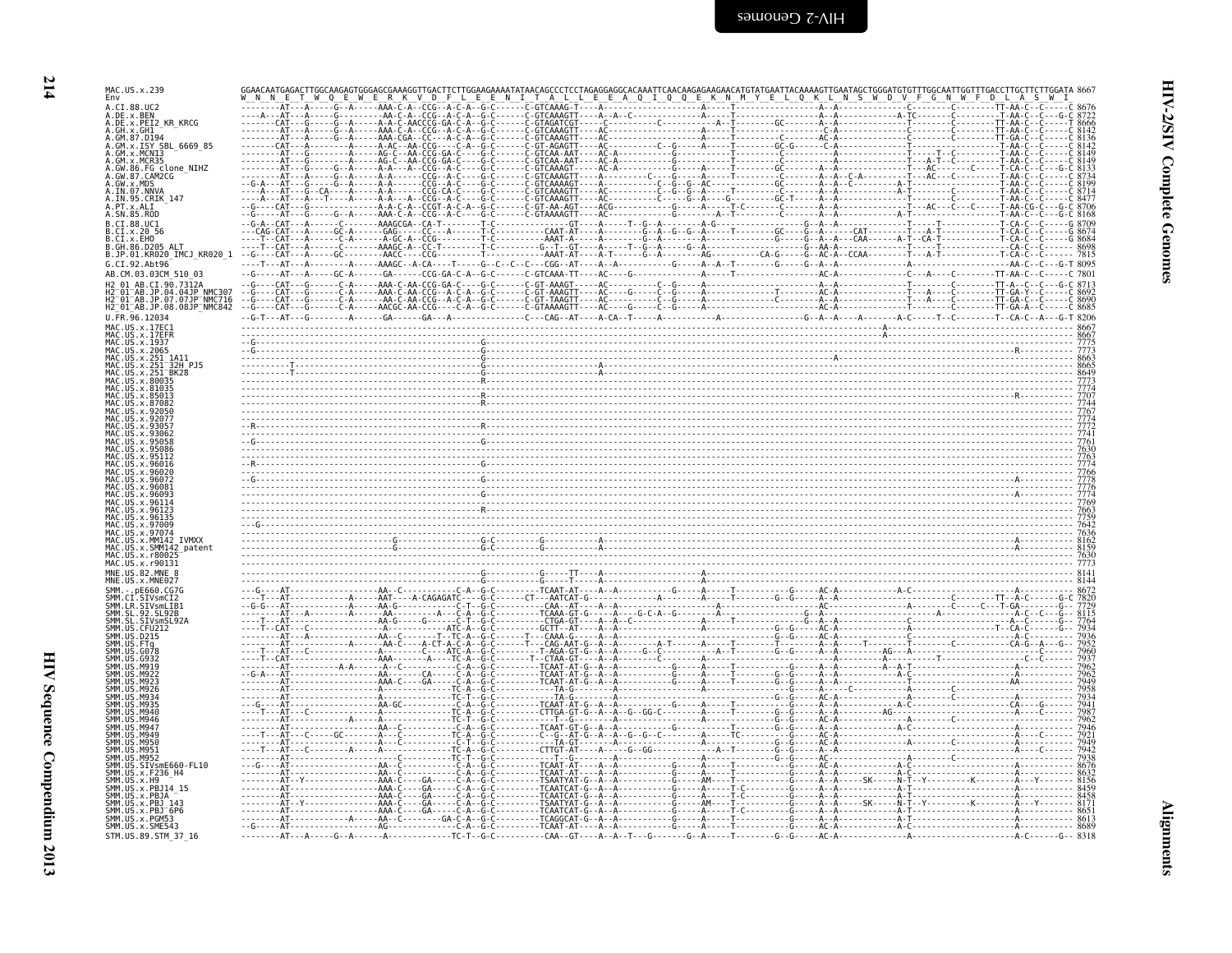```
MAC.US.x.239                GGAACAATGAGACTTGGCAAGAGTGGGAGCGAAAGGTTGACTTCTTGGAAGAAAATATAACAGCCCTCCTAGAGGAGGCACAAATTCAACAAGAGAAGAACATGTATGAATTACAAAAGTTGAATAGCTGGGATGTGTTTGGCAATTGGTTTGACCTTGCTTCTTGGATA 8667
Env                         W  N  N  E  T  W  Q  E  W  E  R  K  V  D  F  L  E  E  N  I  T  A  L  L  E  E  A  Q  I  Q  Q  E  K  N  M  Y  E  L  Q  K  L  N  S  W  D  V  F  G  N  W  F  D  L  A  S  W  I
A.CI.88.UC2                                                                                                                                                                            8676
A.DE.x.BEN                                                                                                                                                                             8722
A.DE.x.PEI2_KR_KRCG                                                                                                                                                                    8666
A.GH.x.GH1                                                                                                                                                                             8142
A.GM.87.D194                                                                                                                                                                           8136
A.GM.x.ISY_SBL_6669_85                                                                                                                                                                 8142
A.GM.x.MCN13                                                                                                                                                                           8149
A.GM.x.MCR35                                                                                                                                                                           8149
A.GW.86.FG_clone_NIHZ                                                                                                                                                                  8133
A.GW.87.CAM2CG                                                                                                                                                                         8734
A.GW.x.MDS                                                                                                                                                                             8199
A.IN.07.NNVA                                                                                                                                                                           8714
A.IN.95.CRIK_147                                                                                                                                                                       8477
A.PT.x.ALI                                                                                                                                                                             8706
A.SN.85.ROD                                                                                                                                                                            8168
B.CI.88.UC1                                                                                                                                                                            8709
B.CI.x.20_56                                                                                                                                                                           8674
B.CI.x.EHO                                                                                                                                                                             8684
B.GH.86.D205_ALT                                                                                                                                                                       8698
B.JP.01.KR020_IMCJ_KR020_1                                                                                                                                                             7815
G.CI.92.Abt96                                                                                                                                                                          8095
AB.CM.03.03CM_510_03                                                                                                                                                                   7801
H2_01_AB.CI.90.7312A                                                                                                                                                                   8713
H2_01_AB.JP.04.04JP_NMC307                                                                                                                                                             8692
H2_01_AB.JP.07.07JP_NMC716                                                                                                                                                             8690
H2_01_AB.JP.08.08JP_NMC842                                                                                                                                                             8685
U.FR.96.12034                                                                                                                                                                          8206
MAC.US.x.17EC1                                                                                                                                                                         8667
MAC.US.x.17EFR                                                                                                                                                                         8667
MAC.US.x.1937                                                                                                                                                                          7775
MAC.US.x.2065                                                                                                                                                                          7773
MAC.US.x.251_1A11                                                                                                                                                                      8663
MAC.US.x.251_32H_PJ5                                                                                                                                                                   8665
MAC.US.x.251_BK28                                                                                                                                                                      8649
MAC.US.x.80035                                                                                                                                                                         7773
MAC.US.x.81035                                                                                                                                                                         7774
MAC.US.x.85013                                                                                                                                                                         7707
MAC.US.x.87082                                                                                                                                                                         7744
MAC.US.x.92050                                                                                                                                                                         7767
MAC.US.x.92077                                                                                                                                                                         7774
MAC.US.x.93057                                                                                                                                                                         7772
MAC.US.x.93062                                                                                                                                                                         7741
MAC.US.x.95058                                                                                                                                                                         7761
MAC.US.x.95086                                                                                                                                                                         7630
MAC.US.x.95112                                                                                                                                                                         7763
MAC.US.x.96016                                                                                                                                                                         7774
MAC.US.x.96020                                                                                                                                                                         7766
MAC.US.x.96072                                                                                                                                                                         7778
MAC.US.x.96081                                                                                                                                                                         7776
MAC.US.x.96093                                                                                                                                                                         7774
MAC.US.x.96114                                                                                                                                                                         7769
MAC.US.x.96123                                                                                                                                                                         7663
MAC.US.x.96135                                                                                                                                                                         7759
MAC.US.x.97009                                                                                                                                                                         7642
MAC.US.x.97074                                                                                                                                                                         7636
MAC.US.x.MM142_IVMXX                                                                                                                                                                   8162
MAC.US.x.SMM142_patent                                                                                                                                                                 8159
MAC.US.x.r80025                                                                                                                                                                        7630
MAC.US.x.r90131                                                                                                                                                                        7773
MNE.US.82.MNE_8                                                                                                                                                                        8141
MNE.US.x.MNE027                                                                                                                                                                        8144
SMM.-.pE660.CG7G                                                                                                                                                                       8672
SMM.CI.SIVsmCI2                                                                                                                                                                        7820
SMM.LR.SIVsmLIB1                                                                                                                                                                       7729
SMM.SL.92.SL92B                                                                                                                                                                        8115
SMM.SL.SIVsmSL92A                                                                                                                                                                      7764
SMM.US.CFU212                                                                                                                                                                          7934
SMM.US.D215                                                                                                                                                                            7936
SMM.US.FTq                                                                                                                                                                             7952
SMM.US.G078                                                                                                                                                                            7960
SMM.US.G932                                                                                                                                                                            7937
SMM.US.M919                                                                                                                                                                            7962
SMM.US.M922                                                                                                                                                                            7962
SMM.US.M923                                                                                                                                                                            7949
SMM.US.M926                                                                                                                                                                            7958
SMM.US.M934                                                                                                                                                                            7934
SMM.US.M935                                                                                                                                                                            7941
SMM.US.M940                                                                                                                                                                            7987
SMM.US.M946                                                                                                                                                                            7962
SMM.US.M947                                                                                                                                                                            7946
SMM.US.M949                                                                                                                                                                            7921
SMM.US.M950                                                                                                                                                                            7949
SMM.US.M951                                                                                                                                                                            7942
SMM.US.M952                                                                                                                                                                            7938
SMM.US.SIVsmE660-FL10                                                                                                                                                                  8676
SMM.US.x.F236_H4                                                                                                                                                                       8632
SMM.US.x.H9                                                                                                                                                                            8156
SMM.US.x.PBJ14_15                                                                                                                                                                      8459
SMM.US.x.PBJA                                                                                                                                                                          8458
SMM.US.x.PBJ_143                                                                                                                                                                       8171
SMM.US.x.PBJ_6P6                                                                                                                                                                       8651
SMM.US.x.PGM53                                                                                                                                                                         8613
SMM.US.x.SME543                                                                                                                                                                        8689
STM.US.89.STM_37_16                                                                                                                                                                    8318
```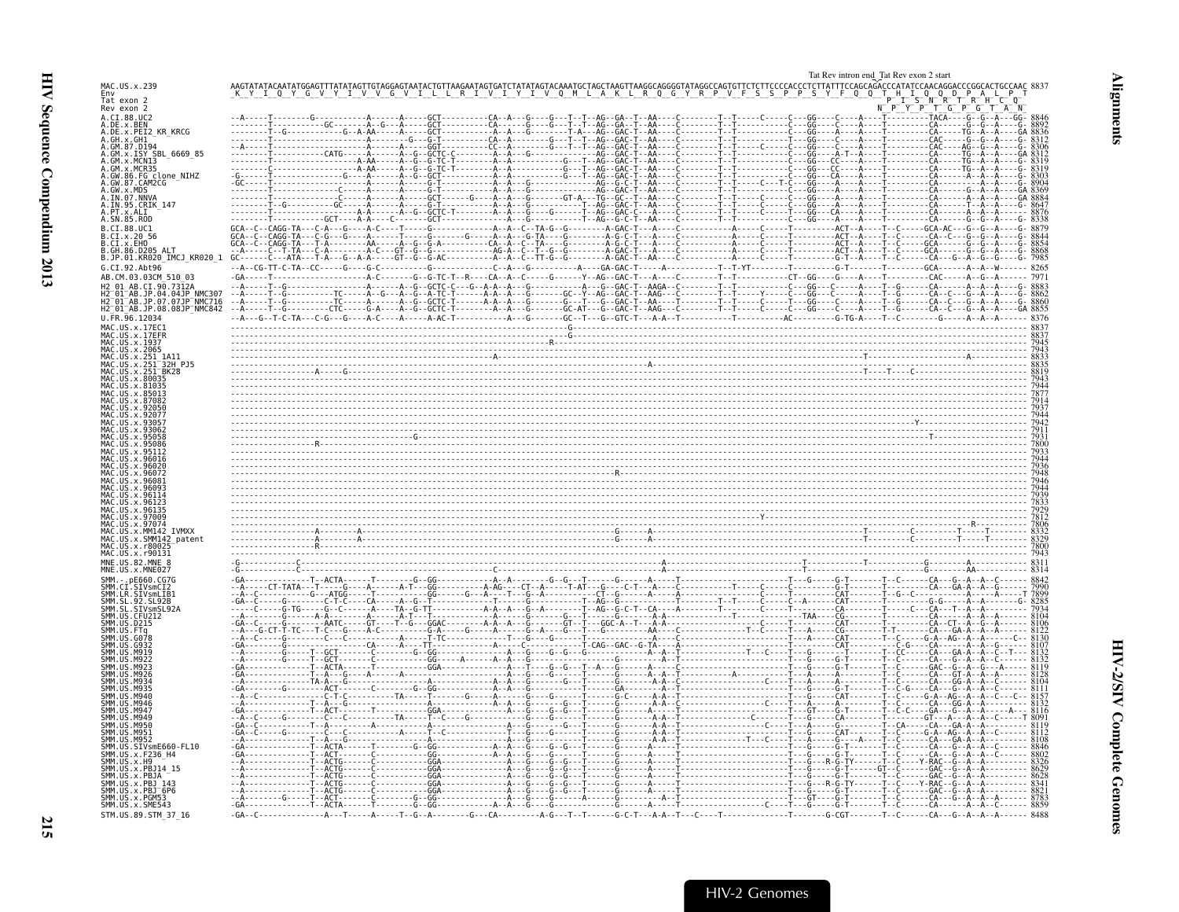Tat Rev intron end  Tat Rev exon 2 start

```
MAC.US.x.239          AAGTATATACAATATGGAGTTTATATAGTTGTAGGAGTAATACTGTTAAGAATAGTGATCTATATAGTACAAATGCTAGCTAAGTTAAGGCAGGGGTATAGGCCAGTGTTCTCTTCCCCACCCTCTTATTTCCAGCAGACCCATATCCAACAGGACCCGGCACTGCCAAC 8837
Env                    K  Y  I  Q  Y  G  V  Y  I  V  V  G  V  I  L  L  R  I  V  I  Y  I  V  Q  M  L  A  K  L  R  Q  G  Y  R  P  V  F  S  S  P  P  S  Y  F  Q  Q  T  H  I  Q  Q  D  P  A  L  P  T
Tat exon 2                                                                                                                                                     P  I  S  N  R  T  R  H  C  Q
Rev exon 2                                                                                                                                                    N  P  Y  P  T  G  P  G  T  A  N
```

HIV-2 Genomes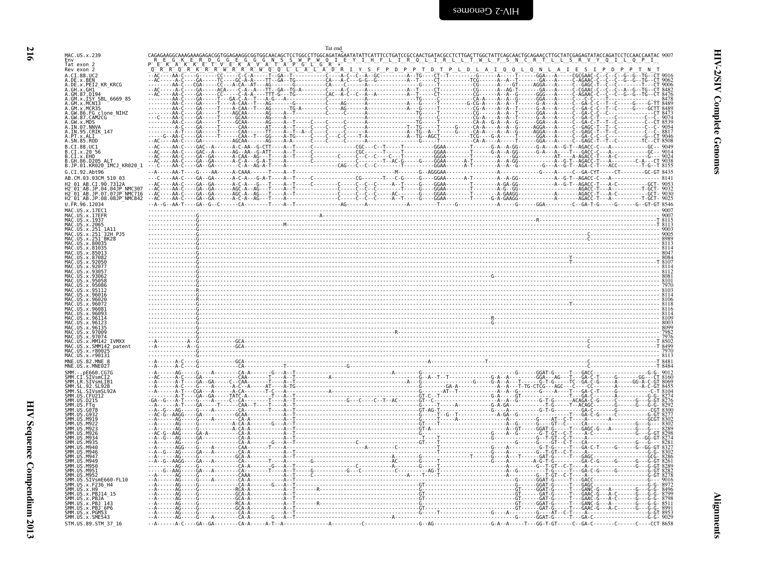```
                                                                      Tat end
MAC.US.x.239            CAGAGAAGGCAAAGAAAGAGACGGTGGAGAAGGCGGTGGCAACAGCTCCTGGCCTTGGCAGATAGAATATATTCATTTCCTGATCCGCCAACTGATACGCCTCTTGACTTGGCTATTCAGCAACTGCAGAACCTTGCTATCGAGAGTATACCAGATCCTCCAACCAATAC 9007
Env                      R  E  G  K  E  R  D  G  G  E  G  G  G  N  S  S  W  P  W  Q  I  E  Y  I  H  F  L  I  R  Q  L  I  R  L  L  T  W  L  F  S  N  C  R  T  L  L  S  R  V  Y  Q  I  L  Q  P  I
Tat exon 2              P  E  K  A  K  K  E  T  V  E  K  A  V  A  T  A  P  G  L  G  R  *
Rev exon 2              Q  R  R  Q  R  K  R  R  W  R  R  R  W  Q  Q  L  L  A  L  A  D  R  I  Y  S  F  P  D  P  P  T  D  T  P  L  D  L  A  I  Q  Q  L  Q  N  L  A  I  E  S  I  P  D  P  P  T  N  T
A.CI.88.UC2             --AC-----AA-C-----G------CC-----C-C-A-----T--GA--T-----------C-----A-C--C--A--GC---------A--TG-----CT--T--------G------A-----T------GGA---A-----CGCGAAC-C--C--C--G--G--TG--CT 9016
A.DE.x.BEN              --AC-----A-C------GA-----TC-----GC-A-A----TT--GA--TG---------CA----A-C---G-G--G---------A--T------CT----------TCG--------A--A--T------GA---A-----C-AGAAC-C--C--C--G--G--TG--CT 9062
A.DE.x.PEI2_KR_KRCG     ---------AA-C---CGA------CC---A-CA--AT---AG-------G----------CA----C-----A----------------G-----CT----------CG---------GT------AGGA---A-----C-GAGC-T--C--C--C--------T---CT 9006
A.GH.x.GH1              --AC-----A-C------GA-----ACA----C-A--A---TT--GA--TG-A--------C----A-C-----A-------------A--T-----CT----------CG------A--AG-T------GA---A-----C-CGAAC-C--C--C--A--G--TG--CT 8482
A.GM.87.D194            --AC-----AA-C-----GA-----CC-----C-A-A-----TTT-G---TG---------CAC--A-C--C--A--A----------A--T-----CT----------CG--------A--A--G------GGG---A-----C-AGAAC-C--C--C--G--G--TG--CT 8476
A.GM.x.ISY_SBL_6669_85  ---------AA-C-----GA-----T---GA-C-A--T--A-G----A-------------C----------------------------TG-----T-----------CA-A----A--A--G------GGA---A-----C--C---C--------T-----------C 8478
A.GM.x.MCN13            ---------AA-C-----GA-----T----A-CAA--T---AG------G-----------C----AG------A-------------A--G-----T----------G-CG-A----A--A--T------G-A---A-----C--GA-C-C--T--C------G---T-TT 8489
A.GM.x.MCR35            ---------AA-C-----GA-----T----A-CAA--T---AG-------TG-A-------C----AG------A-------------A--G-----T-----------CG-A----A--A--T------G-A---A-----C--GA-C-C--T--C-------G----GCTT 8489
A.GW.86.FG_clone_NIHZ   ---------AA-C-----GA-----T----AGCAA------AG----A-----------C-----C------A--------------TG-----T------------CG------A--A--T------GGA---A-----C--GA-C-C--C--C-------------T 8473
A.GW.87.CAM2CG          ---C-----AA-C-----GA-----T-----GCAA------AG----A-------------------------------------------G-----C-----------CG-A----A--A--T------G-A---A-----C--GA-C-T-------------------C--C 9074
A.GW.x.MDS              ---------AA-C-----GA-----T-----GCAA------AG----A--T-----C----C-----C------A--------------TG-----T-----------CA-A--G-A--A--G------GGA---A-----C--GA-C-T--T--C---------------C 8539
A.IN.07.NNVA            ---------A--C-----GA-----T-----CAA-------AT----A--T-----C----C-----C------A-----------T--TG-----T----G-----CA-A----A--A--G------AGGA---A-----C--GAGC-T--T--C---------------C 9054
A.IN.95.CRIK_147        ---------A-T------GA-----T-----CAA-------TT----A--T--A--C----C-----C------A-----------A--TG--A--T-----G-----CA-A----A--A--T------AGGA---A-----C--GAGC-T--T--C---------------C 8817
A.PT.x.ALI              ------G--AA-C-----GA-----T-----CAA--T---GG----A-TG-----C----C---C-C-----T-A------------A--TG--AGCT----------TCG-----G-A----T------GGA---A-----C--GA-C-C--C----------------G--CT 9046
A.SN.85.ROD             --AC-----AA-C-----GA-----------AGCAA-----AG----A-A-----C----C-----C------A-------------------G-----T-----------CA-A----A--A--T------GGA---A-----C--GAGC-T--T--C-------------TC--CT 8508
B.CI.88.UC1             --AC-----AA-C-----GAC--A-------A-C-AA--G-CTT----A--T-----C-------------CGC---C--T-----T------------GGAA---------T------G-A--A-GG-------G-A---A--G-T--AGACC-C----A----------------GC-- 9049
B.CI.x.20_56            --AC-----AA-C-----GAC--A-------AG--AA--G-ATT----A--T-----C-------------CGC------T-----T------------GGAA---------T------A-A--A-GG-------G-A---A---T---GACC-C----A----------------GC-- 9014
B.CI.x.EHO              --AC-----AA-C-----GA--GA-------A-CAA--AG--T-----A--T-----C--------C-----C--C-C--C---C--T-----------GGGA---------T------A----A--GG------------AT-----A-AGACC-T---A-C---------------C--- 9024
B.GH.86.D205_ALT        --AC-----AA-C-----GA--GA-------A-C-A---G-A-T----A-------------C-------T--AC-G-----G----GGAA------A-T--------A--A-GG-------A--G-T--AGACC-T---A------C-A---CT 9038
B.JP.01.KR020_IMCJ_KR020_1 --C-----AA-C-----GA--GA-------C-A--AG-A-T-----A-T-----------CAG---C--C--C-------T-----------GGAA------A-T---------A--A--G---------G---A--G-T--AGA-C-T---ACC---------T-G--T 8155
G.CI.92.Abt96           --A-----AA-T-----G-----AA-----A-CAAA------T-----A--T------------------------M-----G--AGGGAA-------------------A------------G-----A-----C--GA-CYT-----CT-------GC-GT 8435
AB.CM.03.03CM_510_03    ---C-----AA-C-----GA--GA-------A-C-A---G-A-T----A--T-----C-------------CG------T---C-G----G---GGAA------A-T---------A--A-GG-----------A--G-T--AGACC-C---A----------------- 8141
H2_01_AB.CI.90.7312A    --AC-----AA-C-----GA--GA-------A-C-A---G---T----A--T-----C-------C-----C--C--C-----A--T-----G---GGAA--------T--------A-GA-GG----------A--G-T--AGACC-T---A-C---------GCT- 9053
H2_01_AB.JP.04.04JP_NMC307 --AC-----AA-C-----GA--GA-------A-C-A---AG---T----A--T-----C-------C-----C--C--C------T-----G---GGAA--------T--------A--G-GG--------------AGACC-T---A-------------T-GCT- 9032
H2_01_AB.JP.07.07JP_NMC716 --AC-----AA-C-----GA--GA-------AGC-A--AG---T----A--T-------------C-----C--C--C-----AC-----G---GGAA--------T--------A-GAAGG--------------AGACC-T---A-C---------GCT- 9030
H2_01_AB.JP.08.08JP_NMC842 --AC-----AA-C-----GA--GA-------A-C-A--AG---T----A--T-------------C-----C--C--C-----A--T-----G---GGAA--------T------G-A-GAAGG--------------AGACC-T---A-------------T-GCT- 9025
U.FR.96.12034           --A--G--AA-T-----GA--G--C------CA--------T-----A--T--------------------AG------A-----------A---------T------G---------G------GGA---------C--GA-T-G-----G------G--GT-GT 8546
MAC.US.x.17EC1          ------------------G--------------------------------------------------------------------------------------------------------------------------------------------------------- 9007
MAC.US.x.17EFR          ------------------G-------------------------------------------A------------------------------------------------------------------------------------------------------------- 9007
MAC.US.x.1937           ------------------G----------------------------------------------------------------------------------------------------------R-------------------------------------------T 8115
MAC.US.x.2065           ------------------G---------------------------M-------------------------------------------------------------------------------------------------------------------------T 8113
MAC.US.x.251_1A11       ------------------G--------------------------------------------------------------------------------------------------------------------------------------------------------- 9003
MAC.US.x.251_32H_PJ5    ------------------G-----------------------------------------------------------------------------------------------------------------------------C--------------------------- 9005
MAC.US.x.251_BK28       ------------------G-----------------------------------------------------------------------------------------------------------------------------C--------------------------- 8989
MAC.US.x.80035          ------------------G--------------------------------------------------------------------------------------------------------------------------------------------------------- 8113
MAC.US.x.81035          ------------------G--------------------------------------------------------------------------------------------------------------------------------------------------------- 8114
MAC.US.x.85013          ------------------G--------------------------------------------------------------------------------------------------------------------------------------------------------- 8047
MAC.US.x.87082          ------------------G--------------------------------------------------------------------------------------------------Y---------------------------------------------------- 8084
MAC.US.x.92050          ------------------G--------------------------------------------------------------------------------------------------T-------------------------------------------------T 8107
MAC.US.x.92077          ------------------G--------------------------------------------------------------------------------------------------------------------------------------------------------- 8114
MAC.US.x.93057          ------------------G--------------------------------------------------------------------------------------------------------------------------------------------------------- 8112
MAC.US.x.93062          ------------------G----------------------------------------------------------------------G---------------------------------------------------------------------------------- 8081
MAC.US.x.95058          ------------------G--------------------------------------------------------------------------------------------------------------------------------------------------------- 8101
MAC.US.x.95086          ------------------G--------------------------------------------------------------------------------------------------------------------------------------------------------- 7970
MAC.US.x.95112          ------------------R--------------------------------------------------------------------------------------------------------------------------------------------------------- 8103
MAC.US.x.96016          ------------------G--------------------------------------------------------------------------------------------------------------------------------------------------------- 8114
MAC.US.x.96020          ------------------R--------------------------------------------------------------------------------------------------------------------------------------------------------- 8106
MAC.US.x.96072          ------------------G--------------------------------------------------------------------------------------------------T-------------------------------------------------- 8118
MAC.US.x.96081          ------------------G--------------------------------------------------------------------------------------------------------------------------------------------------------- 8116
MAC.US.x.96093          ------------------G--------------------------------------------------------------------------------------------------------------------------------------------------------- 8114
MAC.US.x.96114          ------------------G----------------------------------------------------------------------R---------------------------------------------------------------------------------- 8109
MAC.US.x.96123          ------------------G----------------------------------------------------------------------G---------------------------------------------------------------------------------- 8003
MAC.US.x.96135          ------------------G--------------------------------------------------------------------------------------------------------------------------------------------------------- 8099
MAC.US.x.97009          ------------------G-----------------------------------------------R------------------------------------------------------------------------------------------------------- 7982
MAC.US.x.97074          ------------------G--------------------------------------------------------------------------------------------------------------------------------------------------------- 7976
MAC.US.x.MM142_IVMXX    --A----------A--G-----------GCA----------------------------------------------------------------------------------------------------------------C---------------------------T 8502
MAC.US.x.SMM142_patent  --A----------A--G-----------GCA----------------------------------------------------------------------------------------------------------------C---------------------------T 8499
MAC.US.x.r80025         ------------------G--------------------------------------------------------------------------------------------------------------------------------------------------------- 7970
MAC.US.x.r90131         ------------------G--------------------------------------------------------------------------------------------------------------------------------------------------------- 8113
MNE.US.82.MNE_8         --A-------A-C-----G------------GCA--------------------------------------------------A---------------------T-----------------------------------C---------------------------T 8481
MNE.US.x.MNE027         --A-------A-C-----G------------GCA---------------T-------------------G-------------------------------------------------------------------C---------------------------T 8484
SMM.-.pE660.CG7G        --A------AG-----G----A---------CA-A------G---A--T------------------------A----------G----------------------------G-------GGAT-G-----T---GACC-----------------G-G- 9012
SMM.CI.SIVsmCI2         --AC-----A-C------GA-----------CAA-----------T--A--T-----------A------------------G--A--T--T-----------G-A-A----------GGA---AG---T---GA-C-T------G--------GG---CT 8160
SMM.LR.SIVsmLIB1        --A------A-T-----GA--GA-------C-CAA------G---A--T---------------------------------A----------G----G-A--A---T-------G-T-G-----TC--GA-C-G-----A-------GG-A--CT 8069
SMM.SL.92.SL92B         --A------A-C-----G----A-------A-C--A----AT----A-TG-------------------------------G-------GA-A--------A--A---T-TG-CTCG---AGC---C---C----A-C-------------A-C-GT 8455
SMM.SL.SIVsmSL92A       --A------A-T-----CGA---A-------A-CA-------T-C--A----------A-------------------------G-------AT--T-----------A--A--G-------G-----A---T--GA-C-T------G-------------C-T 8104
SMM.US.CFU212           --A------AG------GA------------TATC-A-------T--A--T--------------------------------GT-C--T----------------G-A---GT-------G-----T--GA-C-----A---------G--G-G- 8274
SMM.US.D215             -GA--G--A-T-----G----A--------A-CA------T---A--T------------G---C-----C--T--AC-------GT--C-----------------A--A--G-----G-T-G-----ACAGA-C-G-------C------G--G-GT 8276
SMM.US.FTq              --A------A-T-----GA------T-------CAA--T------T--A--T---------------------------------------T---------------G-A-GA----------T-G-----T--ACAGC---------G-----G--G-G- 8292
SMM.US.G078             --A--G--AG------G----A-----------CA-A----------A--T-------------------------------GT-AG-T----------G-----A------------T-G-----T--GA-C----------------------GT 8300
SMM.US.G932             --AC-G--AAGG----GA--A----------GCAA------------A--T--------------------------------G-----T--G--T-----------A-GA-G------------------GA-C-G-----C----------G-GT 8277
SMM.US.M919             --A------AG------G----A----------CA-A----------A--T---------------------------------G-----T-----A-----------------G-----AT--C-T-----A-------A---------GCGT 8302
SMM.US.M922             --A------AG------G-----------A-CA-A--------G--A--T-----------------------------------G-----T--------------------A--G-----G-T-----C----CA----------------G-G- 8302
SMM.US.M923             --A------AG-----G--------------A-CA-A----------A--T--------------------------------GT-A-----------------------A--GT-----GGAT-G-----T---GAGC-G----A--------G-G- 8289
SMM.US.M926             --AC-G--AAG-----GA-A-------------CA-A----------A--T------------------------------------------------------G-----A--A-----G-T-GT--C-T-----A-C----------G--G-GT 8298
SMM.US.M934             --A--G--AG------G----------------CA-A----------A--T--------------------------------T-----------------------G-----G-T-GT--C-T----------------------GG-GT 8274
SMM.US.M935             --A------AG-----G----------------CA-A------G---A-----------------C--------------GT----T----------------------G------G-T-GT-C-T-----CA--------------G--G-G- 8281
SMM.US.M940             --A------AGG-----G---A-----------CAA-------T---A------------------A----------C--------T-----------------G-----A--------G-T-G-----T--GA-C-T------G---G--GG-GT 8327
SMM.US.M946             --A--G--AG-----GA--A-------------CA-A----------A--T--------------------------------T-------------------G-----A--------G-T-GT--C-T-----------------G--G-G- 8302
SMM.US.M947             --A------AG-----G------------GCA-A-------------A--T------------------------A-------G----------T--------G-----A---T-----GAT-G-----T---GAGC------------GCG- 8286
SMM.US.M949             --A--G--AAGG----GA--A------------CA-------T----A--------G--------------------AC-----G-----T----------------G-----A-------A-G-T-G-----GA-C-G------G-----G--G-GT 8261
SMM.US.M950             ---------AG-----G----------------CA-A---------A--T-------------------C----------A-------G-----T-----------------A-------G--T-GT--C-T-----A--------------G-G-GT 8289
SMM.US.M951             ----G--AAG-----GA--A-------------CA--------T---A--T-----G-----G--C---------C----------AG-T-----------------A--G-------G-T-G----T----GA-C-G-----G-----G--G-GT 8282
SMM.US.M952             --A------AG-----G----------------CAAA----------A--T--C------------------A---T--T-----------------------A-------G--T-GT--C-T-----A------------------G-GT 8278
SMM.US.SIVsmE660-FL10   --A------AG-----G---A------------CA-A----------A--T--C----------------------------------------------------------GGAT-G-----T---GACC-----------------G--- 9016
SMM.US.x.F236_H4        --A------AG-----G----------------CA-A------G---A--T--------------------------GT-----------------------------G-----GGAT-G-----T---GAGC-----------------G-g- 8972
SMM.US.x.H9             --A------AG-----G-----------RCA-A----------A--T-----R-----------------------------GT-------------------------GT------GGAT-G-----T---GANC-G---A-----------G--G-G- 8496
SMM.US.x.PBJ14_15       --A------AG-----G----------------CA-A----------A--T----------------------------------------------------------GT------GAT-G-----T---GAAC-G---A-C-------G--G-G- 8799
SMM.US.x.PBJA           --A------AG-----G------------GCA-A-------------A--T------------------------------GT-----------------------------GT------GAT-G-----T---GAAC-G---A-C-------G--G-G- 8798
SMM.US.x.PBJ_143        --A------AG-----G-----------RCA-A----------A--T-----R-----------------------------GT-------------------------GT------GGAT-G-----T---GANC-G---A-----------G--G-G- 8511
SMM.US.x.PBJ_6P6        --A------AG-----G-----------RCA-A----------A--T-------------------------------GT-------------------------------GT------GGAT-G-----T---GAAC-G---A-C-------G--G-G- 8991
SMM.US.x.PGM53          --A------AG-----G----------------CA-A----------A--T---------------------------------G----T-----------------G-----A-----G----AT-C-T----A---------------G-GT 8953
SMM.US.x.SME543         --A------AG-----G---A------------CA-A-------G---A--T---------------------------A-----------------------------------GGAT-G-----T---GA-C-----------------G-G- 9029
STM.US.89.STM_37_16     --A------A-C----GA--GA-----------CA-A-----A-T--A------------A-----------C------------G--AG---------------G-A--A----T---GG-T-GT-----C--GA-C-------C------C----CCT 8658
```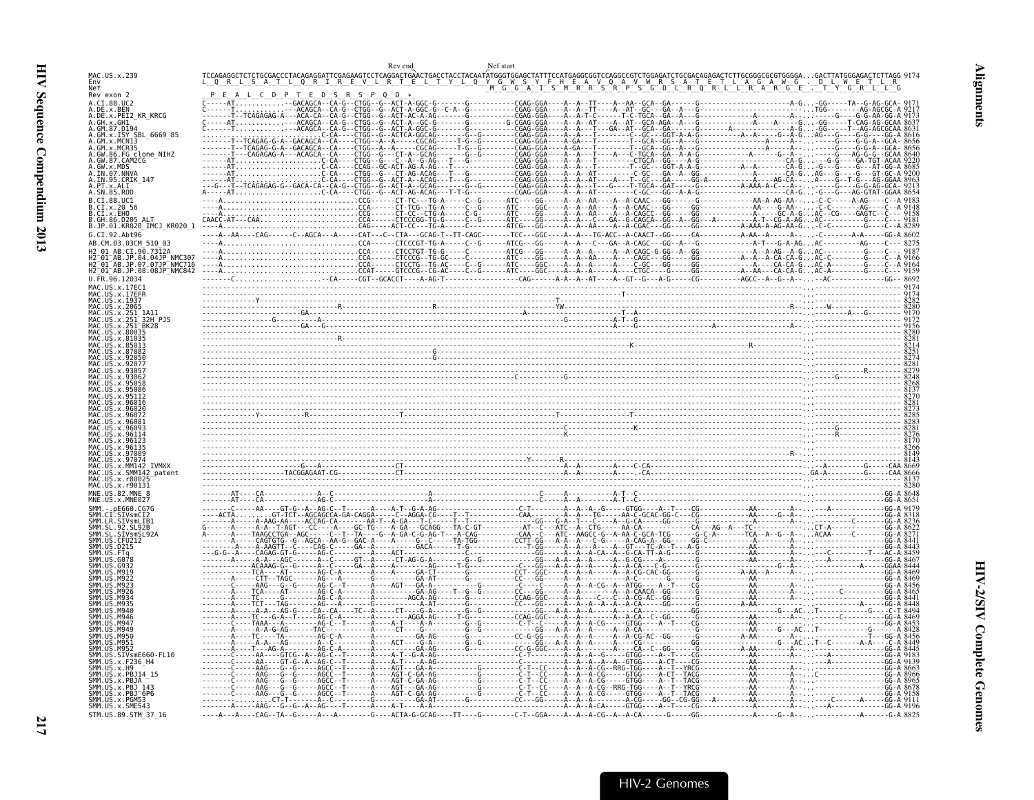```
                                                        Rev end                   Nef start
MAC.US.x.239      TCCAGAGGCTCTCTGCGACCCTACAGAGGATTCGAGAAGTCCTCAGGACTGAACTGACCTACCTACAATATGGGTGGAGCTATTTCCATGAGGCGGTCCAGGCCGTCTGGAGATCTGCGACAGAGACTCTTGCGGGCGCGTGGGGA...GACTTATGGGAGACTCTTAGG 9174
Env               L  Q  R  L  S  A  T  L  Q  R  I  R  E  V  L  R  T  E  L  T  Y  L  Q  Y  G  W  S  Y  F  H  E  A  V  Q  A  V  W  R  S  A  T  E  T  L  A  G  A  W  G  .  D  L  W  E  T  L  R
Nef                                                                              M  G  G  A  I  S  M  R  R  S  R  P  S  G  D  L  R  Q  R  L  L  R  A  R  G  E  .  T  Y  G  R  L  L  G
Rev exon 2         P  E  A  L  C  D  P  T  E  D  S  R  S  P  Q  D  *

A.CI.88.UC2                  9171
A.DE.x.BEN                   9217
A.DE.x.PEI2_KR_KRCG          9173
A.GH.x.GH1                   8637
A.GM.87.D194                 8631
A.GM.x.ISY_SBL_6669_85       8616
A.GM.x.MCN13                 8656
A.GM.x.MCR35                 8656
A.GW.86.FG_clone_NIHZ        8640
A.GW.87.CAM2CG               9220
A.GW.x.MDS                   8685
A.IN.07.NNVA                 9200
A.IN.95.CRIK_147             8963
A.PT.x.ALI                   9213
A.SN.85.ROD                  8654
B.CI.88.UC1                  9183
B.CI.x.20_56                 9148
B.CI.x.EHO                   9158
B.GH.86.D205_ALT             9181
B.JP.01.KR020_IMCJ_KR020_1   8289
G.CI.92.Abt96                8602
AB.CM.03.03CM_510_03         8275
H2_01_AB.CI.90.7312A         9187
H2_01_AB.JP.04.04JP_NMC307   9166
H2_01_AB.JP.07.07JP_NMC716   9164
H2_01_AB.JP.08.08JP_NMC842   9159
U.FR.96.12034                8692
MAC.US.x.17EC1               9174
MAC.US.x.17EFR               9174
MAC.US.x.1937                8282
MAC.US.x.2065                8280
MAC.US.x.251_1A11            9170
MAC.US.x.251_32H_PJ5         9172
MAC.US.x.251_BK28            9156
MAC.US.x.80035               8280
MAC.US.x.81035               8281
MAC.US.x.85013               8214
MAC.US.x.87082               8251
MAC.US.x.92050               8274
MAC.US.x.92077               8281
MAC.US.x.93057               8279
MAC.US.x.93062               8248
MAC.US.x.95058               8268
MAC.US.x.95086               8137
MAC.US.x.95112               8270
MAC.US.x.96016               8281
MAC.US.x.96020               8273
MAC.US.x.96072               8285
MAC.US.x.96081               8283
MAC.US.x.96093               8281
MAC.US.x.96114               8276
MAC.US.x.96123               8170
MAC.US.x.96135               8266
MAC.US.x.97009               8149
MAC.US.x.97074               8143
MAC.US.x.MM142_IVMXX         8669
MAC.US.x.SMM142_patent       8666
MAC.US.x.r80025              8137
MAC.US.x.r90131              8280
MNE.US.82.MNE_8              8648
MNE.US.x.MNE027              8651
SMM.-.pE660.CG7G             9179
SMM.CI.SIVsmCI2              8318
SMM.LR.SIVsmLIB1             8236
SMM.SL.92.SL92B              8622
SMM.SL.SIVsmSL92A            8271
SMM.US.CFU212                8441
SMM.US.D215                  8443
SMM.US.FTq                   8459
SMM.US.G078                  8467
SMM.US.G932                  8444
SMM.US.M919                  8469
SMM.US.M922                  8469
SMM.US.M923                  8456
SMM.US.M926                  8465
SMM.US.M934                  8441
SMM.US.M935                  8448
SMM.US.M940                  8494
SMM.US.M946                  8469
SMM.US.M947                  8453
SMM.US.M949                  8428
SMM.US.M950                  8456
SMM.US.M951                  8449
SMM.US.M952                  8445
SMM.US.SIVsmE660-FL10        9183
SMM.US.x.F236_H4             9139
SMM.US.x.H9                  8663
SMM.US.x.PBJ14_15            8966
SMM.US.x.PBJA                8965
SMM.US.x.PBJ_143             8678
SMM.US.x.PBJ_6P6             9158
SMM.US.x.PGM53               9111
SMM.US.x.SME543              9196
STM.US.89.STM_37_16          8825
```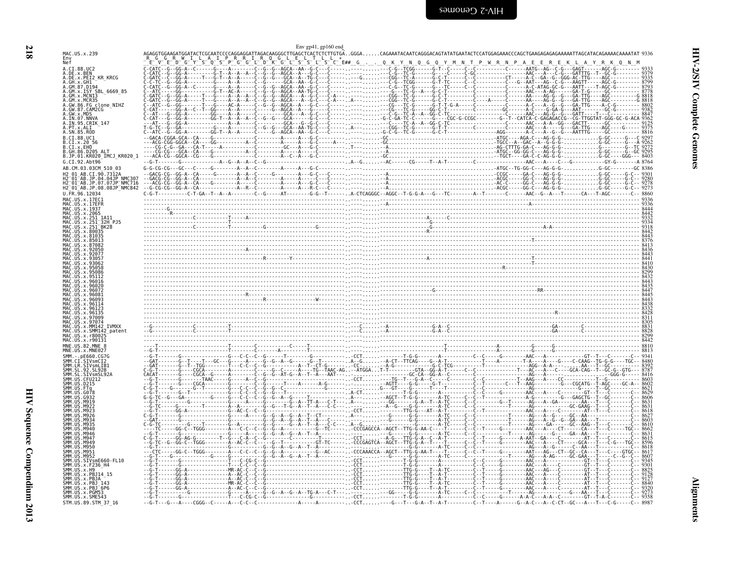Env gp41, gp160 end

```
MAC.US.x.239                AGAGGTGGAAGATGGATACTCGCAATCCCCAGGAGGATTAGACAAGGGCTTGAGCTCACTCTCTTGTGA..GGGA......CAGAAATACAATCAGGGACAGTATATGAATACTCCATGGAGAAACCCAGCTGAAGAGAGAGAAAAATTAGCATACAGAAAACAAAATAT 9336
Env                         _R__G__G__R__W__I__L__A__I__P__R__R__I__R__Q__G__L__E__L__T__L__L__*
Nef                         __E__V__E__D__G__Y__S__Q__S__P__G__G__L__D__K__G__L__S__S__L__S__C__E##__G__._._Q__K__Y__N__Q__G__Q__Y__M__N__T__P__W__R__N__P__A__E__E__R__E__K__L__A__Y__R__K__Q__N__M
```

Sequence names listed: A.CI.88.UC2, A.DE.x.BEN, A.DE.x.PEI2_KR_KRCG, A.GH.x.GH1, A.GM.87.D194, A.GM.x.ISY_SBL_6669_85, A.GM.x.MCN13, A.GM.x.MCR35, A.GW.86.FG_clone_NIHZ, A.GW.87.CAM2CG, A.GW.x.MDS, A.IN.07.NNVA, A.IN.95.CRIK_147, A.PT.x.ALI, A.SN.85.ROD, B.CI.88.UC1, B.CI.x.20_56, B.CI.x.EHO, B.GH.86.D205_ALT, B.JP.01.KR020_IMCJ_KR020_1, G.CI.92.Abt96, AB.CM.03.03CM_510_03, H2_01_AB.CI.90.7312A, H2_01_AB.JP.04.04JP_NMC307, H2_01_AB.JP.07.07JP_NMC716, H2_01_AB.JP.08.08JP_NMC842, U.FR.96.12034, MAC.US.x.17EC1, MAC.US.x.17EFR, MAC.US.x.1937, MAC.US.x.2065, MAC.US.x.251_1A11, MAC.US.x.251_32H_PJ5, MAC.US.x.251_BK28, MAC.US.x.80035, MAC.US.x.81035, MAC.US.x.85013, MAC.US.x.87082, MAC.US.x.92050, MAC.US.x.92077, MAC.US.x.93057, MAC.US.x.93062, MAC.US.x.95058, MAC.US.x.95086, MAC.US.x.95112, MAC.US.x.96016, MAC.US.x.96020, MAC.US.x.96072, MAC.US.x.96081, MAC.US.x.96093, MAC.US.x.96114, MAC.US.x.96123, MAC.US.x.96135, MAC.US.x.97009, MAC.US.x.97074, MAC.US.x.MM142_IVMXX, MAC.US.x.SMM142_patent, MAC.US.x.r80025, MAC.US.x.r90131, MNE.US.82.MNE_8, MNE.US.x.MNE027, SMM.-.pE660.CG7G, SMM.CI.SIVsmCI2, SMM.LR.SIVsmLIB1, SMM.SL.92.SL92B, SMM.SL.x.SIVsmSL92A, SMM.US.CFU212, SMM.US.D215, SMM.US.FTq, SMM.US.G078, SMM.US.G932, SMM.US.M919, SMM.US.M922, SMM.US.M923, SMM.US.M926, SMM.US.M934, SMM.US.M935, SMM.US.M940, SMM.US.M946, SMM.US.M947, SMM.US.M949, SMM.US.M950, SMM.US.M951, SMM.US.M952, SMM.US.SIVsmE660-FL10, SMM.US.x.F236_H4, SMM.US.x.H9, SMM.US.x.PBJ14_15, SMM.US.x.PBJA, SMM.US.x.PBJ_143, SMM.US.x.PBJ_6P6, SMM.US.x.PGM53, SMM.US.x.SME543, STM.US.89.STM_37_16

End positions: 9333, 9379, 9335, 8799, 8793, 8778, 8818, 8818, 8802, 9382, 8847, 9362, 9125, 9375, 8816, 9297, 9262, 9272, 9295, 8403, 8764, 8386, 9301, 9280, 9278, 9273, 8860, 9336, 9336, 8444, 8442, 9332, 9334, 9318, 8442, 8443, 8376, 8413, 8436, 8443, 8441, 8410, 8430, 8299, 8432, 8443, 8435, 8447, 8445, 8443, 8438, 8333, 8428, 8311, 8305, 8831, 8828, 8299, 8442, 8810, 8813, 9341, 8480, 8392, 8787, 8416, 8603, 8602, 8621, 8629, 8606, 8631, 8631, 8618, 8627, 8603, 8610, 8662, 8631, 8615, 8596, 8618, 8617, 8607, 9345, 9301, 8825, 9128, 9127, 8840, 9320, 9273, 9358, 8987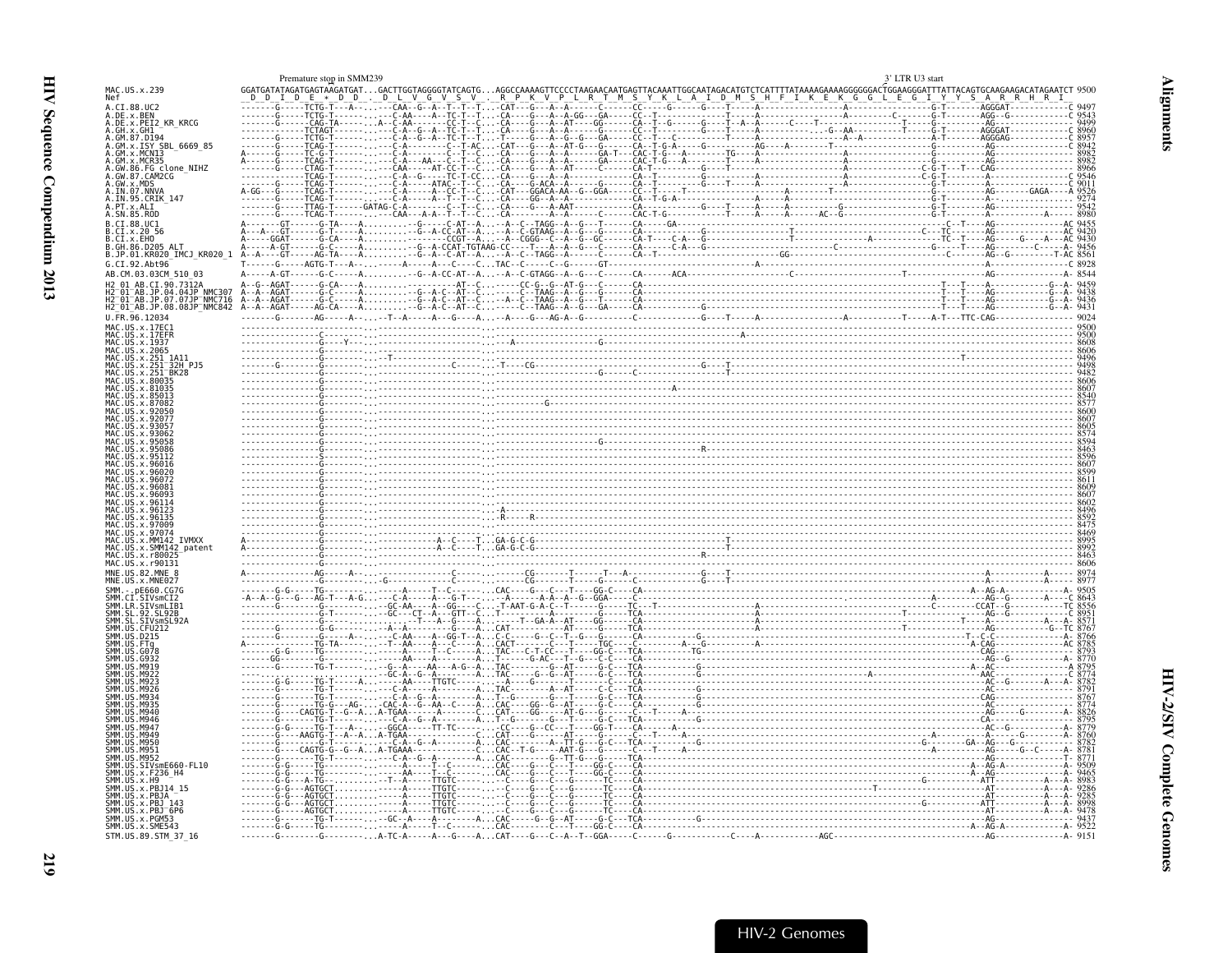```
                                   Premature stop in SMM239                                                                   3' LTR U3 start
MAC.US.x.239                 GGATGATATAGATGAGTAAGATGAT...GACTTGGTAGGGGTATCAGTG...AGGCCAAAAGTTCCCCTAAGAACAATGAGTTACAAATTGGCAATAGACATGTCTCATTTTATAAAAGAAAAGGGGGGACTGGAAGGGATTTATTACAGTGCAAGAAGACATAGAATCT 9500
Nef                           D  D  I  D  E  *  D  D  .  D  L  V  G  V  S  V  .  R  P  K  V  P  L  R  T  M  S  Y  K  L  A  I  D  M  S  H  F  I  K  E  K  G  G  L  E  G  I  Y  Y  S  A  R  R  H  R  I

A.CI.88.UC2                    9497
A.DE.x.BEN                     9543
A.DE.x.PEI2_KR_KRCG            9499
A.GH.x.GH1                     8960
A.GM.87.D194                   8957
A.GM.x.ISY_SBL_6669_85         8942
A.GM.x.MCN13                   8982
A.GM.x.MCR35                   8982
A.GW.86.FG_clone_NIHZ          8966
A.GW.87.CAM2CG                 9546
A.GW.x.MDS                     9011
A.IN.07.NNVA                   9526
A.IN.95.CRIK_147               9274
A.PT.x.ALI                     9542
A.SN.85.ROD                    8980
B.CI.88.UC1                    9455
B.CI.x.20_56                   9420
B.CI.x.EHO                     9430
B.GH.86.D205_ALT               9456
B.JP.01.KR020_IMCJ_KR020_1     8561
G.CI.92.Abt96                  8928
AB.CM.03.03CM_510_03           8544
H2_01_AB.CI.90.7312A           9459
H2_01_AB.JP.04.04JP_NMC307     9438
H2_01_AB.JP.07.07JP_NMC716     9436
H2_01_AB.JP.08.08JP_NMC842     9431
U.FR.96.12034                  9024
MAC.US.x.17EC1                 9500
MAC.US.x.17EFR                 9500
MAC.US.x.1937                  8608
MAC.US.x.2065                  8606
MAC.US.x.251_1A11              9496
MAC.US.x.251_32H_PJ5           9498
MAC.US.x.251_BK28              9482
MAC.US.x.80035                 8606
MAC.US.x.81035                 8607
MAC.US.x.85013                 8540
MAC.US.x.87082                 8577
MAC.US.x.92050                 8600
MAC.US.x.92077                 8607
MAC.US.x.93057                 8605
MAC.US.x.93062                 8574
MAC.US.x.95058                 8594
MAC.US.x.95086                 8463
MAC.US.x.95112                 8596
MAC.US.x.96016                 8607
MAC.US.x.96020                 8599
MAC.US.x.96072                 8611
MAC.US.x.96081                 8609
MAC.US.x.96093                 8607
MAC.US.x.96114                 8602
MAC.US.x.96123                 8496
MAC.US.x.96135                 8592
MAC.US.x.97009                 8475
MAC.US.x.97074                 8469
MAC.US.x.MM142_IVMXX           8995
MAC.US.x.SMM142_patent         8992
MAC.US.x.r80025                8463
MAC.US.x.r90131                8606
MNE.US.82.MNE_8                8974
MNE.US.x.MNE027                8977
SMM.-.pE660.CG7G               9505
SMM.CI.SIVsmCI2                9643
SMM.LR.SIVsmLIB1               8556
SMM.SL.92.SL92B                8951
SMM.SL.SIVsmSL92A              8571
SMM.US.CFU212                  8767
SMM.US.D215                    8766
SMM.US.FTq                     8785
SMM.US.G078                    8793
SMM.US.G932                    8770
SMM.US.M919                    8795
SMM.US.M922                    8774
SMM.US.M923                    8782
SMM.US.M926                    8791
SMM.US.M934                    8767
SMM.US.M935                    8774
SMM.US.M940                    8826
SMM.US.M946                    8795
SMM.US.M947                    8779
SMM.US.M949                    8760
SMM.US.M950                    8782
SMM.US.M951                    8781
SMM.US.M952                    8771
SMM.US.SIVsmE660-FL10          9509
SMM.US.x.F236_H4               9465
SMM.US.x.H9                    8983
SMM.US.x.PBJ14_15              9286
SMM.US.x.PBJA                  9285
SMM.US.x.PBJ_143               8998
SMM.US.x.PBJ_6P6               9478
SMM.US.x.PGM53                 9437
SMM.US.x.SME543                9522
STM.US.89.STM_37_16            9151
```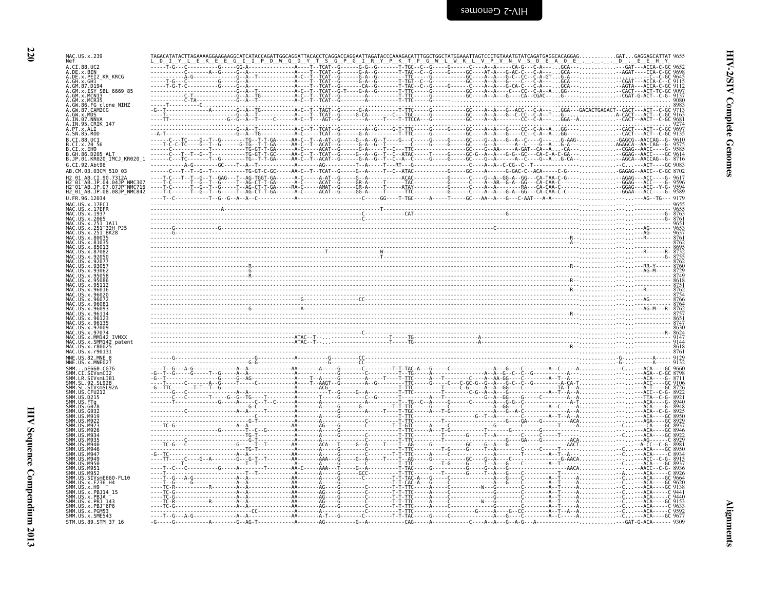```
MAC.US.x.239                TAGACATATACTTAGAAAAGGAAGAAGGCATCATACCAGATTGGCAGGATTACACCTCAGGACCAGGAATTAGATACCCAAAGACATTTGGCTGGCTATGGAAATTAGTCCCTGTAAATGTATCAGATGAGGCACAGGAG...........GAT...GAGGAGCATTAT 9655
Nef                         L  D  I  Y  L  E  K  E  E  G  I  I  P  D  W  Q  D  Y  T  S  G  P  G  I  R  Y  P  K  T  F  G  W  L  W  K  L  V  P  V  N  V  S  D  E  A  Q  E  .  .  .  .  D  .  E  E  H  Y

A.CI.88.UC2                 -----T-G---C----------G-----GG-A---------------A-----T--TCAT--G-------G-G--G--------T-TGC--C--G-----G------C-----A--A-----CA-G---C-A---..GCA---...........---GAT---ACCA-C-GC 9652
A.DE.x.BEN                  ------------C-------A--G-----G--A-----------------A-----T--TCAT--G-------G-A--G--------T-TAC--C--G-----G------GC-----AT-A---G-AC-C---C-A---..GCA---...........--AGAT----CCA-C-GC 9698
A.DE.x.PEI2_KR_KRCG         ------------A-G---------G--A--T------------------A-C--T--TCAT--G-------G-A--G--------T-TTC-----G-----------GC-----A--A---G-C--CC--C-A-GT..G-A---...........----------CC-C-GC 9645
A.GH.x.GH1                  -----T-G---C----------G-----G--A------------------A-----T--TCAT--G-------G-A--G--------T-TGT--C--G-----------GC-----A--A---G-----C---C-A---..GCA---...........--CGAT---ACCA-C--C 9115
A.GM.87.D194                -----T-G-T-C----------G-----G--A------------------A-----T--TCAT--G-------CA-G--G-------T-TAC--C--G-----------GC-----A--A---G-CA-C---C-A---..GCA---...........--AGTA---ACCA-C-GC 9112
A.GM.x.ISY_SBL_6669_85      ------------------------------G--A--T-------------A-C--T--TCAT--G-T-----G-A--G--------T-TTC-----G-----------GC-----A--A---C---CC--C-A--A..GG----...........--CACT---ACT-TC-GC 9097
A.GM.x.MCN13                ------------C-T-------------G--A--TG--------------A-C--T--TCAT--G---------A---------T-TTC-----G-----------GC-----A--A---G----CA--CGAC---..G-----...........--CGAT-G-ACT--C-G- 9137
A.GM.x.MCR35                ------------C-TA-----------G--A--T---------------A-C--T--TCAT--G---------A--------T-TTC-----G--------------------------------------------------------------------------------- 9080
A.GW.86.FG_clone_NIHZ       ------T-----------C-------------------------------------------------------------------------------------------------------------------------------------------------------------- 8983
A.GW.87.CAM2CG              -G--T-------------A---------G--A--TG--------------A-C--T--TAGT--G-------G-A---------T-TTC-----G-----------GC-----A--A---G--ACC---C-A---..GGA---GACACTGAGACT--CACT---ACT--C-GC 9713
A.GW.x.MDS                  ----T--------------------------G--A--T------------A-C--T--TCAT--G-------G-CA--------C--TGC-----G-----------GC-----A--A---G--C-CC--C-A--T..G-----...........A-CACT---ACT--C-GC 9163
A.IN.07.NNVA                ----TT------------------G--G--A--T-------C--------A-C--T---AGT--G-------A-------T----T-TTCCA---G-----------GC-----A--A---------CC--C-A---..GGA--A...........--CACT--AACT--C-GC 9681
A.IN.95.CRIK_147            ------------------------------------------------------------------------------------------------------------------------------------------------------------------------------ 9274
A.PT.x.ALI                  ----------------------G--A--T--------------------A-C--T--TCAT--G---------A--G--------G-T-TTC-----G-----G-----GC-----A--A---G-----CC--C-A--A..GG----...........--CACT---ACT--C-GC 9697
A.SN.85.ROD                 --A-T-------------------G--A--TG-----------------A-C-----TCAT--G-------G-A---------T-TTC-----G-----G-----GC-----A--A---G-----CC--C-A--A..GG----...........--CACT---ACT--C-GC 9135

B.CI.88.UC1                 ------C---TC-----G--T--G--------TG--T-T-GA-----AA-C--T--A-AT--G------G--A--G--T-----G---C-----G-----G------GC-----G--A---G--A--C-----G----..G-AAG-...........-GAGCG--AACCAG--G- 9610
B.CI.x.20_56                ----T-C-C-TC-----G--T--G--------G-TG--T-T-GA-----AA-C--T--ACAT--G------G-A--G--T------C-----G-----G------GC-----G--A-----A-C----G--A---..G-A---...........AGAGCA--AA-CAG--G- 9575
B.CI.x.EHO                  ------C-----------T--------------TG-GT-T-GA------A-C-----ACAT--G-------G-A-----T--C--TTC-----G-----G------GC-----G--AA------A-GAT--CA--A---..CA----...........--CGAG--AACC---G- 9585
B.GH.86.D205_ALT            ------C---T--T--G--T------------TG-GT-T-GC-----AA-C--T--TCAT--G-------G--A--G--T--C--ATAC-----T-----G------GC-G---A--A---G-G--GC--CA-C-A-C-GA--...........--GGAG--AACC---C-GC 9614
B.JP.01.KR020_IMCJ_KR020_1  ------C---TC-----T--G-----------TG--T-T-GA-----AA-C--T--ACAT--G-------G-A--G--T--C--A--C-----G-----G------GC-----G--A---------C-----G--A..G-CA--...........--AGCA--AACCAG--G- 8716

G.CI.92.Abt96               ---------A-G---------GC------T--A--T------------A--------AG--------------T--A------T---RT--G-------G--------------A--A--C-CG--C--T-----...........-----------C......--ACT----GC 9083

AB.CM.03.03CM_510_03        ------C---T--T--G--T------------TG-GT-C-GC-----AA-C--T--TCAT--G-------G--A-----T--C--ATAC-----------G------GC-----A--A------G-GAC-C--ACA------C-G--------...........-GAGAG--AACC--C-GC 8702

H2_01_AB.CI.90.7312A        ----T-C---T--T--G--T--GAG---T--AG-TGGT-GA------A-C-----A-AT--G-------G--A-----------ACAC----------G------C-----G--A--GG-A--GG---CA-TAA-C-G----...........--AGAG---ACC----G- 9617
H2_01_AB.JP.04.04JP_NMC307  ----T-C-------T--G--T--G-------T--AG-CT-T-GA-----A-C------ACAT--G-------GR-A-----T------TAC----------G------C-----A--AR--G-A--GG---CA-CAA-C-----...........--GGAG---ACC----G- 9596
H2_01_AB.JP.07.07JP_NMC716  ----T-C-------T--G--T--G-------T--AG-CT-T-GA-----RA-C-----AMAT--G-------GR-A-----T------ATAY----------G------C-----A--A---------RA---CA-CAA-C-----...........--GGAG---ACC--Y-G- 9594
H2_01_AB.JP.08.08JP_NMC842  ----T-C-------T--G--T--G-------T--AG-CT-T-GA-----A-C------ACAT--G-------GG-A-----T------TTC-----------G------C-----A--A---G-A--GG---CA-CAA-C-C---...........--GGAA---ACC----G- 9589

U.FR.96.12034               ----T--C-------------T--G--G--A--A--C------------------------------------------C-----GG-----T-TGC-----A-----T-----GC---AA--A---G----C-AAT---A-A-------...........-----------AG--TG--- 9179

MAC.US.x.17EC1              ---------------------------------------------------------------------------------------------------------------------------------------------------------------............----------- 9655
MAC.US.x.17EFR              ------------------------A------------------------------------------------T-----------------------------------------------------------------------------------............----------- 9655
MAC.US.x.1937               --------------------------------------------------------------------------C-------CAT------------------------------------------G---------------------------------............--------G- 8763
MAC.US.x.2065               --------------------------------------------------------------------------C---------------------------------------------------------------------------------------............--------G- 8761
MAC.US.x.251_1A11           ---------------------------------------------------------------------------------------------------------------------------------------------------------------............----------- 9651
MAC.US.x.251_32H_PJ5        ------G-----------------G---------------------------------------------------------------------------------C-----------------------------------------------------............----AG------ 9653
MAC.US.x.251_BK28           ------G--------------------------------------------------------------------------------------------------------------------------------------------------------............----AG------ 9637
MAC.US.x.80035              ----------------------------------------------------------------------------------------------------------------------------------------------------R-----------............----------- 8761
MAC.US.x.81035              ----------------------------------------------------------------------------------------------------------------------------------------------------A-----------............----R------ 8762
MAC.US.x.85013              ---------------------------------------------------------------------------------------------------------------------------------------------------------------............----------- 8695
MAC.US.x.87082              ---------------------------------------------------T---------------W-----------------------------------------------------------------------------------------............----R-----R- 8732
MAC.US.x.92050              ------------------------------------------------------------------T----------------------------------------------------------------------------------------------............--------G- 8755
MAC.US.x.92077              ---------------------------------------------------------------------------------------------------------------------------------------------------------------............----------- 8762
MAC.US.x.93057              --------------------------------R------------------------------------------------------------------------------------------------------------------R-----------............----RR-Y---- 8760
MAC.US.x.93062              --------------------------------G---------------------------------------------------------------------------------------------------------------------------------............----AG-M---- 8729
MAC.US.x.95058              --------------------------------R----------------------------------------------------------------------------------------------------------------------------............----------- 8749
MAC.US.x.95086              ----------------------------------------------------------------------------------------------------------------------------------------------------R-----------............----------- 8618
MAC.US.x.95112              ---------------------------------------------------------------------------------------------------------------------------------------------------------------............----------- 8751
MAC.US.x.96016              ----------------------------------------------------------------------------------------------------------------------------------------------------R-----------............----R------ 8762
MAC.US.x.96020              ---------------------------------------------------------------------------------------------------------------------------------------------------------------............----------- 8754
MAC.US.x.96072              ----------------------------------------G-----------------CC--------------------------------------------------------------------------------------------------............----AG------ 8766
MAC.US.x.96081              ---------------------------------------------------------------------------------------------------------------------------------------------------------------............----------- 8764
MAC.US.x.96093              --------------------------------G----------------A---------------------------------------------------------------------------------------------------------------............----AG-M--R- 8762
MAC.US.x.96114              ---------------------------------------------------------------------------------------------------------------------------------------------------------------............----------- 8757
MAC.US.x.96123              ---------------------------------------------------------------------------------------------------------------------------------------------------------------............----------- 8651
MAC.US.x.96135              ---------------------------------------------------------------------------------------------------------------------------------------------------------------............----------- 8747
MAC.US.x.97009              ---------------------------------------------------------------------------------------------------------------------------------------------------------------............----------- 8630
MAC.US.x.97074              -------------------------------------------------------------------C--------------------------------------------------------------------------------------------............--------R- 8624
MAC.US.x.MM142_IVMXX        ---------------------------------------ATAC--T-------------------------T------TG-------------------A-----------------------------------------------------------............----------- 9147
MAC.US.x.SMM142_patent      ---------------------------------------ATAC--T-------------------------T------TG-------------------A-----------------------------------------------------------............----------- 9144
MAC.US.x.r80025             ----------------------------------------------------------------------------------------------------------------------------------------------------R-----------............----------- 8618
MAC.US.x.r90131             ---------------------------------------------------------------------------------------------------------------------------------------------------------------............----------- 8761

MNE.US.82.MNE_8             -------G--------------------------G-------------A----------G-------CC-------------------------------------------------------------------------------------------............-G--------A----- 9129
MNE.US.x.MNE027             ----------------------------------G-G----------------------G-------CC-------------------------------------------------------------------------------------------............-G--------A----- 9132

SMM.-.pE660.CG7G            ----T--G---A-G-------------A--A---------------AA---------A-----G----------C-------T-T-TAC-A---G-----C-----------------A-----G---C--------A--C-----A........--C...--ACA----GC 9660
SMM.CI.SIVsmCI2             -G--T--G-----G-------T--G------A--A----------------A-----------G-----------T-------T--TG-------A-----C------------A----A--G--C--C--G-------C-----A........--------AGA--C-GC 8798
SMM.LR.SIVsmLIB1            -G--T-------------G--G--AG-----------------A------T--A------G-------A-----T----T-TTC-------A----T--------C----A--AA-GG---C-------A--T--A--........---------ACA----G- 8711
SMM.SL.92.SL92B             ----T--------C-------A--G-----T----C-----------A--------T--AAGT--G-------A--G-----------TTC-----G-----C---C-GC-G--G--A---G-C--C--G--------A-CA-T-........---------ACC----GC 9106
SMM.SL.x.SIVsmSL92A         -G--TTC--------T-T--T--G-------------A---------------ACG-------G-------------------T-TTC----------T-----C--G-------A----G------------TA-T--A-........---------ACA---C-GC 8726
SMM.US.CFU212               -------------------------------------------------A--------T-G----G-A-------------T-TTC-----------T--------C-G--A--A---G------C-------A--T--A--A........---------ACC--C-G- 8922
SMM.US.D215                 -------C---C-------T-----G--G--TG-----T-------A---------T--------G--------C-G-------T------------A---T-----------G--A--GG----G------C-------A--A........--------TTA--C-G- 8921
SMM.US.FTq                  ---------T-------------G------A-----C--T--C-------A---------G----T----------------T-TG--C--A-----G------C---------A----G---------------------A-T........--------ACA---C-G- 8940
SMM.US.G078                 ---------------------------G-C-----------A-------A--------G-------G---------T-T-TTC-----G-----C--------------A--GG---C--------A--C-----A--........---------ACA---C-G- 8948
SMM.US.G932                 -----------C-----------A--A-----T---------------A-------------G--------A-----T-T-TGC-----A---T-G-----------------A--G-A-C--------------A--A........---------ACA--C-G- 8925
SMM.US.M919                 ------------------------------------------------A--------------G-------------------T-TTC--------------------G--T-A-------C------------A--T--A--A........---------ACA----GC 8950
SMM.US.M922                 -------------------------G-T-----------------A-----------------G-------------------T-TTC--------------------------GA---G-------------ACA........---------AGA----GC 8929
SMM.US.M923                 ----TC-G----------------A--A---------------AA-------AG-----G--------C---------T-T-GTC-------A-------------G----C---G----C-------T-----A........--C...--ACA----GC 8937
SMM.US.M926                 -----------------------G-------T--C--G----------A--------A-----G--------C-------T-TTC----A-----T-G-------------T--------G---G---------------A........---------ACA----GC 8946
SMM.US.M934                 -------------------------TG-T------------------A-----------A----G-------------T-TTC-----------------T------G----T--A---GG-----C----C-----T-----........--C...--ACA----GC 8922
SMM.US.M935                 ----------C------------G-T-------------------A-----------------G-------------T-TTC------T-G------------------G---GA---G------------ACA.........---------AG----C 8929
SMM.US.M940                 ----TC-G---C--------------G--T--T--T------AA-----ACA----T--------G--A------T----T--AG-----G--------G----C----C---A---G------------AACT..........------A-CC--C-G- 8981
SMM.US.M946                 -------------------------TG-T------------------A-----------A----G------------T-TTC------------------T-G------G----A----G------------C-----T--A........--C...--ACA----GC 8950
SMM.US.M947                 -G--TC---------------------A--A--------------AA-------AA----G---------C----------T-T-TTC-----A-----C-----------A-------T--------A--T--A--........--C...--ACA-----C 8934
SMM.US.M949                 ----TT------C---G--A--------G--G--T--T------AA-------AAA----G-------G--A-------T---AG-----G-----------GC----G--A---------------------G-AACA........---------ACC--C-G- 8915
SMM.US.M950                 ----T------------------------T--T----------A------------A----G----------------T-TTC-----T-G----G----G--T--A---G------------A--T-------A........--C...--ACA----GC 8937
SMM.US.M951                 ----T--C--C----------G------A-----T--------AA-C-----AAA---T----G--A-------------T-TAC-----G-----G-----G---A-----G------------------AACA........-------AACC--C-G- 8936
SMM.US.M952                 ------------------------T--T----------------A-----------A----G--GCC-----------T-TTC----T-----------------G--T--A---G--C-----------------A--A........--A...--ACA-----C 8926
SMM.US.SIVsmE660-FL10       ----T--G---A-G--------------A--A---------------AA--------A-----G----------C-------T-T-TAC-A---G----C------------A-----G---C--------A--T----A........--C...--ACA----GC 9664
SMM.US.x.F236_H4            ----T--G-----G--------------A--A---------------AA--------A-----G------------------T-T-CAC-A---G----C------------A-----G---C--------A--T----A........--C...--ACA----GC 9620
SMM.US.x.H9                 ----TC-R---------R---------A--A---------------AA--------AG-----G-----------------T-T-TTC-----A-----C-------W---G--------C-------A--T----A........--C...--ACA----GC 9138
SMM.US.x.PBJ14_15           ----TC-G---------------------A--A--------------AA--------AG-----G---------C-------T-T-TTC-----A-----C---------------G--------C-------A--T----A........--C...--ACA-----C 9441
SMM.US.x.PBJA               ----TC-G---------------------A--A--------------AA--------AG-----G---------C-------T-T-TTC-----A-----C---------------G--------C-------A--T----A........--C...--ACA-----C 9440
SMM.US.x.PBJ_143            ----TC-R---------R-----------A--A--------------AA--------AG-----G---------C-------T-T-TTC-----A-----C---------W---G--------C-------A--T----A........--C...--ACA----GC 9153
SMM.US.x.PBJ_6P6            ----TC-G---------------------A--A--------------AA--------AG-----G---------C-------T-T-TTC-----A-----C---------------G--------C-------A--T----A........--C...--ACA-----C 9633
SMM.US.x.PGM53              -------------------------------CC-----------A-----------A----------C------------T-TTC----------------------G-----A--G-CC-------A--T--A--A........--C...--ACA-----C 9592
SMM.US.x.SME543             ----T--G---A-G--------------A--A---------------AA--------A-T---G----------C-------T-T-TAC----G-----C------------A-------C--------A--C-----A........--C...--ACA----GC 9677

STM.US.89.STM_37_16         -G-----G-----------A---------G--AG-T-----------A--------AG----------G--A----------------CAG-----A-----------C-----A--A---G--A-G---A--------------...........---GAT-G-ACA----- 9309
```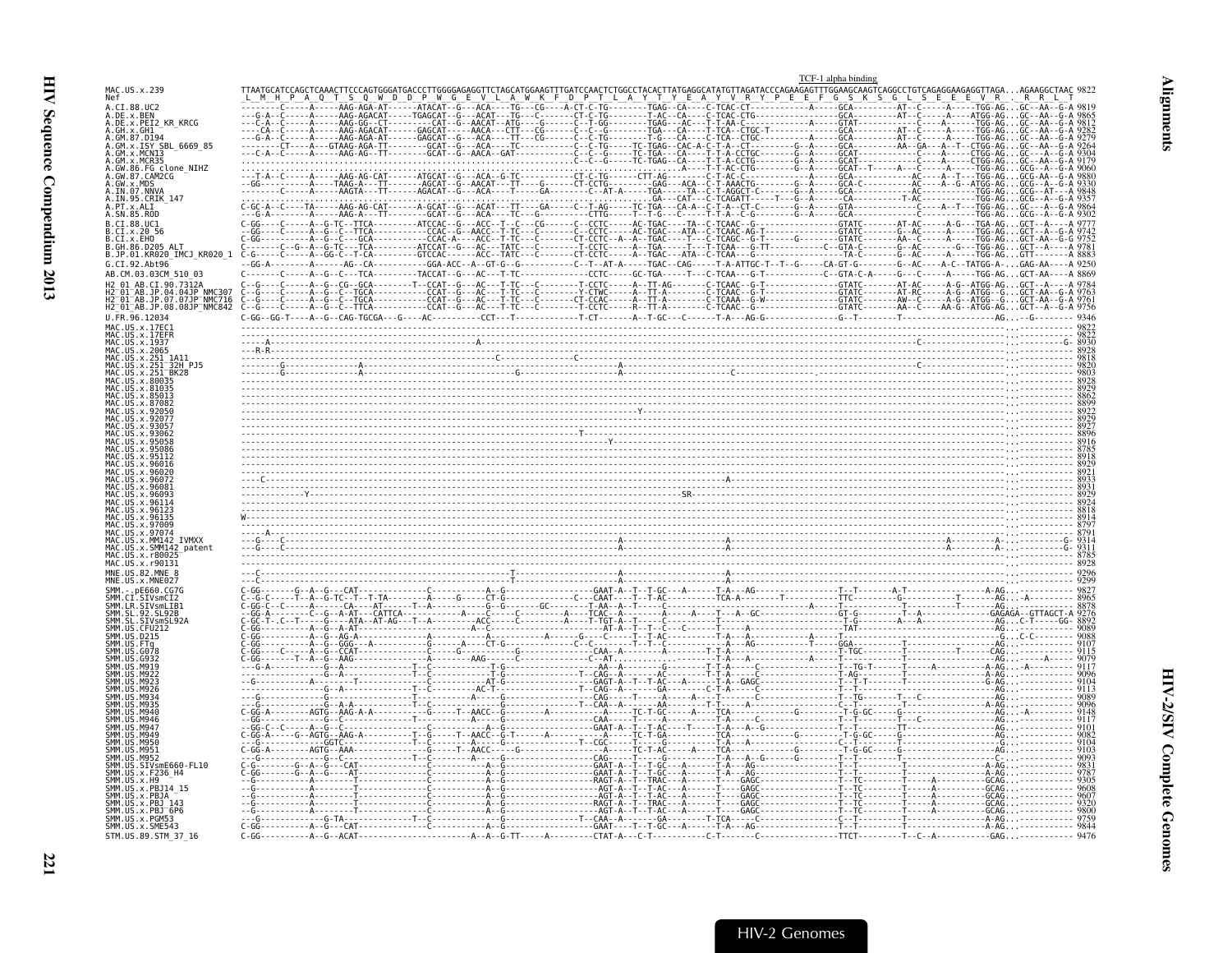```
                                                                                                                                                            TCF-1 alpha binding
MAC.US.x.239              TTAATGCATCCAGCTCAAACTTCCCAGTGGGATGACCCTTGGGGAGAGGTTCTAGCATGGAAGTTTGATCCAACTCTGGCCTACACTTATGAGGCATATGTTAGATACCCAGAAGAGTTTGGAAGCAAGTCAGGCCTGTCAGAGGAAGAGGTTAGA...AGAAGGCTAAC 9822
Nef                        L  M  H  P  A  Q  T  S  Q  W  D  D  P  W  G  E  V  L  A  W  K  F  D  P  T  L  A  Y  T  Y  E  A  Y  V  R  Y  P  E  E  F  G  S  K  S  G  L  S  E  E  E  V  R  .  R  R  L  T

A.CI.88.UC2               --------C-----A-----AAG-AGA-AT------ATACAT--G---ACA----TG---CG----A-CT-C-TG--------TGAG--CA----C-TCAC-CT---------------A-----GCA----------AT--C-----A-----TGG-AG...GC--AA--G-A 9819
A.DE.x.BEN                ---G-A--C-----A-----AAG-AGACAT-----TGAGCAT--G---ACAT---TG---C-------CT-C-TG--------T-AC--CA----C-TCAC-TCG--------------GCA----------AT--C-----A----ATGG-AG...GC--AA--G-A 9865
A.DE.x.PEI2_KR_KRCG       ---C-A--C-----A-----AAG-GG--CT--------CAT--G--AACAT--ATG-----G------C--T-GG--------TGAG---AC---T-T-AA-C---------------A-----GTAT-----------------C-----A-----TGG-AG...GC--AA--G-A 9812
A.GH.x.GH1                ---CA---C-----A-----AAG-AGACAT------GAGCAT-----AACA---CTT---CG------C--C--G--------TGA---CA----T-TCA--CTGC-T------------A-----GCA----------AT--C-----A-----TGG-AG...GC--AA--G-A 9282
A.GM.87.D194              ---G-A--C-----A-----AAG-AGA-AT------GAGCAT--G---ACA----TT---CG------C--C-TG--------T-CA---CA----C-TCA--CTGC-------------A-----GCA----------AT--C-----A-----TGG-AG...GC--AA--G-A 9279
A.GM.x.ISY_SBL_6669_85    -------CT----A---GTAAG-AGA-TT-------GCAT--G---ACA----TC----------C--C-TG-----TC-TGAG--CAC-A-C-T-A--CT----------G--A-----GCA----------AA--GA---A--T--CTGG-AG...GC--AA--G-A 9264
A.GM.x.MCN13              ---C-A--C-----A-----AAG-AG--TT------GCAT--G---AACA--GAT-------------C--C--G-----TC-TGA---CA----T-T-A-CCTGC-------G--A-----GCAT-----------------C-----A-----CTGG-AG...GC---A--G-A 9304
A.GM.x.MCR35              ------------------------------------------------------------------C--C--G-----TC-TGAG--CA----T-T-A-CCTG--------G--A-----GCAT-----------------C-----A-----CTGG-AG...GC--AA--G-A 9179
A.GW.86.FG_clone_NIHZ     ---------------------------------------------------------------------------------------A----T-T-AC-CTG-------G--A-----GCAT--T-----A---C-----A-----TGG-AG...GCG--A--G-A 9060
A.GW.87.CAM2CG            ---T-A--C-----A-----AAG-AG-CAT------ATGCAT--G---ACA--G-TC-----------CT-C-TG-----CTT-AG--------C-T-AC-C-------------A-----GCA----------AC----A--T---TGG-AG...GCG-AA--G-A 9880
A.GW.x.MDS                --GG----------A-----TAAG-A---TT-----AGCAT--G---AACAT---TT----G------CT-CCTG---------GAG---ACA--C-T-AAACTG--------G--A-----GCA-C-----------AC----A--G--ATGG-AG...GCG--A--G-A 9330
A.IN.07.NNVA              --------C-----A-----AAGTA---TT------AGACAT--G---ACA----TC------GA------C--AT-A-----TGA----TA--C-T-AGGCT-C--------G--A-----GCA------------AC----------TGG-AG...GCG--AT--G-A 9848
A.IN.95.CRIK_147          ---------------------------------------------------------------------------------GA---CAT---C-TCAGATT----T---G--A-----CA----------T-AC-----------TGG-AG...GCG--A--G-A 9357
A.PT.x.ALI                C-GC-A--C----TA-----AAG-AG-CAT------A-GCAT--G---ACAT---TT----GA-----C--T-AG-----TC-TGA---CA-A--C-T-A--CT-C--------G--A-----GTA----------AT--C-----A--T---TGG-AG...GC---A--G-A 9864
A.SN.85.ROD               ---G-A--C-----A-----AAG-A---TT------GCAT--G---ACA----TC----G---------CTTG-----T--T-G---C-----T-T-A--C-G--------G--A-----GCA-----------------C-----------TGG-AG...GCG--A--G-A 9302

B.CI.88.UC1               C-GG----C-----A--G-TC--TTCA---------ATCCAC--G---ACC--T--C---CG------C--CCTC-----AC-TGAC----TA--C-TCAAC--G----------------GTATC--------AT-AC-----A-G---TGA-AG...GCT--A----A 9777
B.CI.x.20_56              --GG----C-----A--G--C--TTCA----------CCAC--G--AACC--T-TC---C-------C--CCTC-----AC-TGAC---ATA--C-TCAAC-AG-T------------GTATC--------G--AC-----A-----TGG-AG...GCT--A--G-A 9742
B.CI.x.EHO                C-GG----------A--G--CAT--GCA---------CCAC-A----ACC--T-TC---C-------CT-CCTC--A--A--TGAC----T---C-TCAGC--G-T-----G-------GTATC--------AA--C-----A-----TGG-AG...GCT-AA--G-G 9752
B.GH.86.D205_ALT          C-------C--G--A--G-TC---TCA---------ATCCAT--G---AC---TATC---C-------T-CCTC-----A--TGA-----T---T-TCAA---G-TT----------C--GTA-C--------G--AC-------G---TGG-AG...GCT--A----A 9781
B.JP.01.KR020_IMCJ_KR020_1 C-G------C-----A--GG-C--T-CA---------GTCCAC-----ACC--TATC---C-------CT-CCTC-----A--TGAC--ATA--C-TCAA----G------------------TA-C---------G--AC-----A-----TGG-AG...GTT-----A 8883
G.CI.92.Abt96             --GG-A--------A-----AG--CA---------GGA-ACC--A--GT-G--G-------------C--T--AT-A-----TGAC--CAG-----T-A-ATTGC-T--T--G-----CA-GT-G--------G--AC-----A-C--TATGG-A...GAG-AA----A 9250
AB.CM.03.03CM_510_03      C-------C-----A--G--C---TCA---------TACCAT--G---AC---T-TC-----------CCTC-----GC-TGA-----T---C-TCAA---G-T-----------C--GTA-C-A-----G--C-----A-----TGG-AG...GCT-AA----A 8869

H2_01_AB.CI.90.7312A      C-G-----C-----A--G--CG--GCA--------T--CCAT--G---AC---T-TC---C--------T-CCTC-----A--TT-AG-----C-TCAAC--G-T------------GTATC--------AT-AC-----A-G--ATGG-AG...GCT--A----A 9784
H2_01_AB.JP.04.04JP_NMC307 C-G-----C-----A--G--C--TGCA----------CCAT--G---AC---T-TC---C--------Y-CTWC-----A--TT-A--------C-TCAAC--G-T------------GTATC--------AT-RC-----A-G--ATGG--G...GCT-AA--G-A 9763
H2_01_AB.JP.07.07JP_NMC716 C-G-----C-----A--G--C--TGCA----------CCAT--G---AC---T-TC---C-------CT-CCAC-----A--TT-A--------C-TCAAA--G-W------------GTATC--------AW--C-----A-G--ATGG--G...GCT-AA--G-A 9761
H2_01_AB.JP.08.08JP_NMC842 C-G-----C-----A--G--C--TTCA----------CCAT--G---AC---T-TC---C-------CT-CCTC-----R--TT-A--------C-TCAAC--G-------------GCATC--------AA--C-----AA-G--ATGG-AG...GCT-AA--G-A 9756

U.FR.96.12034             C-GG--GG-T----A--G--CAG-TGCGA---G----AC----------CCT---T-----------T-CT-------A--T-GC---C------T-A---AG-G-------------G--T---------T----------------------AG...--G------- 9346

MAC.US.x.17EC1            ---------------------------------------------------------------------------------------------------------------------------------------------------------------...---------- 9822
MAC.US.x.17EFR            ---------------------------------------------------------------------------------------------------------------------------------------------------------------...---------- 9822
MAC.US.x.1937             -----A-----------------------------------A-------------------------------------------------------------------------------------C------------------------------...---------G- 8930
MAC.US.x.2065             ---R-R---------------------------------------------------------------------------------------------------------------------------------------------------------...---------- 8928
MAC.US.x.251_1A11         -----------------------------------------------C-----------------C-----------------------------------------------------------------------------------------------...---------- 9818
MAC.US.x.251_32H_PJ5      --------G----------------A-------------------------------------------A---------------------------------------------------------------------------------------------...---------- 9820
MAC.US.x.251_BK28         --------G----------------A----------------------------G--------------------------A----------------C-----------------------------------------------------------------...---------- 9803
MAC.US.x.80035            ---------------------------------------------------------------------------------------------------------------------------------------------------------------...---------- 8928
MAC.US.x.81035            ---------------------------------------------------------------------------------------------------------------------------------------------------------------...---------- 8929
MAC.US.x.85013            ---------------------------------------------------------------------------------------------------------------------------------------------------------------...---------- 8862
MAC.US.x.87082            ---------------------------------------------------------------------------------------------------------------------------------------------------------------...---------- 8899
MAC.US.x.92050            ----------------------------------------------------------------Y------------------------------------------------------------------------------------------------...---------- 8922
MAC.US.x.92077            ---------------------------------------------------------------------------------------------------------------------------------------------------------------...---------- 8929
MAC.US.x.93057            ---------------------------------------------------------------------------------------------------------------------------------------------------------------...---------- 8927
MAC.US.x.93062            ----------------------------------------------------T----------------------------------------------------------------------------------------------------------...---------- 8896
MAC.US.x.95058            ------------------------------------------------------------Y---------------------------------------------------------------------------------------------------...---------- 8916
MAC.US.x.95086            ---------------------------------------------------------------------------------------------------------------------------------------------------------------...---------- 8785
MAC.US.x.95112            ---------------------------------------------------------------------------------------------------------------------------------------------------------------...---------- 8918
MAC.US.x.96016            ---------------------------------------------------------------------------------------------------------------------------------------------------------------...---------- 8929
MAC.US.x.96020            ---------------------------------------------------------------------------------------------------------------------------------------------------------------...---------- 8921
MAC.US.x.96072            ----C------------------------------------------------------------------------------------A-------------------------------------------------------------------------...---------- 8933
MAC.US.x.96081            ---------------------------------------------------------------------------------------------------------------------------------------------------------------...---------- 8931
MAC.US.x.96093            ------------Y------------------------------------------------------------SR-------------------------------------------------------------------------------------...---------- 8929
MAC.US.x.96114            ---------------------------------------------------------------------------------------------------------------------------------------------------------------...---------- 8924
MAC.US.x.96123            ---------------------------------------------------------------------------------------------------------------------------------------------------------------...---------- 8818
MAC.US.x.96135            W--------------------------------------------------------------------------------------------------------------------------------------------------------------...---------- 8914
MAC.US.x.97009            ---------------------------------------------------------------------------------------------------------------------------------------------------------------...---------- 8797
MAC.US.x.97074            ----A----------------------------------------------------------------------------------------------------------------------------------------------------------...---------- 8791
MAC.US.x.MM142_IVMXX      ---G----C-------------------------------------------------------A-----------------A--------------------------------------------------A------------A-...---------G- 9314
MAC.US.x.SMM142_patent    ---G----C-------------------------------------------------------A-----------------A--------------------------------------------------A------------A-...---------G- 9311
MAC.US.x.r80025           ---------------------------------------------------------------------------------------------------------------------------------------------------------------...---------- 8785
MAC.US.x.r90131           ---------------------------------------------------------------------------------------------------------------------------------------------------------------...---------- 8928

MNE.US.82.MNE_8           ---C-------------------------------------------T-----------------A-------------------A------------------------------------------------------------------------...---------- 9296
MNE.US.x.MNE027           ---C-------------------------------------------T-----------------A-------------------A------------------------------------------------------------------------...---------- 9299

SMM.-.pE660.CG7G          C-GG------G--A--G---CAT-------------C---------A--G-------------GAAT-A--T--T-GC---A----T-A---AG----------------T---T-------A-T------------A-AG...---------- 9827
SMM.CI.SIVsmCI2           C--C--------T--A--G-TC---T-TA------A----G-----CT-G-------------C----CAT-A--T-AC------TCA-A--------T-----------TTC--------G----------T------AG...-A-------- 8965
SMM.LR.SIVsmLIB1          C-GG-C--C----A-----CA---AT------T--A---------G--G--------GC--------T-AA--A--T-----C----------------A-------------T--------------T------AG...---------- 8878
SMM.SL.92.SL92B           --GG-A------C--G--A-AT---CATTCA-----------A-----C-----C----------A----TCAC--A-------A-----A----T----A--GC---------------GT-G--------T--A----------GAGAGA--GTTAGCT-A 9276
SMM.SL.SIVsmSL92A         C-GC-T--C--T---------ATA--AT-AG---T--A--------ACC-----C---------A----T-TGT-A--T----C----------------------------T-G--------A---A-------------AG...C-T------GG- 8892
SMM.US.CFU212             C-GG------------A--G--A-AT----------------A-C--------------------AT-A--T--T--C---C-------A----------------------TAT--------------------------AG...---------- 9089
SMM.US.D215               C-GG------------A--G--AG-A-----------A----------A----------A-----G---C----T-T-AC------T-A---A-----------A-----T-------------------------------G...C-C------- 9088
SMM.US.FTq                C-GG------------A--G--GGG---A------------G------A--CT-G-------C--C--------T--T--C------T-A---AG-------T-----GGA-------------T---------------AG...---------- 9107
SMM.US.G078               C-GG----C----A--G--CCAT------------C------G----------G--------CAA-A--------A------T-T-A-------------------T-TGC-------T----------T-----CAG...---------- 9115
SMM.US.G932               C-GG-------T--A--G--AAG-------------A-------AAG-----C-----------C--AT--------------T-A---A--------------A---T---------------------------AG...-----A---- 9079
SMM.US.M919               ---G-A-----------G--A---------------T--C-----------T-G----------AA--A------G--------T-T-A----C------------------T--TG-T-----T------A--------A-AG...-A-------- 9117
SMM.US.M922               ---G-------------G--A---------------T--C-----------T-G--------T--CAG--A------AC-------T-T-A----C--------------T-AG-------T-------------------AG...---------- 9096
SMM.US.M923               --G-----------A-------T-------------C-----------AT-G-----------GAGT-A--T--T-AC--A----T-A--GAGC---------------T--T-T-------T-------------G-AG...---------- 9104
SMM.US.M926               ---------------G--A-----------------T--C-------AC-T--------------T-CAG--A--T--GA------T-A---C-------------T--T---------T------------------AG...---------- 9113
SMM.US.M934               ---G---------------------------------T---------G-----------------CAG------T-----A----A---T------------C-----T-TG-------T---C---------------AG...---------- 9089
SMM.US.M935               ---G-------------G--A-A-------------T--C---------G--------------T--CAA-A--------AA-------T-T-----------------C--T-------T-------------------A-AG...---------- 9096
SMM.US.M940               C-GG-A---------AGTG--AAG-A-A---------G-----T--AACC--G--------A-----------A---TC-T-GC---A-----TCA-----------T-G-GC------G-------------------AG...-A-------- 9148
SMM.US.M946               --GG-------------G--C---------------T-----------A----G-----------CAA------T-----A----T-A---C------------------T--T-------T---C---------------AG...---------- 9117
SMM.US.M947               --GG-C--C-----A--G--C---------------------------A--G------------GAAT-A--T--T-AC----T-----T-A---A--G----------T--T--------TT-----------------AG...---------- 9101
SMM.US.M949               C-GG-A-----G-AGTG--AAG-A------------T--G----T--AACC-G-T-------A------TC-T-GA------T-A-----TCA--------------T-G-GC------G-------------------AG...---------- 9082
SMM.US.M950               --G-----------GGTC------------------T--C-------A---G--------T--CGC--------T-----G-------T-A--A--------------C--T-T-------T-------------------AG...---------- 9104
SMM.US.M951               C-GG-A---------AGTG--AAA------------G-----T--AACC-----G-----------A-----TC-T-AC----A---TCA----------G--------T-G-GC------G--------------------AG...---------- 9103
SMM.US.M952               --G---------------G--C---------------T-C-----------A-G------------CAG------T-----A----T-A---A----------------T--T-------T-------------------C-...---------- 9093
SMM.US.SIVsmE660-FL10     C-G-------G--A--G---CAT-------------C--------A--G-------------GAAT-A--T--T-GC---A----T-A---AG----------------T--T--------T------------------A-AG...---------- 9831
SMM.US.x.F236_H4          C-GG------G--A--G---AT--------------C--------A--G-------------GAAT-A--T--T-GC---A----T-A---AG----------------T--T--------T------------------A-AG...---------- 9787
SMM.US.x.H9               --G------------A------T-------------C---------A--G-------------RAGT-A--T--TRAC---A----T---GAGC---------------T--TC-------T------A-----------GCAG...---------- 9305
SMM.US.x.PBJ14_15         --G------------A------T-------------C---------A--G-------------AGT-A--T--T-AC--A------T---GAGC---------------T--TC-------T------A-----------GCAG...---------- 9608
SMM.US.x.PBJA             --G------------A------T-------------C---------A--G-------------AGT-A--T--T-AC--A------T---GAGC---------------T--TC-------T------A-----------GCAG...---------- 9607
SMM.US.x.PBJ_143          --G------------A------T-------------C---------A--G-------------RAGT-A--T--TRAC---A----T---GAGC---------------T--TC-------T------A-----------GCAG...---------- 9320
SMM.US.x.PBJ_6P6          --G------------A------T-------------C---------A--G-------------AGT-A--T--T-AC--A------T---GAGC---------------T--TC-------T------A-----------GCAG...---------- 9800
SMM.US.x.PGM53            --G-------------G-TA----------------T--C---------G-----------T--CAA--A--------GA-------T-TCA-----C------------C--T-------T-------------------A-AG...---------- 9759
SMM.US.x.SME543           C-GG-----------A--G---CAT-----------C---------A--G-------------GAAT--A--T--T-GC---A---T-A---AG----------------T--T--------T------------------A-AG...---------- 9844

STM.US.89.STM_37_16       C-GG----------A--G--ACAT-----------------------A--A--G-TT-----A--------CTAT-A---C-T-GC---A-------C-T------C---------------TTCT--------T--C--A----------GAG...---------- 9476
```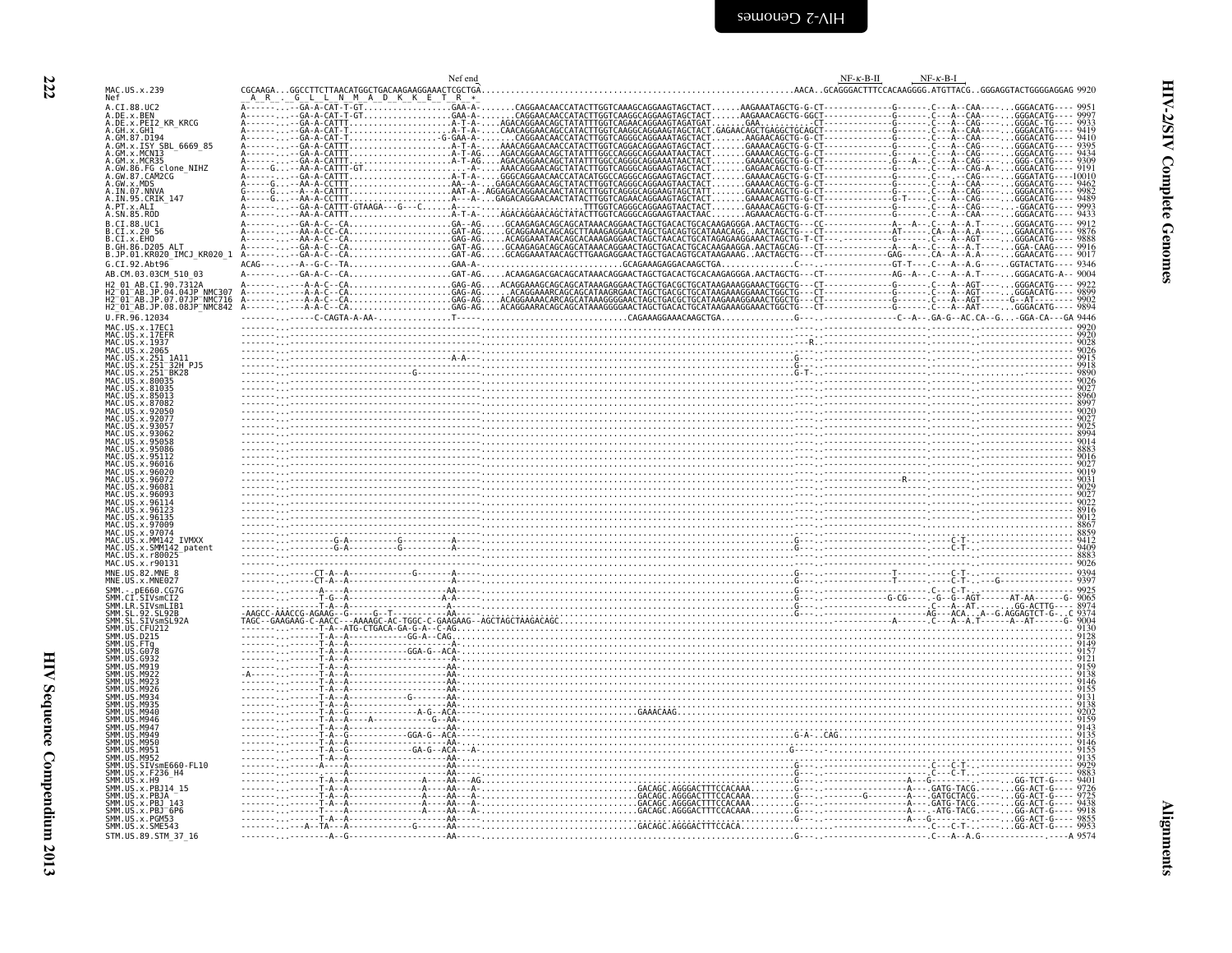```
                              Nef end                                                                                                                      NF-κ-B-II      NF-κ-B-I
MAC.US.x.239              CGCAAGA...GGCCTTCTTAACATGGCTGACAAGAAGGAAACTCGCTGA.............................................................AACA..GCAGGGACTTTCCACAAGGGG.ATGTTACG..GGGAGGTACTGGGGAGGAG 9920
Nef                        A  R  .  G  L  L  N  M  A  D  K  K  E  T  R  *
A.CI.88.UC2               A---------GA-A-CAT-T-GT..................GAA-A-........CAGGAACAACCATACTTGGTCAAAGCAGGAAGTAGCTACT......AAGAAATAGCTG-G-CT-------------G-------.C---A--CAA------.GGGACATG---- 9951
A.DE.x.BEN                A---------GA-A-CAT-T-GT..................GAA-A-........CAGGAACAACCATACTTGGTCAAGGCAGGAAGTAGCTACT......AAGAAACAGCTG-GGCT-------------G-------.C---A--CAA------.GGGACATG---- 9997
A.DE.x.PEI2_KR_KRCG       A---------GA-A-CATTT.....................A-T-A-.....AGACAGGAACAGCTATATTTGGTCAGAACAGGAAGTAGATGAT......GAA............-CT-------------G-------.C---A--CAG------.GGGAC-TG---- 9933
A.GH.x.GH1                A---------GA-A-CAT-T.....................A-T-A-.....CAACAGGAACAGCCATACTTGGTCAAGGCAGGAAGTAGCTACT.GAGAACAGCTGAGGCTGCAGCT-------------G-------.C---A--CAA------.GGGACATG---- 9419
A.GM.87.D194              A---------GA-A-CAT-T.....................-G-GAA-A-......CAGGAACAACCATACTTGGTCAGGGCAGGAAATAGCTACT......AAGAACAGCTG-G-CT-------------G-------.C---A--CAA------.GGGACATG---- 9410
A.GM.x.ISY_SBL_6669_85    A---------GA-A-CATTT.....................A-T-A-.....AAACAGGAACAACCATACTTGGTCAGGACAGGAAGTAGCTACT......GAAAACAGCTG-G-CT-------------G-------.C---A--CAG------.GGGACATG---- 9395
A.GM.x.MCN13              A---------GA-A-CATTT.....................A-T-AG.....AGACAGGAACAGCTATATTTGGCCAGGGCAGGAAATAACTACT......GAAAACAGCTG-G-CT-------------G-------.C---A--CAG------.GGGACATG---- 9434
A.GM.x.MCR35              A---------GA-A-CATTT.....................A-T-AG.....AGACAGGAACAGCTATATTTGGCCAGGGCAGGAAATAACTACT......GAAAACGGCTG-G-CT-------------G-------.C---A--CAG------.GGG-CATG---- 9309
A.GW.86.FG_clone_NIHZ     A-----G...--AA-A-CATTT-GT................-A---.....AAACAGGAACAGCTATACTTGGTCAGGGCAGGAAGTAGCTACT......GAGAACAGCTG-G-CT-------------G--A---.C---A--CAG-A---.GGGACATG---- 9191
A.GW.87.CAM2CG            A---------GA-A-CATTT.....................A-T-A-.....GGGCAGGAACAACCATACATGGCCAGGGCAGGAAGTAGCTACT......GAAAACAGCTG-G-CT-------------G-------.C---.---CAG------.GGGATATG---10010
A.GW.x.MDS                A-----G...--AA-A-CCTTT...................AA--A-....GAGACAGGAACAGCTATACTTGGTCAGGGCAGGAAGTAACTACT......GAAAACAGCTG-G-CT-------------G-------.C---A--CAA------.GGGACATG---- 9462
A.IN.07.NNVA              G-----G...--A--A-CATTT...................AAT-A-.AGGAGACAGGAACAACTATACTTGGTCAGGGCAGGAAGTAGCTATT......GAAAACAGCTG-G-CT-------------G-------.C---A--CAG------.GGGACATG---- 9982
A.IN.95.CRIK_147          A-----G...--AA-A-CCTTT...................AAT-A-.....GAGACAGGAACAACTATACTTGGTCAGAACAGGAAGTAGCTACT......GAAAACAGTTG-G-CT-------------G-T-----.C---A--CAG------.GGGACATG---- 9489
A.PT.x.ALI                A---------GA-A-CATTT-GTAAGA---G---C.......A------...................TTTGGTCAGGGCAGGAAGTAGCTACT......GAAAACAGCTG-G-CT-------------G-------.C---A--CAG------.GGGACATG---- 9993
A.SN.85.ROD               A---------AA-A-CATTT.....................A-T-A-.....AGACAGGAACAGCTATACTTGGTCAGGGCAGGAAGTAGCTAACTAAC......GAAAACAGCTG-G-CT-------------G-------.C---A--CAA------.GGGACATG---- 9433
B.CI.88.UC1               A---------GA-A-C--CA.....................GA--AG.....GCAAGAGACAGCAGCATAAACAGGAACTAGCTGACACTGCACAAGAGGGA.AACTAGCTG---CC--------------A---A--.C---A--A.T------.GGGACATG---- 9912
B.CI.x.20_56              A---------AA-A-CC-CA.....................GAT-AG.....GCAGGAAACAGCAGCTTAAAGAGGAACTAGCTGACAGTGCATAAACAGG..AACTAGCTG---CT-------------AT------.CA--A--A.A------.GGAACATG---- 9876
B.CI.x.EHO                A---------AA-A-C--CA.....................GAG-AG.....ACAGGAAATAACAGCACAAAGAGGAACTAGCTAACACTGCATAGAGAAGGAAACTAGCTG-T-CT-------------G-------.C---A--AGT------.GGGACATG---- 9888
B.GH.86.D205_ALT          A---------GA-A-C--CA.....................GAT-AG.....GCAAGAGACAGCAGCATAAACAGGAACTAGCTGACACTGCACAAGAAGGA.AACTAGCAG---CT-------------A---A--.C---A--A.T------.GGA-CAAG---- 9916
B.JP.01.KR020_IMCJ_KR020_1 A---------GA-A-C--CA.....................GAT-AG.....GCAGGAAATAACAGCTTGAAGAGGAACTAGCTGACAGTGCATAAGAAAG..AACTAGCTG---CT-------------GAG-----.CA--A--A.A------.GGAACATG---- 9017
G.CI.92.Abt96             ACAG-------A--G-C--TA.....................GAA-A-..................................GCAGAAAGAGGACAAGCTGA.........C---.-------------GT-T---.C---A--A.G------.GGTACTATG---- 9346
AB.CM.03.03CM_510_03      A---------GA-A-C--CA.....................GAT-AG.....ACAGAGACGACAGCATAAACAGGAACTAGCTGACACTGCACAAGAGGGA.AACTAGCTG---CT-------------AG--A---.C---A--A.T------.GGGACATG-A-- 9004
H2_01_AB.CI.90.7312A      A---------A-A-C--CA.....................GAG-AG.....ACAGGAAAGCAGCAGCATAAAGAGGAACTAGCTGACGCTGCATAAGAAAGGAAACTGGCTG---CT-------------G-------.C---A--AGT------.GGGACATG---- 9922
H2_01_AB.JP.04.04JP_NMC307 A---------A-A-C--CA.....................GAG-AG.....ACAGGAAAGCAGCAGCATAAAGAGGAACTAGCTGACGCTGCATAAGAAAGGAAACTGGCTG---CT-------------G-------.C---A--AGT------.GGGACATG---- 9899
H2_01_AB.JP.07.07JP_NMC716 A---------A-A-C--CA.....................GAG-AG.....ACAGGAAATAACAGCAGCATAAAGGGGAACTAGCTGACGCTGCATAAGAAAGGAAACTGGCTG---CT-------------G-------.C---A--AGT------G--AT-------- 9902
H2_01_AB.JP.08.08JP_NMC842 A---------A-A-C--CA.....................GAG-AG.....ACAGGAAAGCAGCAGCATAAAGAGGAACTAGCTGACACTGCATAAGAAAGGAAACTGGCTG---CT-------------G-------.C---A--AAT------.GGGACATG---- 9894
U.FR.96.12034             ---------------C-CAGTA-A-AA-...............T--...................................CAGAAAGGAAACAAGCTGA.........G---.-------------C--A--.GA-G--AC.CA--G...-GGA-CA---GA 9446
MAC.US.x.17EC1            ------------------------------------------------------------------------------------------------------------------------------------------------------------------------------------ 9920
MAC.US.x.17EFR            ------------------------------------------------------------------------------------------------------------------------------------------------------------------------------------ 9920
MAC.US.x.1937             ------------------------------------------------------------------------------------------------------------------------R.--------------------------------------------------------------- 9028
MAC.US.x.2065             ------------------------------------------------------------------------------------------------------------------------------------------------------------------------------------ 9026
MAC.US.x.251_1A11         -----------------------------------------A-A---------------------------------------------------------------------G---.------------------------------------------------------------ 9915
MAC.US.x.251_32H_PJ5      ---------------------------------------------------------------------------------------------------------------G---.------------------------------------------------------------ 9918
MAC.US.x.251_BK28         ------------------------------G---------------------------------------------------------------------------------G-T-.------------------------------------------------------------ 9890
MAC.US.x.80035            ------------------------------------------------------------------------------------------------------------------------------------------------------------------------------------ 9026
MAC.US.x.81035            ------------------------------------------------------------------------------------------------------------------------------------------------------------------------------------ 9027
MAC.US.x.85013            ------------------------------------------------------------------------------------------------------------------------------------------------------------------------------------ 8960
MAC.US.x.87082            ------------------------------------------------------------------------------------------------------------------------------------------------------------------------------------ 8997
MAC.US.x.92050            ------------------------------------------------------------------------------------------------------------------------------------------------------------------------------------ 9020
MAC.US.x.92077            ------------------------------------------------------------------------------------------------------------------------------------------------------------------------------------ 9027
MAC.US.x.93057            ------------------------------------------------------------------------------------------------------------------------------------------------------------------------------------ 9025
MAC.US.x.93062            ------------------------------------------------------------------------------------------------------------------------------------------------------------------------------------ 8994
MAC.US.x.95058            ------------------------------------------------------------------------------------------------------------------------------------------------------------------------------------ 9014
MAC.US.x.95086            ------------------------------------------------------------------------------------------------------------------------------------------------------------------------------------ 8883
MAC.US.x.95112            ------------------------------------------------------------------------------------------------------------------------------------------------------------------------------------ 9016
MAC.US.x.96016            ------------------------------------------------------------------------------------------------------------------------------------------------------------------------------------ 9027
MAC.US.x.96020            ------------------------------------------------------------------------------------------------------------------------------------------------------------------------------------ 9019
MAC.US.x.96072            -----------------------------------------------------------------------------------------------------------------------------------R.--------------------------------------------------- 9031
MAC.US.x.96081            ------------------------------------------------------------------------------------------------------------------------------------------------------------------------------------ 9029
MAC.US.x.96093            ------------------------------------------------------------------------------------------------------------------------------------------------------------------------------------ 9027
MAC.US.x.96114            ------------------------------------------------------------------------------------------------------------------------------------------------------------------------------------ 9022
MAC.US.x.96123            ------------------------------------------------------------------------------------------------------------------------------------------------------------------------------------ 8916
MAC.US.x.96135            ------------------------------------------------------------------------------------------------------------------------------------------------------------------------------------ 9012
MAC.US.x.97009            ------------------------------------------------------------------------------------------------------------------------------------------------------------------------------------ 8867
MAC.US.x.97074            ------------------------------------------------------------------------------------------------------------------------------------------------------------------------------------ 8859
MAC.US.x.MM142_IVMXX      ----------G-A---------G---------A---------------------------------------------------------------------------G---.-------------------C-T-.--------------------- 9412
MAC.US.x.SMM142_patent    ----------G-A---------G---------A---------------------------------------------------------------------------G---.-------------------C-T-.--------------------- 9409
MAC.US.x.r80025           ------------------------------------------------------------------------------------------------------------------------------------------------------------------------------------ 8883
MAC.US.x.r90131           ------------------------------------------------------------------------------------------------------------------------------------------------------------------------------------ 9026
MNE.US.82.MNE_8           ------CT-A--A---------G-------A---------------------------------------------------------------------------G---.---------T------C-T-.--------------------- 9394
MNE.US.x.MNE027           ------CT-A--A-----------------A---------------------------------------------------------------------------G---.---------T------C-T-.----G--------------- 9397
SMM.-.pE660.CG7G          --------A---A-------------------AA--------------------------------------------------------------------------G---.-------------------C---C-T-.--------------------- 9925
SMM.CI.SIVsmCI2           --------T-G--A------------------A-A-----------------------------------------------------------------------G---.----------G-CG----.-G--G--AGT------AT-AA------G- 9065
SMM.LR.SIVsmLIB1          --------T-A--A------------------A-----------------------------------------------------------------------G---.--------------------C---A--AT.------.GG-ACTTG----- 8974
SMM.SL.92.SL92B           -AAGCC-AAACCG-AGAAG--G-----G--T------A-------------------------------------------------------------------G---.------------------AG---ACA..A--G.AGGAGTCT-G--.C 9374
SMM.SL.x.SIVsmSL92A       TAGC--GAAGAAG-C-AACC---AAAAGC-AC-TGGC-C-GAAGAAG--AGCTAGCTAAGACAGC..............................................-A-----.C---A--A.T------A--AT------G- 9004
SMM.US.CFU212             --------T-A--ATG-CTGACA-GA-G-A--C-AG.----------------------------------------------------------------------------------------------------------------------------------------------- 9130
SMM.US.D215               --------T-A--A-----------GG-A--CAG.------------------------------------------------------------------------------------------------------------------------------------------------ 9128
SMM.US.FTq                --------T-A--A------------------A-------------------------------------------------------------------------------------------------------------------------------------------------- 9149
SMM.US.G078               --------T-A--A-----------GGA-G--ACA-.---------------------------------------------------------------------------------------------------------------------------------------------- 9157
SMM.US.G932               --------T-A--A------------------A------------------------------------------------------------------------------------------------------------------------------------------------------ 9121
SMM.US.M919               --------T-A--A------------------AA----------------------------------------------------------------------------------------------------------------------------------------------------- 9159
SMM.US.M922               -A------T-A--A------------------AA----------------------------------------------------------------------------------------------------------------------------------------------------- 9138
SMM.US.M923               --------T-A--A------------------AA----------------------------------------------------------------------------------------------------------------------------------------------------- 9146
SMM.US.M926               --------T-A--A------------------AA----------------------------------------------------------------------------------------------------------------------------------------------------- 9155
SMM.US.M934               --------T-A--A-----------G------AA----------------------------------------------------------------------------------------------------------------------------------------------------- 9131
SMM.US.M935               --------T-A--A------------------AA----------------------------------------------------------------------------------------------------------------------------------------------------- 9138
SMM.US.M940               --------T-A--G-------------A-G--ACA------------------------------GAAACAAG.----------------------------------------------------------------------------------------------------------- 9202
SMM.US.M946               --------T-A--A-----A-------------G--AA------------------------------------------------------------------------------------------------------------------------------------------------- 9159
SMM.US.M947               --------T-A--A------------------AA----------------------------------------------------------------------------------------------------------------------------------------------------- 9143
SMM.US.M949               --------T-A--G-----------GGA-G--ACA-----------------------------------------------------------------------G-A-.CAG.-------------------------------------------------------------------- 9135
SMM.US.M950               --------T-A--A------------------AA----------------------------------------------------------------------------------------------------------------------------------------------------- 9146
SMM.US.M951               --------T-A--G-----------GA-G--ACA---A--------------------------------------------------------------------G----.--------------------------------------------------------------------- 9155
SMM.US.M952               --------T-A--A------------------AA----------------------------------------------------------------------------------------------------------------------------------------------------- 9135
SMM.US.SIVsmE660-FL10     --------A---A-------------------AA--------------------------------------------------------------------------G---.-------------------C---C-T-.--------------------- 9929
SMM.US.x.F236_H4          ------------A-------------------AA--------------------------------------------------------------------------G---.-------------------C---C-T-.--------------------- 9883
SMM.US.x.H9               --------T-A--A----------A----AA----AG.......................................................................G---.-------------A---G------.GG-TCT-G---- 9401
SMM.US.x.PBJ14_15         --------T-A--A----------A----AA---A-...............GACAGC.AGGGACTTTCCACAAA.........G---.----------------A---.GATG-TACG.------.GG-ACT-G---- 9726
SMM.US.x.PBJA             --------T-A--A----------A----AA---A-...............GACAGC.AGGGACTTTCCACAAA.........G---.--------G--------A---.GATGCTACG.------.GG-ACT-G---- 9725
SMM.US.x.PBJ_143          --------T-A--A----------A----AA---A-...............GACAGC.AGGGACTTTCCACAAA.........G---.----------------A---.GATG-TACG.------.GG-ACT-G---- 9438
SMM.US.x.PBJ_6P6          --------T---A-----------A----AA---A-...............GACAGC.AGGGACTTTCCACAAA.........G---.----------------A---.-ATG-TACG.------.GG-ACT-G---- 9918
SMM.US.x.PGM53            --------T-A--A------------------AA--------------------------------------------------------------------------G---.------------------A---G------.GG-ACT-G---- 9855
SMM.US.x.SME543           -----A--TA---A-----------G------AA---------------...............GACAGC.AGGGACTTTCCACA...........G---.---------------C---C-T-.------.GG-ACT-G---- 9953
STM.US.89.STM_37_16       ----------A--G------------------AA--------------------------------------------------------------------------G---.----------------C---A--A.G---------------A 9574
```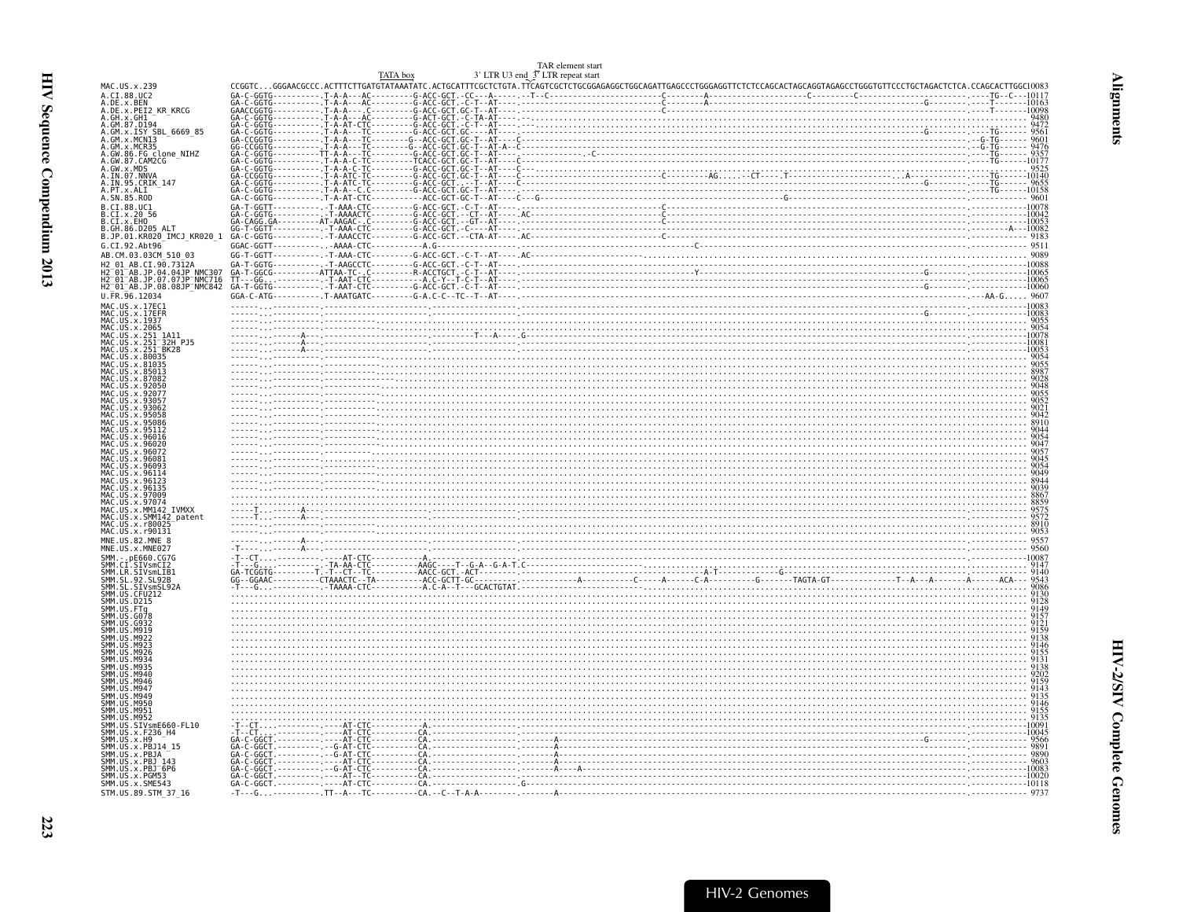```
                                                                                          TAR element start
                                                          TATA box              3' LTR U3 end_3' LTR repeat start
MAC.US.x.239                 CCGGTC...GGGAACGCCC.ACTTTCTTGATGTATAAATATC.ACTGCATTTCGCTCTGTA.TTCAGTCGCTCTGCGGAGAGGCTGGCAGATTGAGCCCTGGGAGGTTCTCTCCAGCACTAGCAGGTAGAGCCTGGGTGTTCCCTGCTAGACTCTCA.CCAGCACTTGGC10083
A.CI.88.UC2                  GA-C-GGTG----------.T-A-A---AC---------G-ACC-GCT.-CC---A------.--T--C-----------------------C--------A--------------------C---------C---------------------------.----TG--C---10117
A.DE.x.BEN                   GA-C-GGTG----------.T-A-A---AC---------G-ACC-GCT.-C-T--AT----.---------------------------C--------A-------------------------------------------------G--------.----T-------10163
A.DE.x.PEI2_KR_KRCG          GAACCGGTG----------.T-A-A---.C---------G-ACC-GCT.GC-T--AT----.---------------------------C---------------------------------------------------------------------.----T-------10098
A.GH.x.GH1                   GA-C-GGTG----------.T-A-A---AC---------G-ACT-GCT.-C-TA-AT----.------------------------------------------------------------------------------------------------.----------- 9480
A.GM.87.D194                 GA-C-GGTG----------.T-A-AT-CTC---------G-ACC-GCT.-C-T--AT----.---.............................................................................................----------- 9472
A.GM.x.ISY_SBL_6669_85       GA-C-GGTG----------.T-A-A---TC---------G-ACC-GCT.GC-T--AT----.-------------------------------------------------------------------------------G--------.----TG----- 9561
A.GM.x.MCN13                 GA-CCGGTG----------.T-A-A---TC--------G--ACC-GCT.GC-T--AT----C-----------------------------------------------------------------------------------------.--G-TG----- 9601
A.GM.x.MCR35                 GG-CCGGTG----------.T-A-A---TC--------G--ACC-GCT.GC-T--AT-A--C-----------------------------------------------------------------------------------------.--G-TG----- 9476
A.GW.86.FG_clone_NIHZ        GA-C-GGTG----------TT-A-A---TC---------G-ACC-GCT.GC-T--AT----.-----------------C-----------------------------------------------------------------------.----TG----- 9357
A.GW.87.CAM2CG               GA-C-GGTG----------.T-A-A-C-TC---------TCACC-GCT.GC-T--AT----C-----------------------------------------------------------------------------------------.----TG------10177
A.GW.x.MDS                   GA-C-GGTG----------.T-A-A-C-TC---------G-ACC-GCT.GC-T--AT----C---.............................................................................................----- 9525
A.IN.07.NNVA                 GA-CCGGTG----------.T-A-ATC-TC---------G-ACC-GCT.GC-T--AT----C---------------------------C----------AG.....-CT----T-------------------------A----------------.----TG------10140
A.IN.95.CRIK_147             GA-C-GGTG----------.T-A-ATC-TC---------G-ACC-GCT.-.-T--AT----C-------------------------------------------------------------------------G--------.----TG----- 9655
A.PT.x.ALI                   GA-C-GGTG----------.T-A-A---C.C--------G-ACC-GCT.GC-T--AT----.---------------------------------------------------------------------------------------------.----TG------10158
A.SN.85.ROD                  GA-C-GGTG----------.T-A-AT-CTC---------G-ACC-GCT.GC-T--AT----C---G-------------------------------------------------G-------------------------------------------.----------- 9601
B.CI.88.UC1                  GA-T-GGTT----------.-T-AAA-CTC---------G-ACC-GCT.-C-T--AT----.---------------------------C---------------------------------------------------------------------.-----------10078
B.CI.x.20_56                 GA-C-GGTG----------.-T-AAAACTC---------G-ACC-GCT.--CT--AT----.AC-------------------------C---------------------------------------------------------------------.-----------10042
B.CI.x.EHO                   GA-CAGG.GA---------AT-AAGAC-.C---------G-ACC-GCT.--GT--AT----.---------------------------C---------------------------------------------------------------------.-----------10053
B.GH.86.D205_ALT             GG-T-GGTT----------.-T-AAA-CTC---------G-ACC-GCT.-C----AT----.---------------------------C---------------------------------------------------------------------.--------A---10082
B.JP.01.KR020_IMCJ_KR020_1   GA-C-GGTG----------.-T-AAACCTC---------G-ACC-GCT.--CTA-AT----.AC-------------------------C---------------------------------------------------------------------.----------- 9183
G.CI.92.Abt96                GGAC-GGTT----------..-AAAA-CTC---------A.G----------------------.---------------------------------C------------------------------------------------------------------.----------- 9511
AB.CM.03.03CM_510_03         GG-T-GGTT----------.-T-AAA-CTC---------G-ACC-GCT.-C-T--AT----.AC------------------------------------------------------------------------------------------------.----------- 9089
H2_01_AB.CI.90.7312A         GA-T-GGTG----------.-T-AAGCCTC---------G-ACC-GCT.-C-T--AT----.-------------------------------------------------------------------------------------------------.-----------10088
H2_01_AB.JP.04.04JP_NMC307   GA-T-GGCG----------ATTAA-TC-.C---------R-ACCTGCT.-C-T--AT----.---------------------------------Y--------------------------------------------G--------.-----------10065
H2_01_AB.JP.07.07JP_NMC716   TT---GG..----------.-T-AAT-CTC---------A.C-Y--T-C-T--AT----.-------------------------------------------------------------------------------------------------.-----------10065
H2_01_AB.JP.08.08JP_NMC842   GA-T-GGTG----------.T-AAT-CTC---------G-ACC-GCT.-C-T--AT----.------------------------------------------------------------------------------G--------.-----------10060
U.FR.96.12034                GGA-C-ATG----------.T-AAATGATC---------G-A.C-C--TC--T--AT----.------------------------------------------------------------------------------------------------.---AA-G..... 9607
MAC.US.x.17EC1               ------..-----------.-----------------------------------------.-------------------------------------------------------------------------------------------------.-----------10083
MAC.US.x.17EFR               ------..-----------.-----------------------------------------.------------------------------------------------------------------------------G--------.-----------10083
MAC.US.x.1937                ------..-----------.-----------------------------------------.------------------------------------------------------------------------------------------------.----------- 9055
MAC.US.x.2065                ------..-----------.-----------------------------------------.------------------------------------------------------------------------------------------------.----------- 9054
MAC.US.x.251_1A11            ------..------A----.---------------------------------T---A----.G------------------------------------------------------------------------------------------------.-----------10078
MAC.US.x.251_32H_PJ5         ------..------A----.-----------------------------------------.------------------------------------------------------------------------------------------------.-----------10081
MAC.US.x.251_BK28            ------..------A----.-----------------------------------------.------------------------------------------------------------------------------------------------.-----------10053
MAC.US.x.80035               ------..-----------.-----------------------------------------.------------------------------------------------------------------------------------------------.----------- 9054
MAC.US.x.81035               ------..-----------.-----------------------------------------.------------------------------------------------------------------------------------------------.----------- 9055
MAC.US.x.85013               ------..-----------.-----------------------------------------.------------------------------------------------------------------------------------------------.----------- 8987
MAC.US.x.87082               ------..-----------.-----------------------------------------.------------------------------------------------------------------------------------------------.----------- 9028
MAC.US.x.92050               ------..-----------.-----------------------------------------.------------------------------------------------------------------------------------------------.----------- 9048
MAC.US.x.92077               ------..-----------.-----------------------------------------.------------------------------------------------------------------------------------------------.----------- 9055
MAC.US.x.93057               ------..-----------.-----------------------------------------.------------------------------------------------------------------------------------------------.----------- 9052
MAC.US.x.93062               ------..-----------.-----------------------------------------.------------------------------------------------------------------------------------------------.----------- 9021
MAC.US.x.95058               ------..-----------.-----------------------------------------.------------------------------------------------------------------------------------------------.----------- 9042
MAC.US.x.95086               ------..-----------.-----------------------------------------.------------------------------------------------------------------------------------------------.----------- 8910
MAC.US.x.95112               ------..-----------.-----------------------------------------.------------------------------------------------------------------------------------------------.----------- 9044
MAC.US.x.96016               ------..-----------.-----------------------------------------.------------------------------------------------------------------------------------------------.----------- 9054
MAC.US.x.96020               ------..-----------.-----------------------------------------.------------------------------------------------------------------------------------------------.----------- 9047
MAC.US.x.96072               ------..-----------.-----------------------------------------.------------------------------------------------------------------------------------------------.----------- 9057
MAC.US.x.96081               ------..-----------.-----------------------------------------.------------------------------------------------------------------------------------------------.----------- 9045
MAC.US.x.96093               ------..-----------.-----------------------------------------.------------------------------------------------------------------------------------------------.----------- 9054
MAC.US.x.96114               ------..-----------.-----------------------------------------.------------------------------------------------------------------------------------------------.----------- 9049
MAC.US.x.96123               ------..-----------.-----------------------------------------.------------------------------------------------------------------------------------------------.----------- 8944
MAC.US.x.96135               ------..-----------.-----------------------------------------.------------------------------------------------------------------------------------------------.----------- 9039
MAC.US.x.97009               ..................................................................................................................................................................... 8867
MAC.US.x.97074               ..................................................................................................................................................................... 8859
MAC.US.x.MM142_IVMXX         -----T..------A----.-----------------------------------------.------------------------------------------------------------------------------------------------.----------- 9575
MAC.US.x.SMM142_patent       -----T..------A----.-----------------------------------------.------------------------------------------------------------------------------------------------.----------- 9572
MAC.US.x.r80025              ..................................................................................................................................................................... 8910
MAC.US.x.r90131              ------..-----------.-----------------------------------------.------------------------------------------------------------------------------------------------.----------- 9053
MNE.US.82.MNE_8              ------..------A----.-----------------------------------------.------------------------------------------------------------------------------------------------.----------- 9557
MNE.US.x.MNE027              -T----..------A----.-----------------------------------------.------------------------------------------------------------------------------------------------.----------- 9560
SMM.-.pE660.CG7G             -T--CT...----------.----AT-CTC---------A.-----------------------.------------------------------------------------------------------------------------------------.-----------10087
SMM.CI.SIVsmCI2              -T---G...----------.-TA-AA-CTC---------AAGC-----T--G-A--G-A-T.C------------------------------------------------------------------------------------------------------- 9147
SMM.LR.SIVsmLIB1             GA-TCGGTG---------T.-T--CT---TC--------AACC-GCT.-ACT----------.----------------------------A-T------------------G---------------------------------------------------.----------- 9140
SMM.SL.92.SL92B              GG--GGAAC---------CTAAACTC--TA---------ACC-GCTT-GC----------.------------A------------C-----A-----C-A--------G-------TAGTA-GT-------------T--A---A-------A------ACA--- 9543
SMM.SL.x.SIVsmSL92A          -T---G...----------.-TAAAA-CTC---------A.C-A--T---GCACTGTAT.--------------------------------------------------------------------------------------------------.----------- 9086
SMM.US.CFU212                ..................................................................................................................................................................... 9130
SMM.US.D215                  ..................................................................................................................................................................... 9128
SMM.US.FTq                   ..................................................................................................................................................................... 9149
SMM.US.G078                  ..................................................................................................................................................................... 9157
SMM.US.G932                  ..................................................................................................................................................................... 9121
SMM.US.M919                  ..................................................................................................................................................................... 9159
SMM.US.M922                  ..................................................................................................................................................................... 9138
SMM.US.M923                  ..................................................................................................................................................................... 9146
SMM.US.M926                  ..................................................................................................................................................................... 9155
SMM.US.M934                  ..................................................................................................................................................................... 9131
SMM.US.M935                  ..................................................................................................................................................................... 9138
SMM.US.M940                  ..................................................................................................................................................................... 9202
SMM.US.M946                  ..................................................................................................................................................................... 9159
SMM.US.M947                  ..................................................................................................................................................................... 9143
SMM.US.M949                  ..................................................................................................................................................................... 9135
SMM.US.M950                  ..................................................................................................................................................................... 9146
SMM.US.M951                  ..................................................................................................................................................................... 9155
SMM.US.M952                  ..................................................................................................................................................................... 9135
SMM.US.SIVsmE660-FL10       -T--CT...----------.----AT-CTC---------A.-----------------------.------------------------------------------------------------------------------------------------.-----------10091
SMM.US.x.F236_H4             -T--CT...----------.----AT-CTC---------CA.----------------------.------------------------------------------------------------------------------------------------.-----------10045
SMM.US.x.H9                  GA-C-GGCT.---------.----AT-CTC---------CA.-------------------.------A-----------------------------------------------------------------G--------.----------- 9566
SMM.US.x.PBJ14_15            GA-C-GGCT.---------.-G-AT-CTC---------CA.-------------------.------A---------------------------------------------------------------------------.----------- 9891
SMM.US.x.PBJA                GA-C-GGCT.---------.-G-AT-CTC---------CA.-------------------.------A---------------------------------------------------------------------------.----------- 9890
SMM.US.x.PBJ_143             GA-C-GGCT.---------.----AT-CTC---------CA.-------------------.------A---------------------------------------------------------------------------.----------- 9603
SMM.US.x.PBJ_6P6             GA-C-GGCT.---------.-G-AT-CTC---------CA.-------------------.------A---A------------------------------------------------------------------------.-----------10083
SMM.US.x.PGM53               GA-C-GGCT.---------.----AT--TC---------CA.-------------------.------A---------------------------------------------------------------------------.-----------10020
SMM.US.x.SME543              GA-C-GGCT.---------.----AT-CTC---------CA.-------------------G------------------------------------------------------------------------------------.-----------10118
STM.US.89.STM_37_16          -T---G...----------.TT--A---TC---------CA.--C--T-A-A--------.------A-----------------------------------------------------------------------------.----------- 9737
```

HIV-2 Genomes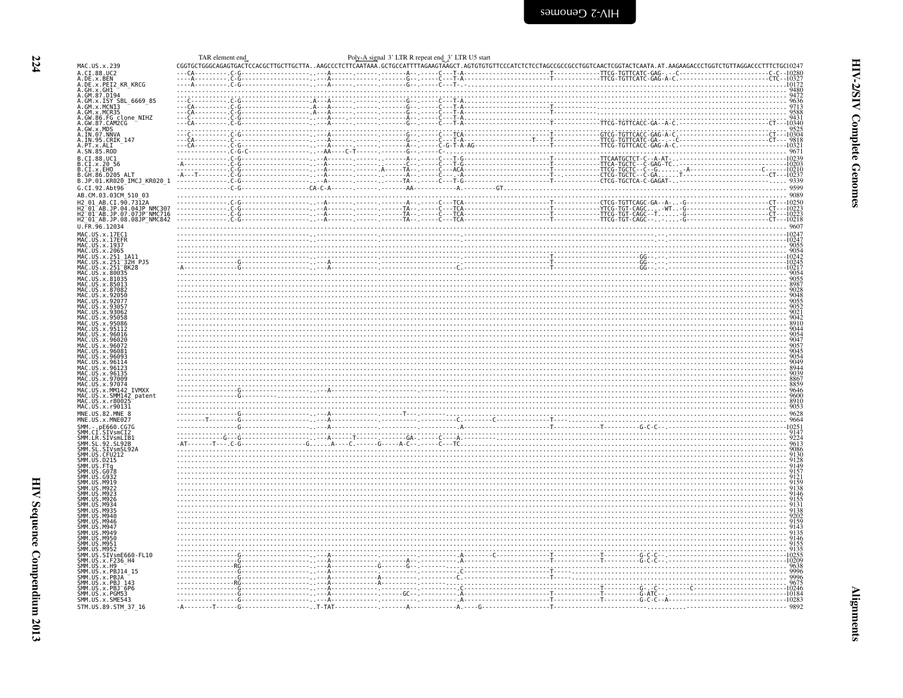TAR element end — Poly-A signal — 3' LTR R repeat end — 3' LTR U5 start

```
MAC.US.x.239              CGGTGCTGGGCAGAGTGACTCCACGCTTGCTTGCTTA..AAGCCCTCTTCAATAAA.GCTGCCATTTTAGAAGTAAGCT.AGTGTGTGTTCCCATCTCTCCTAGCCGCCGCCTGGTCAACTCGGTACTCAATA.AT.AAGAAGACCCTGGTCTGTTAGGACCCTTTCTGCT 10247
A.CI.88.UC2               ---CA---------.C-G-------------------.---A------.------.-------A--.------C---T-A----------------------T------------TTCG-TGTTCATC-GAG-.--C-------------------------C-C- 10280
A.DE.x.BEN                ----A---------.C-G-------------------.---A------.------.-------G--.------C---T-A----------------------T------------TTCG-TGTTCATC-GAG-A-C.------------------------CTC- 10327
A.DE.x.PEI2_KR_KRCG       ----A---------.C-G-------------------.---A------.------.-------G--.------C---T--.............................................................................. 10172
A.GH.x.GH1                ....................................................................................................................................................... 9480
A.GM.87.D194              ....................................................................................................................................................... 9472
A.GM.x.ISY_SBL_6669_85    ---C----------.C-G-------------------.A---A------.------.-------G--.------C---T-A.......................................................................... 9636
A.GM.x.MCN13              ---CA---------.C-G-------------------.A---A------.------.-------G--.------C---T-A----------------------T.............................................. 9713
A.GM.x.MCR35              ---CA---------.C-G-------------------.A---A------.------.-------G--.------C---T-A----------------------T.............................................. 9588
A.GW.86.FG_clone_NIHZ     --C-----------.C-G-------------------.---A------.------.-------A--.------C---T-A.......................................................................... 9431
A.GW.87.CAM2CG            ---CA---------.C-G-------------------.---A------.------.-------G--.------C---T-A----------------------T------------TTCG-TGTTCACC-GA--A-C.--------------------CT-- 10340
A.GW.x.MDS                ....................................................................................................................................................... 9525
A.IN.07.NNVA              --C-----------.C-G-------------------.---A------.------.-------G--.------C---TCA----------------------T------------GTCG-TGTTCACC-GAG-A-C.--------------------CT-- 10304
A.IN.95.CRIK_147          ---CA---------.C---------------------.---A------.------.-------G--.------C---T-A-------------T----T------------TTCG-TGTTCATC-GA--.--C-----------------------CT--- 9818
A.PT.x.ALI                ---CA---------.C-G-------------------.---A------.------.-------A--.------C-G-T-A-AG-------------------T------------TTCG-TGTTCACC-GAG-A-C.------------------------ 10321
A.SN.85.ROD               --------------.C-G-C-----------------.--AA----C-T-----.------G--.------C.......................................................................... 9671
B.CI.88.UC1               --------------.C-G-------------------.---A------.------.-------A--.------C---T-G----------------------T------------TTCAATGCTCT-C--A-AT-.------------------------ 10239
B.CI.x.20_56              -A------------.C-G-------------------.---A------.------.-------C--.------C---T-G----------------------T------------TTCA-TGCTC--C-GAG-TC.------------------------ 10203
B.CI.x.EHO                --------------.C-G-------------------.---A------.------.A------TA-.------C---ACA----------------------T------------TTCG-TGCTC--C--G.......-A--------------------C------ 10210
B.GH.86.D205_ALT          -A--T---------.C-G-------------------.---A------.------.-------A--.------C---A----------------------T------------CTCG-TGCTC--C-GA.....T----------------------CT-- 10237
B.JP.01.KR020_IMCJ_KR020_1 --------------.C-G-------------------.---A------.------.-------TA-.------C---T-G----------------------T------------CTCG-TGCTCA-C-GAGAT-.............................. 9339
G.CI.92.Abt96             --------------C-G--------------------CA-C-A------.------.------AA----------A--------GT................................................................. 9599
AB.CM.03.03CM_510_03      ....................................................................................................................................................... 9089
H2_01_AB.CI.90.7312A      --------------.C-G-------------------.---A------.------.-------A--.------C---TCA----------------------T------------CTCG-TGTTCAGC-GA--A-..-G--------------------CT-- 10250
H2_01_AB.JP.04.04JP_NMC307 --------------.C-G-------------------.---A------.------.-------TA-.------C---TCA----------------------T------------YTCG-TGT-CAGC...--WT.-G--------------------CT-- 10223
H2_01_AB.JP.07.07JP_NMC716 --------------.C-G-------------------.---A------.------.-------TA-.------C---TCA----------------------T------------TTCG-TGT-CAGC--T.....-G--------------------CT-- 10223
H2_01_AB.JP.08.08JP_NMC842 --------------.C-G-------------------.---A------.------.-------TA-.------C---TCA----------------------T------------TTCG-TGT-CAGC--.....-G--------------------CT-- 10218
U.FR.96.12034             ....................................................................................................................................................... 9607
MAC.US.x.17EC1            ----------------------------------------------------------------------------------------------------------------------------------------------------- 10247
MAC.US.x.17EFR            ----------------------------------------------------------------------------------------------------------------------------------------------------- 10247
MAC.US.x.1937             ....................................................................................................................................................... 9055
MAC.US.x.2065             ....................................................................................................................................................... 9054
MAC.US.x.251_1A11         --------------------------------------.---------------------------------------------------------T------------------------GG-.......................... 10242
MAC.US.x.251_32H_PJ5      ---------------G----------------------.---A---------------------------------------------------T------------------------GG-.......................... 10245
MAC.US.x.251_BK28         -A-------------G----------------------.---A-------------------------------C-------------------T------------------------GG-.......................... 10217
MAC.US.x.80035            ....................................................................................................................................................... 9054
MAC.US.x.81035            ....................................................................................................................................................... 9055
MAC.US.x.85013            ....................................................................................................................................................... 8987
MAC.US.x.87082            ....................................................................................................................................................... 9028
MAC.US.x.92050            ....................................................................................................................................................... 9048
MAC.US.x.92077            ....................................................................................................................................................... 9055
MAC.US.x.93057            ....................................................................................................................................................... 9052
MAC.US.x.93062            ....................................................................................................................................................... 9021
MAC.US.x.95058            ....................................................................................................................................................... 9042
MAC.US.x.95086            ....................................................................................................................................................... 8910
MAC.US.x.95112            ....................................................................................................................................................... 9044
MAC.US.x.96016            ....................................................................................................................................................... 9054
MAC.US.x.96020            ....................................................................................................................................................... 9047
MAC.US.x.96072            ....................................................................................................................................................... 9057
MAC.US.x.96081            ....................................................................................................................................................... 9045
MAC.US.x.96093            ....................................................................................................................................................... 9054
MAC.US.x.96114            ....................................................................................................................................................... 9049
MAC.US.x.96123            ....................................................................................................................................................... 8944
MAC.US.x.96135            ....................................................................................................................................................... 9039
MAC.US.x.97009            ....................................................................................................................................................... 8867
MAC.US.x.97074            ....................................................................................................................................................... 8859
MAC.US.x.MM142_IVMXX      ---------------G----------------------.---A.......................................................................................................... 9646
MAC.US.x.SMM142_patent   ---------------G-----------------......................................................................................................................... 9600
MAC.US.x.r80025           ....................................................................................................................................................... 8910
MAC.US.x.r90131           ....................................................................................................................................................... 9053
MNE.US.82.MNE_8           ---------------G----------------------.---A-------------T--.............................................................................................. 9628
MNE.US.x.MNE027           --------T------G----------------------.---A--------------------------------C-------C--------------T........................................................ 9664
SMM.-.pE660.CG7G          ---------------G----------------------.---A---------------------------------------------------T------------T----------G-C-C-..---------------------------- 10251
SMM.CI.SIVsmCI2           ....................................................................................................................................................... 9147
SMM.LR.SIVsmLIB1          ............G--G-----------------.-.-.-.---A----T--------------GA------C----A.................................................................. 9224
SMM.SL.92.SL92B           -AT-------T---.C-G------------------G......A----C.------G-----A-C-------C---TC.................................................................... 9613
SMM.SL.SIVsmSL92A         ....................................................................................................................................................... 9086
SMM.US.CFU212             ....................................................................................................................................................... 9130
SMM.US.D215               ....................................................................................................................................................... 9128
SMM.US.FTq                ....................................................................................................................................................... 9149
SMM.US.G078               ....................................................................................................................................................... 9157
SMM.US.G932               ....................................................................................................................................................... 9121
SMM.US.M919               ....................................................................................................................................................... 9159
SMM.US.M922               ....................................................................................................................................................... 9138
SMM.US.M923               ....................................................................................................................................................... 9146
SMM.US.M926               ....................................................................................................................................................... 9155
SMM.US.M934               ....................................................................................................................................................... 9131
SMM.US.M935               ....................................................................................................................................................... 9138
SMM.US.M940               ....................................................................................................................................................... 9202
SMM.US.M946               ....................................................................................................................................................... 9159
SMM.US.M947               ....................................................................................................................................................... 9143
SMM.US.M949               ....................................................................................................................................................... 9135
SMM.US.M950               ....................................................................................................................................................... 9146
SMM.US.M951               ....................................................................................................................................................... 9155
SMM.US.M952               ....................................................................................................................................................... 9135
SMM.US.SIVsmE660-FL10    ---------------G----------------------.---A---------------------------A-------C-------------T------------T----------G-C-C-..---------------------------- 10255
SMM.US.x.F236_H4          ---------------G----------------------.---A-------------A--.---------A----------------------T------------T----------G-C-C-..---------------------------- 10209
SMM.US.x.H9               ---------------RG---------------------.---A-----------G-------G--.......................................................................... 9638
SMM.US.x.PBJ14_15         ---------------G----------------------.---A---------------------------C----------------------T............................................... 9996
SMM.US.x.PBJA             ---------------G----------------------.---A------------A------------------C----------------------T-----.............................................. 9996
SMM.US.x.PBJ_143          ---------------RG---------------------.---A-----------A--------------------C........................................................................ 9675
SMM.US.x.PBJ_6P6          ---------------G----------------------.---A---------------------------C-------------------------T----------G---C-------C----------------------------- 10246
SMM.US.x.PGM53            ---------------G----------------------.---A----------------GC-----------A----------------------T------------T----------G-ATC-..---------------------------- 10184
SMM.US.x.SME543           ---------------G----------------------.---A---------------------------A----------------------T------------T----------G-C-C--A---------------------------- 10283
STM.US.89.STM_37_16       -A--------T-------G------------------.T-TAT----------.---------A-----------A-----G------------------T.......................................................... 9892
```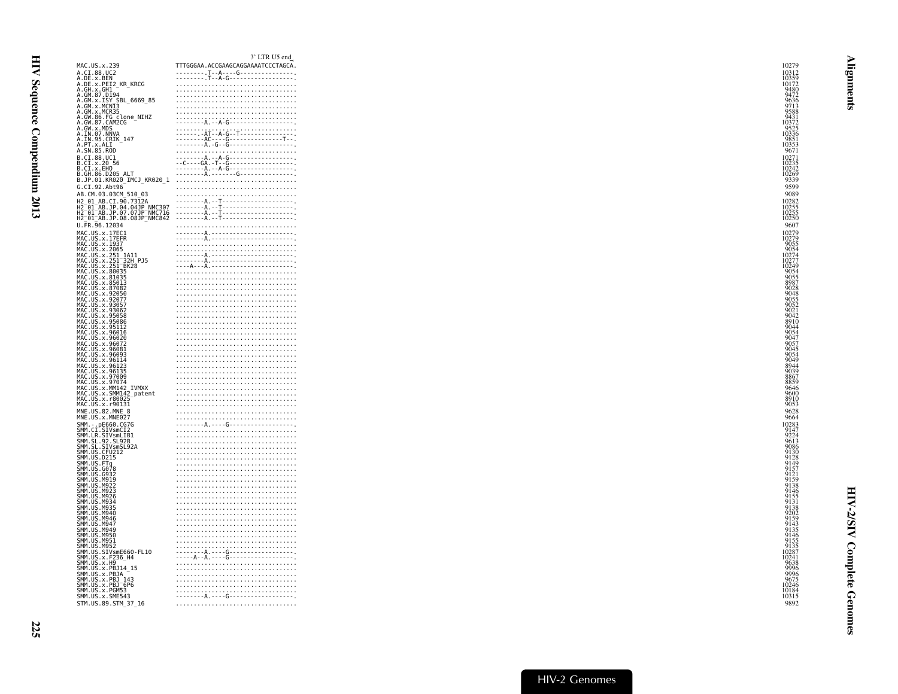3' LTR U5 end

```
MAC.US.x.239                 TTTGGGAA.ACCGAAGCAGGAAAATCCCTAGCA.     10279
A.CI.88.UC2                  ---------.T--A----G---------------.     10312
A.DE.x.BEN                   ---------.T--A-G------------------.     10359
A.DE.x.PEI2_KR_KRCG          ..................................     10172
A.GH.x.GH1                   ..................................      9480
A.GM.87.D194                 ..................................      9472
A.GM.x.ISY_SBL_6669_85       ..................................      9636
A.GM.x.MCN13                 ..................................      9713
A.GM.x.MCR35                 ..................................      9588
A.GW.86.FG_clone_NIHZ        ..................................      9431
A.GW.87.CAM2CG               --------A.--A-G-------------------.     10372
A.GW.x.MDS                   ..................................      9525
A.IN.07.NNVA                 --------.AT--A-G--T---------------.     10336
A.IN.95.CRIK_147             --------AC----G---------------T---.      9851
A.PT.x.ALI                   --------A.-G--G-------------------.     10353
A.SN.85.ROD                  ..................................      9671
B.CI.88.UC1                  --------A.--A-G-------------------.     10271
B.CI.x.20_56                 --C----GA.-T--G-------------------.     10235
B.CI.x.EHO                   --------A.--A-G-------------------.     10242
B.GH.86.D205_ALT             --------A.-------G----------------.     10269
B.JP.01.KR020_IMCJ_KR020_1   ..................................      9339
G.CI.92.Abt96                ..................................      9599
AB.CM.03.03CM_510_03         ..................................      9089
H2_01_AB.CI.90.7312A         --------A.--T---------------------.     10282
H2_01_AB.JP.04.04JP_NMC307   --------A.--T---------------------.     10255
H2_01_AB.JP.07.07JP_NMC716   --------A.--T---------------------.     10255
H2_01_AB.JP.08.08JP_NMC842   --------A.--T---------------------.     10250
U.FR.96.12034                ..................................      9607
MAC.US.x.17EC1               --------A.------------------------.     10279
MAC.US.x.17EFR               --------A.------------------------.     10279
MAC.US.x.1937                ..................................      9055
MAC.US.x.2065                ..................................      9054
MAC.US.x.251_1A11            --------A.------------------------.     10274
MAC.US.x.251_32H_PJ5         --------A.------------------------.     10277
MAC.US.x.251_BK28            ----A---A.------------------------.     10249
MAC.US.x.80035               ..................................      9054
MAC.US.x.81035               ..................................      9055
MAC.US.x.85013               ..................................      8987
MAC.US.x.87082               ..................................      9028
MAC.US.x.92050               ..................................      9048
MAC.US.x.92077               ..................................      9055
MAC.US.x.93057               ..................................      9052
MAC.US.x.93062               ..................................      9021
MAC.US.x.95058               ..................................      9042
MAC.US.x.95086               ..................................      8910
MAC.US.x.95112               ..................................      9044
MAC.US.x.96016               ..................................      9054
MAC.US.x.96020               ..................................      9047
MAC.US.x.96072               ..................................      9057
MAC.US.x.96081               ..................................      9045
MAC.US.x.96093               ..................................      9054
MAC.US.x.96114               ..................................      9049
MAC.US.x.96123               ..................................      8944
MAC.US.x.96135               ..................................      9039
MAC.US.x.97009               ..................................      8867
MAC.US.x.97074               ..................................      8859
MAC.US.x.MM142_IVMXX         ..................................      9646
MAC.US.x.SMM142_patent       ..................................      9600
MAC.US.x.r80025              ..................................      8910
MAC.US.x.r90131              ..................................      9053
MNE.US.82.MNE_8              ..................................      9628
MNE.US.x.MNE027              ..................................      9664
SMM.-.pE660.CG7G             --------A.----G-------------------.     10283
SMM.CI.SIVsmCI2              ..................................      9147
SMM.LR.SIVsmLIB1             ..................................      9224
SMM.SL.92.SL92B              ..................................      9613
SMM.SL.SIVsmSL92A            ..................................      9086
SMM.US.CFU212                ..................................      9130
SMM.US.D215                  ..................................      9128
SMM.US.FTq                   ..................................      9149
SMM.US.G078                  ..................................      9157
SMM.US.G932                  ..................................      9121
SMM.US.M919                  ..................................      9159
SMM.US.M922                  ..................................      9138
SMM.US.M923                  ..................................      9146
SMM.US.M926                  ..................................      9155
SMM.US.M934                  ..................................      9131
SMM.US.M935                  ..................................      9138
SMM.US.M940                  ..................................      9202
SMM.US.M946                  ..................................      9159
SMM.US.M947                  ..................................      9143
SMM.US.M949                  ..................................      9135
SMM.US.M950                  ..................................      9146
SMM.US.M951                  ..................................      9155
SMM.US.M952                  ..................................      9135
SMM.US.SIVsmE660-FL10        --------A.----G-------------------.     10287
SMM.US.x.F236_H4             -----A--A.----G-------------------.     10241
SMM.US.x.H9                  ..................................      9638
SMM.US.x.PBJ14_15            ..................................      9996
SMM.US.x.PBJA                ..................................      9996
SMM.US.x.PBJ_143             ..................................      9675
SMM.US.x.PBJ_6P6             ..................................     10246
SMM.US.x.PGM53               ..................................     10184
SMM.US.x.SME543              --------A.----G-------------------.     10315
STM.US.89.STM_37_16          ..................................      9892
```